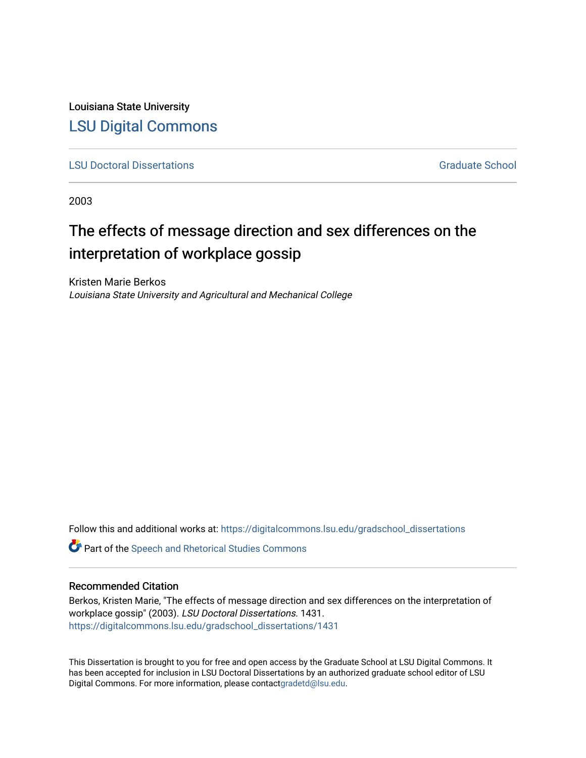Louisiana State University

# LSU Digital Commons

LSU Doctoral Dissertations | Graduate School

2003

## The effects of message direction and sex differences on the interpretation of workplace gossip

Kristen Marie Berkos

*Louisiana State University and Agricultural and Mechanical College*

Follow this and additional works at: https://digitalcommons.lsu.edu/gradschool_dissertations

Part of the Speech and Rhetorical Studies Commons

### Recommended Citation

Berkos, Kristen Marie, "The effects of message direction and sex differences on the interpretation of workplace gossip" (2003). *LSU Doctoral Dissertations*. 1431.
https://digitalcommons.lsu.edu/gradschool_dissertations/1431

This Dissertation is brought to you for free and open access by the Graduate School at LSU Digital Commons. It has been accepted for inclusion in LSU Doctoral Dissertations by an authorized graduate school editor of LSU Digital Commons. For more information, please contactgradetd@lsu.edu.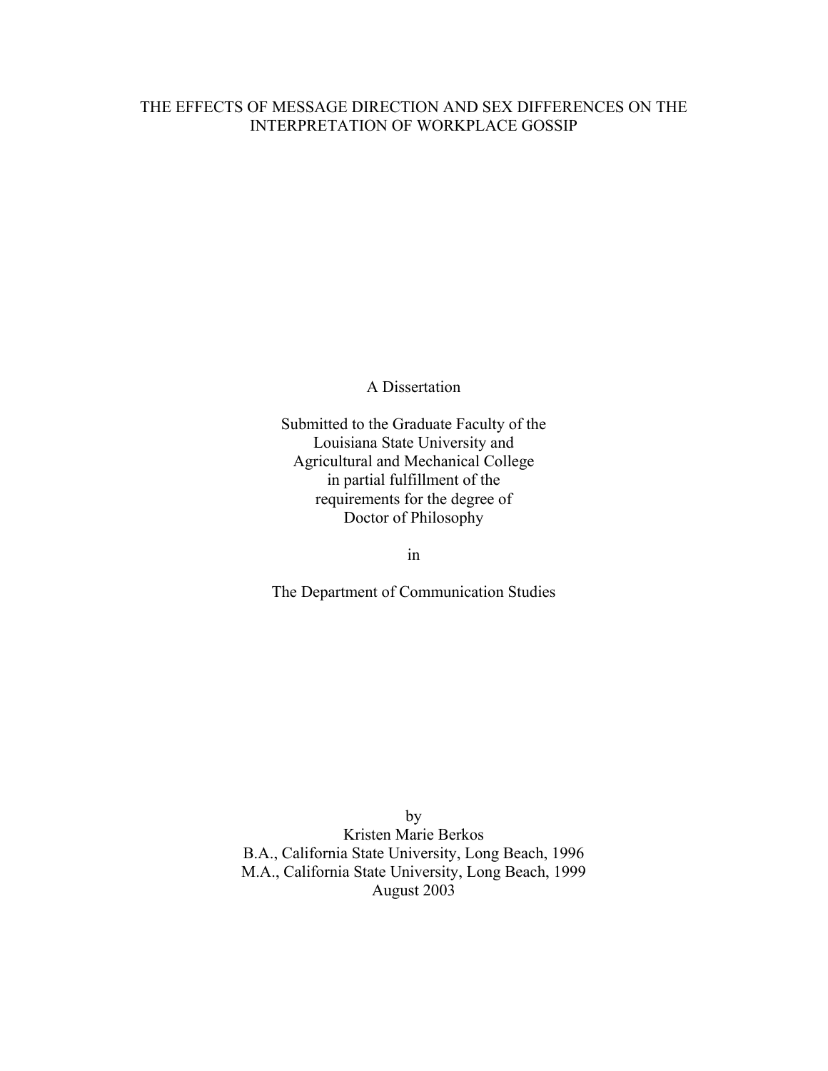# THE EFFECTS OF MESSAGE DIRECTION AND SEX DIFFERENCES ON THE INTERPRETATION OF WORKPLACE GOSSIP

A Dissertation

Submitted to the Graduate Faculty of the
Louisiana State University and
Agricultural and Mechanical College
in partial fulfillment of the
requirements for the degree of
Doctor of Philosophy

in

The Department of Communication Studies

by
Kristen Marie Berkos
B.A., California State University, Long Beach, 1996
M.A., California State University, Long Beach, 1999
August 2003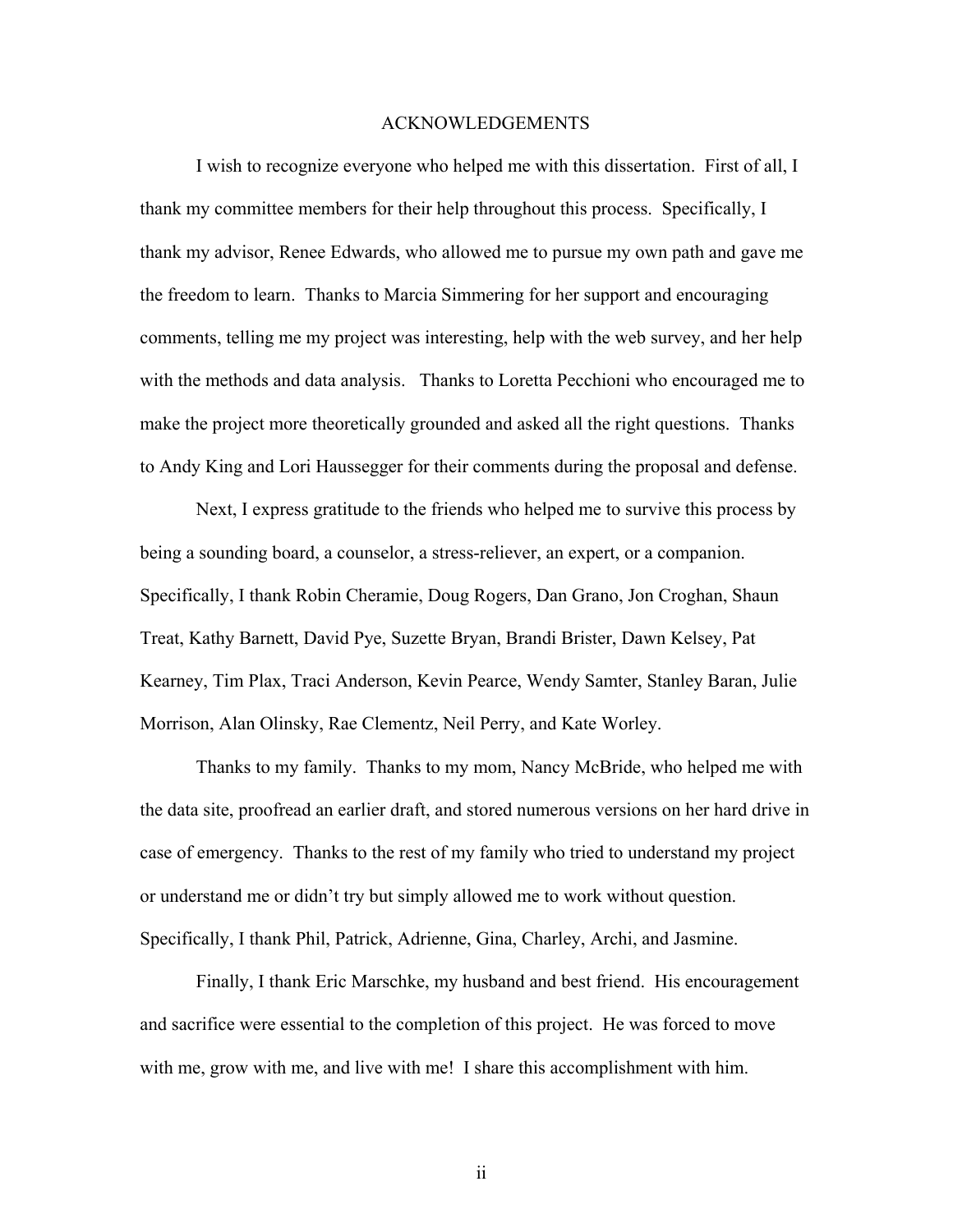# ACKNOWLEDGEMENTS

I wish to recognize everyone who helped me with this dissertation. First of all, I thank my committee members for their help throughout this process. Specifically, I thank my advisor, Renee Edwards, who allowed me to pursue my own path and gave me the freedom to learn. Thanks to Marcia Simmering for her support and encouraging comments, telling me my project was interesting, help with the web survey, and her help with the methods and data analysis. Thanks to Loretta Pecchioni who encouraged me to make the project more theoretically grounded and asked all the right questions. Thanks to Andy King and Lori Haussegger for their comments during the proposal and defense.

Next, I express gratitude to the friends who helped me to survive this process by being a sounding board, a counselor, a stress-reliever, an expert, or a companion. Specifically, I thank Robin Cheramie, Doug Rogers, Dan Grano, Jon Croghan, Shaun Treat, Kathy Barnett, David Pye, Suzette Bryan, Brandi Brister, Dawn Kelsey, Pat Kearney, Tim Plax, Traci Anderson, Kevin Pearce, Wendy Samter, Stanley Baran, Julie Morrison, Alan Olinsky, Rae Clementz, Neil Perry, and Kate Worley.

Thanks to my family. Thanks to my mom, Nancy McBride, who helped me with the data site, proofread an earlier draft, and stored numerous versions on her hard drive in case of emergency. Thanks to the rest of my family who tried to understand my project or understand me or didn't try but simply allowed me to work without question. Specifically, I thank Phil, Patrick, Adrienne, Gina, Charley, Archi, and Jasmine.

Finally, I thank Eric Marschke, my husband and best friend. His encouragement and sacrifice were essential to the completion of this project. He was forced to move with me, grow with me, and live with me! I share this accomplishment with him.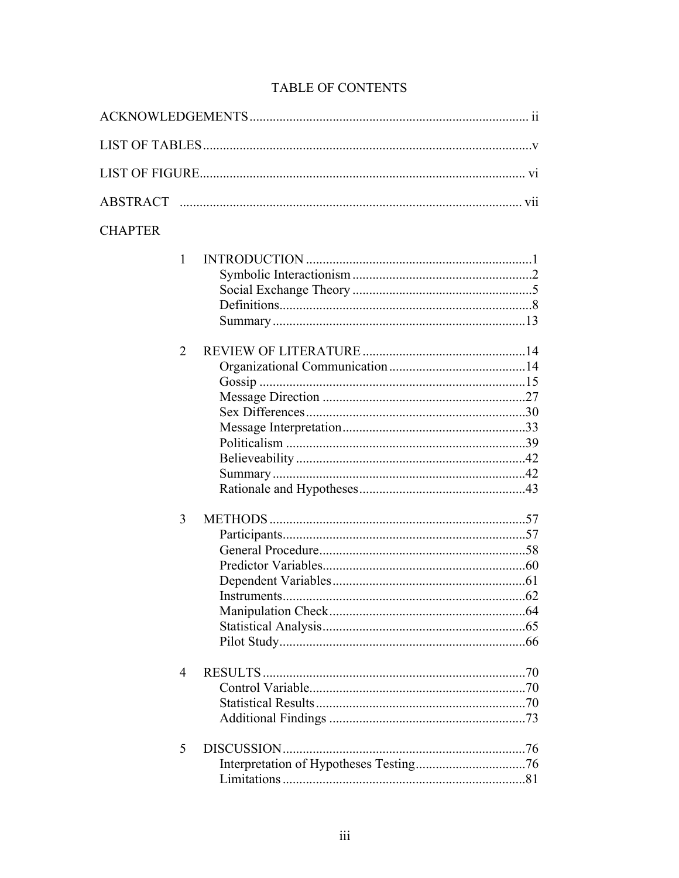# TABLE OF CONTENTS

ACKNOWLEDGEMENTS ........................................ ii

LIST OF TABLES ........................................ v

LIST OF FIGURE ........................................ vi

ABSTRACT ........................................ vii

CHAPTER

1 INTRODUCTION ........................................ 1
  - Symbolic Interactionism ........................................ 2
  - Social Exchange Theory ........................................ 5
  - Definitions ........................................ 8
  - Summary ........................................ 13

2 REVIEW OF LITERATURE ........................................ 14
  - Organizational Communication ........................................ 14
  - Gossip ........................................ 15
  - Message Direction ........................................ 27
  - Sex Differences ........................................ 30
  - Message Interpretation ........................................ 33
  - Politicalism ........................................ 39
  - Believeability ........................................ 42
  - Summary ........................................ 42
  - Rationale and Hypotheses ........................................ 43

3 METHODS ........................................ 57
  - Participants ........................................ 57
  - General Procedure ........................................ 58
  - Predictor Variables ........................................ 60
  - Dependent Variables ........................................ 61
  - Instruments ........................................ 62
  - Manipulation Check ........................................ 64
  - Statistical Analysis ........................................ 65
  - Pilot Study ........................................ 66

4 RESULTS ........................................ 70
  - Control Variable ........................................ 70
  - Statistical Results ........................................ 70
  - Additional Findings ........................................ 73

5 DISCUSSION ........................................ 76
  - Interpretation of Hypotheses Testing ........................................ 76
  - Limitations ........................................ 81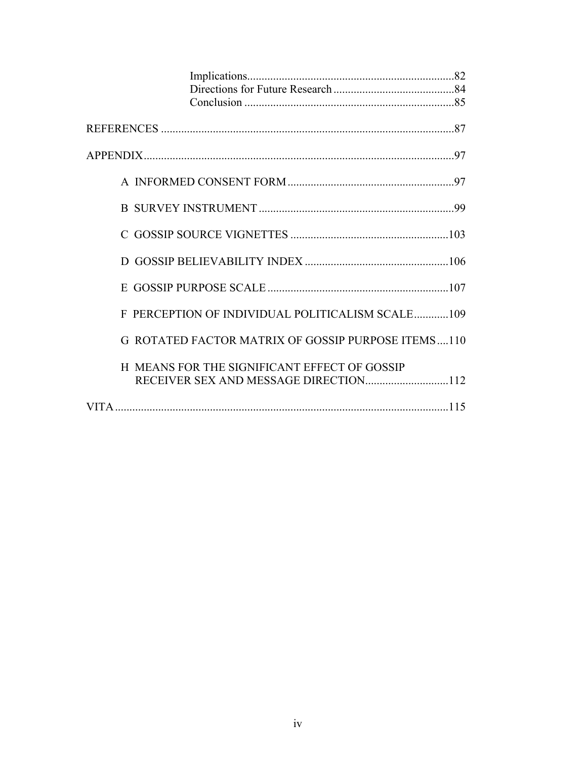Implications........................................................................82
Directions for Future Research ...........................................84
Conclusion .........................................................................85

REFERENCES .....................................................................................................87

APPENDIX...........................................................................................................97

A INFORMED CONSENT FORM ..........................................................97

B SURVEY INSTRUMENT ....................................................................99

C GOSSIP SOURCE VIGNETTES .......................................................103

D GOSSIP BELIEVABILITY INDEX ..................................................106

E GOSSIP PURPOSE SCALE ................................................................107

F PERCEPTION OF INDIVIDUAL POLITICALISM SCALE............109

G ROTATED FACTOR MATRIX OF GOSSIP PURPOSE ITEMS....110

H MEANS FOR THE SIGNIFICANT EFFECT OF GOSSIP RECEIVER SEX AND MESSAGE DIRECTION............................112

VITA ....................................................................................................................115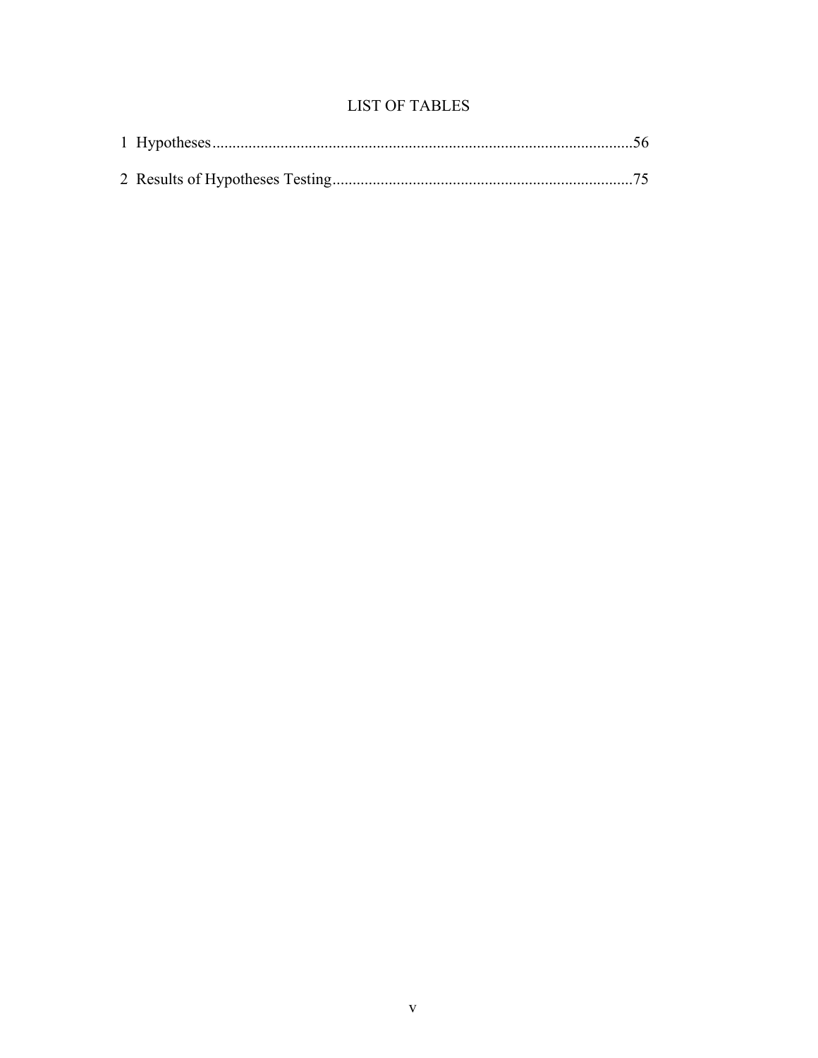# LIST OF TABLES

1 Hypotheses.........................................................................................................56

2 Results of Hypotheses Testing...........................................................................75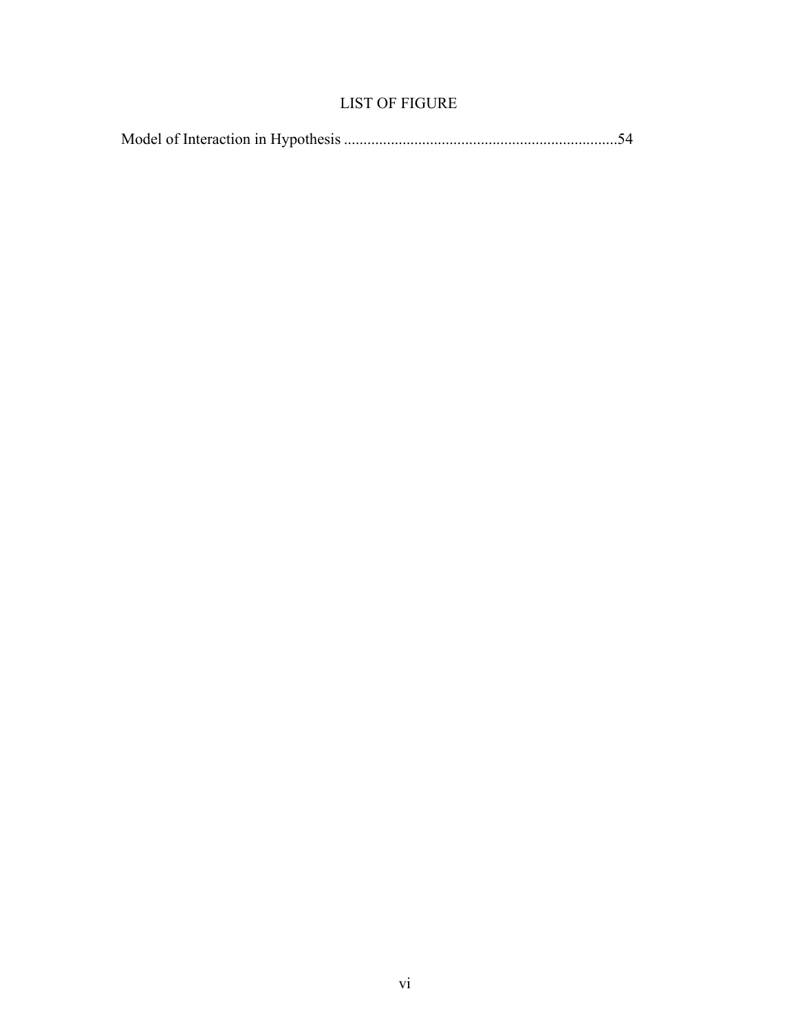# LIST OF FIGURE

Model of Interaction in Hypothesis ......................................................................54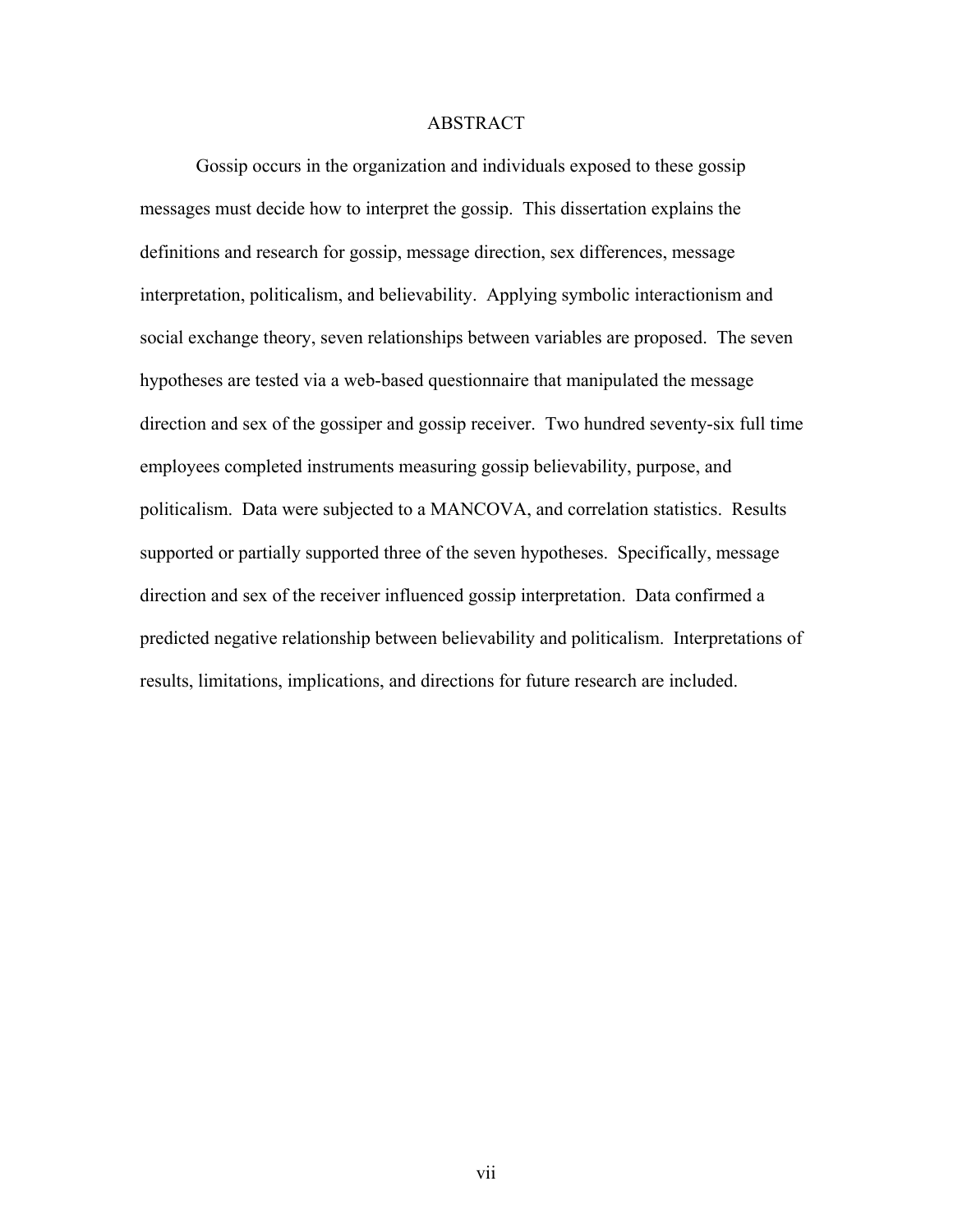# ABSTRACT

Gossip occurs in the organization and individuals exposed to these gossip messages must decide how to interpret the gossip. This dissertation explains the definitions and research for gossip, message direction, sex differences, message interpretation, politicalism, and believability. Applying symbolic interactionism and social exchange theory, seven relationships between variables are proposed. The seven hypotheses are tested via a web-based questionnaire that manipulated the message direction and sex of the gossiper and gossip receiver. Two hundred seventy-six full time employees completed instruments measuring gossip believability, purpose, and politicalism. Data were subjected to a MANCOVA, and correlation statistics. Results supported or partially supported three of the seven hypotheses. Specifically, message direction and sex of the receiver influenced gossip interpretation. Data confirmed a predicted negative relationship between believability and politicalism. Interpretations of results, limitations, implications, and directions for future research are included.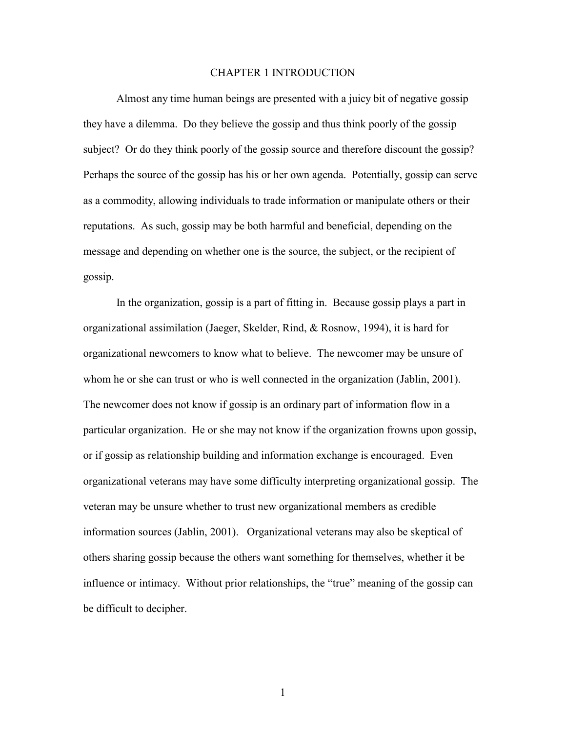# CHAPTER 1 INTRODUCTION

Almost any time human beings are presented with a juicy bit of negative gossip they have a dilemma. Do they believe the gossip and thus think poorly of the gossip subject? Or do they think poorly of the gossip source and therefore discount the gossip? Perhaps the source of the gossip has his or her own agenda. Potentially, gossip can serve as a commodity, allowing individuals to trade information or manipulate others or their reputations. As such, gossip may be both harmful and beneficial, depending on the message and depending on whether one is the source, the subject, or the recipient of gossip.

In the organization, gossip is a part of fitting in. Because gossip plays a part in organizational assimilation (Jaeger, Skelder, Rind, & Rosnow, 1994), it is hard for organizational newcomers to know what to believe. The newcomer may be unsure of whom he or she can trust or who is well connected in the organization (Jablin, 2001). The newcomer does not know if gossip is an ordinary part of information flow in a particular organization. He or she may not know if the organization frowns upon gossip, or if gossip as relationship building and information exchange is encouraged. Even organizational veterans may have some difficulty interpreting organizational gossip. The veteran may be unsure whether to trust new organizational members as credible information sources (Jablin, 2001). Organizational veterans may also be skeptical of others sharing gossip because the others want something for themselves, whether it be influence or intimacy. Without prior relationships, the "true" meaning of the gossip can be difficult to decipher.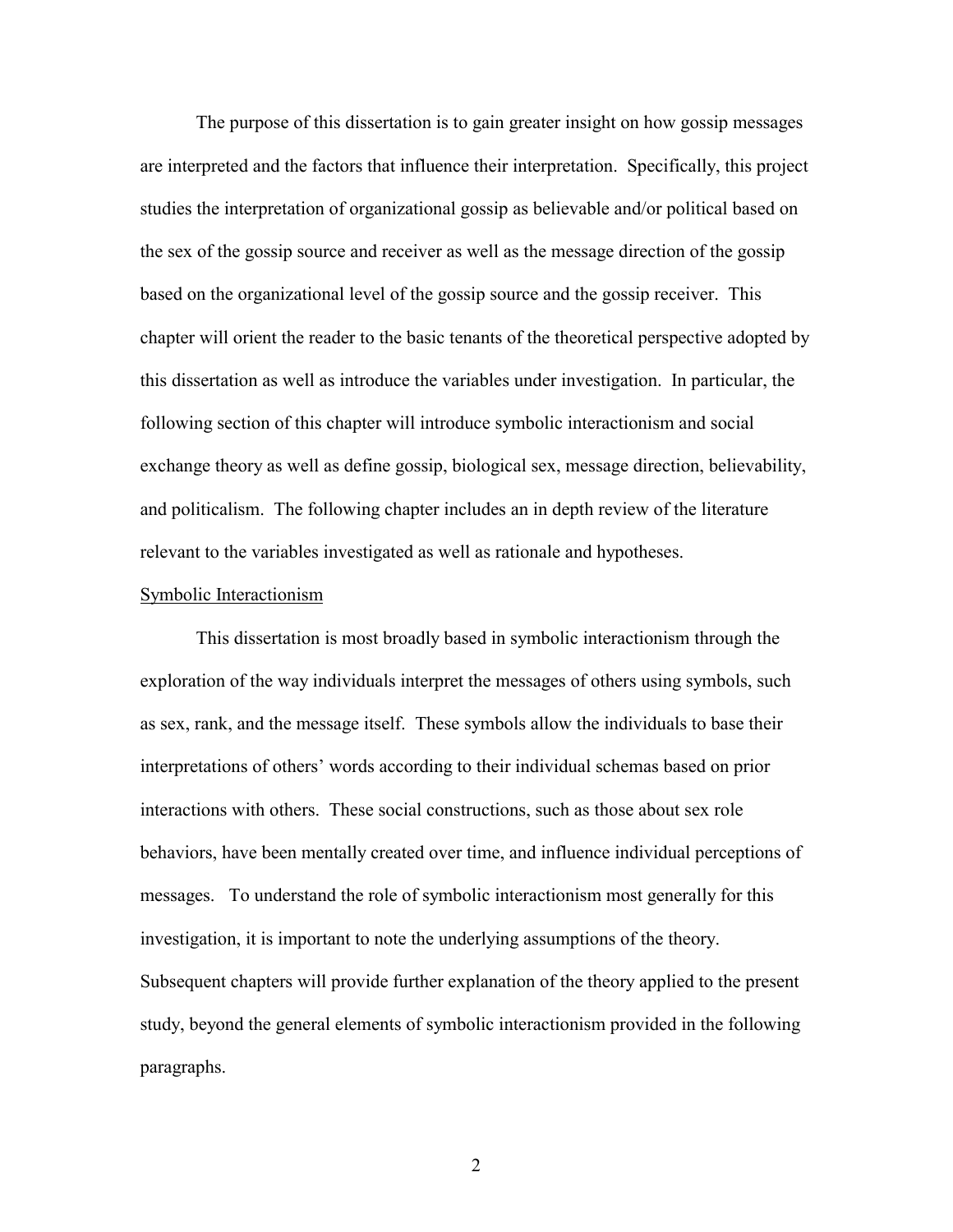The purpose of this dissertation is to gain greater insight on how gossip messages are interpreted and the factors that influence their interpretation. Specifically, this project studies the interpretation of organizational gossip as believable and/or political based on the sex of the gossip source and receiver as well as the message direction of the gossip based on the organizational level of the gossip source and the gossip receiver. This chapter will orient the reader to the basic tenants of the theoretical perspective adopted by this dissertation as well as introduce the variables under investigation. In particular, the following section of this chapter will introduce symbolic interactionism and social exchange theory as well as define gossip, biological sex, message direction, believability, and politicalism. The following chapter includes an in depth review of the literature relevant to the variables investigated as well as rationale and hypotheses.

## Symbolic Interactionism

This dissertation is most broadly based in symbolic interactionism through the exploration of the way individuals interpret the messages of others using symbols, such as sex, rank, and the message itself. These symbols allow the individuals to base their interpretations of others' words according to their individual schemas based on prior interactions with others. These social constructions, such as those about sex role behaviors, have been mentally created over time, and influence individual perceptions of messages. To understand the role of symbolic interactionism most generally for this investigation, it is important to note the underlying assumptions of the theory. Subsequent chapters will provide further explanation of the theory applied to the present study, beyond the general elements of symbolic interactionism provided in the following paragraphs.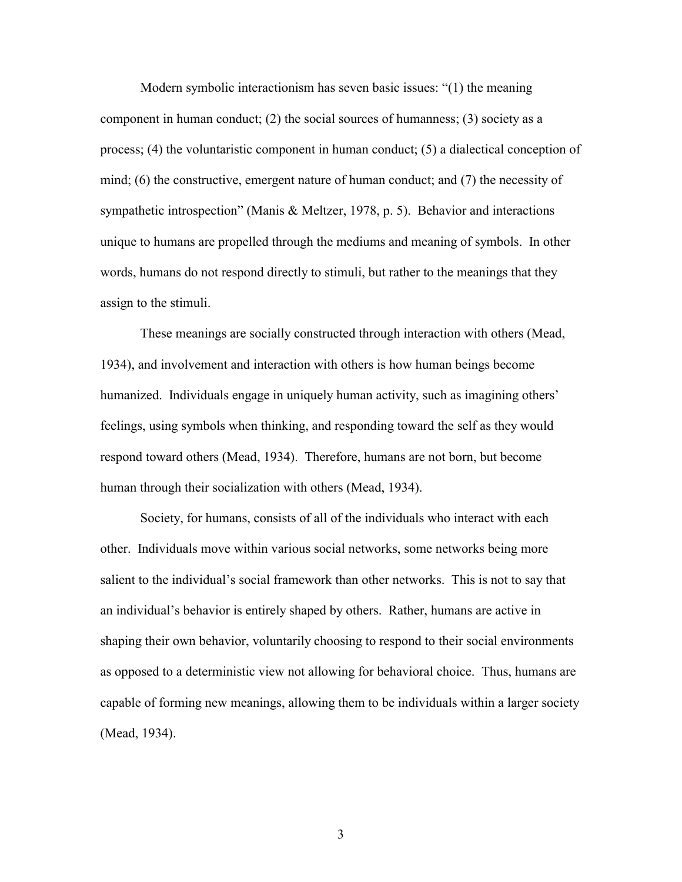Modern symbolic interactionism has seven basic issues: "(1) the meaning component in human conduct; (2) the social sources of humanness; (3) society as a process; (4) the voluntaristic component in human conduct; (5) a dialectical conception of mind; (6) the constructive, emergent nature of human conduct; and (7) the necessity of sympathetic introspection" (Manis & Meltzer, 1978, p. 5). Behavior and interactions unique to humans are propelled through the mediums and meaning of symbols. In other words, humans do not respond directly to stimuli, but rather to the meanings that they assign to the stimuli.

These meanings are socially constructed through interaction with others (Mead, 1934), and involvement and interaction with others is how human beings become humanized. Individuals engage in uniquely human activity, such as imagining others' feelings, using symbols when thinking, and responding toward the self as they would respond toward others (Mead, 1934). Therefore, humans are not born, but become human through their socialization with others (Mead, 1934).

Society, for humans, consists of all of the individuals who interact with each other. Individuals move within various social networks, some networks being more salient to the individual's social framework than other networks. This is not to say that an individual's behavior is entirely shaped by others. Rather, humans are active in shaping their own behavior, voluntarily choosing to respond to their social environments as opposed to a deterministic view not allowing for behavioral choice. Thus, humans are capable of forming new meanings, allowing them to be individuals within a larger society (Mead, 1934).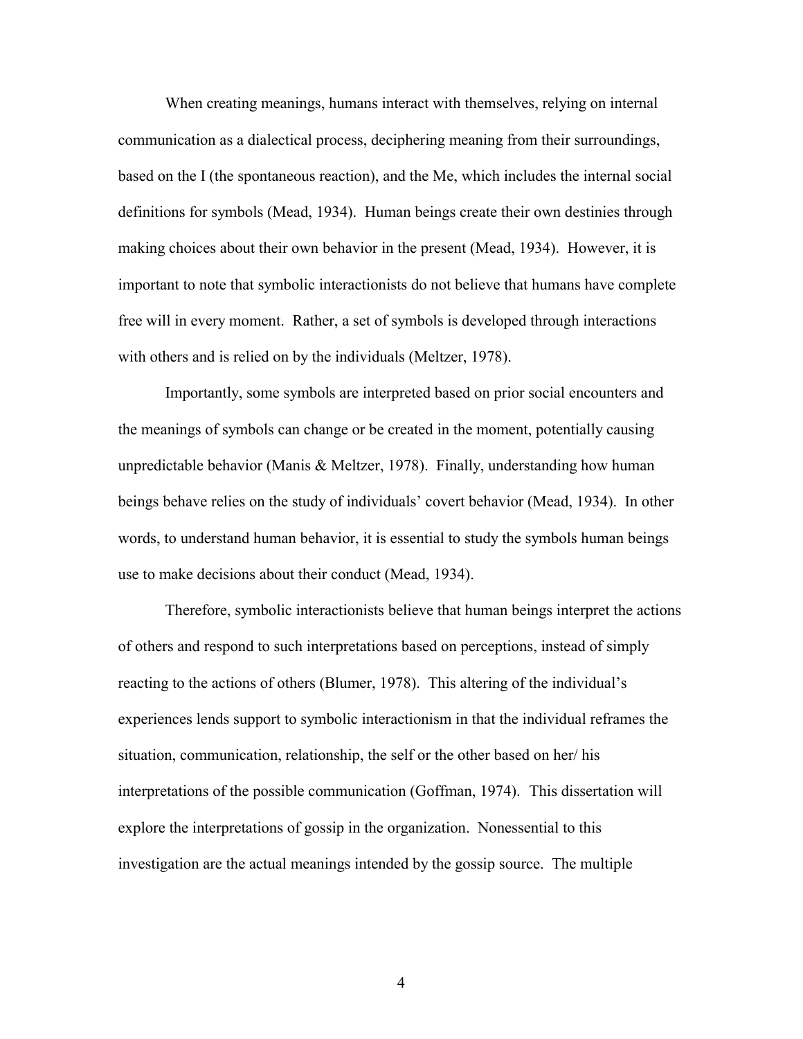When creating meanings, humans interact with themselves, relying on internal communication as a dialectical process, deciphering meaning from their surroundings, based on the I (the spontaneous reaction), and the Me, which includes the internal social definitions for symbols (Mead, 1934). Human beings create their own destinies through making choices about their own behavior in the present (Mead, 1934). However, it is important to note that symbolic interactionists do not believe that humans have complete free will in every moment. Rather, a set of symbols is developed through interactions with others and is relied on by the individuals (Meltzer, 1978).

Importantly, some symbols are interpreted based on prior social encounters and the meanings of symbols can change or be created in the moment, potentially causing unpredictable behavior (Manis & Meltzer, 1978). Finally, understanding how human beings behave relies on the study of individuals' covert behavior (Mead, 1934). In other words, to understand human behavior, it is essential to study the symbols human beings use to make decisions about their conduct (Mead, 1934).

Therefore, symbolic interactionists believe that human beings interpret the actions of others and respond to such interpretations based on perceptions, instead of simply reacting to the actions of others (Blumer, 1978). This altering of the individual's experiences lends support to symbolic interactionism in that the individual reframes the situation, communication, relationship, the self or the other based on her/ his interpretations of the possible communication (Goffman, 1974). This dissertation will explore the interpretations of gossip in the organization. Nonessential to this investigation are the actual meanings intended by the gossip source. The multiple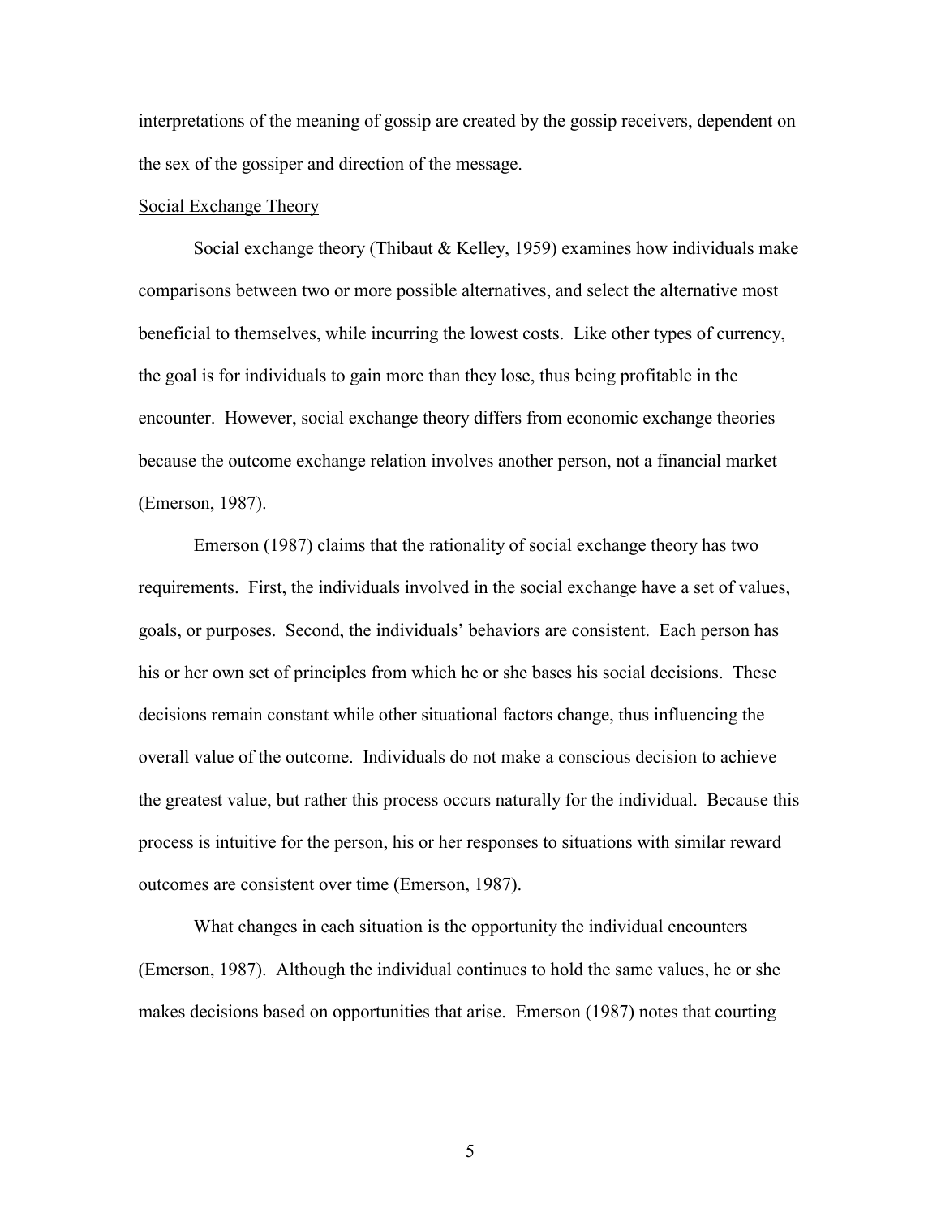interpretations of the meaning of gossip are created by the gossip receivers, dependent on the sex of the gossiper and direction of the message.

### Social Exchange Theory

Social exchange theory (Thibaut & Kelley, 1959) examines how individuals make comparisons between two or more possible alternatives, and select the alternative most beneficial to themselves, while incurring the lowest costs. Like other types of currency, the goal is for individuals to gain more than they lose, thus being profitable in the encounter. However, social exchange theory differs from economic exchange theories because the outcome exchange relation involves another person, not a financial market (Emerson, 1987).

Emerson (1987) claims that the rationality of social exchange theory has two requirements. First, the individuals involved in the social exchange have a set of values, goals, or purposes. Second, the individuals' behaviors are consistent. Each person has his or her own set of principles from which he or she bases his social decisions. These decisions remain constant while other situational factors change, thus influencing the overall value of the outcome. Individuals do not make a conscious decision to achieve the greatest value, but rather this process occurs naturally for the individual. Because this process is intuitive for the person, his or her responses to situations with similar reward outcomes are consistent over time (Emerson, 1987).

What changes in each situation is the opportunity the individual encounters (Emerson, 1987). Although the individual continues to hold the same values, he or she makes decisions based on opportunities that arise. Emerson (1987) notes that courting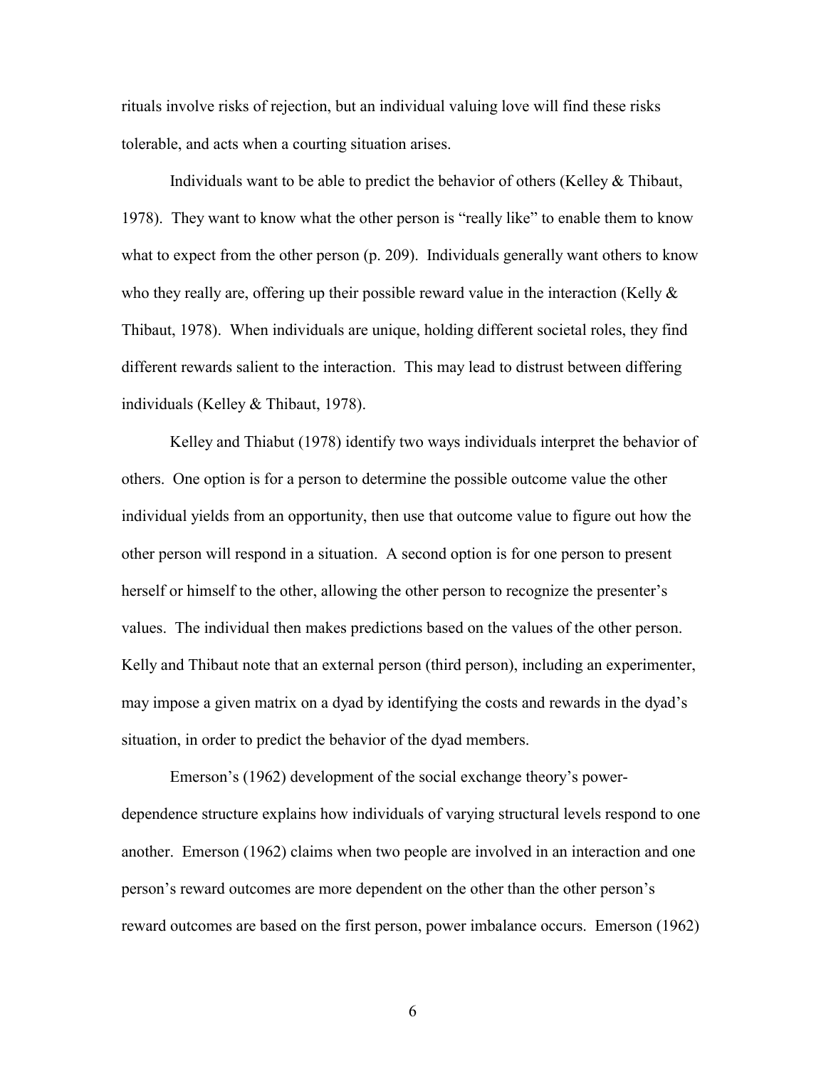rituals involve risks of rejection, but an individual valuing love will find these risks tolerable, and acts when a courting situation arises.

Individuals want to be able to predict the behavior of others (Kelley & Thibaut, 1978). They want to know what the other person is "really like" to enable them to know what to expect from the other person (p. 209). Individuals generally want others to know who they really are, offering up their possible reward value in the interaction (Kelly & Thibaut, 1978). When individuals are unique, holding different societal roles, they find different rewards salient to the interaction. This may lead to distrust between differing individuals (Kelley & Thibaut, 1978).

Kelley and Thiabut (1978) identify two ways individuals interpret the behavior of others. One option is for a person to determine the possible outcome value the other individual yields from an opportunity, then use that outcome value to figure out how the other person will respond in a situation. A second option is for one person to present herself or himself to the other, allowing the other person to recognize the presenter's values. The individual then makes predictions based on the values of the other person. Kelly and Thibaut note that an external person (third person), including an experimenter, may impose a given matrix on a dyad by identifying the costs and rewards in the dyad's situation, in order to predict the behavior of the dyad members.

Emerson's (1962) development of the social exchange theory's power-dependence structure explains how individuals of varying structural levels respond to one another. Emerson (1962) claims when two people are involved in an interaction and one person's reward outcomes are more dependent on the other than the other person's reward outcomes are based on the first person, power imbalance occurs. Emerson (1962)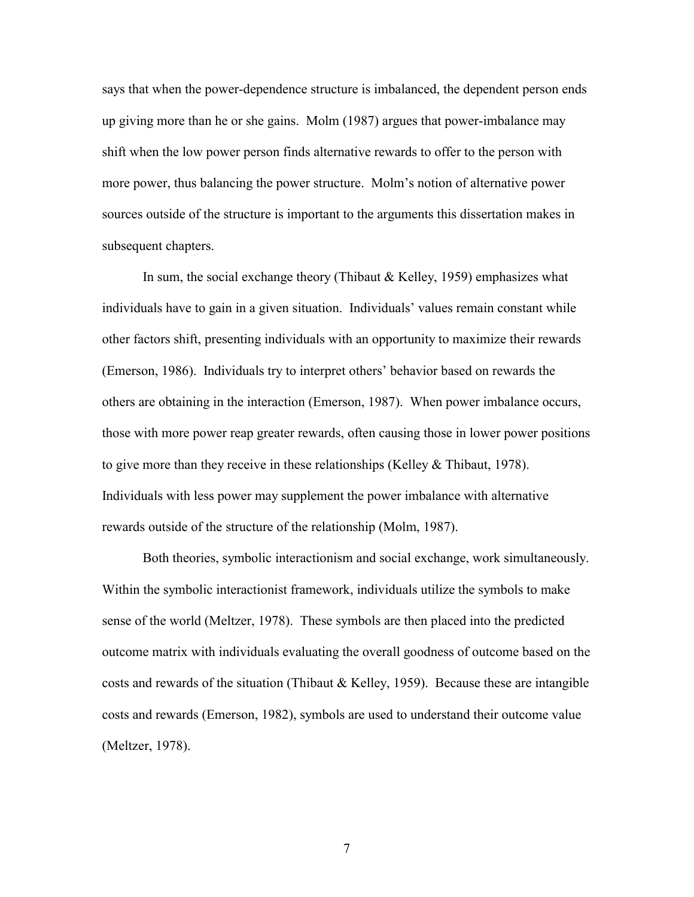says that when the power-dependence structure is imbalanced, the dependent person ends up giving more than he or she gains. Molm (1987) argues that power-imbalance may shift when the low power person finds alternative rewards to offer to the person with more power, thus balancing the power structure. Molm's notion of alternative power sources outside of the structure is important to the arguments this dissertation makes in subsequent chapters.

In sum, the social exchange theory (Thibaut & Kelley, 1959) emphasizes what individuals have to gain in a given situation. Individuals' values remain constant while other factors shift, presenting individuals with an opportunity to maximize their rewards (Emerson, 1986). Individuals try to interpret others' behavior based on rewards the others are obtaining in the interaction (Emerson, 1987). When power imbalance occurs, those with more power reap greater rewards, often causing those in lower power positions to give more than they receive in these relationships (Kelley & Thibaut, 1978). Individuals with less power may supplement the power imbalance with alternative rewards outside of the structure of the relationship (Molm, 1987).

Both theories, symbolic interactionism and social exchange, work simultaneously. Within the symbolic interactionist framework, individuals utilize the symbols to make sense of the world (Meltzer, 1978). These symbols are then placed into the predicted outcome matrix with individuals evaluating the overall goodness of outcome based on the costs and rewards of the situation (Thibaut & Kelley, 1959). Because these are intangible costs and rewards (Emerson, 1982), symbols are used to understand their outcome value (Meltzer, 1978).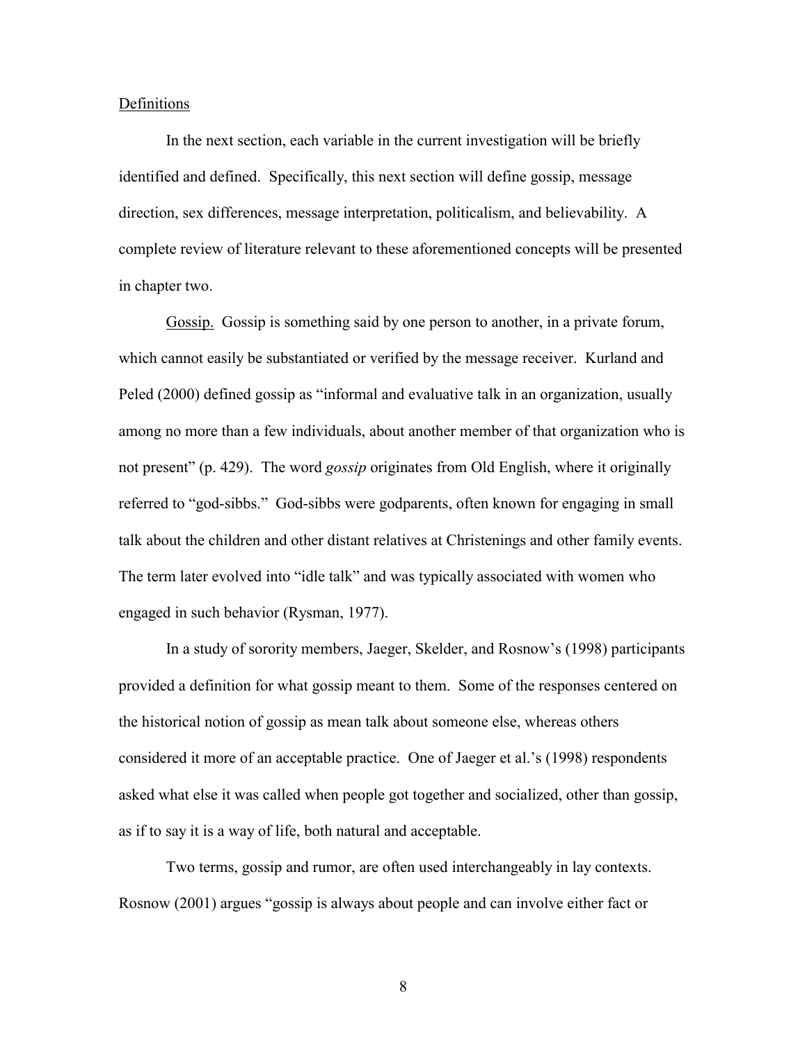## Definitions

In the next section, each variable in the current investigation will be briefly identified and defined. Specifically, this next section will define gossip, message direction, sex differences, message interpretation, politicalism, and believability. A complete review of literature relevant to these aforementioned concepts will be presented in chapter two.

Gossip. Gossip is something said by one person to another, in a private forum, which cannot easily be substantiated or verified by the message receiver. Kurland and Peled (2000) defined gossip as "informal and evaluative talk in an organization, usually among no more than a few individuals, about another member of that organization who is not present" (p. 429). The word *gossip* originates from Old English, where it originally referred to "god-sibbs." God-sibbs were godparents, often known for engaging in small talk about the children and other distant relatives at Christenings and other family events. The term later evolved into "idle talk" and was typically associated with women who engaged in such behavior (Rysman, 1977).

In a study of sorority members, Jaeger, Skelder, and Rosnow's (1998) participants provided a definition for what gossip meant to them. Some of the responses centered on the historical notion of gossip as mean talk about someone else, whereas others considered it more of an acceptable practice. One of Jaeger et al.'s (1998) respondents asked what else it was called when people got together and socialized, other than gossip, as if to say it is a way of life, both natural and acceptable.

Two terms, gossip and rumor, are often used interchangeably in lay contexts. Rosnow (2001) argues "gossip is always about people and can involve either fact or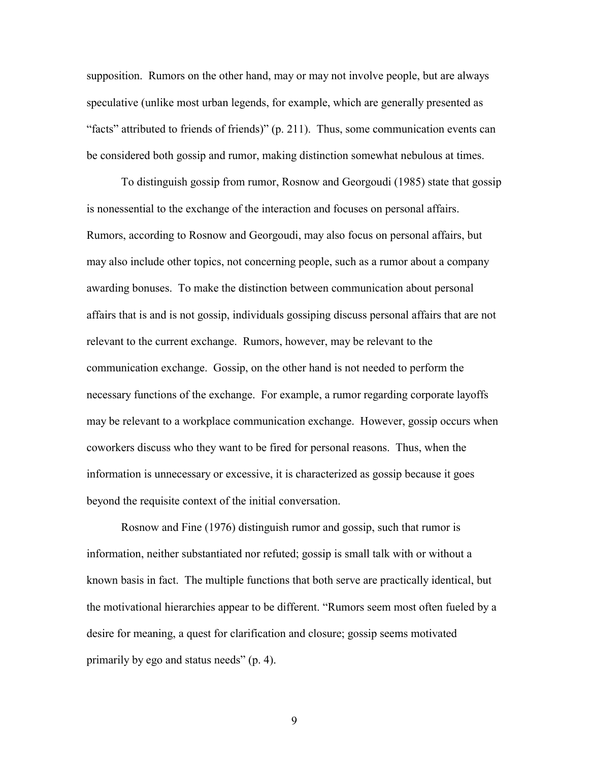supposition. Rumors on the other hand, may or may not involve people, but are always speculative (unlike most urban legends, for example, which are generally presented as "facts" attributed to friends of friends)" (p. 211). Thus, some communication events can be considered both gossip and rumor, making distinction somewhat nebulous at times.

To distinguish gossip from rumor, Rosnow and Georgoudi (1985) state that gossip is nonessential to the exchange of the interaction and focuses on personal affairs. Rumors, according to Rosnow and Georgoudi, may also focus on personal affairs, but may also include other topics, not concerning people, such as a rumor about a company awarding bonuses. To make the distinction between communication about personal affairs that is and is not gossip, individuals gossiping discuss personal affairs that are not relevant to the current exchange. Rumors, however, may be relevant to the communication exchange. Gossip, on the other hand is not needed to perform the necessary functions of the exchange. For example, a rumor regarding corporate layoffs may be relevant to a workplace communication exchange. However, gossip occurs when coworkers discuss who they want to be fired for personal reasons. Thus, when the information is unnecessary or excessive, it is characterized as gossip because it goes beyond the requisite context of the initial conversation.

Rosnow and Fine (1976) distinguish rumor and gossip, such that rumor is information, neither substantiated nor refuted; gossip is small talk with or without a known basis in fact. The multiple functions that both serve are practically identical, but the motivational hierarchies appear to be different. "Rumors seem most often fueled by a desire for meaning, a quest for clarification and closure; gossip seems motivated primarily by ego and status needs" (p. 4).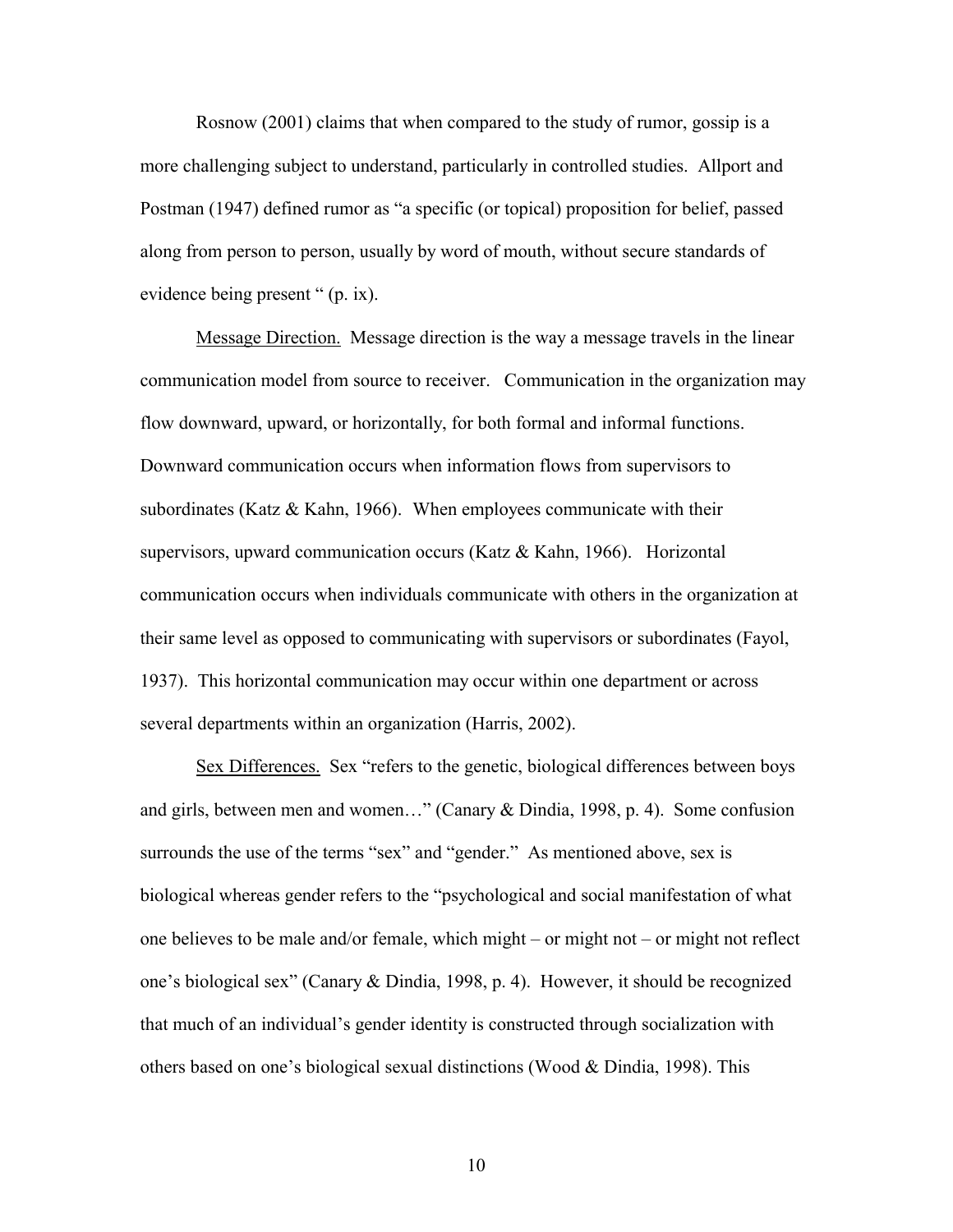Rosnow (2001) claims that when compared to the study of rumor, gossip is a more challenging subject to understand, particularly in controlled studies. Allport and Postman (1947) defined rumor as "a specific (or topical) proposition for belief, passed along from person to person, usually by word of mouth, without secure standards of evidence being present " (p. ix).

Message Direction. Message direction is the way a message travels in the linear communication model from source to receiver. Communication in the organization may flow downward, upward, or horizontally, for both formal and informal functions. Downward communication occurs when information flows from supervisors to subordinates (Katz & Kahn, 1966). When employees communicate with their supervisors, upward communication occurs (Katz & Kahn, 1966). Horizontal communication occurs when individuals communicate with others in the organization at their same level as opposed to communicating with supervisors or subordinates (Fayol, 1937). This horizontal communication may occur within one department or across several departments within an organization (Harris, 2002).

Sex Differences. Sex "refers to the genetic, biological differences between boys and girls, between men and women…" (Canary & Dindia, 1998, p. 4). Some confusion surrounds the use of the terms "sex" and "gender." As mentioned above, sex is biological whereas gender refers to the "psychological and social manifestation of what one believes to be male and/or female, which might – or might not – or might not reflect one's biological sex" (Canary & Dindia, 1998, p. 4). However, it should be recognized that much of an individual's gender identity is constructed through socialization with others based on one's biological sexual distinctions (Wood & Dindia, 1998). This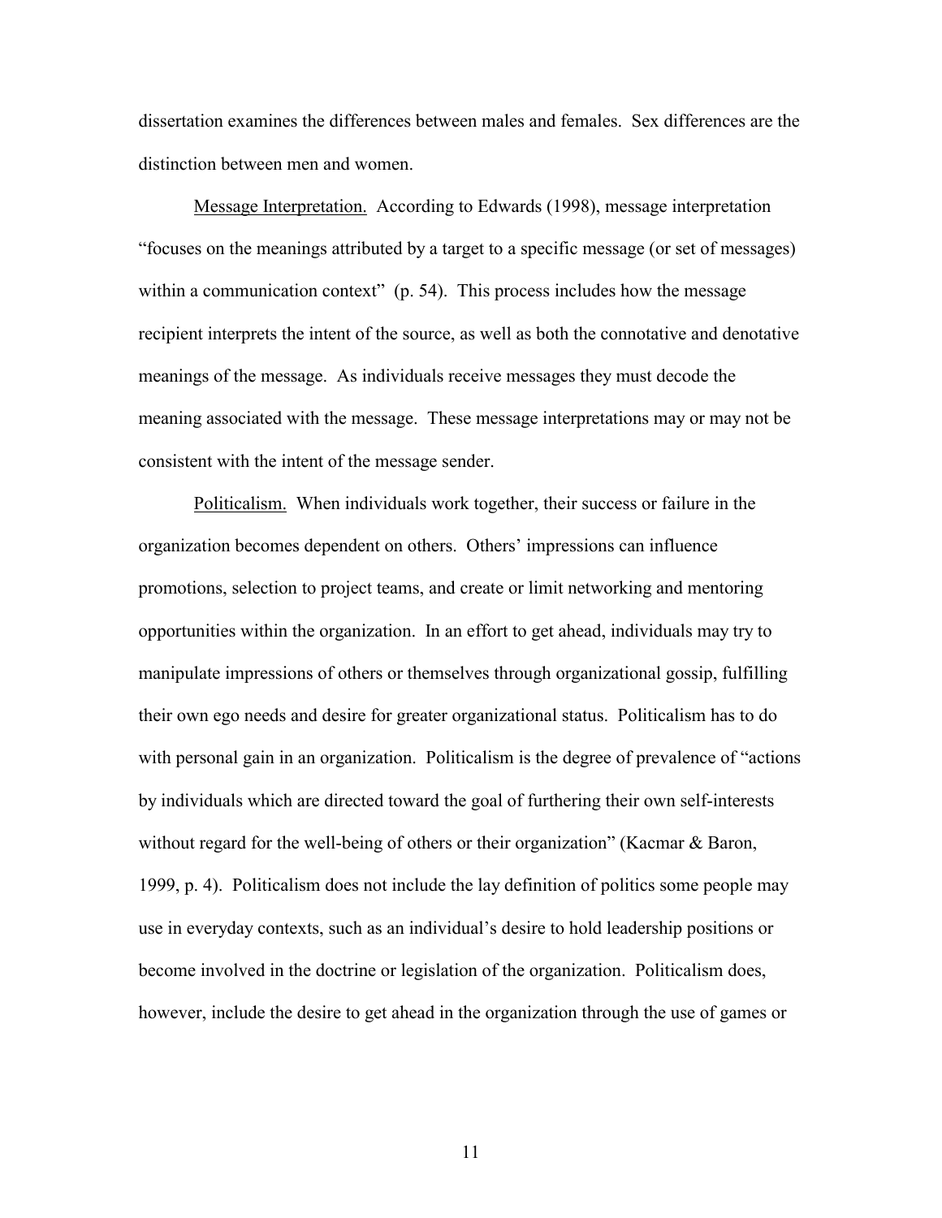dissertation examines the differences between males and females. Sex differences are the distinction between men and women.

Message Interpretation. According to Edwards (1998), message interpretation "focuses on the meanings attributed by a target to a specific message (or set of messages) within a communication context" (p. 54). This process includes how the message recipient interprets the intent of the source, as well as both the connotative and denotative meanings of the message. As individuals receive messages they must decode the meaning associated with the message. These message interpretations may or may not be consistent with the intent of the message sender.

Politicalism. When individuals work together, their success or failure in the organization becomes dependent on others. Others' impressions can influence promotions, selection to project teams, and create or limit networking and mentoring opportunities within the organization. In an effort to get ahead, individuals may try to manipulate impressions of others or themselves through organizational gossip, fulfilling their own ego needs and desire for greater organizational status. Politicalism has to do with personal gain in an organization. Politicalism is the degree of prevalence of "actions by individuals which are directed toward the goal of furthering their own self-interests without regard for the well-being of others or their organization" (Kacmar & Baron, 1999, p. 4). Politicalism does not include the lay definition of politics some people may use in everyday contexts, such as an individual's desire to hold leadership positions or become involved in the doctrine or legislation of the organization. Politicalism does, however, include the desire to get ahead in the organization through the use of games or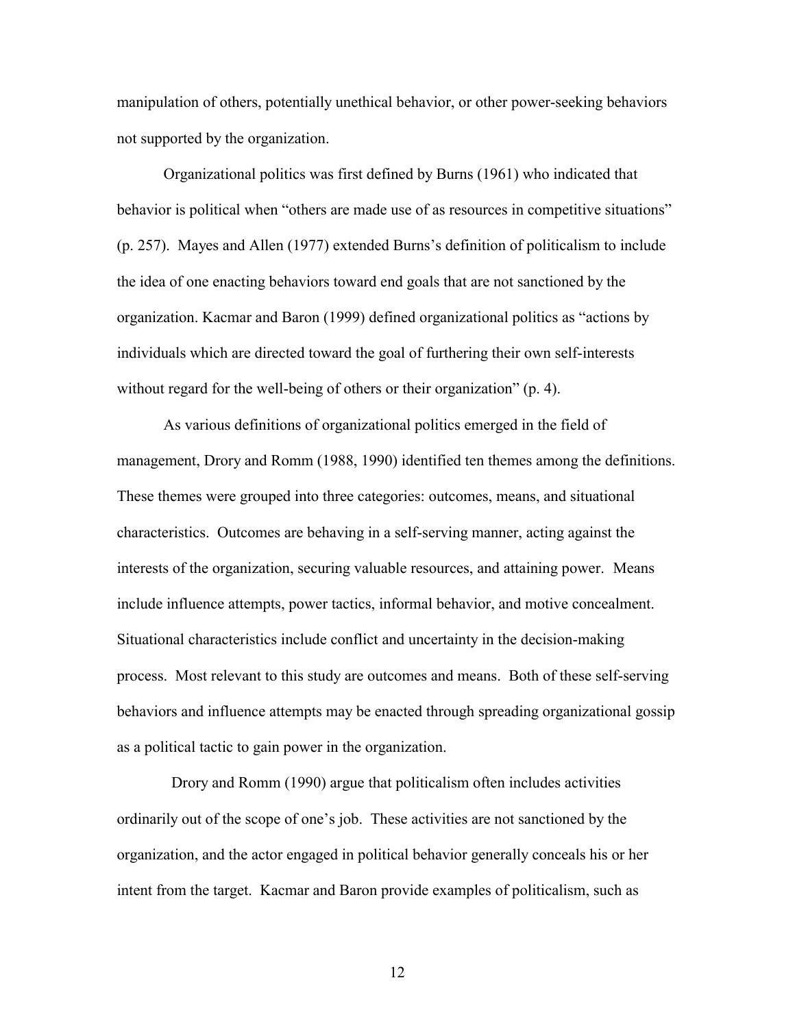manipulation of others, potentially unethical behavior, or other power-seeking behaviors not supported by the organization.

Organizational politics was first defined by Burns (1961) who indicated that behavior is political when "others are made use of as resources in competitive situations" (p. 257). Mayes and Allen (1977) extended Burns's definition of politicalism to include the idea of one enacting behaviors toward end goals that are not sanctioned by the organization. Kacmar and Baron (1999) defined organizational politics as "actions by individuals which are directed toward the goal of furthering their own self-interests without regard for the well-being of others or their organization" (p. 4).

As various definitions of organizational politics emerged in the field of management, Drory and Romm (1988, 1990) identified ten themes among the definitions. These themes were grouped into three categories: outcomes, means, and situational characteristics. Outcomes are behaving in a self-serving manner, acting against the interests of the organization, securing valuable resources, and attaining power. Means include influence attempts, power tactics, informal behavior, and motive concealment. Situational characteristics include conflict and uncertainty in the decision-making process. Most relevant to this study are outcomes and means. Both of these self-serving behaviors and influence attempts may be enacted through spreading organizational gossip as a political tactic to gain power in the organization.

Drory and Romm (1990) argue that politicalism often includes activities ordinarily out of the scope of one's job. These activities are not sanctioned by the organization, and the actor engaged in political behavior generally conceals his or her intent from the target. Kacmar and Baron provide examples of politicalism, such as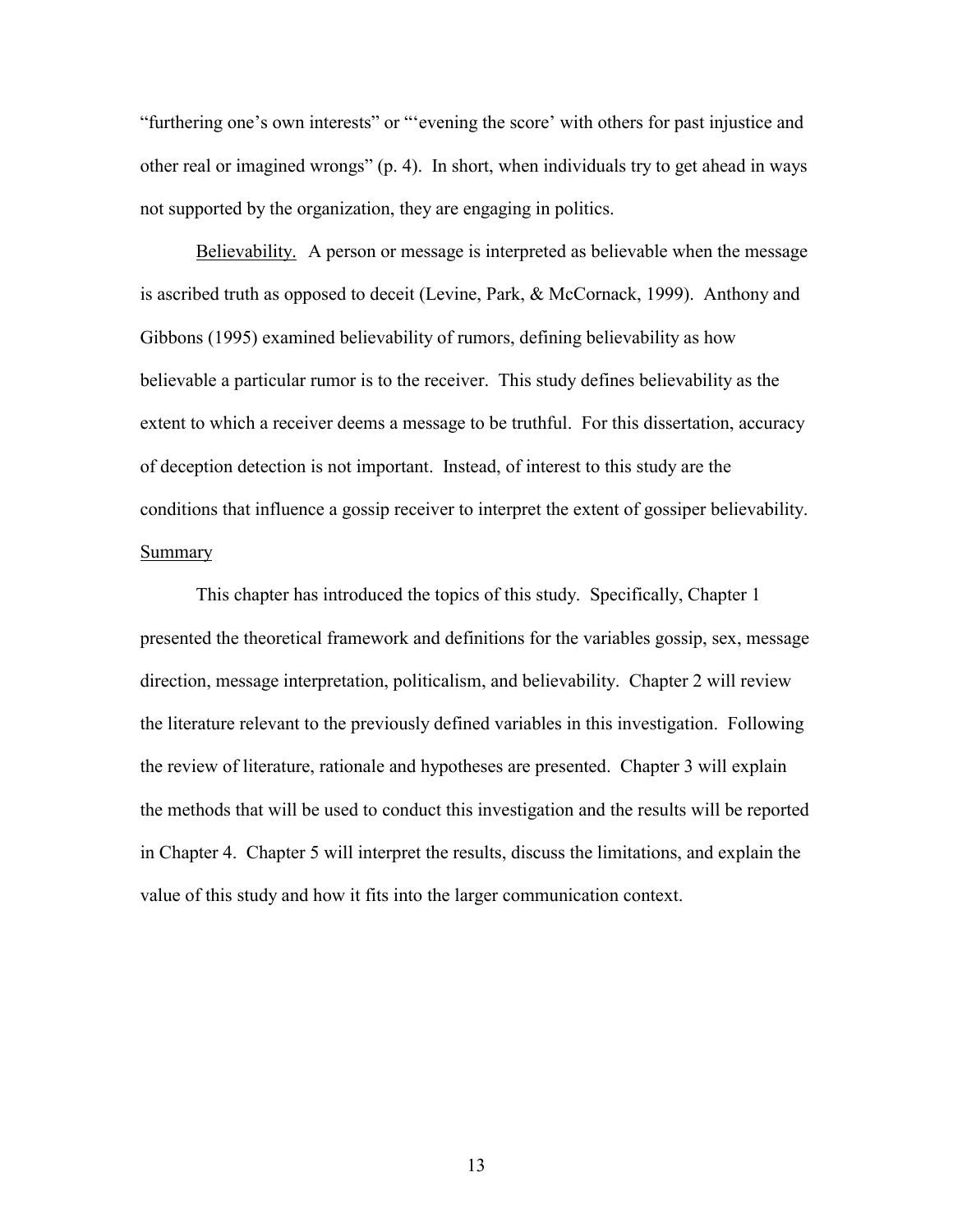"furthering one's own interests" or "'evening the score' with others for past injustice and other real or imagined wrongs" (p. 4). In short, when individuals try to get ahead in ways not supported by the organization, they are engaging in politics.

Believability. A person or message is interpreted as believable when the message is ascribed truth as opposed to deceit (Levine, Park, & McCornack, 1999). Anthony and Gibbons (1995) examined believability of rumors, defining believability as how believable a particular rumor is to the receiver. This study defines believability as the extent to which a receiver deems a message to be truthful. For this dissertation, accuracy of deception detection is not important. Instead, of interest to this study are the conditions that influence a gossip receiver to interpret the extent of gossiper believability.

## Summary

This chapter has introduced the topics of this study. Specifically, Chapter 1 presented the theoretical framework and definitions for the variables gossip, sex, message direction, message interpretation, politicalism, and believability. Chapter 2 will review the literature relevant to the previously defined variables in this investigation. Following the review of literature, rationale and hypotheses are presented. Chapter 3 will explain the methods that will be used to conduct this investigation and the results will be reported in Chapter 4. Chapter 5 will interpret the results, discuss the limitations, and explain the value of this study and how it fits into the larger communication context.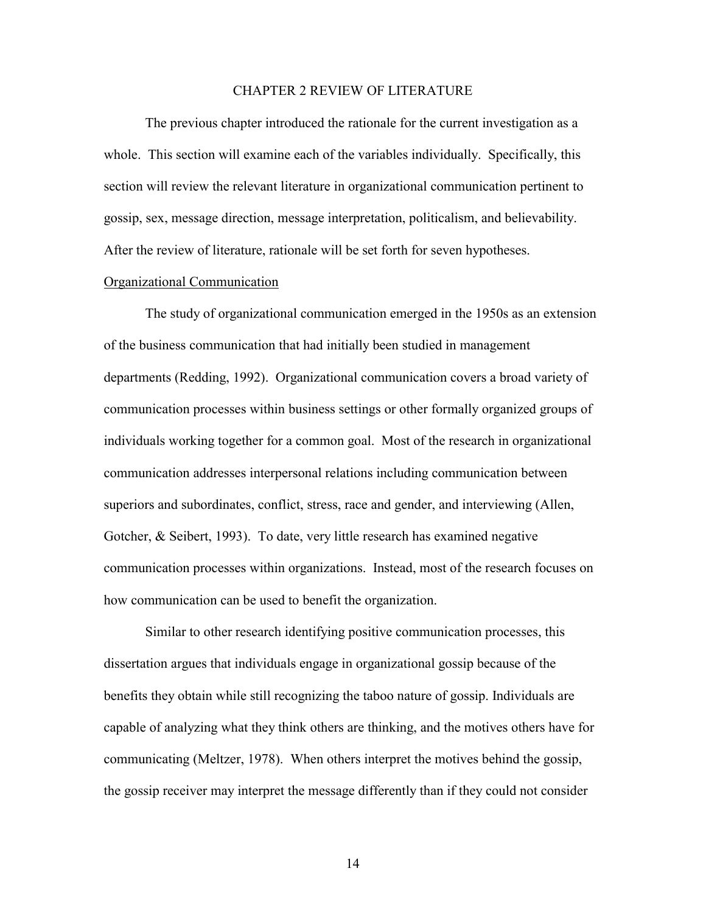# CHAPTER 2 REVIEW OF LITERATURE

The previous chapter introduced the rationale for the current investigation as a whole. This section will examine each of the variables individually. Specifically, this section will review the relevant literature in organizational communication pertinent to gossip, sex, message direction, message interpretation, politicalism, and believability. After the review of literature, rationale will be set forth for seven hypotheses.

## Organizational Communication

The study of organizational communication emerged in the 1950s as an extension of the business communication that had initially been studied in management departments (Redding, 1992). Organizational communication covers a broad variety of communication processes within business settings or other formally organized groups of individuals working together for a common goal. Most of the research in organizational communication addresses interpersonal relations including communication between superiors and subordinates, conflict, stress, race and gender, and interviewing (Allen, Gotcher, & Seibert, 1993). To date, very little research has examined negative communication processes within organizations. Instead, most of the research focuses on how communication can be used to benefit the organization.

Similar to other research identifying positive communication processes, this dissertation argues that individuals engage in organizational gossip because of the benefits they obtain while still recognizing the taboo nature of gossip. Individuals are capable of analyzing what they think others are thinking, and the motives others have for communicating (Meltzer, 1978). When others interpret the motives behind the gossip, the gossip receiver may interpret the message differently than if they could not consider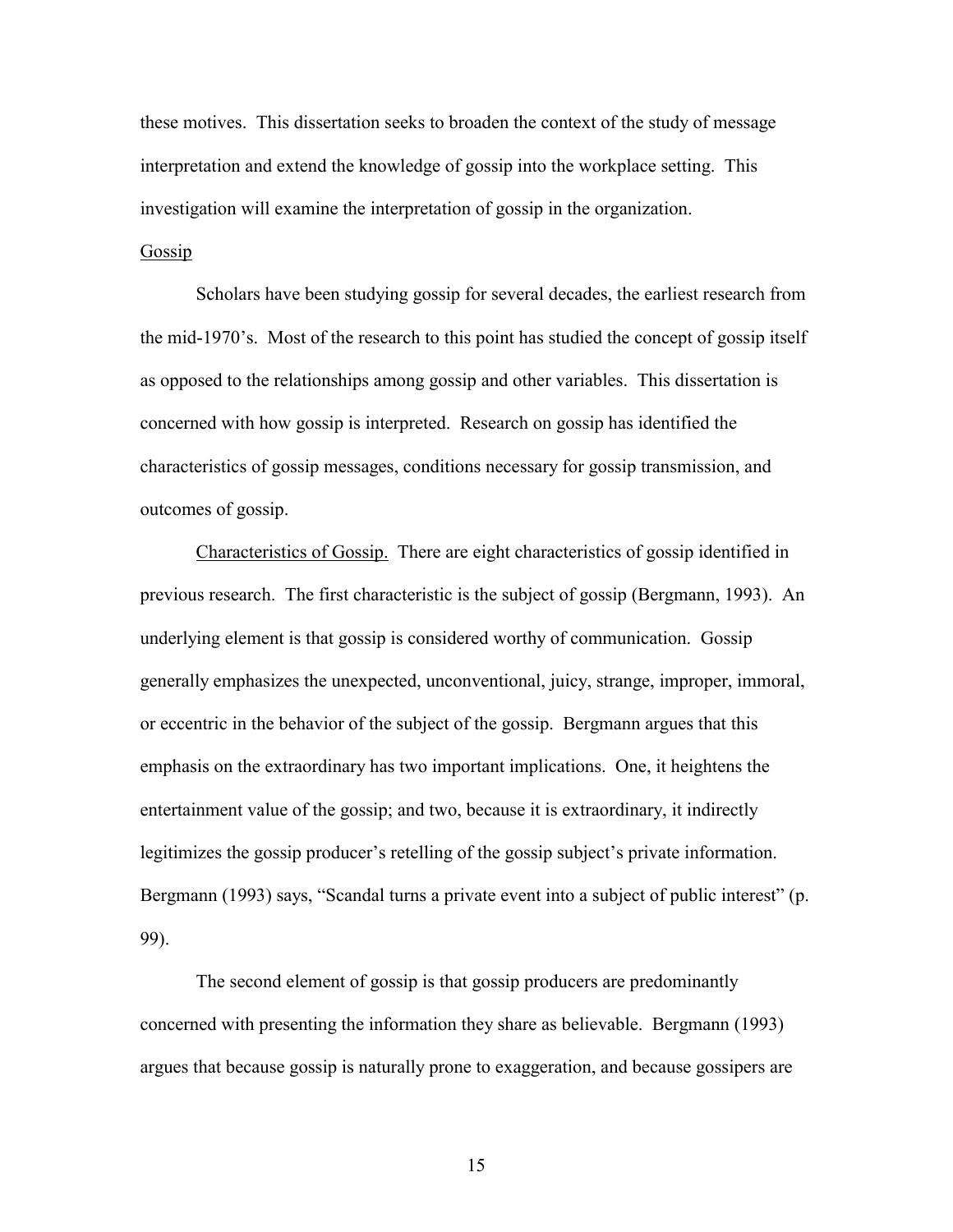these motives. This dissertation seeks to broaden the context of the study of message interpretation and extend the knowledge of gossip into the workplace setting. This investigation will examine the interpretation of gossip in the organization.

## Gossip

Scholars have been studying gossip for several decades, the earliest research from the mid-1970's. Most of the research to this point has studied the concept of gossip itself as opposed to the relationships among gossip and other variables. This dissertation is concerned with how gossip is interpreted. Research on gossip has identified the characteristics of gossip messages, conditions necessary for gossip transmission, and outcomes of gossip.

Characteristics of Gossip. There are eight characteristics of gossip identified in previous research. The first characteristic is the subject of gossip (Bergmann, 1993). An underlying element is that gossip is considered worthy of communication. Gossip generally emphasizes the unexpected, unconventional, juicy, strange, improper, immoral, or eccentric in the behavior of the subject of the gossip. Bergmann argues that this emphasis on the extraordinary has two important implications. One, it heightens the entertainment value of the gossip; and two, because it is extraordinary, it indirectly legitimizes the gossip producer's retelling of the gossip subject's private information. Bergmann (1993) says, "Scandal turns a private event into a subject of public interest" (p. 99).

The second element of gossip is that gossip producers are predominantly concerned with presenting the information they share as believable. Bergmann (1993) argues that because gossip is naturally prone to exaggeration, and because gossipers are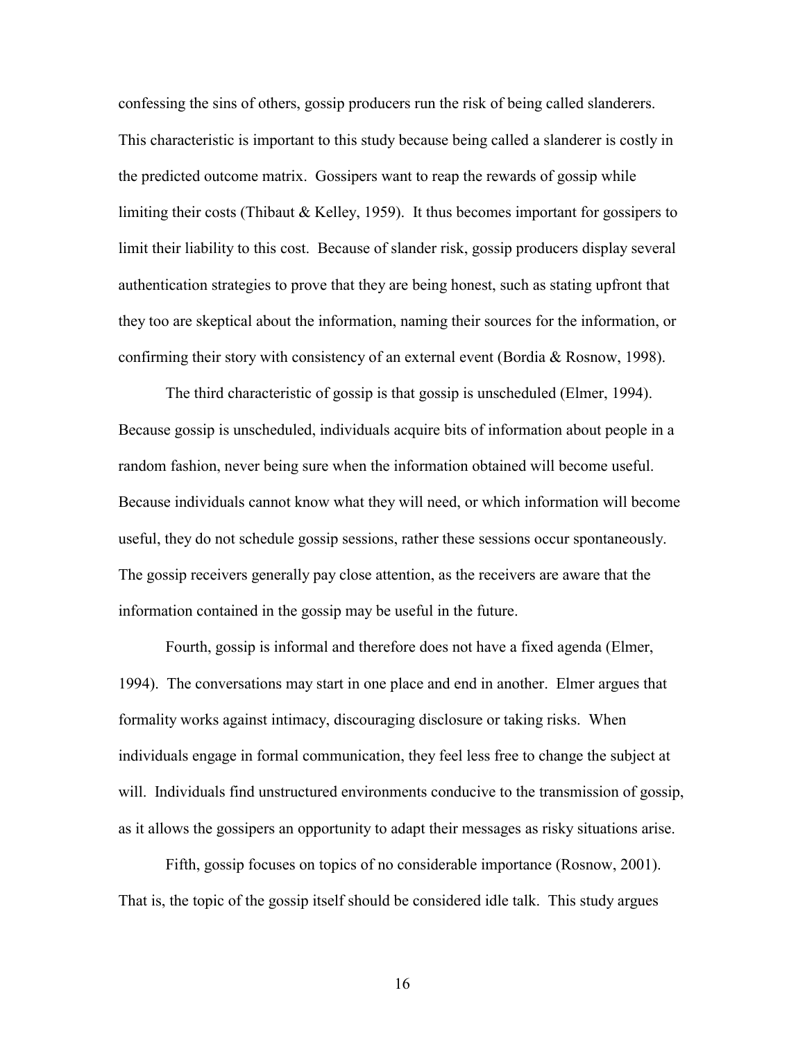confessing the sins of others, gossip producers run the risk of being called slanderers. This characteristic is important to this study because being called a slanderer is costly in the predicted outcome matrix. Gossipers want to reap the rewards of gossip while limiting their costs (Thibaut & Kelley, 1959). It thus becomes important for gossipers to limit their liability to this cost. Because of slander risk, gossip producers display several authentication strategies to prove that they are being honest, such as stating upfront that they too are skeptical about the information, naming their sources for the information, or confirming their story with consistency of an external event (Bordia & Rosnow, 1998).

The third characteristic of gossip is that gossip is unscheduled (Elmer, 1994). Because gossip is unscheduled, individuals acquire bits of information about people in a random fashion, never being sure when the information obtained will become useful. Because individuals cannot know what they will need, or which information will become useful, they do not schedule gossip sessions, rather these sessions occur spontaneously. The gossip receivers generally pay close attention, as the receivers are aware that the information contained in the gossip may be useful in the future.

Fourth, gossip is informal and therefore does not have a fixed agenda (Elmer, 1994). The conversations may start in one place and end in another. Elmer argues that formality works against intimacy, discouraging disclosure or taking risks. When individuals engage in formal communication, they feel less free to change the subject at will. Individuals find unstructured environments conducive to the transmission of gossip, as it allows the gossipers an opportunity to adapt their messages as risky situations arise.

Fifth, gossip focuses on topics of no considerable importance (Rosnow, 2001). That is, the topic of the gossip itself should be considered idle talk. This study argues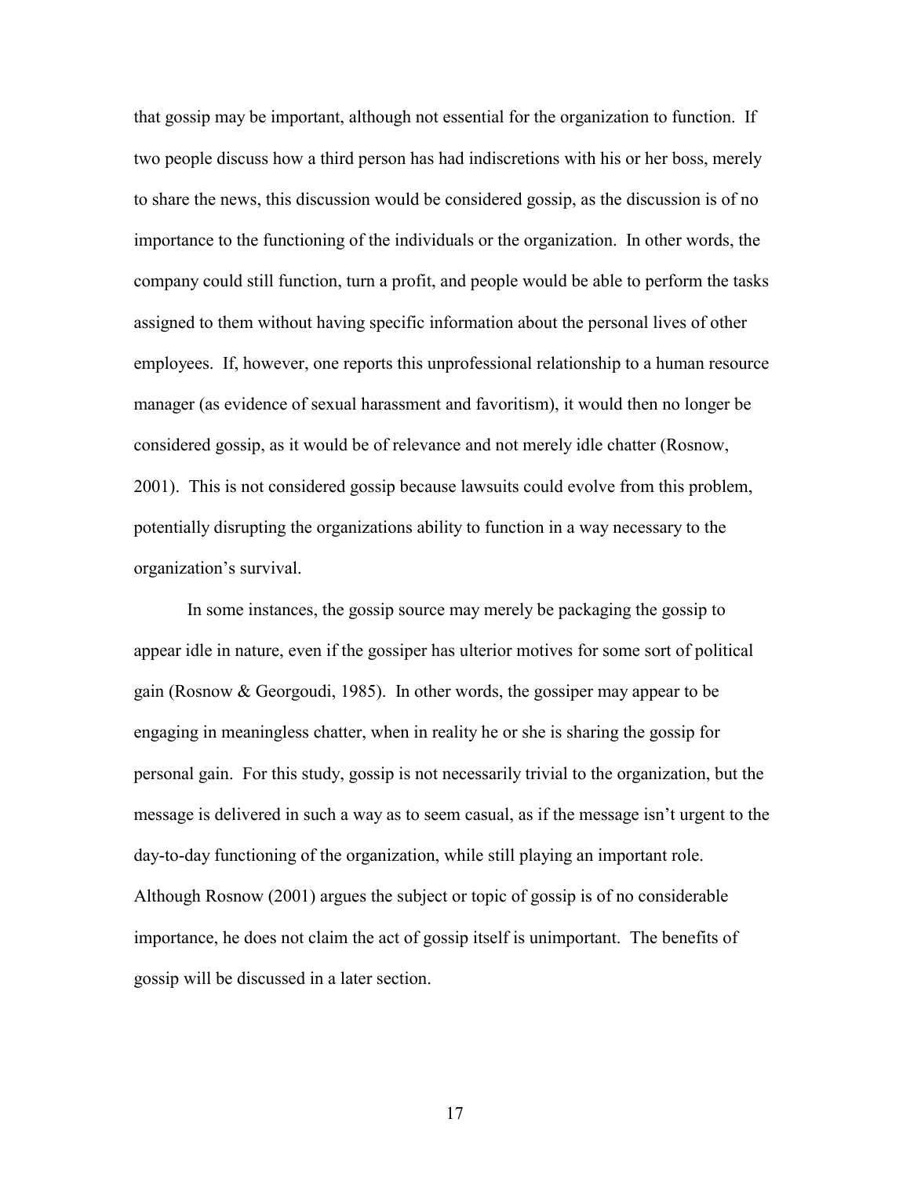that gossip may be important, although not essential for the organization to function. If two people discuss how a third person has had indiscretions with his or her boss, merely to share the news, this discussion would be considered gossip, as the discussion is of no importance to the functioning of the individuals or the organization. In other words, the company could still function, turn a profit, and people would be able to perform the tasks assigned to them without having specific information about the personal lives of other employees. If, however, one reports this unprofessional relationship to a human resource manager (as evidence of sexual harassment and favoritism), it would then no longer be considered gossip, as it would be of relevance and not merely idle chatter (Rosnow, 2001). This is not considered gossip because lawsuits could evolve from this problem, potentially disrupting the organizations ability to function in a way necessary to the organization's survival.

In some instances, the gossip source may merely be packaging the gossip to appear idle in nature, even if the gossiper has ulterior motives for some sort of political gain (Rosnow & Georgoudi, 1985). In other words, the gossiper may appear to be engaging in meaningless chatter, when in reality he or she is sharing the gossip for personal gain. For this study, gossip is not necessarily trivial to the organization, but the message is delivered in such a way as to seem casual, as if the message isn't urgent to the day-to-day functioning of the organization, while still playing an important role. Although Rosnow (2001) argues the subject or topic of gossip is of no considerable importance, he does not claim the act of gossip itself is unimportant. The benefits of gossip will be discussed in a later section.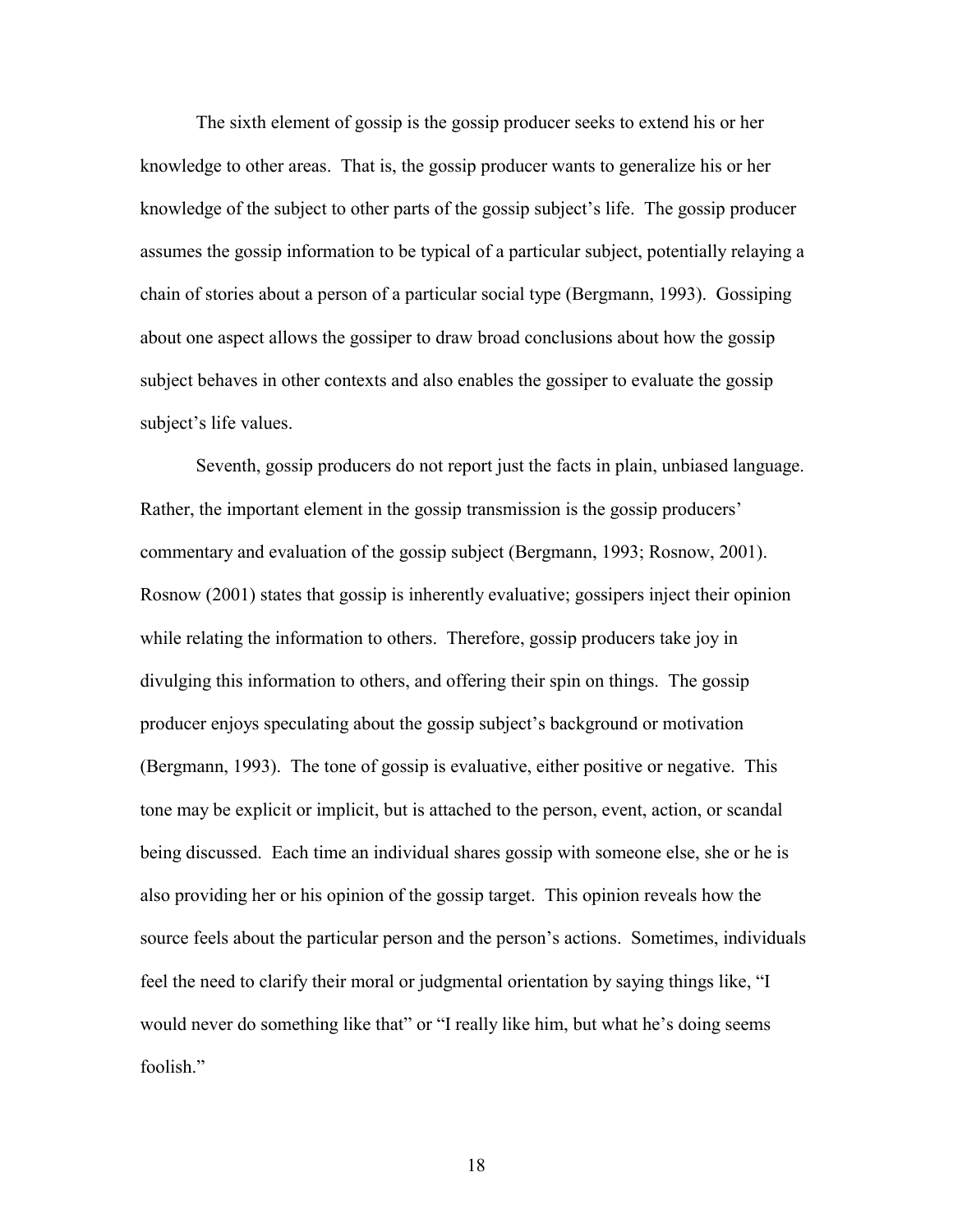The sixth element of gossip is the gossip producer seeks to extend his or her knowledge to other areas. That is, the gossip producer wants to generalize his or her knowledge of the subject to other parts of the gossip subject's life. The gossip producer assumes the gossip information to be typical of a particular subject, potentially relaying a chain of stories about a person of a particular social type (Bergmann, 1993). Gossiping about one aspect allows the gossiper to draw broad conclusions about how the gossip subject behaves in other contexts and also enables the gossiper to evaluate the gossip subject's life values.

Seventh, gossip producers do not report just the facts in plain, unbiased language. Rather, the important element in the gossip transmission is the gossip producers' commentary and evaluation of the gossip subject (Bergmann, 1993; Rosnow, 2001). Rosnow (2001) states that gossip is inherently evaluative; gossipers inject their opinion while relating the information to others. Therefore, gossip producers take joy in divulging this information to others, and offering their spin on things. The gossip producer enjoys speculating about the gossip subject's background or motivation (Bergmann, 1993). The tone of gossip is evaluative, either positive or negative. This tone may be explicit or implicit, but is attached to the person, event, action, or scandal being discussed. Each time an individual shares gossip with someone else, she or he is also providing her or his opinion of the gossip target. This opinion reveals how the source feels about the particular person and the person's actions. Sometimes, individuals feel the need to clarify their moral or judgmental orientation by saying things like, "I would never do something like that" or "I really like him, but what he's doing seems foolish."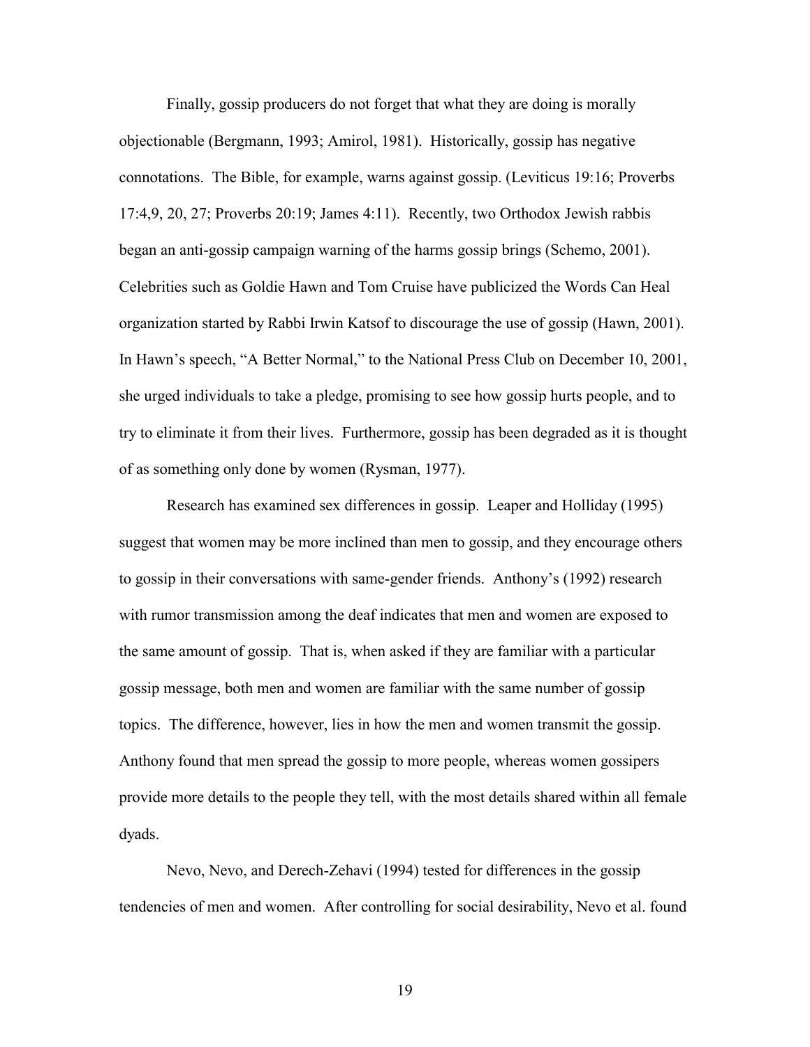Finally, gossip producers do not forget that what they are doing is morally objectionable (Bergmann, 1993; Amirol, 1981). Historically, gossip has negative connotations. The Bible, for example, warns against gossip. (Leviticus 19:16; Proverbs 17:4,9, 20, 27; Proverbs 20:19; James 4:11). Recently, two Orthodox Jewish rabbis began an anti-gossip campaign warning of the harms gossip brings (Schemo, 2001). Celebrities such as Goldie Hawn and Tom Cruise have publicized the Words Can Heal organization started by Rabbi Irwin Katsof to discourage the use of gossip (Hawn, 2001). In Hawn's speech, "A Better Normal," to the National Press Club on December 10, 2001, she urged individuals to take a pledge, promising to see how gossip hurts people, and to try to eliminate it from their lives. Furthermore, gossip has been degraded as it is thought of as something only done by women (Rysman, 1977).

Research has examined sex differences in gossip. Leaper and Holliday (1995) suggest that women may be more inclined than men to gossip, and they encourage others to gossip in their conversations with same-gender friends. Anthony's (1992) research with rumor transmission among the deaf indicates that men and women are exposed to the same amount of gossip. That is, when asked if they are familiar with a particular gossip message, both men and women are familiar with the same number of gossip topics. The difference, however, lies in how the men and women transmit the gossip. Anthony found that men spread the gossip to more people, whereas women gossipers provide more details to the people they tell, with the most details shared within all female dyads.

Nevo, Nevo, and Derech-Zehavi (1994) tested for differences in the gossip tendencies of men and women. After controlling for social desirability, Nevo et al. found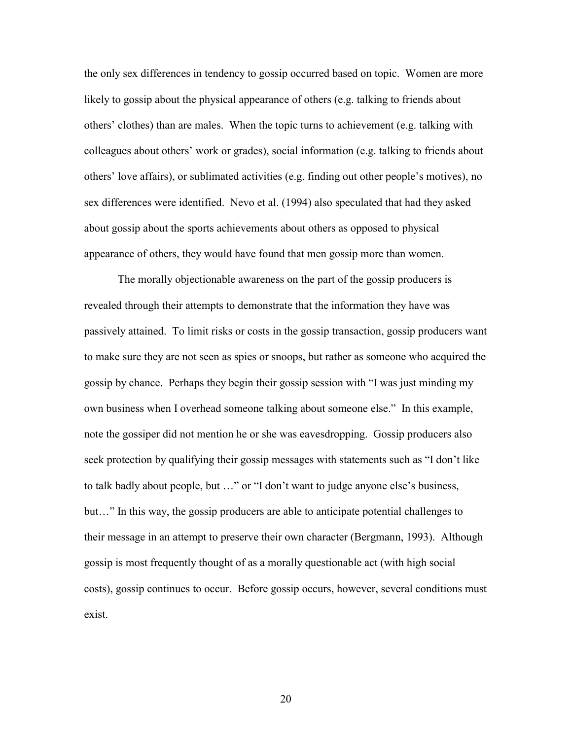the only sex differences in tendency to gossip occurred based on topic. Women are more likely to gossip about the physical appearance of others (e.g. talking to friends about others' clothes) than are males. When the topic turns to achievement (e.g. talking with colleagues about others' work or grades), social information (e.g. talking to friends about others' love affairs), or sublimated activities (e.g. finding out other people's motives), no sex differences were identified. Nevo et al. (1994) also speculated that had they asked about gossip about the sports achievements about others as opposed to physical appearance of others, they would have found that men gossip more than women.

The morally objectionable awareness on the part of the gossip producers is revealed through their attempts to demonstrate that the information they have was passively attained. To limit risks or costs in the gossip transaction, gossip producers want to make sure they are not seen as spies or snoops, but rather as someone who acquired the gossip by chance. Perhaps they begin their gossip session with "I was just minding my own business when I overhead someone talking about someone else." In this example, note the gossiper did not mention he or she was eavesdropping. Gossip producers also seek protection by qualifying their gossip messages with statements such as "I don't like to talk badly about people, but …" or "I don't want to judge anyone else's business, but…" In this way, the gossip producers are able to anticipate potential challenges to their message in an attempt to preserve their own character (Bergmann, 1993). Although gossip is most frequently thought of as a morally questionable act (with high social costs), gossip continues to occur. Before gossip occurs, however, several conditions must exist.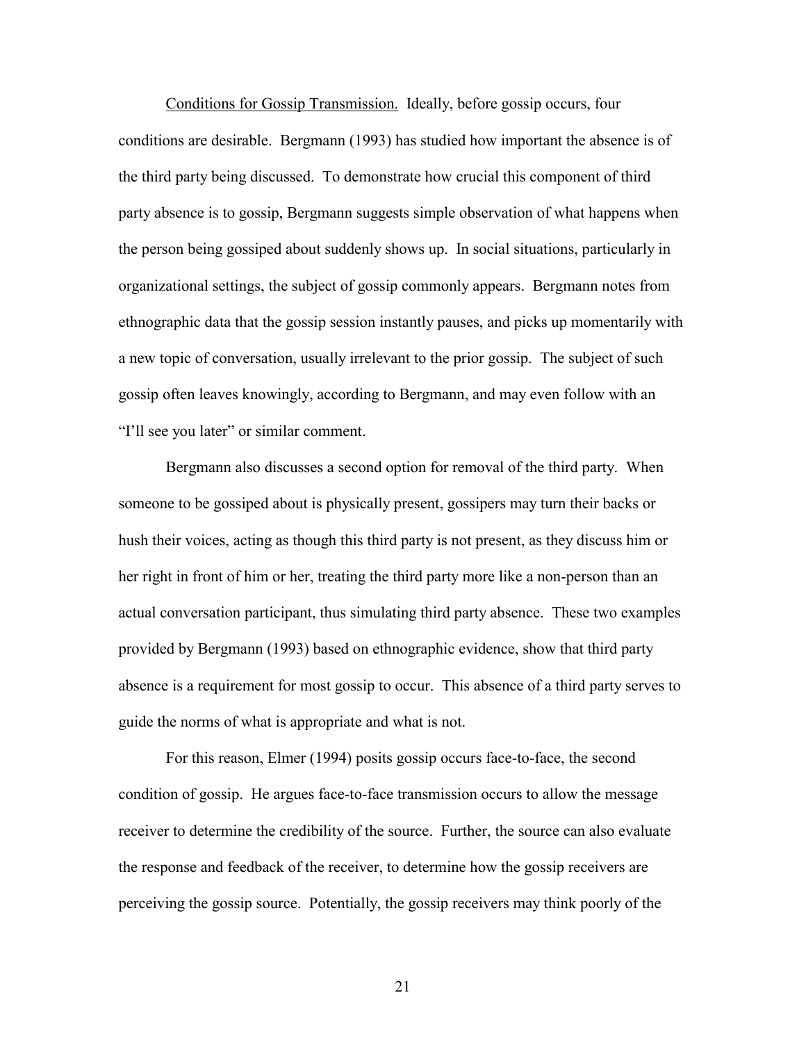Conditions for Gossip Transmission. Ideally, before gossip occurs, four conditions are desirable. Bergmann (1993) has studied how important the absence is of the third party being discussed. To demonstrate how crucial this component of third party absence is to gossip, Bergmann suggests simple observation of what happens when the person being gossiped about suddenly shows up. In social situations, particularly in organizational settings, the subject of gossip commonly appears. Bergmann notes from ethnographic data that the gossip session instantly pauses, and picks up momentarily with a new topic of conversation, usually irrelevant to the prior gossip. The subject of such gossip often leaves knowingly, according to Bergmann, and may even follow with an "I'll see you later" or similar comment.

Bergmann also discusses a second option for removal of the third party. When someone to be gossiped about is physically present, gossipers may turn their backs or hush their voices, acting as though this third party is not present, as they discuss him or her right in front of him or her, treating the third party more like a non-person than an actual conversation participant, thus simulating third party absence. These two examples provided by Bergmann (1993) based on ethnographic evidence, show that third party absence is a requirement for most gossip to occur. This absence of a third party serves to guide the norms of what is appropriate and what is not.

For this reason, Elmer (1994) posits gossip occurs face-to-face, the second condition of gossip. He argues face-to-face transmission occurs to allow the message receiver to determine the credibility of the source. Further, the source can also evaluate the response and feedback of the receiver, to determine how the gossip receivers are perceiving the gossip source. Potentially, the gossip receivers may think poorly of the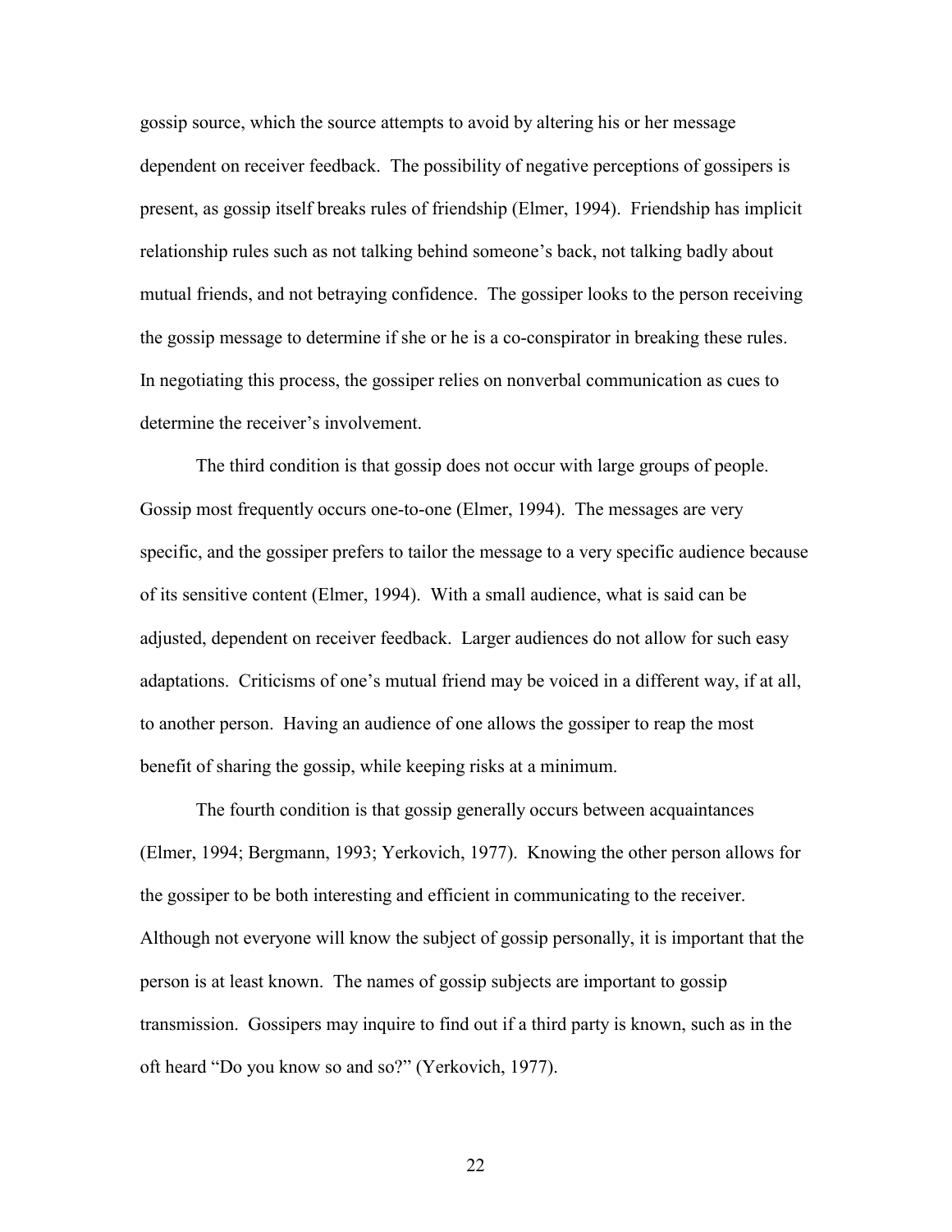gossip source, which the source attempts to avoid by altering his or her message dependent on receiver feedback. The possibility of negative perceptions of gossipers is present, as gossip itself breaks rules of friendship (Elmer, 1994). Friendship has implicit relationship rules such as not talking behind someone's back, not talking badly about mutual friends, and not betraying confidence. The gossiper looks to the person receiving the gossip message to determine if she or he is a co-conspirator in breaking these rules. In negotiating this process, the gossiper relies on nonverbal communication as cues to determine the receiver's involvement.

The third condition is that gossip does not occur with large groups of people. Gossip most frequently occurs one-to-one (Elmer, 1994). The messages are very specific, and the gossiper prefers to tailor the message to a very specific audience because of its sensitive content (Elmer, 1994). With a small audience, what is said can be adjusted, dependent on receiver feedback. Larger audiences do not allow for such easy adaptations. Criticisms of one's mutual friend may be voiced in a different way, if at all, to another person. Having an audience of one allows the gossiper to reap the most benefit of sharing the gossip, while keeping risks at a minimum.

The fourth condition is that gossip generally occurs between acquaintances (Elmer, 1994; Bergmann, 1993; Yerkovich, 1977). Knowing the other person allows for the gossiper to be both interesting and efficient in communicating to the receiver. Although not everyone will know the subject of gossip personally, it is important that the person is at least known. The names of gossip subjects are important to gossip transmission. Gossipers may inquire to find out if a third party is known, such as in the oft heard "Do you know so and so?" (Yerkovich, 1977).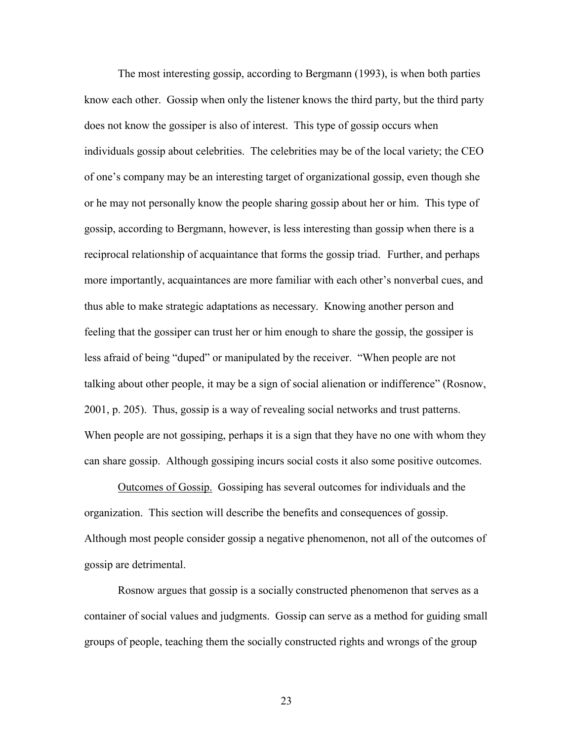The most interesting gossip, according to Bergmann (1993), is when both parties know each other. Gossip when only the listener knows the third party, but the third party does not know the gossiper is also of interest. This type of gossip occurs when individuals gossip about celebrities. The celebrities may be of the local variety; the CEO of one's company may be an interesting target of organizational gossip, even though she or he may not personally know the people sharing gossip about her or him. This type of gossip, according to Bergmann, however, is less interesting than gossip when there is a reciprocal relationship of acquaintance that forms the gossip triad. Further, and perhaps more importantly, acquaintances are more familiar with each other's nonverbal cues, and thus able to make strategic adaptations as necessary. Knowing another person and feeling that the gossiper can trust her or him enough to share the gossip, the gossiper is less afraid of being "duped" or manipulated by the receiver. "When people are not talking about other people, it may be a sign of social alienation or indifference" (Rosnow, 2001, p. 205). Thus, gossip is a way of revealing social networks and trust patterns. When people are not gossiping, perhaps it is a sign that they have no one with whom they can share gossip. Although gossiping incurs social costs it also some positive outcomes.

<u>Outcomes of Gossip.</u> Gossiping has several outcomes for individuals and the organization. This section will describe the benefits and consequences of gossip. Although most people consider gossip a negative phenomenon, not all of the outcomes of gossip are detrimental.

Rosnow argues that gossip is a socially constructed phenomenon that serves as a container of social values and judgments. Gossip can serve as a method for guiding small groups of people, teaching them the socially constructed rights and wrongs of the group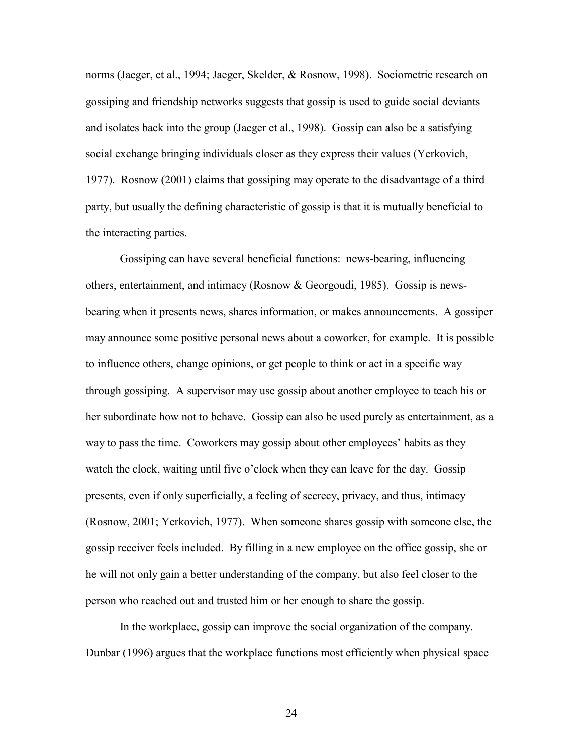norms (Jaeger, et al., 1994; Jaeger, Skelder, & Rosnow, 1998). Sociometric research on gossiping and friendship networks suggests that gossip is used to guide social deviants and isolates back into the group (Jaeger et al., 1998). Gossip can also be a satisfying social exchange bringing individuals closer as they express their values (Yerkovich, 1977). Rosnow (2001) claims that gossiping may operate to the disadvantage of a third party, but usually the defining characteristic of gossip is that it is mutually beneficial to the interacting parties.

Gossiping can have several beneficial functions: news-bearing, influencing others, entertainment, and intimacy (Rosnow & Georgoudi, 1985). Gossip is news-bearing when it presents news, shares information, or makes announcements. A gossiper may announce some positive personal news about a coworker, for example. It is possible to influence others, change opinions, or get people to think or act in a specific way through gossiping. A supervisor may use gossip about another employee to teach his or her subordinate how not to behave. Gossip can also be used purely as entertainment, as a way to pass the time. Coworkers may gossip about other employees' habits as they watch the clock, waiting until five o'clock when they can leave for the day. Gossip presents, even if only superficially, a feeling of secrecy, privacy, and thus, intimacy (Rosnow, 2001; Yerkovich, 1977). When someone shares gossip with someone else, the gossip receiver feels included. By filling in a new employee on the office gossip, she or he will not only gain a better understanding of the company, but also feel closer to the person who reached out and trusted him or her enough to share the gossip.

In the workplace, gossip can improve the social organization of the company. Dunbar (1996) argues that the workplace functions most efficiently when physical space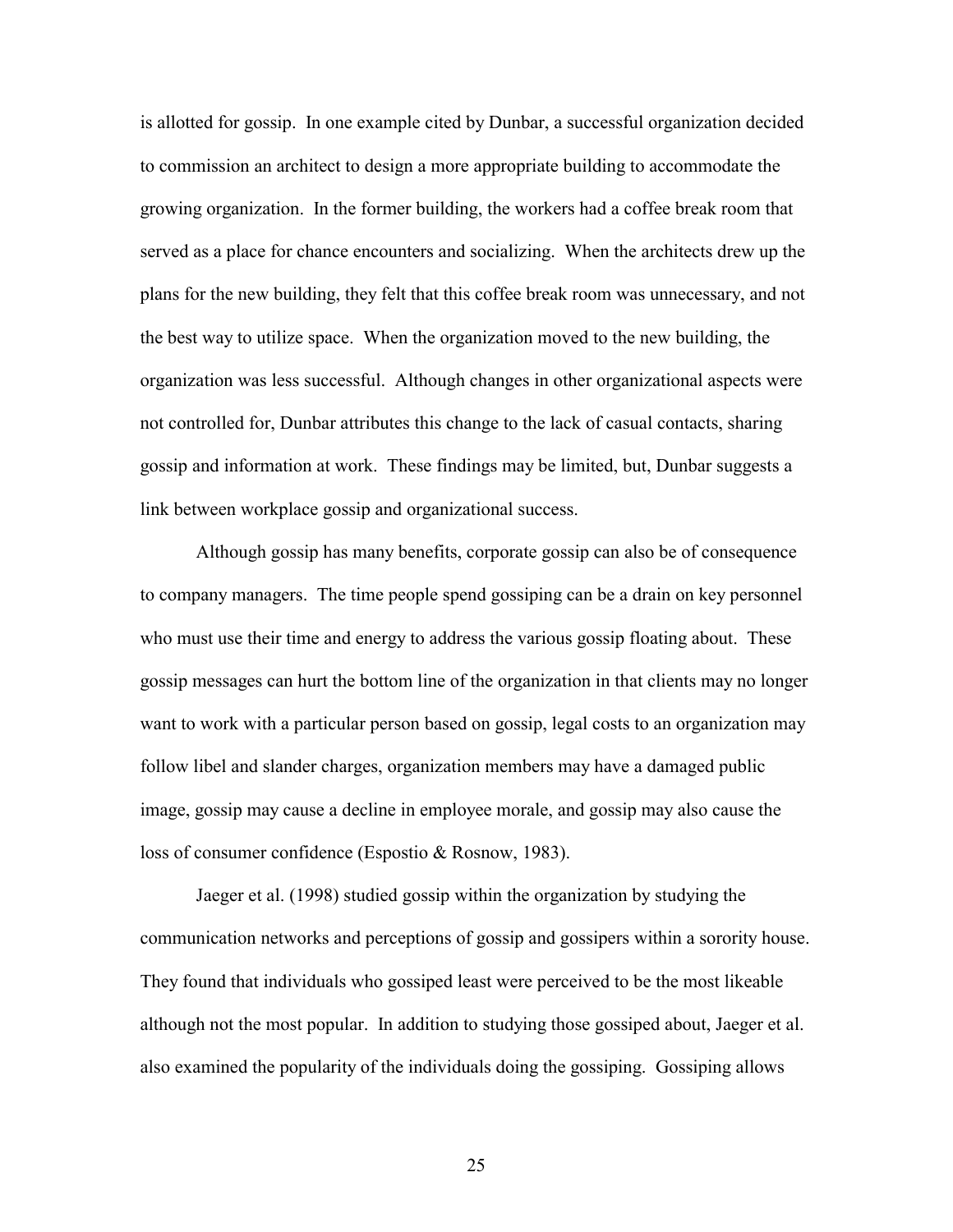is allotted for gossip. In one example cited by Dunbar, a successful organization decided to commission an architect to design a more appropriate building to accommodate the growing organization. In the former building, the workers had a coffee break room that served as a place for chance encounters and socializing. When the architects drew up the plans for the new building, they felt that this coffee break room was unnecessary, and not the best way to utilize space. When the organization moved to the new building, the organization was less successful. Although changes in other organizational aspects were not controlled for, Dunbar attributes this change to the lack of casual contacts, sharing gossip and information at work. These findings may be limited, but, Dunbar suggests a link between workplace gossip and organizational success.

Although gossip has many benefits, corporate gossip can also be of consequence to company managers. The time people spend gossiping can be a drain on key personnel who must use their time and energy to address the various gossip floating about. These gossip messages can hurt the bottom line of the organization in that clients may no longer want to work with a particular person based on gossip, legal costs to an organization may follow libel and slander charges, organization members may have a damaged public image, gossip may cause a decline in employee morale, and gossip may also cause the loss of consumer confidence (Espostio & Rosnow, 1983).

Jaeger et al. (1998) studied gossip within the organization by studying the communication networks and perceptions of gossip and gossipers within a sorority house. They found that individuals who gossiped least were perceived to be the most likeable although not the most popular. In addition to studying those gossiped about, Jaeger et al. also examined the popularity of the individuals doing the gossiping. Gossiping allows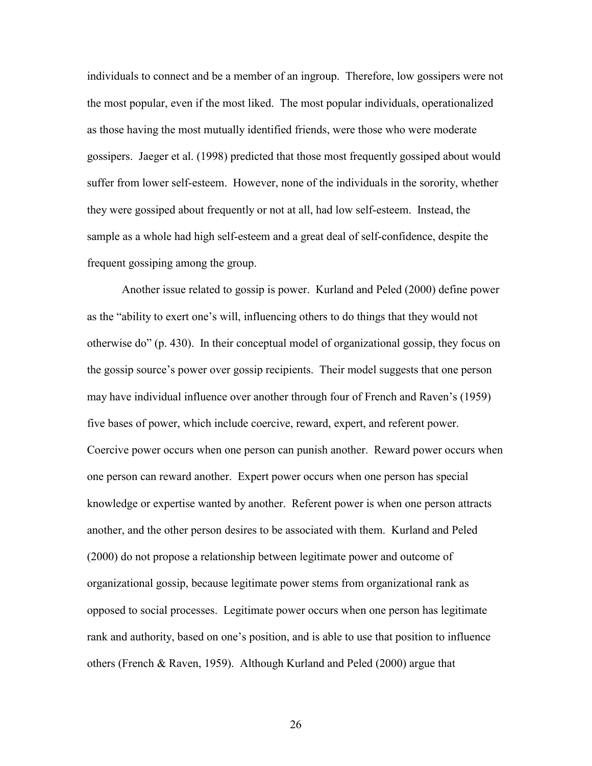individuals to connect and be a member of an ingroup. Therefore, low gossipers were not the most popular, even if the most liked. The most popular individuals, operationalized as those having the most mutually identified friends, were those who were moderate gossipers. Jaeger et al. (1998) predicted that those most frequently gossiped about would suffer from lower self-esteem. However, none of the individuals in the sorority, whether they were gossiped about frequently or not at all, had low self-esteem. Instead, the sample as a whole had high self-esteem and a great deal of self-confidence, despite the frequent gossiping among the group.

Another issue related to gossip is power. Kurland and Peled (2000) define power as the "ability to exert one's will, influencing others to do things that they would not otherwise do" (p. 430). In their conceptual model of organizational gossip, they focus on the gossip source's power over gossip recipients. Their model suggests that one person may have individual influence over another through four of French and Raven's (1959) five bases of power, which include coercive, reward, expert, and referent power. Coercive power occurs when one person can punish another. Reward power occurs when one person can reward another. Expert power occurs when one person has special knowledge or expertise wanted by another. Referent power is when one person attracts another, and the other person desires to be associated with them. Kurland and Peled (2000) do not propose a relationship between legitimate power and outcome of organizational gossip, because legitimate power stems from organizational rank as opposed to social processes. Legitimate power occurs when one person has legitimate rank and authority, based on one's position, and is able to use that position to influence others (French & Raven, 1959). Although Kurland and Peled (2000) argue that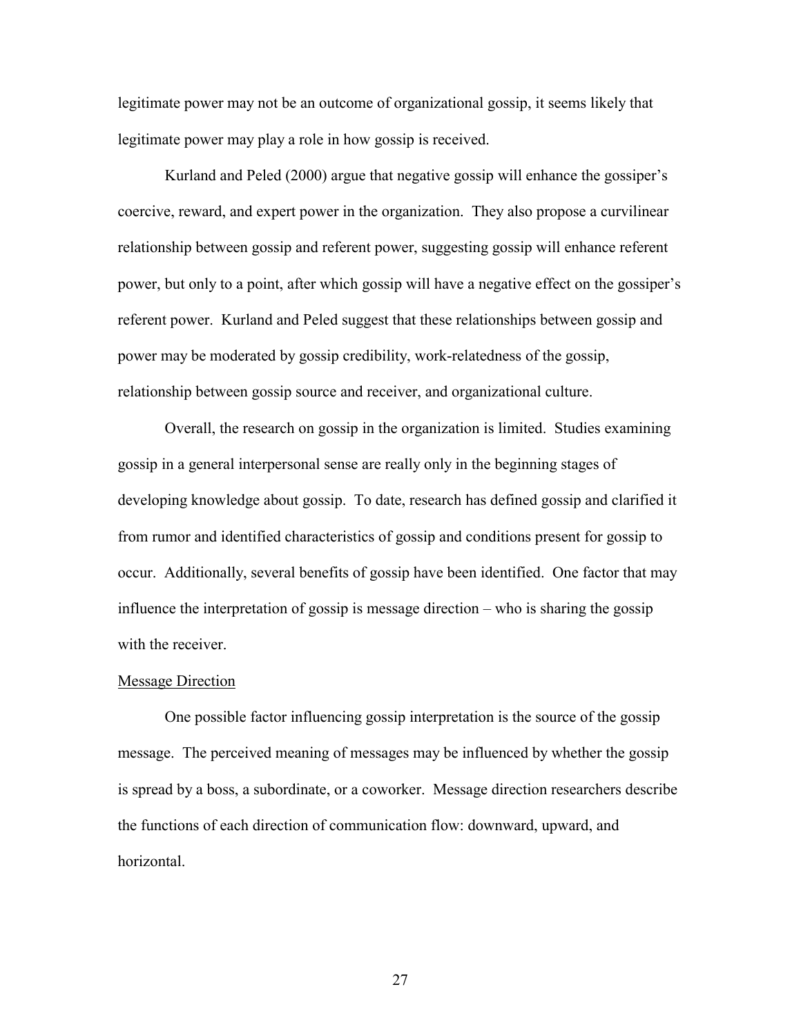legitimate power may not be an outcome of organizational gossip, it seems likely that legitimate power may play a role in how gossip is received.

Kurland and Peled (2000) argue that negative gossip will enhance the gossiper's coercive, reward, and expert power in the organization. They also propose a curvilinear relationship between gossip and referent power, suggesting gossip will enhance referent power, but only to a point, after which gossip will have a negative effect on the gossiper's referent power. Kurland and Peled suggest that these relationships between gossip and power may be moderated by gossip credibility, work-relatedness of the gossip, relationship between gossip source and receiver, and organizational culture.

Overall, the research on gossip in the organization is limited. Studies examining gossip in a general interpersonal sense are really only in the beginning stages of developing knowledge about gossip. To date, research has defined gossip and clarified it from rumor and identified characteristics of gossip and conditions present for gossip to occur. Additionally, several benefits of gossip have been identified. One factor that may influence the interpretation of gossip is message direction – who is sharing the gossip with the receiver.

### Message Direction

One possible factor influencing gossip interpretation is the source of the gossip message. The perceived meaning of messages may be influenced by whether the gossip is spread by a boss, a subordinate, or a coworker. Message direction researchers describe the functions of each direction of communication flow: downward, upward, and horizontal.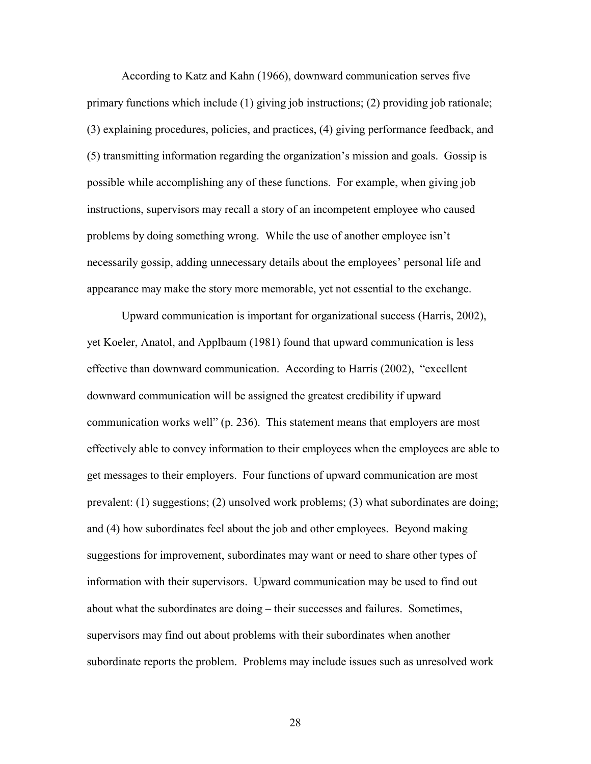According to Katz and Kahn (1966), downward communication serves five primary functions which include (1) giving job instructions; (2) providing job rationale; (3) explaining procedures, policies, and practices, (4) giving performance feedback, and (5) transmitting information regarding the organization's mission and goals. Gossip is possible while accomplishing any of these functions. For example, when giving job instructions, supervisors may recall a story of an incompetent employee who caused problems by doing something wrong. While the use of another employee isn't necessarily gossip, adding unnecessary details about the employees' personal life and appearance may make the story more memorable, yet not essential to the exchange.

Upward communication is important for organizational success (Harris, 2002), yet Koeler, Anatol, and Applbaum (1981) found that upward communication is less effective than downward communication. According to Harris (2002), "excellent downward communication will be assigned the greatest credibility if upward communication works well" (p. 236). This statement means that employers are most effectively able to convey information to their employees when the employees are able to get messages to their employers. Four functions of upward communication are most prevalent: (1) suggestions; (2) unsolved work problems; (3) what subordinates are doing; and (4) how subordinates feel about the job and other employees. Beyond making suggestions for improvement, subordinates may want or need to share other types of information with their supervisors. Upward communication may be used to find out about what the subordinates are doing – their successes and failures. Sometimes, supervisors may find out about problems with their subordinates when another subordinate reports the problem. Problems may include issues such as unresolved work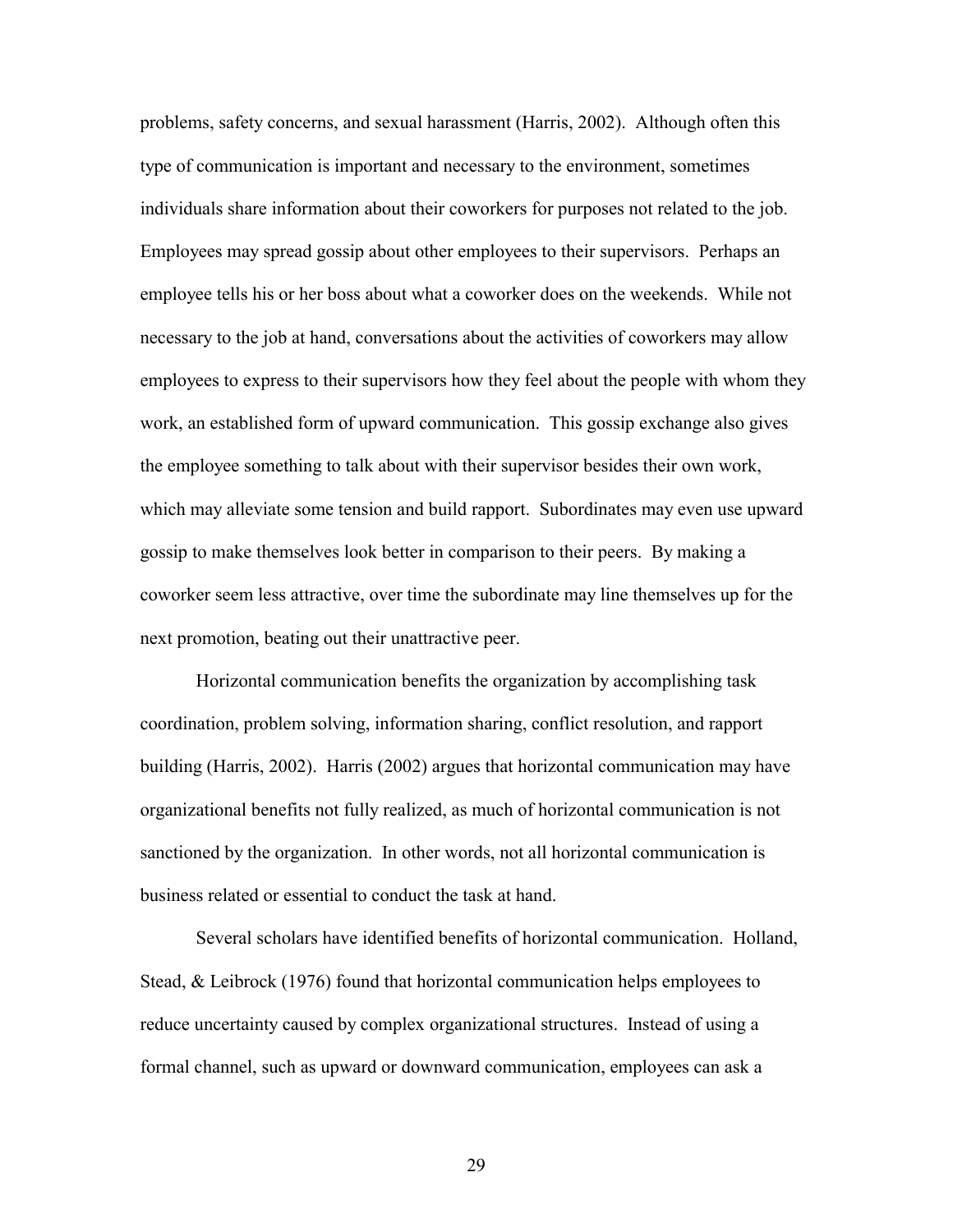problems, safety concerns, and sexual harassment (Harris, 2002). Although often this type of communication is important and necessary to the environment, sometimes individuals share information about their coworkers for purposes not related to the job. Employees may spread gossip about other employees to their supervisors. Perhaps an employee tells his or her boss about what a coworker does on the weekends. While not necessary to the job at hand, conversations about the activities of coworkers may allow employees to express to their supervisors how they feel about the people with whom they work, an established form of upward communication. This gossip exchange also gives the employee something to talk about with their supervisor besides their own work, which may alleviate some tension and build rapport. Subordinates may even use upward gossip to make themselves look better in comparison to their peers. By making a coworker seem less attractive, over time the subordinate may line themselves up for the next promotion, beating out their unattractive peer.

Horizontal communication benefits the organization by accomplishing task coordination, problem solving, information sharing, conflict resolution, and rapport building (Harris, 2002). Harris (2002) argues that horizontal communication may have organizational benefits not fully realized, as much of horizontal communication is not sanctioned by the organization. In other words, not all horizontal communication is business related or essential to conduct the task at hand.

Several scholars have identified benefits of horizontal communication. Holland, Stead, & Leibrock (1976) found that horizontal communication helps employees to reduce uncertainty caused by complex organizational structures. Instead of using a formal channel, such as upward or downward communication, employees can ask a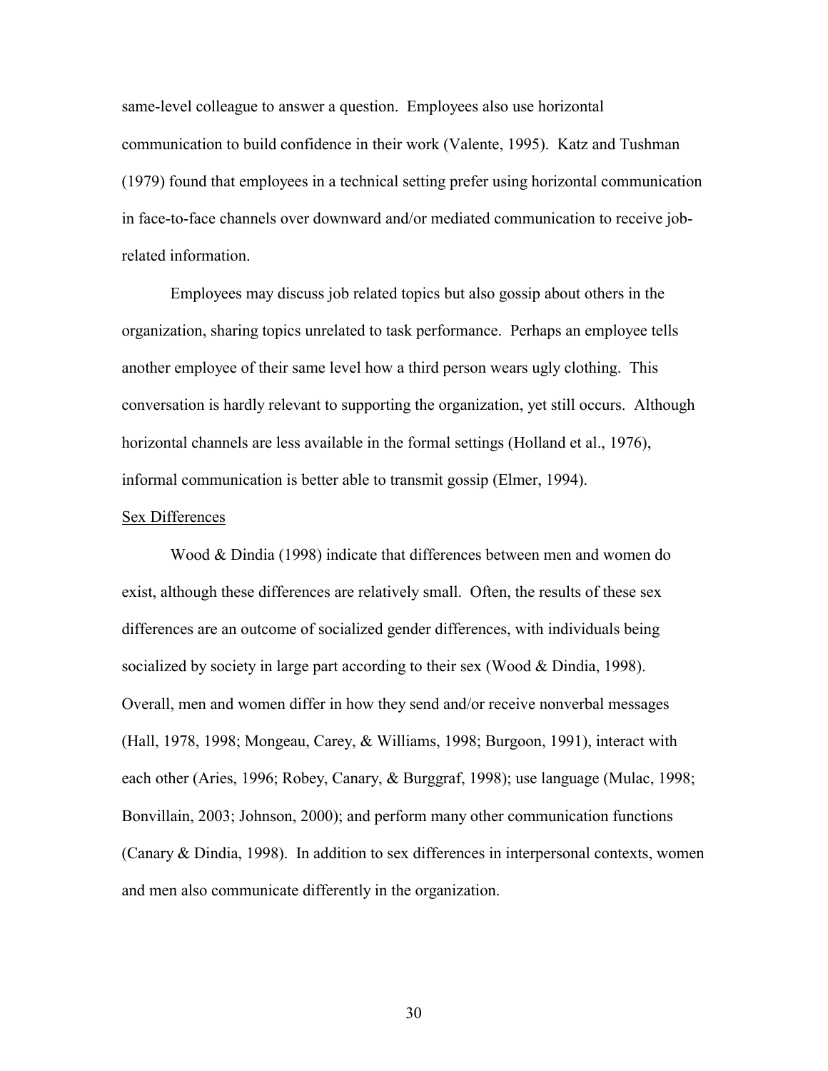same-level colleague to answer a question. Employees also use horizontal communication to build confidence in their work (Valente, 1995). Katz and Tushman (1979) found that employees in a technical setting prefer using horizontal communication in face-to-face channels over downward and/or mediated communication to receive job-related information.

Employees may discuss job related topics but also gossip about others in the organization, sharing topics unrelated to task performance. Perhaps an employee tells another employee of their same level how a third person wears ugly clothing. This conversation is hardly relevant to supporting the organization, yet still occurs. Although horizontal channels are less available in the formal settings (Holland et al., 1976), informal communication is better able to transmit gossip (Elmer, 1994).

### Sex Differences

Wood & Dindia (1998) indicate that differences between men and women do exist, although these differences are relatively small. Often, the results of these sex differences are an outcome of socialized gender differences, with individuals being socialized by society in large part according to their sex (Wood & Dindia, 1998). Overall, men and women differ in how they send and/or receive nonverbal messages (Hall, 1978, 1998; Mongeau, Carey, & Williams, 1998; Burgoon, 1991), interact with each other (Aries, 1996; Robey, Canary, & Burggraf, 1998); use language (Mulac, 1998; Bonvillain, 2003; Johnson, 2000); and perform many other communication functions (Canary & Dindia, 1998). In addition to sex differences in interpersonal contexts, women and men also communicate differently in the organization.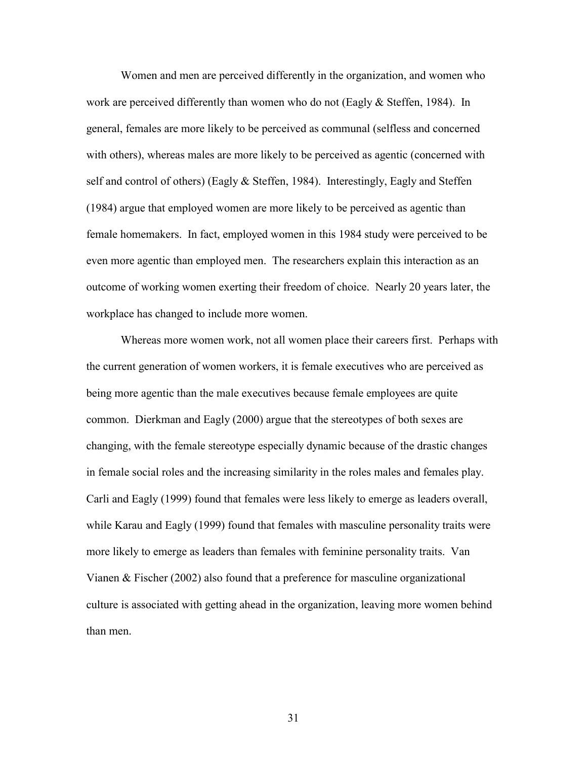Women and men are perceived differently in the organization, and women who work are perceived differently than women who do not (Eagly & Steffen, 1984). In general, females are more likely to be perceived as communal (selfless and concerned with others), whereas males are more likely to be perceived as agentic (concerned with self and control of others) (Eagly & Steffen, 1984). Interestingly, Eagly and Steffen (1984) argue that employed women are more likely to be perceived as agentic than female homemakers. In fact, employed women in this 1984 study were perceived to be even more agentic than employed men. The researchers explain this interaction as an outcome of working women exerting their freedom of choice. Nearly 20 years later, the workplace has changed to include more women.

Whereas more women work, not all women place their careers first. Perhaps with the current generation of women workers, it is female executives who are perceived as being more agentic than the male executives because female employees are quite common. Dierkman and Eagly (2000) argue that the stereotypes of both sexes are changing, with the female stereotype especially dynamic because of the drastic changes in female social roles and the increasing similarity in the roles males and females play. Carli and Eagly (1999) found that females were less likely to emerge as leaders overall, while Karau and Eagly (1999) found that females with masculine personality traits were more likely to emerge as leaders than females with feminine personality traits. Van Vianen & Fischer (2002) also found that a preference for masculine organizational culture is associated with getting ahead in the organization, leaving more women behind than men.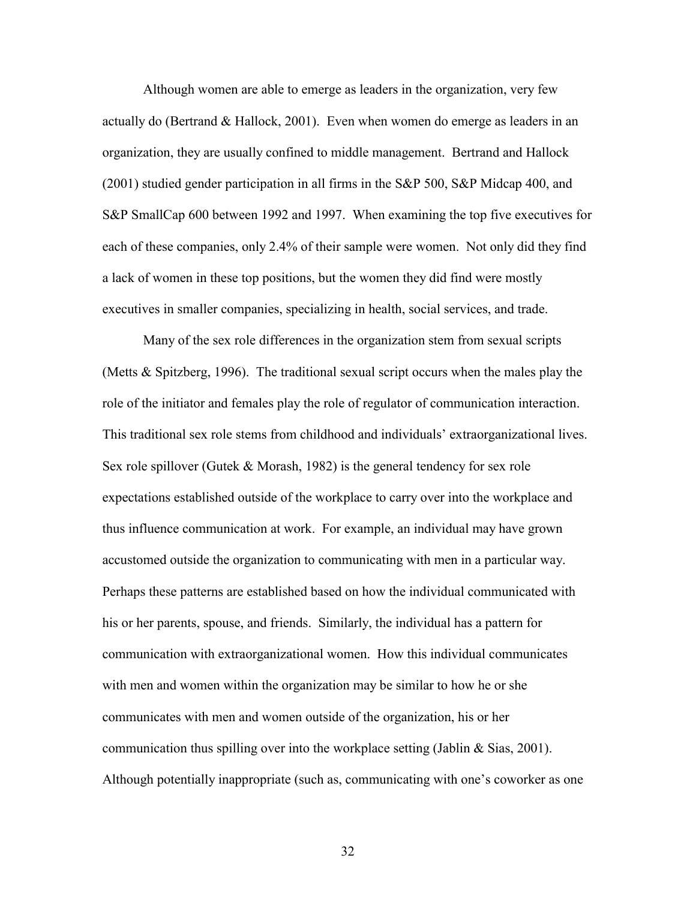Although women are able to emerge as leaders in the organization, very few actually do (Bertrand & Hallock, 2001). Even when women do emerge as leaders in an organization, they are usually confined to middle management. Bertrand and Hallock (2001) studied gender participation in all firms in the S&P 500, S&P Midcap 400, and S&P SmallCap 600 between 1992 and 1997. When examining the top five executives for each of these companies, only 2.4% of their sample were women. Not only did they find a lack of women in these top positions, but the women they did find were mostly executives in smaller companies, specializing in health, social services, and trade.

Many of the sex role differences in the organization stem from sexual scripts (Metts & Spitzberg, 1996). The traditional sexual script occurs when the males play the role of the initiator and females play the role of regulator of communication interaction. This traditional sex role stems from childhood and individuals' extraorganizational lives. Sex role spillover (Gutek & Morash, 1982) is the general tendency for sex role expectations established outside of the workplace to carry over into the workplace and thus influence communication at work. For example, an individual may have grown accustomed outside the organization to communicating with men in a particular way. Perhaps these patterns are established based on how the individual communicated with his or her parents, spouse, and friends. Similarly, the individual has a pattern for communication with extraorganizational women. How this individual communicates with men and women within the organization may be similar to how he or she communicates with men and women outside of the organization, his or her communication thus spilling over into the workplace setting (Jablin & Sias, 2001). Although potentially inappropriate (such as, communicating with one's coworker as one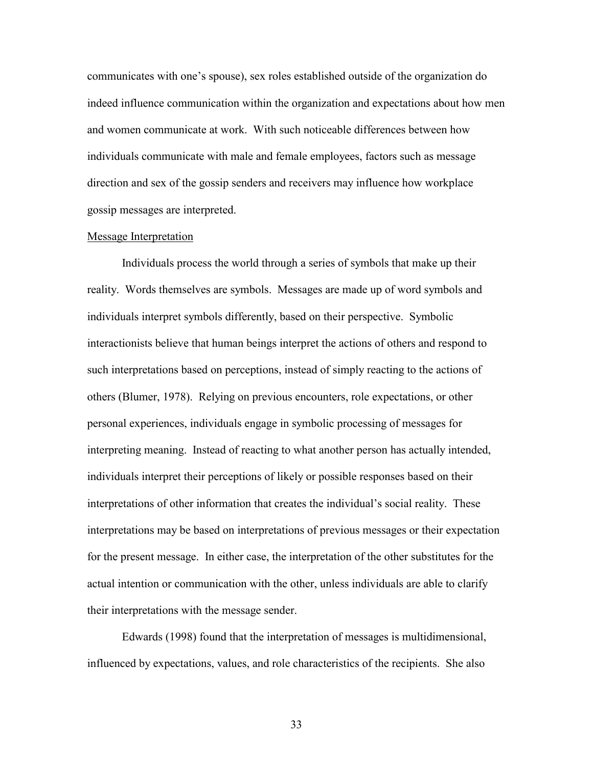communicates with one's spouse), sex roles established outside of the organization do indeed influence communication within the organization and expectations about how men and women communicate at work. With such noticeable differences between how individuals communicate with male and female employees, factors such as message direction and sex of the gossip senders and receivers may influence how workplace gossip messages are interpreted.

## Message Interpretation

Individuals process the world through a series of symbols that make up their reality. Words themselves are symbols. Messages are made up of word symbols and individuals interpret symbols differently, based on their perspective. Symbolic interactionists believe that human beings interpret the actions of others and respond to such interpretations based on perceptions, instead of simply reacting to the actions of others (Blumer, 1978). Relying on previous encounters, role expectations, or other personal experiences, individuals engage in symbolic processing of messages for interpreting meaning. Instead of reacting to what another person has actually intended, individuals interpret their perceptions of likely or possible responses based on their interpretations of other information that creates the individual's social reality. These interpretations may be based on interpretations of previous messages or their expectation for the present message. In either case, the interpretation of the other substitutes for the actual intention or communication with the other, unless individuals are able to clarify their interpretations with the message sender.

Edwards (1998) found that the interpretation of messages is multidimensional, influenced by expectations, values, and role characteristics of the recipients. She also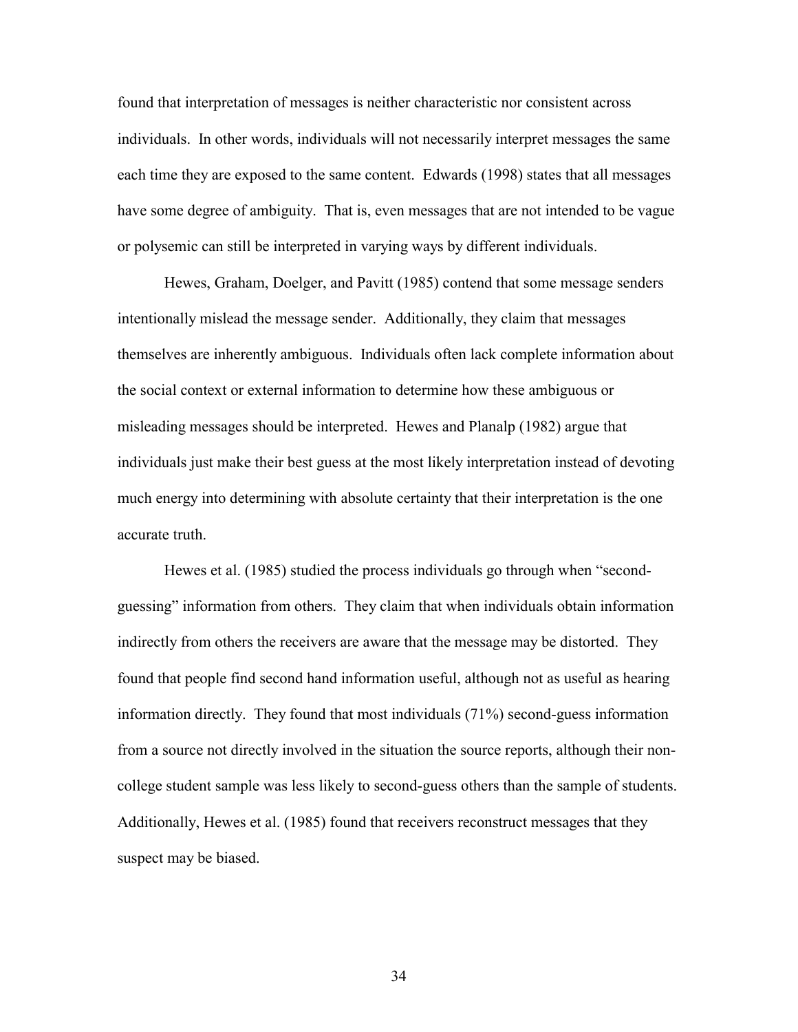found that interpretation of messages is neither characteristic nor consistent across individuals. In other words, individuals will not necessarily interpret messages the same each time they are exposed to the same content. Edwards (1998) states that all messages have some degree of ambiguity. That is, even messages that are not intended to be vague or polysemic can still be interpreted in varying ways by different individuals.

Hewes, Graham, Doelger, and Pavitt (1985) contend that some message senders intentionally mislead the message sender. Additionally, they claim that messages themselves are inherently ambiguous. Individuals often lack complete information about the social context or external information to determine how these ambiguous or misleading messages should be interpreted. Hewes and Planalp (1982) argue that individuals just make their best guess at the most likely interpretation instead of devoting much energy into determining with absolute certainty that their interpretation is the one accurate truth.

Hewes et al. (1985) studied the process individuals go through when "second-guessing" information from others. They claim that when individuals obtain information indirectly from others the receivers are aware that the message may be distorted. They found that people find second hand information useful, although not as useful as hearing information directly. They found that most individuals (71%) second-guess information from a source not directly involved in the situation the source reports, although their non-college student sample was less likely to second-guess others than the sample of students. Additionally, Hewes et al. (1985) found that receivers reconstruct messages that they suspect may be biased.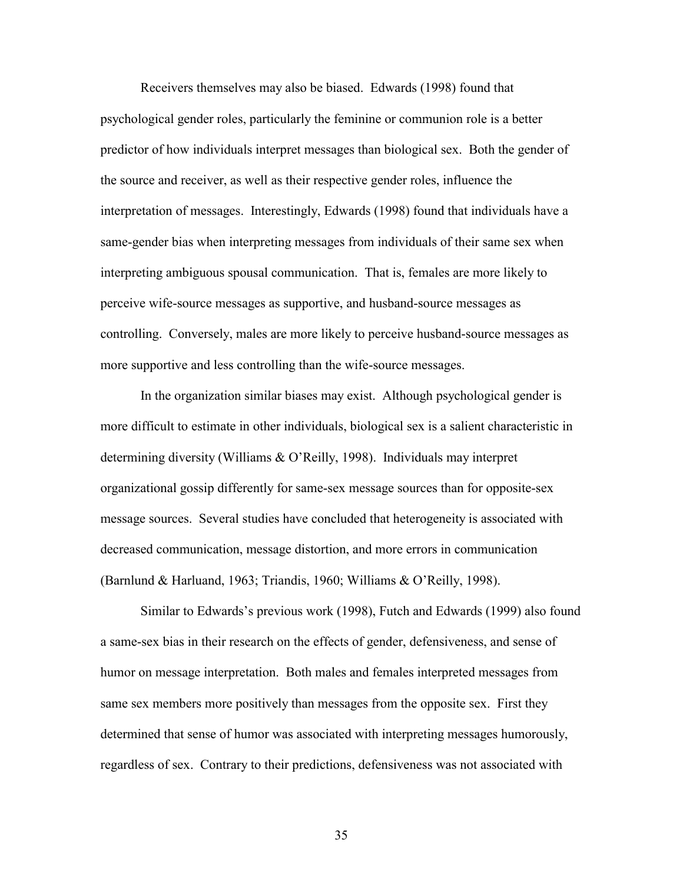Receivers themselves may also be biased. Edwards (1998) found that psychological gender roles, particularly the feminine or communion role is a better predictor of how individuals interpret messages than biological sex. Both the gender of the source and receiver, as well as their respective gender roles, influence the interpretation of messages. Interestingly, Edwards (1998) found that individuals have a same-gender bias when interpreting messages from individuals of their same sex when interpreting ambiguous spousal communication. That is, females are more likely to perceive wife-source messages as supportive, and husband-source messages as controlling. Conversely, males are more likely to perceive husband-source messages as more supportive and less controlling than the wife-source messages.

In the organization similar biases may exist. Although psychological gender is more difficult to estimate in other individuals, biological sex is a salient characteristic in determining diversity (Williams & O'Reilly, 1998). Individuals may interpret organizational gossip differently for same-sex message sources than for opposite-sex message sources. Several studies have concluded that heterogeneity is associated with decreased communication, message distortion, and more errors in communication (Barnlund & Harluand, 1963; Triandis, 1960; Williams & O'Reilly, 1998).

Similar to Edwards's previous work (1998), Futch and Edwards (1999) also found a same-sex bias in their research on the effects of gender, defensiveness, and sense of humor on message interpretation. Both males and females interpreted messages from same sex members more positively than messages from the opposite sex. First they determined that sense of humor was associated with interpreting messages humorously, regardless of sex. Contrary to their predictions, defensiveness was not associated with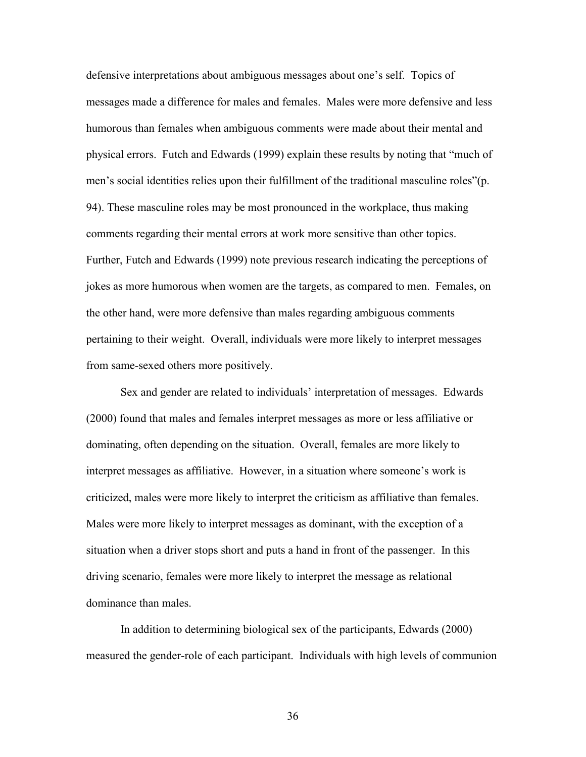defensive interpretations about ambiguous messages about one's self. Topics of messages made a difference for males and females. Males were more defensive and less humorous than females when ambiguous comments were made about their mental and physical errors. Futch and Edwards (1999) explain these results by noting that "much of men's social identities relies upon their fulfillment of the traditional masculine roles"(p. 94). These masculine roles may be most pronounced in the workplace, thus making comments regarding their mental errors at work more sensitive than other topics. Further, Futch and Edwards (1999) note previous research indicating the perceptions of jokes as more humorous when women are the targets, as compared to men. Females, on the other hand, were more defensive than males regarding ambiguous comments pertaining to their weight. Overall, individuals were more likely to interpret messages from same-sexed others more positively.

Sex and gender are related to individuals' interpretation of messages. Edwards (2000) found that males and females interpret messages as more or less affiliative or dominating, often depending on the situation. Overall, females are more likely to interpret messages as affiliative. However, in a situation where someone's work is criticized, males were more likely to interpret the criticism as affiliative than females. Males were more likely to interpret messages as dominant, with the exception of a situation when a driver stops short and puts a hand in front of the passenger. In this driving scenario, females were more likely to interpret the message as relational dominance than males.

In addition to determining biological sex of the participants, Edwards (2000) measured the gender-role of each participant. Individuals with high levels of communion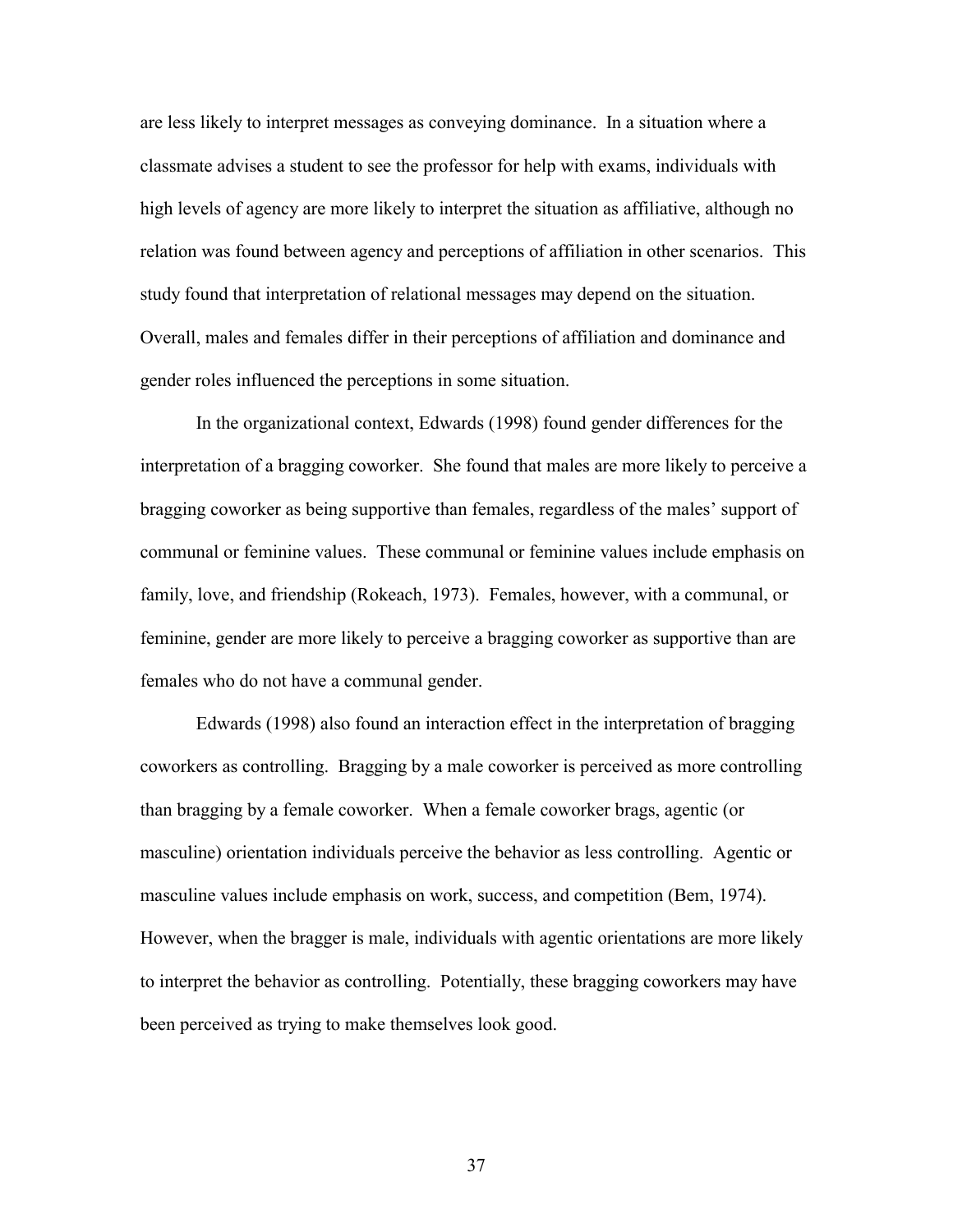are less likely to interpret messages as conveying dominance. In a situation where a classmate advises a student to see the professor for help with exams, individuals with high levels of agency are more likely to interpret the situation as affiliative, although no relation was found between agency and perceptions of affiliation in other scenarios. This study found that interpretation of relational messages may depend on the situation. Overall, males and females differ in their perceptions of affiliation and dominance and gender roles influenced the perceptions in some situation.

In the organizational context, Edwards (1998) found gender differences for the interpretation of a bragging coworker. She found that males are more likely to perceive a bragging coworker as being supportive than females, regardless of the males' support of communal or feminine values. These communal or feminine values include emphasis on family, love, and friendship (Rokeach, 1973). Females, however, with a communal, or feminine, gender are more likely to perceive a bragging coworker as supportive than are females who do not have a communal gender.

Edwards (1998) also found an interaction effect in the interpretation of bragging coworkers as controlling. Bragging by a male coworker is perceived as more controlling than bragging by a female coworker. When a female coworker brags, agentic (or masculine) orientation individuals perceive the behavior as less controlling. Agentic or masculine values include emphasis on work, success, and competition (Bem, 1974). However, when the bragger is male, individuals with agentic orientations are more likely to interpret the behavior as controlling. Potentially, these bragging coworkers may have been perceived as trying to make themselves look good.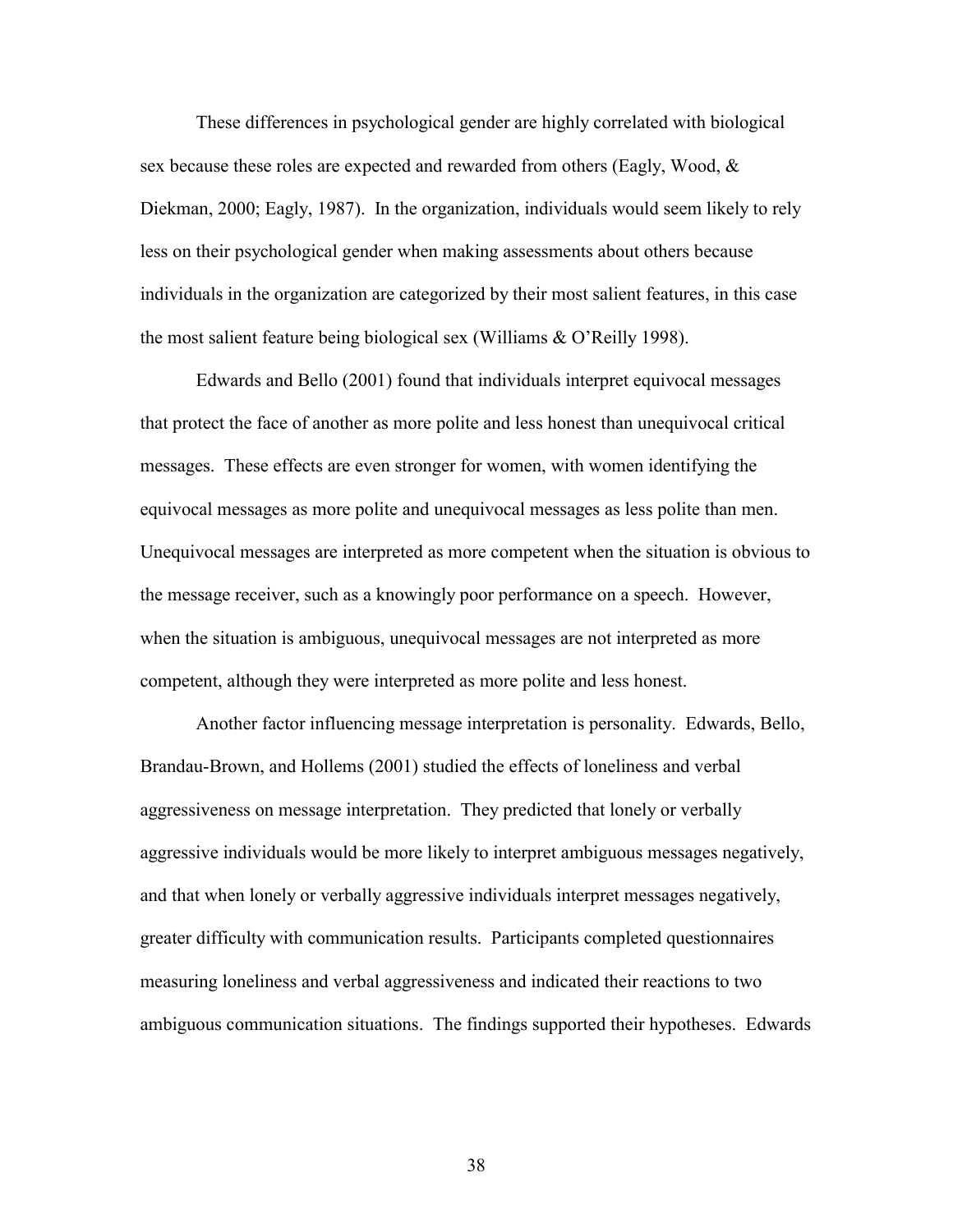These differences in psychological gender are highly correlated with biological sex because these roles are expected and rewarded from others (Eagly, Wood, & Diekman, 2000; Eagly, 1987). In the organization, individuals would seem likely to rely less on their psychological gender when making assessments about others because individuals in the organization are categorized by their most salient features, in this case the most salient feature being biological sex (Williams & O'Reilly 1998).

Edwards and Bello (2001) found that individuals interpret equivocal messages that protect the face of another as more polite and less honest than unequivocal critical messages. These effects are even stronger for women, with women identifying the equivocal messages as more polite and unequivocal messages as less polite than men. Unequivocal messages are interpreted as more competent when the situation is obvious to the message receiver, such as a knowingly poor performance on a speech. However, when the situation is ambiguous, unequivocal messages are not interpreted as more competent, although they were interpreted as more polite and less honest.

Another factor influencing message interpretation is personality. Edwards, Bello, Brandau-Brown, and Hollems (2001) studied the effects of loneliness and verbal aggressiveness on message interpretation. They predicted that lonely or verbally aggressive individuals would be more likely to interpret ambiguous messages negatively, and that when lonely or verbally aggressive individuals interpret messages negatively, greater difficulty with communication results. Participants completed questionnaires measuring loneliness and verbal aggressiveness and indicated their reactions to two ambiguous communication situations. The findings supported their hypotheses. Edwards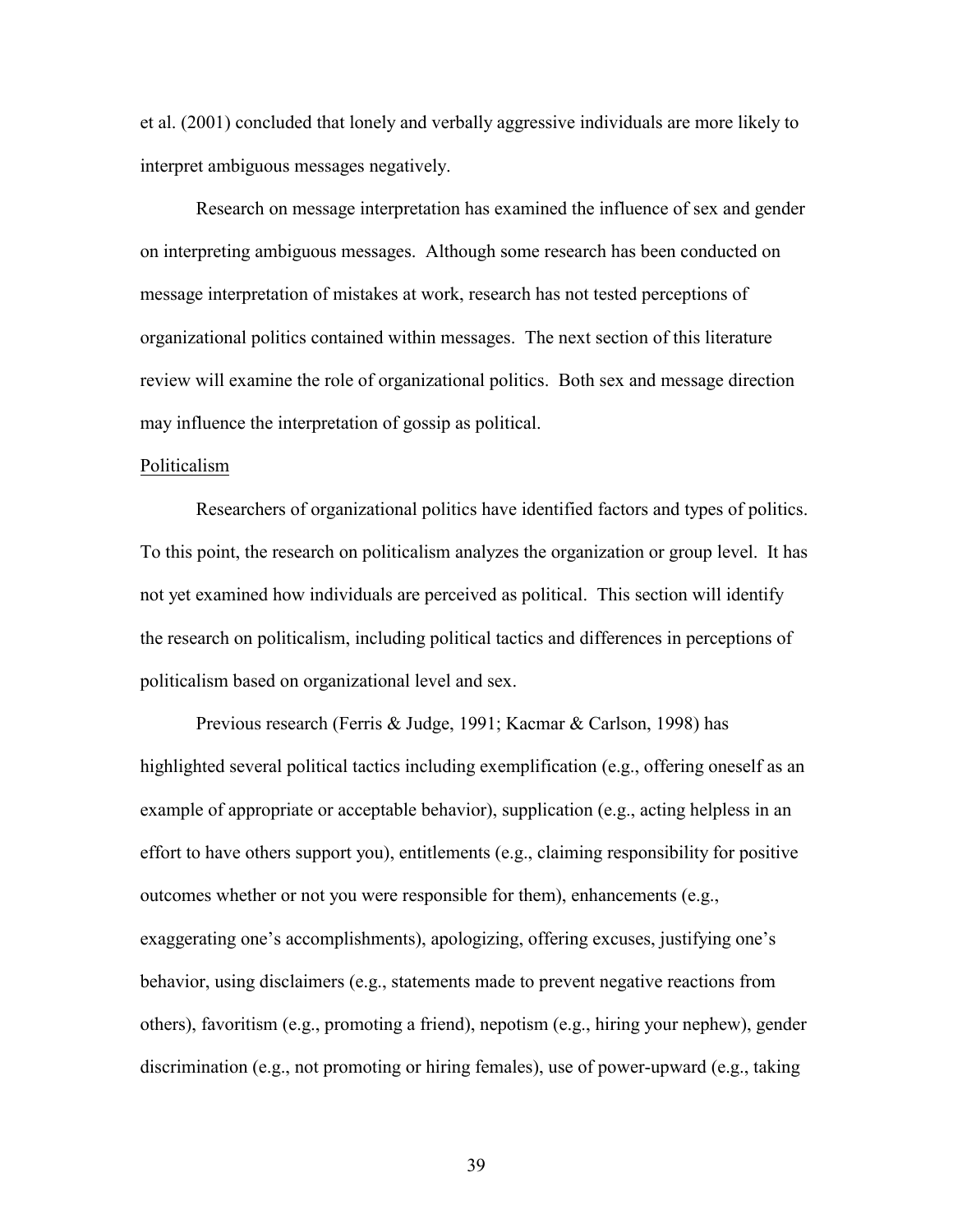et al. (2001) concluded that lonely and verbally aggressive individuals are more likely to interpret ambiguous messages negatively.

Research on message interpretation has examined the influence of sex and gender on interpreting ambiguous messages. Although some research has been conducted on message interpretation of mistakes at work, research has not tested perceptions of organizational politics contained within messages. The next section of this literature review will examine the role of organizational politics. Both sex and message direction may influence the interpretation of gossip as political.

### Politicalism

Researchers of organizational politics have identified factors and types of politics. To this point, the research on politicalism analyzes the organization or group level. It has not yet examined how individuals are perceived as political. This section will identify the research on politicalism, including political tactics and differences in perceptions of politicalism based on organizational level and sex.

Previous research (Ferris & Judge, 1991; Kacmar & Carlson, 1998) has highlighted several political tactics including exemplification (e.g., offering oneself as an example of appropriate or acceptable behavior), supplication (e.g., acting helpless in an effort to have others support you), entitlements (e.g., claiming responsibility for positive outcomes whether or not you were responsible for them), enhancements (e.g., exaggerating one's accomplishments), apologizing, offering excuses, justifying one's behavior, using disclaimers (e.g., statements made to prevent negative reactions from others), favoritism (e.g., promoting a friend), nepotism (e.g., hiring your nephew), gender discrimination (e.g., not promoting or hiring females), use of power-upward (e.g., taking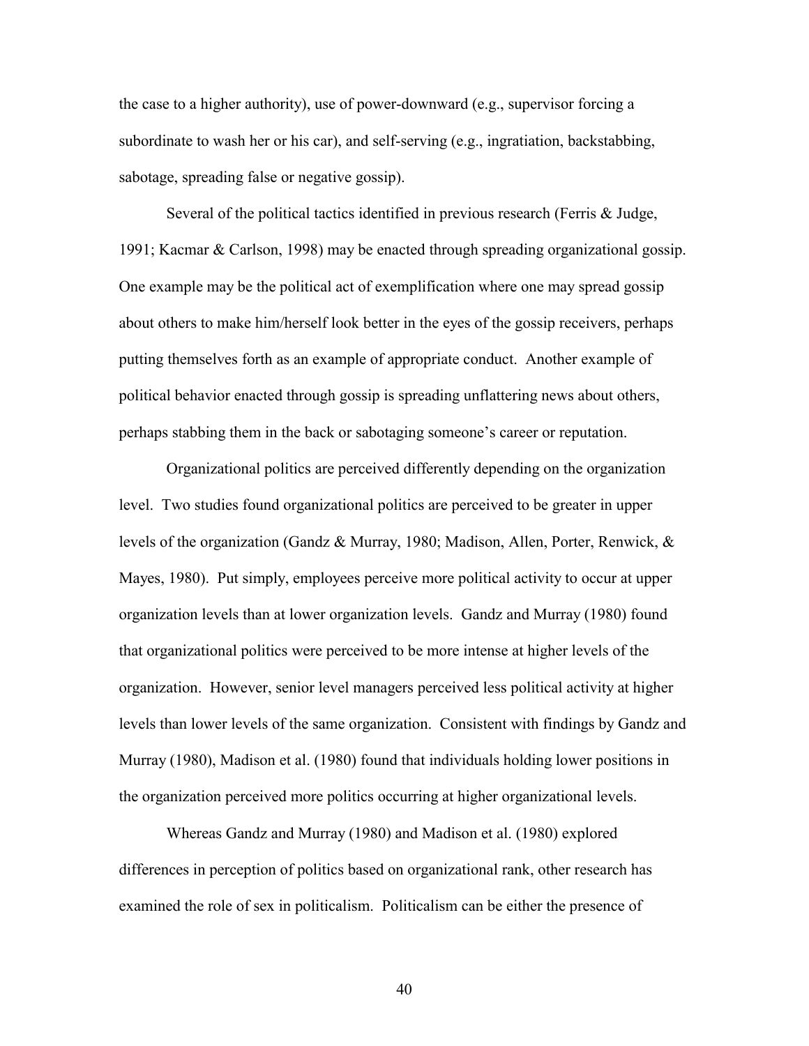the case to a higher authority), use of power-downward (e.g., supervisor forcing a subordinate to wash her or his car), and self-serving (e.g., ingratiation, backstabbing, sabotage, spreading false or negative gossip).

Several of the political tactics identified in previous research (Ferris & Judge, 1991; Kacmar & Carlson, 1998) may be enacted through spreading organizational gossip. One example may be the political act of exemplification where one may spread gossip about others to make him/herself look better in the eyes of the gossip receivers, perhaps putting themselves forth as an example of appropriate conduct. Another example of political behavior enacted through gossip is spreading unflattering news about others, perhaps stabbing them in the back or sabotaging someone's career or reputation.

Organizational politics are perceived differently depending on the organization level. Two studies found organizational politics are perceived to be greater in upper levels of the organization (Gandz & Murray, 1980; Madison, Allen, Porter, Renwick, & Mayes, 1980). Put simply, employees perceive more political activity to occur at upper organization levels than at lower organization levels. Gandz and Murray (1980) found that organizational politics were perceived to be more intense at higher levels of the organization. However, senior level managers perceived less political activity at higher levels than lower levels of the same organization. Consistent with findings by Gandz and Murray (1980), Madison et al. (1980) found that individuals holding lower positions in the organization perceived more politics occurring at higher organizational levels.

Whereas Gandz and Murray (1980) and Madison et al. (1980) explored differences in perception of politics based on organizational rank, other research has examined the role of sex in politicalism. Politicalism can be either the presence of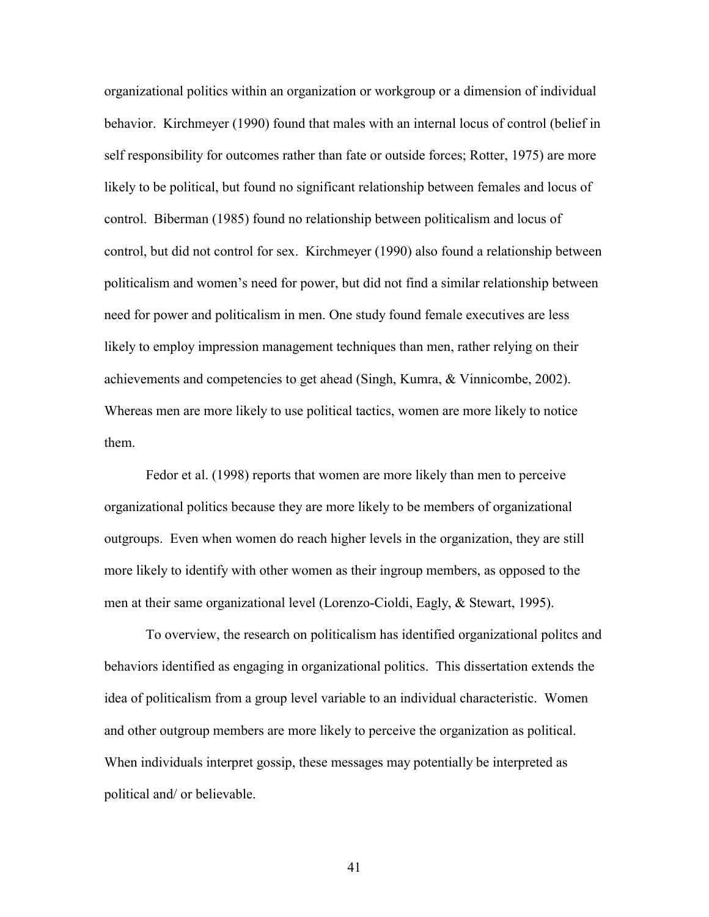organizational politics within an organization or workgroup or a dimension of individual behavior. Kirchmeyer (1990) found that males with an internal locus of control (belief in self responsibility for outcomes rather than fate or outside forces; Rotter, 1975) are more likely to be political, but found no significant relationship between females and locus of control. Biberman (1985) found no relationship between politicalism and locus of control, but did not control for sex. Kirchmeyer (1990) also found a relationship between politicalism and women's need for power, but did not find a similar relationship between need for power and politicalism in men. One study found female executives are less likely to employ impression management techniques than men, rather relying on their achievements and competencies to get ahead (Singh, Kumra, & Vinnicombe, 2002). Whereas men are more likely to use political tactics, women are more likely to notice them.

Fedor et al. (1998) reports that women are more likely than men to perceive organizational politics because they are more likely to be members of organizational outgroups. Even when women do reach higher levels in the organization, they are still more likely to identify with other women as their ingroup members, as opposed to the men at their same organizational level (Lorenzo-Cioldi, Eagly, & Stewart, 1995).

To overview, the research on politicalism has identified organizational politcs and behaviors identified as engaging in organizational politics. This dissertation extends the idea of politicalism from a group level variable to an individual characteristic. Women and other outgroup members are more likely to perceive the organization as political. When individuals interpret gossip, these messages may potentially be interpreted as political and/ or believable.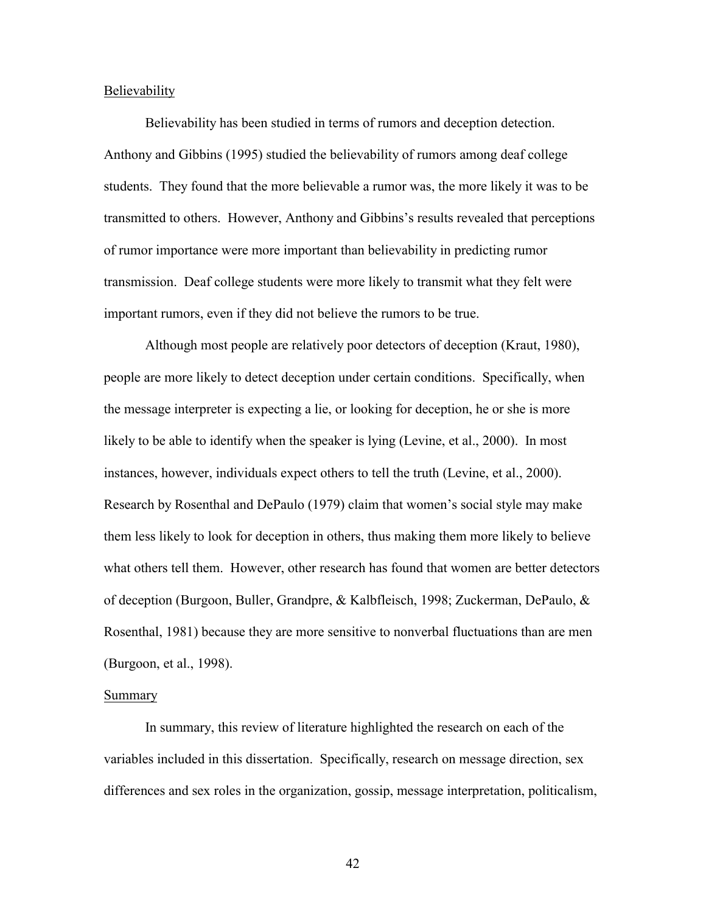## Believability

Believability has been studied in terms of rumors and deception detection. Anthony and Gibbins (1995) studied the believability of rumors among deaf college students. They found that the more believable a rumor was, the more likely it was to be transmitted to others. However, Anthony and Gibbins's results revealed that perceptions of rumor importance were more important than believability in predicting rumor transmission. Deaf college students were more likely to transmit what they felt were important rumors, even if they did not believe the rumors to be true.

Although most people are relatively poor detectors of deception (Kraut, 1980), people are more likely to detect deception under certain conditions. Specifically, when the message interpreter is expecting a lie, or looking for deception, he or she is more likely to be able to identify when the speaker is lying (Levine, et al., 2000). In most instances, however, individuals expect others to tell the truth (Levine, et al., 2000). Research by Rosenthal and DePaulo (1979) claim that women's social style may make them less likely to look for deception in others, thus making them more likely to believe what others tell them. However, other research has found that women are better detectors of deception (Burgoon, Buller, Grandpre, & Kalbfleisch, 1998; Zuckerman, DePaulo, & Rosenthal, 1981) because they are more sensitive to nonverbal fluctuations than are men (Burgoon, et al., 1998).

## Summary

In summary, this review of literature highlighted the research on each of the variables included in this dissertation. Specifically, research on message direction, sex differences and sex roles in the organization, gossip, message interpretation, politicalism,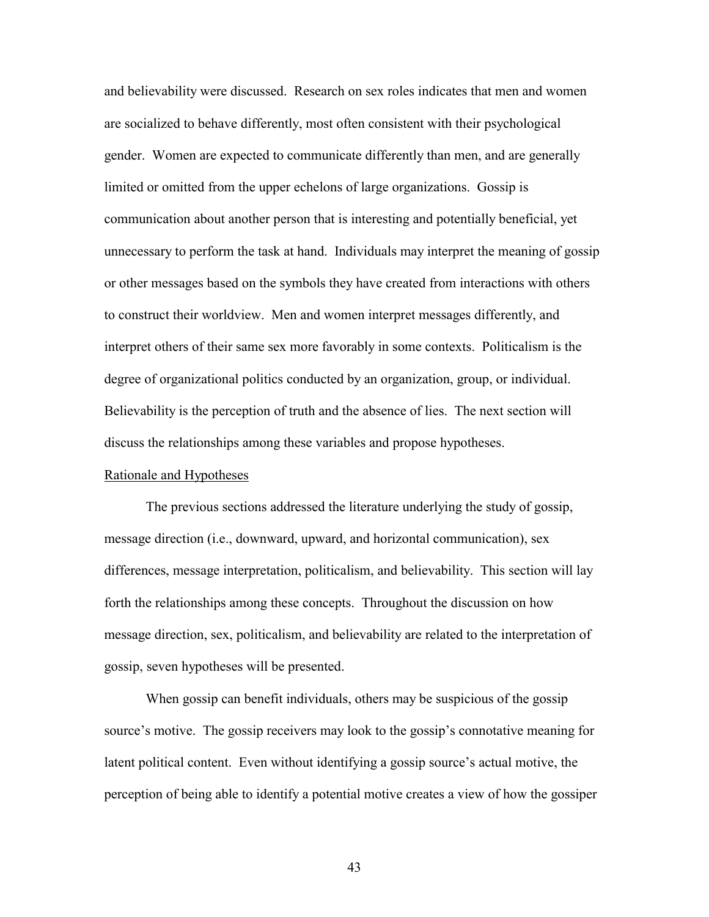and believability were discussed. Research on sex roles indicates that men and women are socialized to behave differently, most often consistent with their psychological gender. Women are expected to communicate differently than men, and are generally limited or omitted from the upper echelons of large organizations. Gossip is communication about another person that is interesting and potentially beneficial, yet unnecessary to perform the task at hand. Individuals may interpret the meaning of gossip or other messages based on the symbols they have created from interactions with others to construct their worldview. Men and women interpret messages differently, and interpret others of their same sex more favorably in some contexts. Politicalism is the degree of organizational politics conducted by an organization, group, or individual. Believability is the perception of truth and the absence of lies. The next section will discuss the relationships among these variables and propose hypotheses.

## Rationale and Hypotheses

The previous sections addressed the literature underlying the study of gossip, message direction (i.e., downward, upward, and horizontal communication), sex differences, message interpretation, politicalism, and believability. This section will lay forth the relationships among these concepts. Throughout the discussion on how message direction, sex, politicalism, and believability are related to the interpretation of gossip, seven hypotheses will be presented.

When gossip can benefit individuals, others may be suspicious of the gossip source's motive. The gossip receivers may look to the gossip's connotative meaning for latent political content. Even without identifying a gossip source's actual motive, the perception of being able to identify a potential motive creates a view of how the gossiper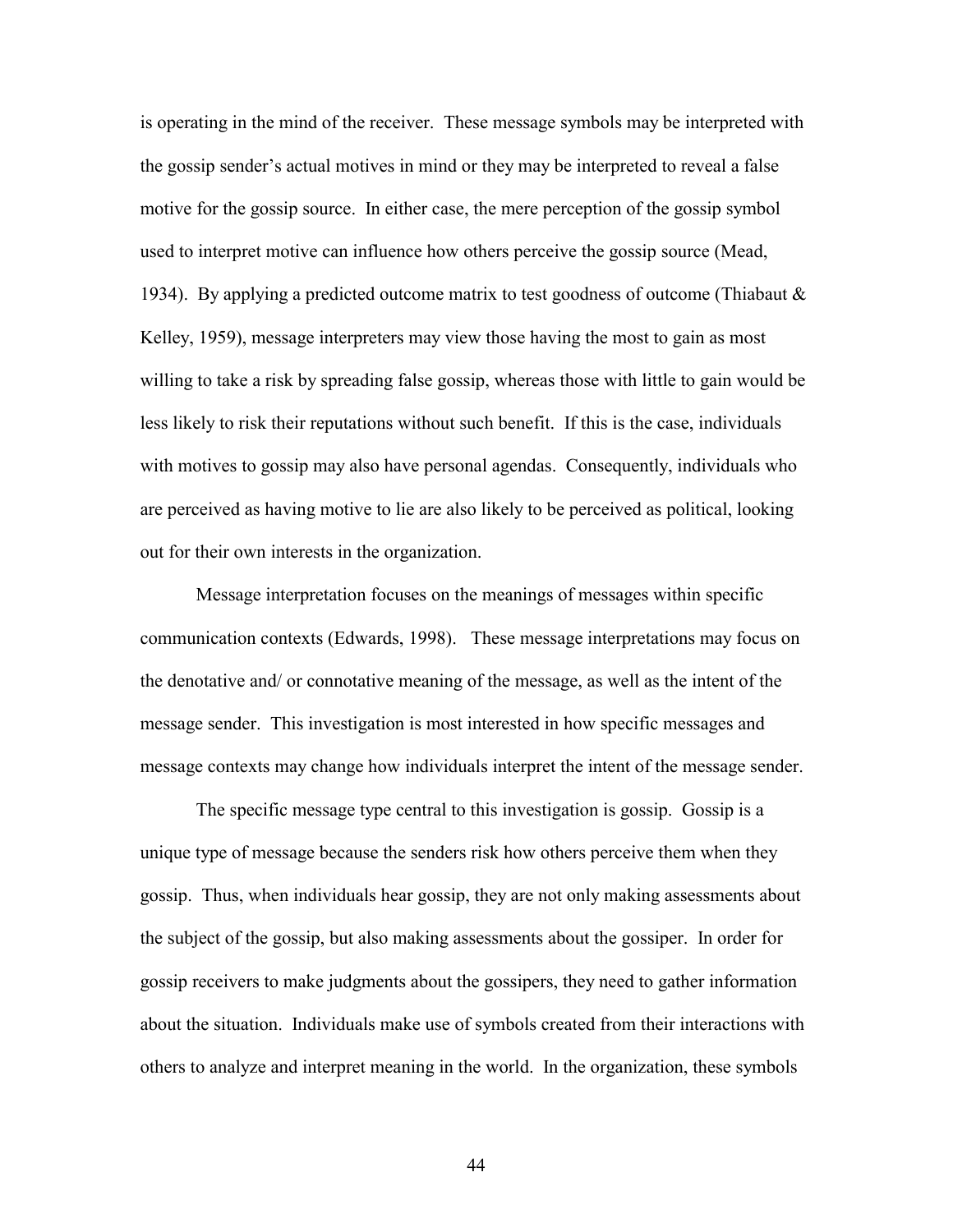is operating in the mind of the receiver. These message symbols may be interpreted with the gossip sender's actual motives in mind or they may be interpreted to reveal a false motive for the gossip source. In either case, the mere perception of the gossip symbol used to interpret motive can influence how others perceive the gossip source (Mead, 1934). By applying a predicted outcome matrix to test goodness of outcome (Thiabaut & Kelley, 1959), message interpreters may view those having the most to gain as most willing to take a risk by spreading false gossip, whereas those with little to gain would be less likely to risk their reputations without such benefit. If this is the case, individuals with motives to gossip may also have personal agendas. Consequently, individuals who are perceived as having motive to lie are also likely to be perceived as political, looking out for their own interests in the organization.

Message interpretation focuses on the meanings of messages within specific communication contexts (Edwards, 1998). These message interpretations may focus on the denotative and/ or connotative meaning of the message, as well as the intent of the message sender. This investigation is most interested in how specific messages and message contexts may change how individuals interpret the intent of the message sender.

The specific message type central to this investigation is gossip. Gossip is a unique type of message because the senders risk how others perceive them when they gossip. Thus, when individuals hear gossip, they are not only making assessments about the subject of the gossip, but also making assessments about the gossiper. In order for gossip receivers to make judgments about the gossipers, they need to gather information about the situation. Individuals make use of symbols created from their interactions with others to analyze and interpret meaning in the world. In the organization, these symbols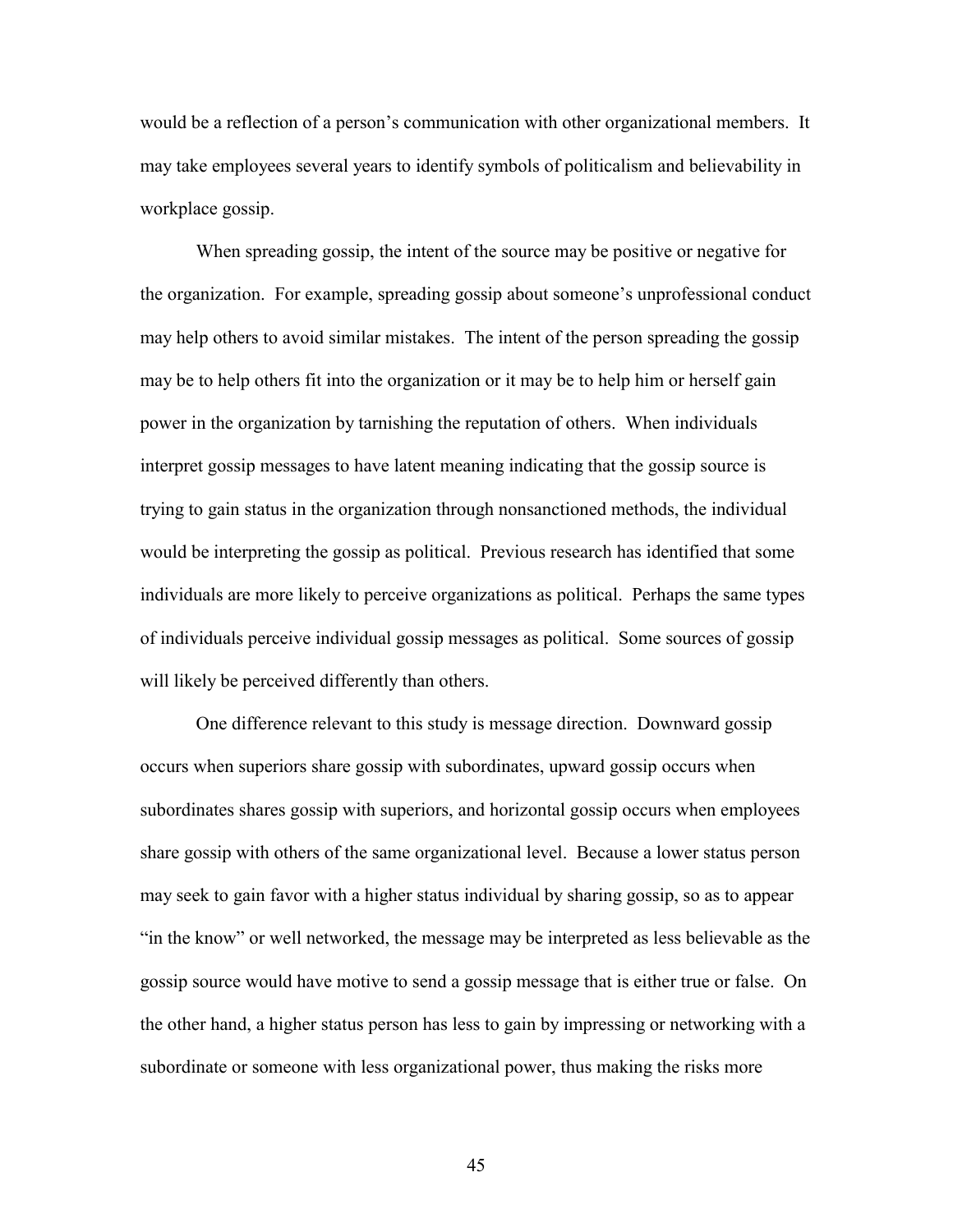would be a reflection of a person's communication with other organizational members. It may take employees several years to identify symbols of politicalism and believability in workplace gossip.

When spreading gossip, the intent of the source may be positive or negative for the organization. For example, spreading gossip about someone's unprofessional conduct may help others to avoid similar mistakes. The intent of the person spreading the gossip may be to help others fit into the organization or it may be to help him or herself gain power in the organization by tarnishing the reputation of others. When individuals interpret gossip messages to have latent meaning indicating that the gossip source is trying to gain status in the organization through nonsanctioned methods, the individual would be interpreting the gossip as political. Previous research has identified that some individuals are more likely to perceive organizations as political. Perhaps the same types of individuals perceive individual gossip messages as political. Some sources of gossip will likely be perceived differently than others.

One difference relevant to this study is message direction. Downward gossip occurs when superiors share gossip with subordinates, upward gossip occurs when subordinates shares gossip with superiors, and horizontal gossip occurs when employees share gossip with others of the same organizational level. Because a lower status person may seek to gain favor with a higher status individual by sharing gossip, so as to appear "in the know" or well networked, the message may be interpreted as less believable as the gossip source would have motive to send a gossip message that is either true or false. On the other hand, a higher status person has less to gain by impressing or networking with a subordinate or someone with less organizational power, thus making the risks more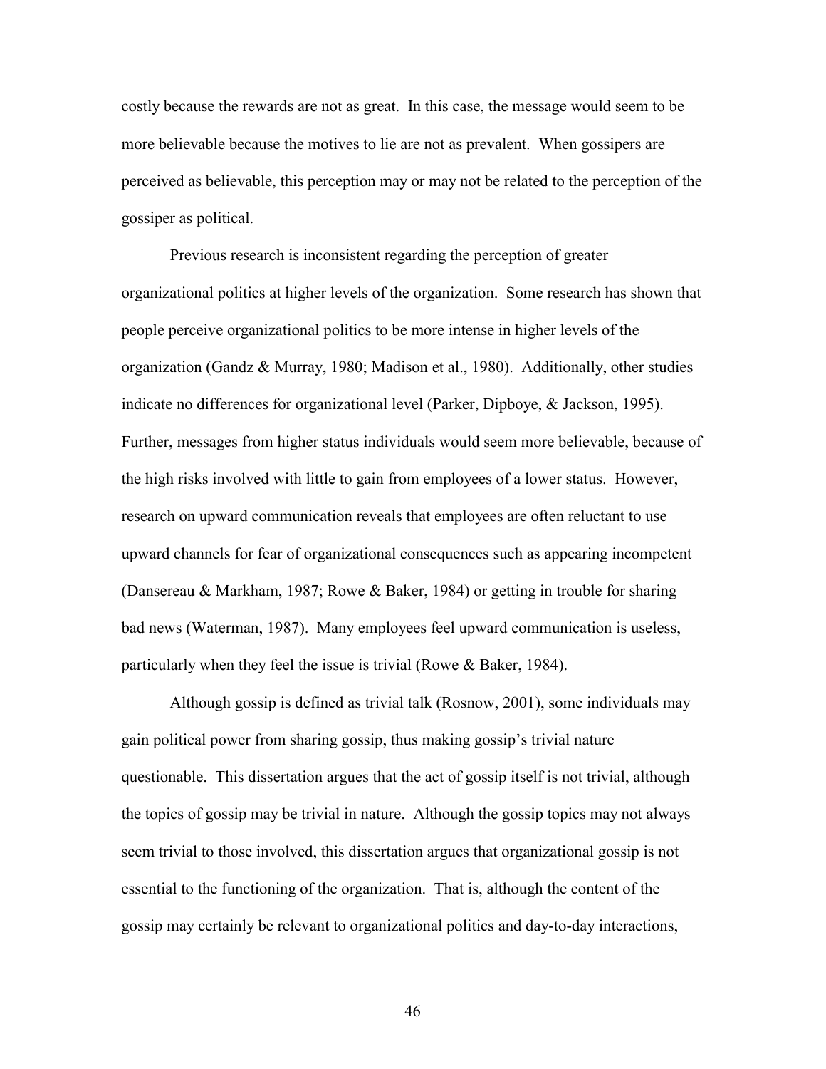costly because the rewards are not as great. In this case, the message would seem to be more believable because the motives to lie are not as prevalent. When gossipers are perceived as believable, this perception may or may not be related to the perception of the gossiper as political.

Previous research is inconsistent regarding the perception of greater organizational politics at higher levels of the organization. Some research has shown that people perceive organizational politics to be more intense in higher levels of the organization (Gandz & Murray, 1980; Madison et al., 1980). Additionally, other studies indicate no differences for organizational level (Parker, Dipboye, & Jackson, 1995). Further, messages from higher status individuals would seem more believable, because of the high risks involved with little to gain from employees of a lower status. However, research on upward communication reveals that employees are often reluctant to use upward channels for fear of organizational consequences such as appearing incompetent (Dansereau & Markham, 1987; Rowe & Baker, 1984) or getting in trouble for sharing bad news (Waterman, 1987). Many employees feel upward communication is useless, particularly when they feel the issue is trivial (Rowe & Baker, 1984).

Although gossip is defined as trivial talk (Rosnow, 2001), some individuals may gain political power from sharing gossip, thus making gossip's trivial nature questionable. This dissertation argues that the act of gossip itself is not trivial, although the topics of gossip may be trivial in nature. Although the gossip topics may not always seem trivial to those involved, this dissertation argues that organizational gossip is not essential to the functioning of the organization. That is, although the content of the gossip may certainly be relevant to organizational politics and day-to-day interactions,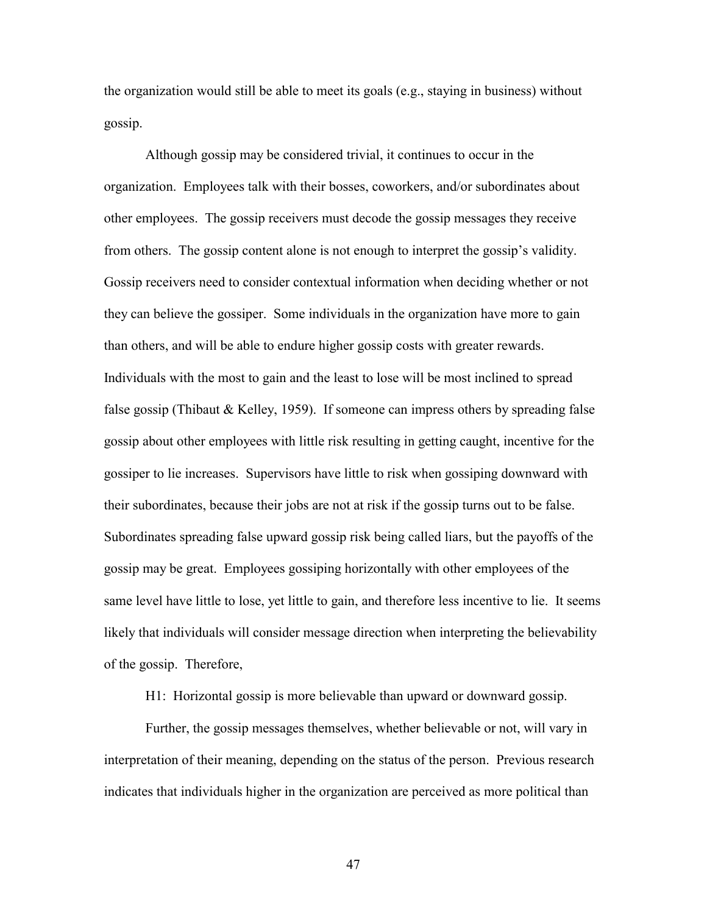the organization would still be able to meet its goals (e.g., staying in business) without gossip.

Although gossip may be considered trivial, it continues to occur in the organization. Employees talk with their bosses, coworkers, and/or subordinates about other employees. The gossip receivers must decode the gossip messages they receive from others. The gossip content alone is not enough to interpret the gossip's validity. Gossip receivers need to consider contextual information when deciding whether or not they can believe the gossiper. Some individuals in the organization have more to gain than others, and will be able to endure higher gossip costs with greater rewards. Individuals with the most to gain and the least to lose will be most inclined to spread false gossip (Thibaut & Kelley, 1959). If someone can impress others by spreading false gossip about other employees with little risk resulting in getting caught, incentive for the gossiper to lie increases. Supervisors have little to risk when gossiping downward with their subordinates, because their jobs are not at risk if the gossip turns out to be false. Subordinates spreading false upward gossip risk being called liars, but the payoffs of the gossip may be great. Employees gossiping horizontally with other employees of the same level have little to lose, yet little to gain, and therefore less incentive to lie. It seems likely that individuals will consider message direction when interpreting the believability of the gossip. Therefore,

H1: Horizontal gossip is more believable than upward or downward gossip.

Further, the gossip messages themselves, whether believable or not, will vary in interpretation of their meaning, depending on the status of the person. Previous research indicates that individuals higher in the organization are perceived as more political than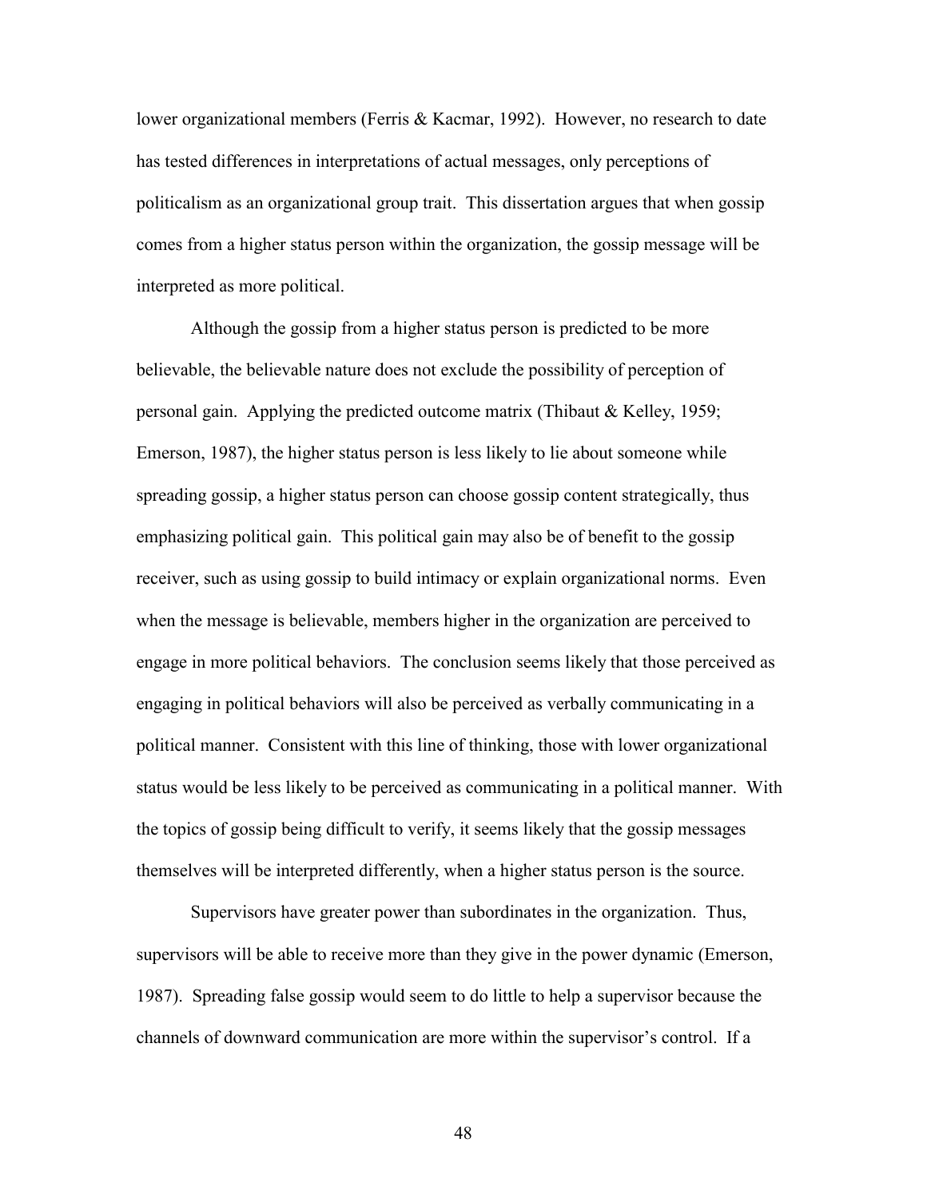lower organizational members (Ferris & Kacmar, 1992). However, no research to date has tested differences in interpretations of actual messages, only perceptions of politicalism as an organizational group trait. This dissertation argues that when gossip comes from a higher status person within the organization, the gossip message will be interpreted as more political.

Although the gossip from a higher status person is predicted to be more believable, the believable nature does not exclude the possibility of perception of personal gain. Applying the predicted outcome matrix (Thibaut & Kelley, 1959; Emerson, 1987), the higher status person is less likely to lie about someone while spreading gossip, a higher status person can choose gossip content strategically, thus emphasizing political gain. This political gain may also be of benefit to the gossip receiver, such as using gossip to build intimacy or explain organizational norms. Even when the message is believable, members higher in the organization are perceived to engage in more political behaviors. The conclusion seems likely that those perceived as engaging in political behaviors will also be perceived as verbally communicating in a political manner. Consistent with this line of thinking, those with lower organizational status would be less likely to be perceived as communicating in a political manner. With the topics of gossip being difficult to verify, it seems likely that the gossip messages themselves will be interpreted differently, when a higher status person is the source.

Supervisors have greater power than subordinates in the organization. Thus, supervisors will be able to receive more than they give in the power dynamic (Emerson, 1987). Spreading false gossip would seem to do little to help a supervisor because the channels of downward communication are more within the supervisor's control. If a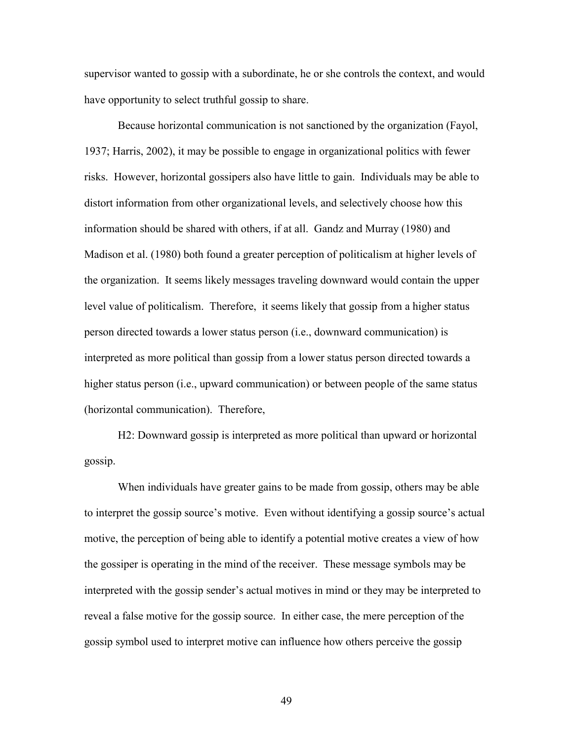supervisor wanted to gossip with a subordinate, he or she controls the context, and would have opportunity to select truthful gossip to share.

Because horizontal communication is not sanctioned by the organization (Fayol, 1937; Harris, 2002), it may be possible to engage in organizational politics with fewer risks. However, horizontal gossipers also have little to gain. Individuals may be able to distort information from other organizational levels, and selectively choose how this information should be shared with others, if at all. Gandz and Murray (1980) and Madison et al. (1980) both found a greater perception of politicalism at higher levels of the organization. It seems likely messages traveling downward would contain the upper level value of politicalism. Therefore, it seems likely that gossip from a higher status person directed towards a lower status person (i.e., downward communication) is interpreted as more political than gossip from a lower status person directed towards a higher status person (i.e., upward communication) or between people of the same status (horizontal communication). Therefore,

H2: Downward gossip is interpreted as more political than upward or horizontal gossip.

When individuals have greater gains to be made from gossip, others may be able to interpret the gossip source's motive. Even without identifying a gossip source's actual motive, the perception of being able to identify a potential motive creates a view of how the gossiper is operating in the mind of the receiver. These message symbols may be interpreted with the gossip sender's actual motives in mind or they may be interpreted to reveal a false motive for the gossip source. In either case, the mere perception of the gossip symbol used to interpret motive can influence how others perceive the gossip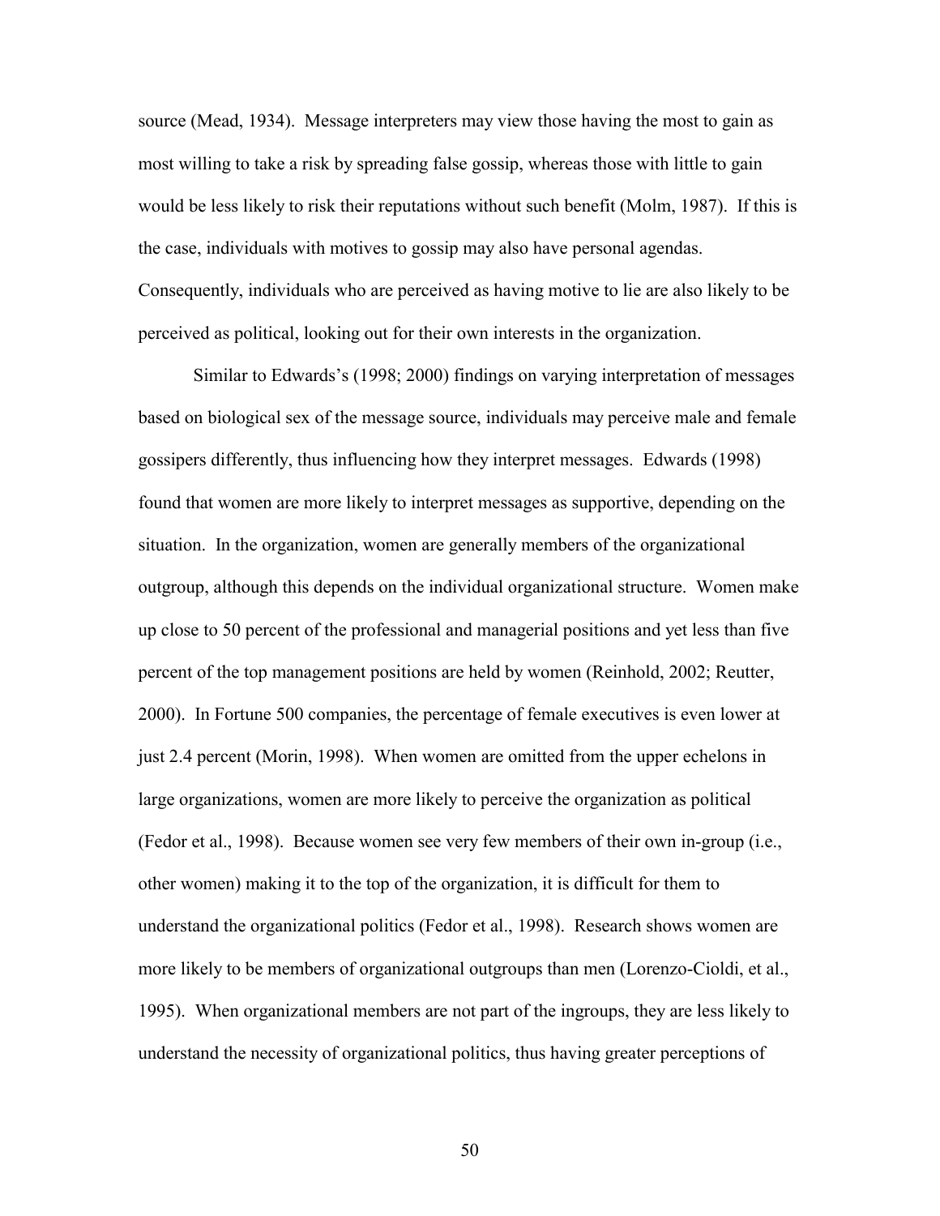source (Mead, 1934). Message interpreters may view those having the most to gain as most willing to take a risk by spreading false gossip, whereas those with little to gain would be less likely to risk their reputations without such benefit (Molm, 1987). If this is the case, individuals with motives to gossip may also have personal agendas. Consequently, individuals who are perceived as having motive to lie are also likely to be perceived as political, looking out for their own interests in the organization.

Similar to Edwards's (1998; 2000) findings on varying interpretation of messages based on biological sex of the message source, individuals may perceive male and female gossipers differently, thus influencing how they interpret messages. Edwards (1998) found that women are more likely to interpret messages as supportive, depending on the situation. In the organization, women are generally members of the organizational outgroup, although this depends on the individual organizational structure. Women make up close to 50 percent of the professional and managerial positions and yet less than five percent of the top management positions are held by women (Reinhold, 2002; Reutter, 2000). In Fortune 500 companies, the percentage of female executives is even lower at just 2.4 percent (Morin, 1998). When women are omitted from the upper echelons in large organizations, women are more likely to perceive the organization as political (Fedor et al., 1998). Because women see very few members of their own in-group (i.e., other women) making it to the top of the organization, it is difficult for them to understand the organizational politics (Fedor et al., 1998). Research shows women are more likely to be members of organizational outgroups than men (Lorenzo-Cioldi, et al., 1995). When organizational members are not part of the ingroups, they are less likely to understand the necessity of organizational politics, thus having greater perceptions of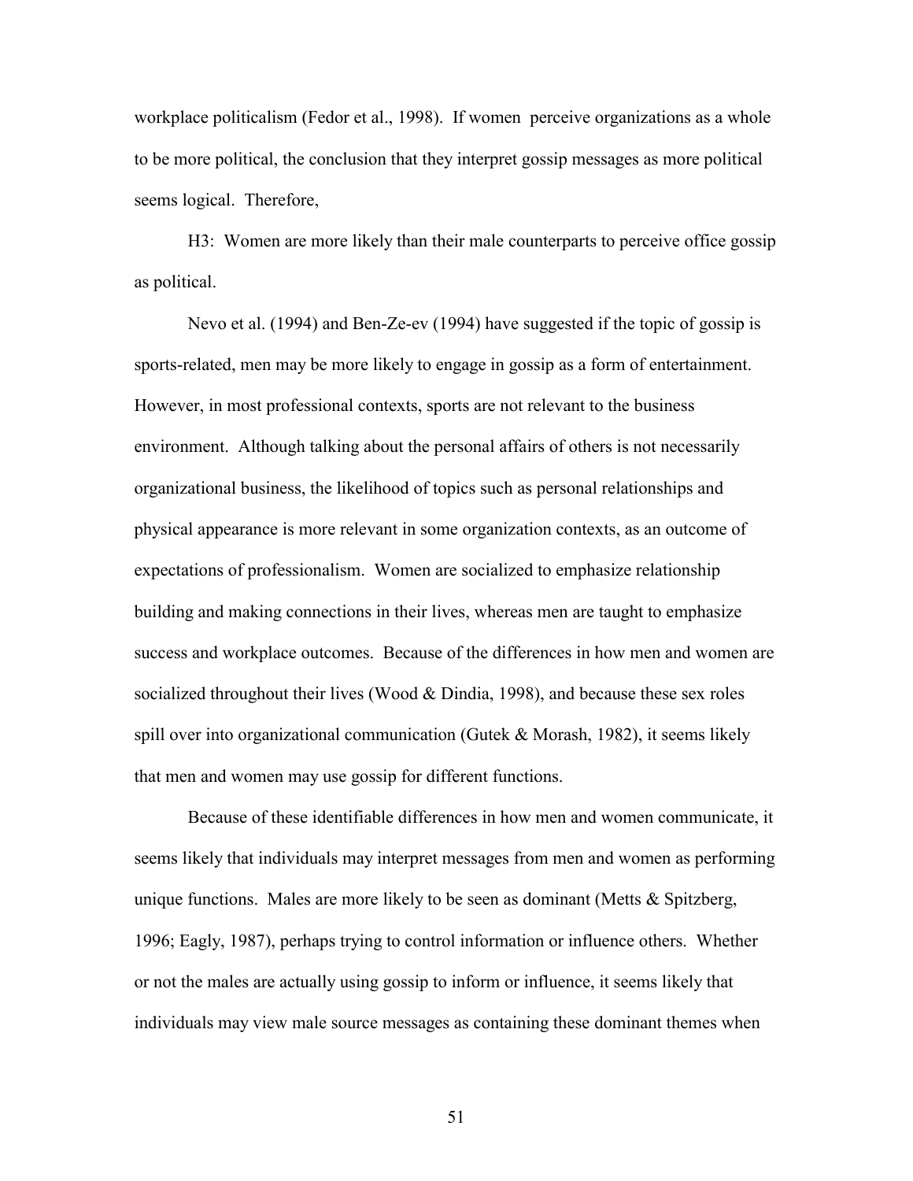workplace politicalism (Fedor et al., 1998). If women perceive organizations as a whole to be more political, the conclusion that they interpret gossip messages as more political seems logical. Therefore,

H3: Women are more likely than their male counterparts to perceive office gossip as political.

Nevo et al. (1994) and Ben-Ze-ev (1994) have suggested if the topic of gossip is sports-related, men may be more likely to engage in gossip as a form of entertainment. However, in most professional contexts, sports are not relevant to the business environment. Although talking about the personal affairs of others is not necessarily organizational business, the likelihood of topics such as personal relationships and physical appearance is more relevant in some organization contexts, as an outcome of expectations of professionalism. Women are socialized to emphasize relationship building and making connections in their lives, whereas men are taught to emphasize success and workplace outcomes. Because of the differences in how men and women are socialized throughout their lives (Wood & Dindia, 1998), and because these sex roles spill over into organizational communication (Gutek & Morash, 1982), it seems likely that men and women may use gossip for different functions.

Because of these identifiable differences in how men and women communicate, it seems likely that individuals may interpret messages from men and women as performing unique functions. Males are more likely to be seen as dominant (Metts & Spitzberg, 1996; Eagly, 1987), perhaps trying to control information or influence others. Whether or not the males are actually using gossip to inform or influence, it seems likely that individuals may view male source messages as containing these dominant themes when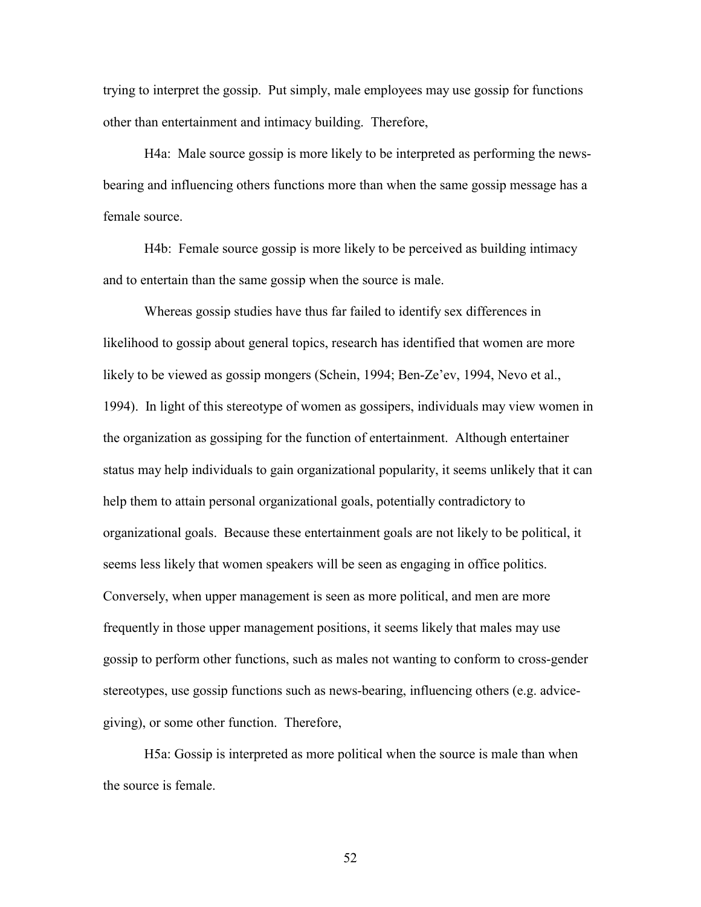trying to interpret the gossip. Put simply, male employees may use gossip for functions other than entertainment and intimacy building. Therefore,

H4a: Male source gossip is more likely to be interpreted as performing the news-bearing and influencing others functions more than when the same gossip message has a female source.

H4b: Female source gossip is more likely to be perceived as building intimacy and to entertain than the same gossip when the source is male.

Whereas gossip studies have thus far failed to identify sex differences in likelihood to gossip about general topics, research has identified that women are more likely to be viewed as gossip mongers (Schein, 1994; Ben-Ze'ev, 1994, Nevo et al., 1994). In light of this stereotype of women as gossipers, individuals may view women in the organization as gossiping for the function of entertainment. Although entertainer status may help individuals to gain organizational popularity, it seems unlikely that it can help them to attain personal organizational goals, potentially contradictory to organizational goals. Because these entertainment goals are not likely to be political, it seems less likely that women speakers will be seen as engaging in office politics. Conversely, when upper management is seen as more political, and men are more frequently in those upper management positions, it seems likely that males may use gossip to perform other functions, such as males not wanting to conform to cross-gender stereotypes, use gossip functions such as news-bearing, influencing others (e.g. advice-giving), or some other function. Therefore,

H5a: Gossip is interpreted as more political when the source is male than when the source is female.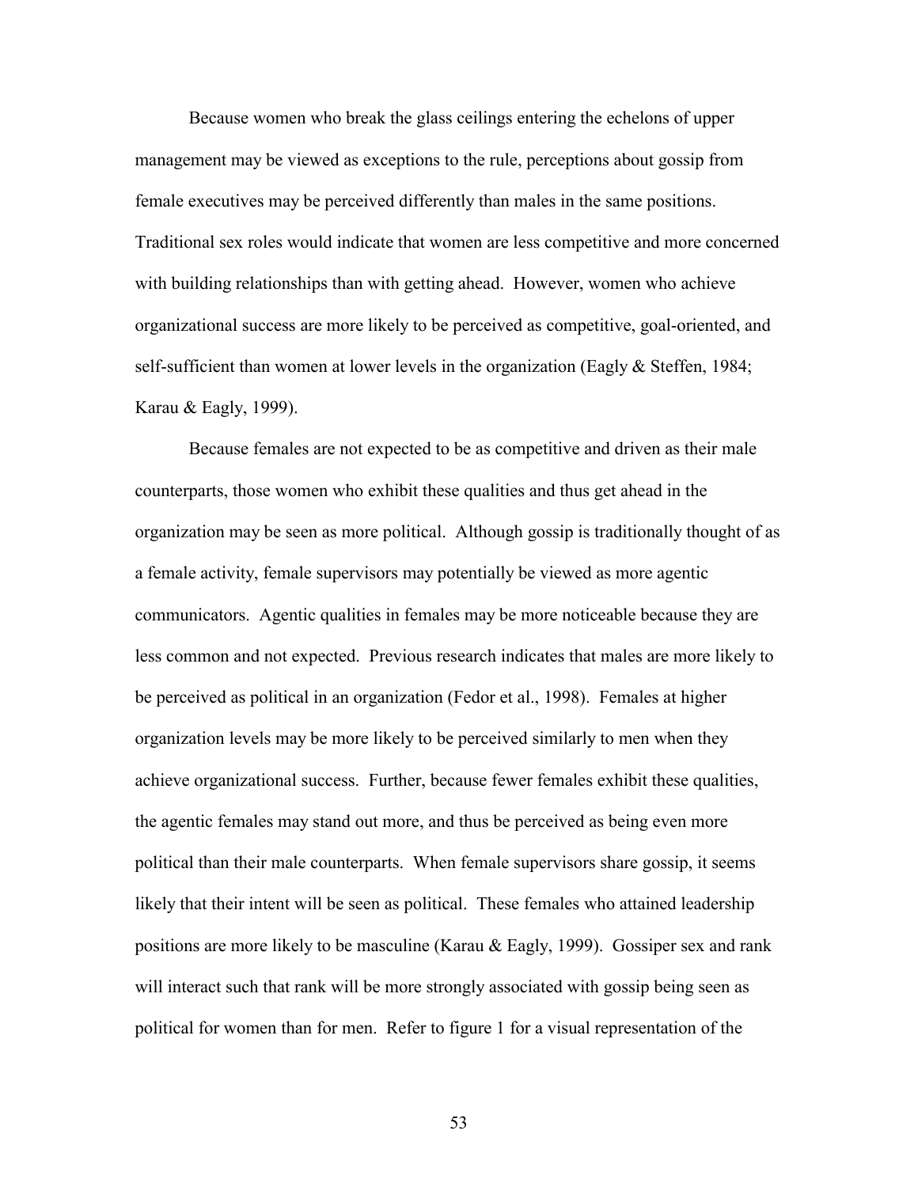Because women who break the glass ceilings entering the echelons of upper management may be viewed as exceptions to the rule, perceptions about gossip from female executives may be perceived differently than males in the same positions. Traditional sex roles would indicate that women are less competitive and more concerned with building relationships than with getting ahead. However, women who achieve organizational success are more likely to be perceived as competitive, goal-oriented, and self-sufficient than women at lower levels in the organization (Eagly & Steffen, 1984; Karau & Eagly, 1999).

Because females are not expected to be as competitive and driven as their male counterparts, those women who exhibit these qualities and thus get ahead in the organization may be seen as more political. Although gossip is traditionally thought of as a female activity, female supervisors may potentially be viewed as more agentic communicators. Agentic qualities in females may be more noticeable because they are less common and not expected. Previous research indicates that males are more likely to be perceived as political in an organization (Fedor et al., 1998). Females at higher organization levels may be more likely to be perceived similarly to men when they achieve organizational success. Further, because fewer females exhibit these qualities, the agentic females may stand out more, and thus be perceived as being even more political than their male counterparts. When female supervisors share gossip, it seems likely that their intent will be seen as political. These females who attained leadership positions are more likely to be masculine (Karau & Eagly, 1999). Gossiper sex and rank will interact such that rank will be more strongly associated with gossip being seen as political for women than for men. Refer to figure 1 for a visual representation of the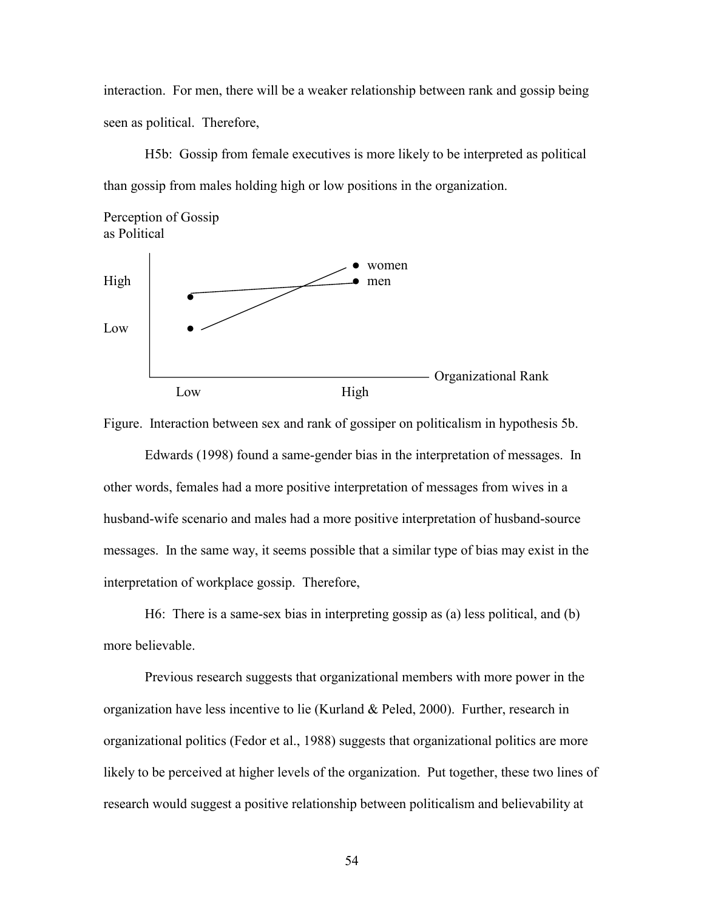interaction. For men, there will be a weaker relationship between rank and gossip being seen as political. Therefore,

H5b: Gossip from female executives is more likely to be interpreted as political than gossip from males holding high or low positions in the organization.

Perception of Gossip as Political

High

Low

women

men

Organizational Rank

Low High

Figure. Interaction between sex and rank of gossiper on politicalism in hypothesis 5b.

Edwards (1998) found a same-gender bias in the interpretation of messages. In other words, females had a more positive interpretation of messages from wives in a husband-wife scenario and males had a more positive interpretation of husband-source messages. In the same way, it seems possible that a similar type of bias may exist in the interpretation of workplace gossip. Therefore,

H6: There is a same-sex bias in interpreting gossip as (a) less political, and (b) more believable.

Previous research suggests that organizational members with more power in the organization have less incentive to lie (Kurland & Peled, 2000). Further, research in organizational politics (Fedor et al., 1988) suggests that organizational politics are more likely to be perceived at higher levels of the organization. Put together, these two lines of research would suggest a positive relationship between politicalism and believability at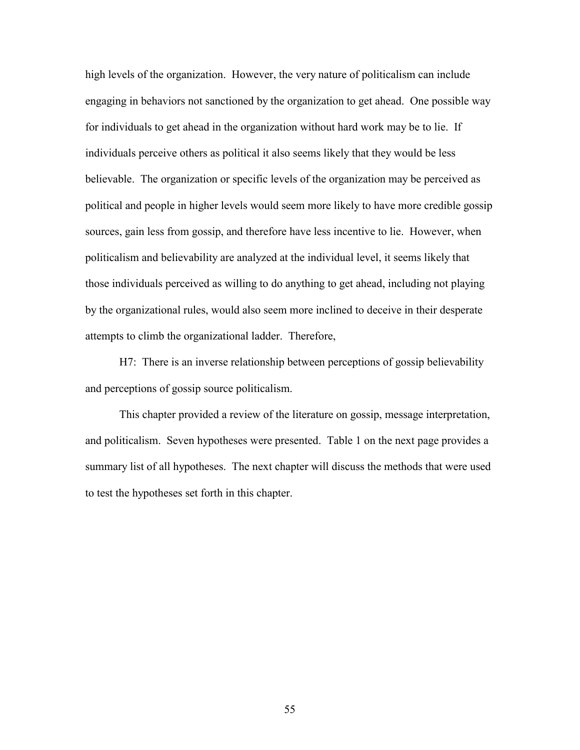high levels of the organization. However, the very nature of politicalism can include engaging in behaviors not sanctioned by the organization to get ahead. One possible way for individuals to get ahead in the organization without hard work may be to lie. If individuals perceive others as political it also seems likely that they would be less believable. The organization or specific levels of the organization may be perceived as political and people in higher levels would seem more likely to have more credible gossip sources, gain less from gossip, and therefore have less incentive to lie. However, when politicalism and believability are analyzed at the individual level, it seems likely that those individuals perceived as willing to do anything to get ahead, including not playing by the organizational rules, would also seem more inclined to deceive in their desperate attempts to climb the organizational ladder. Therefore,

H7: There is an inverse relationship between perceptions of gossip believability and perceptions of gossip source politicalism.

This chapter provided a review of the literature on gossip, message interpretation, and politicalism. Seven hypotheses were presented. Table 1 on the next page provides a summary list of all hypotheses. The next chapter will discuss the methods that were used to test the hypotheses set forth in this chapter.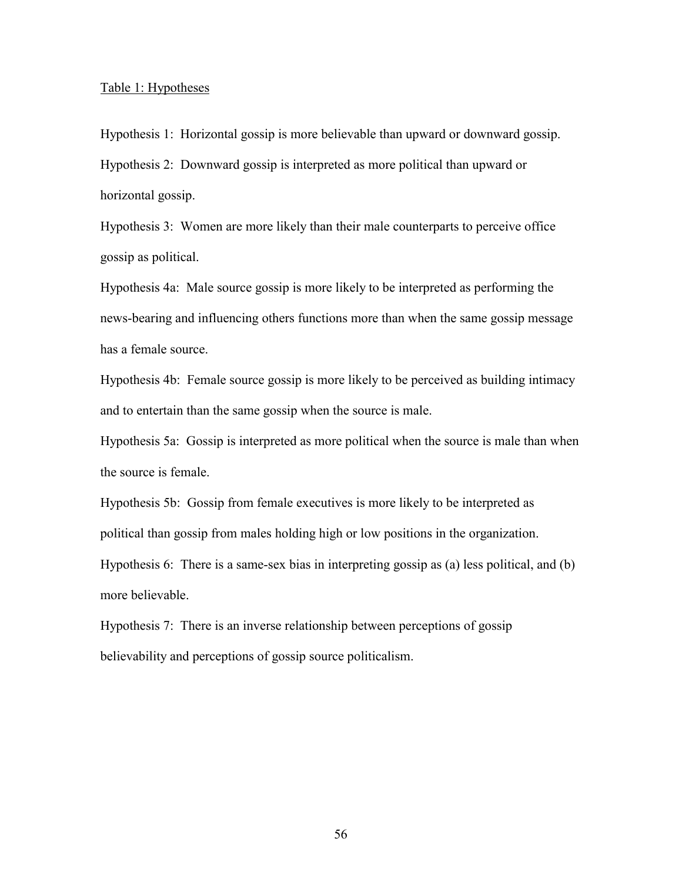Table 1: Hypotheses

Hypothesis 1: Horizontal gossip is more believable than upward or downward gossip.

Hypothesis 2: Downward gossip is interpreted as more political than upward or horizontal gossip.

Hypothesis 3: Women are more likely than their male counterparts to perceive office gossip as political.

Hypothesis 4a: Male source gossip is more likely to be interpreted as performing the news-bearing and influencing others functions more than when the same gossip message has a female source.

Hypothesis 4b: Female source gossip is more likely to be perceived as building intimacy and to entertain than the same gossip when the source is male.

Hypothesis 5a: Gossip is interpreted as more political when the source is male than when the source is female.

Hypothesis 5b: Gossip from female executives is more likely to be interpreted as political than gossip from males holding high or low positions in the organization.

Hypothesis 6: There is a same-sex bias in interpreting gossip as (a) less political, and (b) more believable.

Hypothesis 7: There is an inverse relationship between perceptions of gossip believability and perceptions of gossip source politicalism.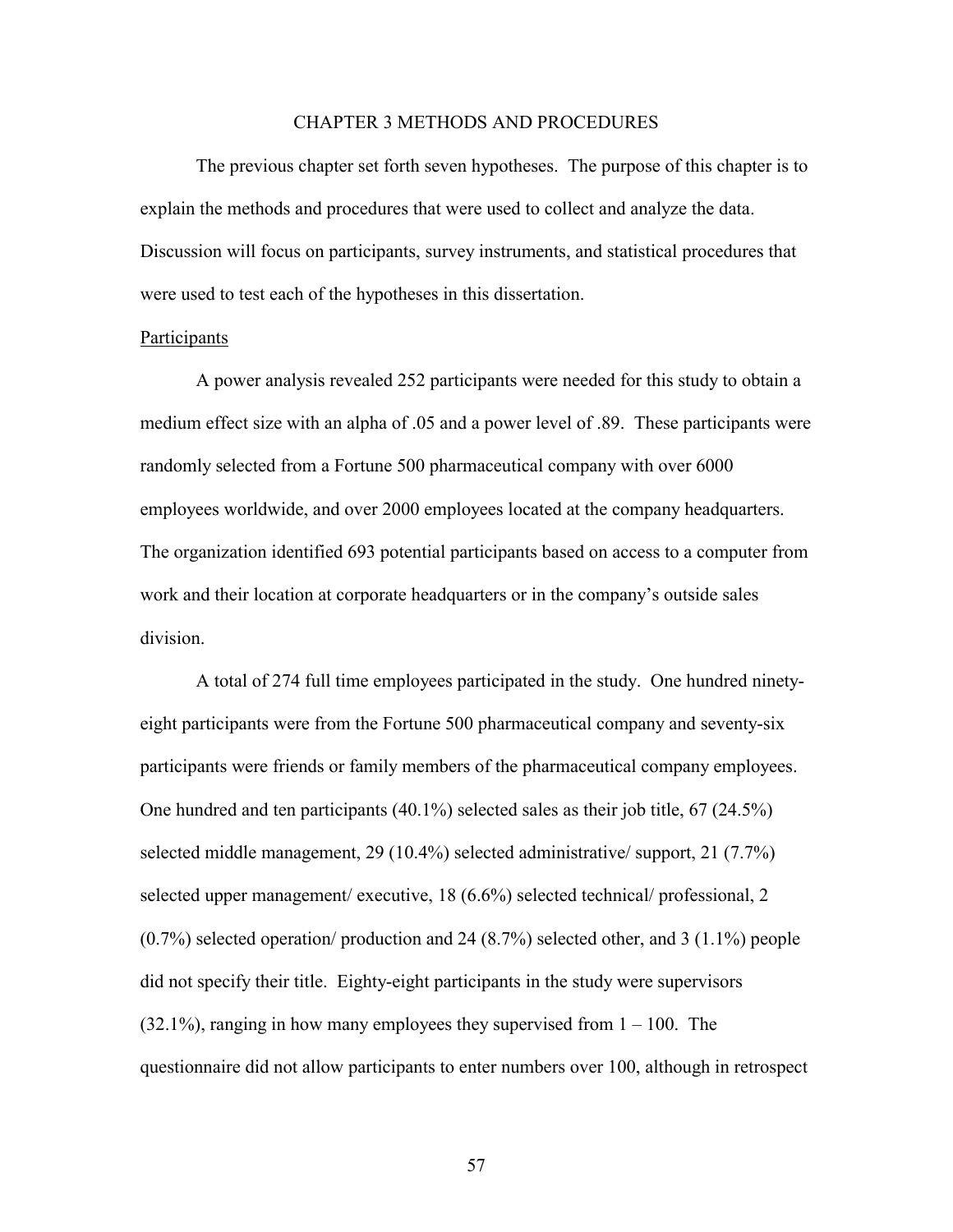# CHAPTER 3 METHODS AND PROCEDURES

The previous chapter set forth seven hypotheses. The purpose of this chapter is to explain the methods and procedures that were used to collect and analyze the data. Discussion will focus on participants, survey instruments, and statistical procedures that were used to test each of the hypotheses in this dissertation.

## Participants

A power analysis revealed 252 participants were needed for this study to obtain a medium effect size with an alpha of .05 and a power level of .89. These participants were randomly selected from a Fortune 500 pharmaceutical company with over 6000 employees worldwide, and over 2000 employees located at the company headquarters. The organization identified 693 potential participants based on access to a computer from work and their location at corporate headquarters or in the company's outside sales division.

A total of 274 full time employees participated in the study. One hundred ninety-eight participants were from the Fortune 500 pharmaceutical company and seventy-six participants were friends or family members of the pharmaceutical company employees. One hundred and ten participants (40.1%) selected sales as their job title, 67 (24.5%) selected middle management, 29 (10.4%) selected administrative/ support, 21 (7.7%) selected upper management/ executive, 18 (6.6%) selected technical/ professional, 2 (0.7%) selected operation/ production and 24 (8.7%) selected other, and 3 (1.1%) people did not specify their title. Eighty-eight participants in the study were supervisors (32.1%), ranging in how many employees they supervised from 1 – 100. The questionnaire did not allow participants to enter numbers over 100, although in retrospect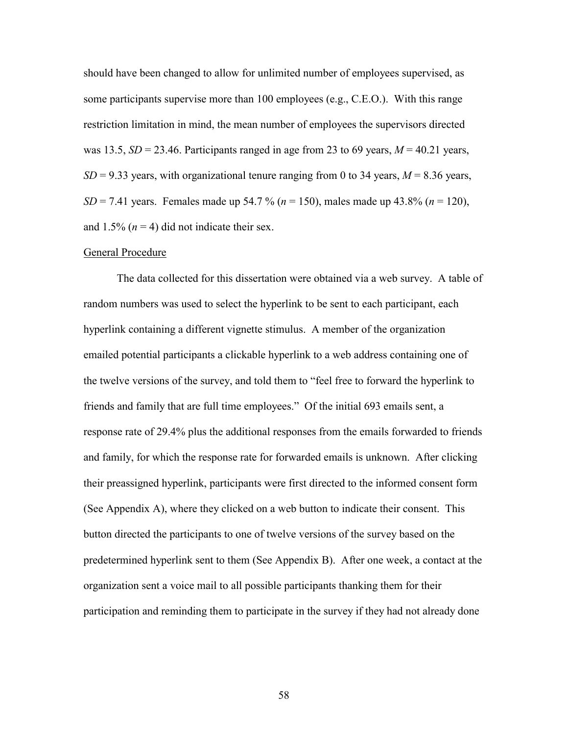should have been changed to allow for unlimited number of employees supervised, as some participants supervise more than 100 employees (e.g., C.E.O.). With this range restriction limitation in mind, the mean number of employees the supervisors directed was 13.5, $SD$ = 23.46. Participants ranged in age from 23 to 69 years, $M$ = 40.21 years, $SD$ = 9.33 years, with organizational tenure ranging from 0 to 34 years, $M$ = 8.36 years, $SD$ = 7.41 years. Females made up 54.7 % ($n$ = 150), males made up 43.8% ($n$ = 120), and 1.5% ($n$ = 4) did not indicate their sex.

General Procedure

The data collected for this dissertation were obtained via a web survey. A table of random numbers was used to select the hyperlink to be sent to each participant, each hyperlink containing a different vignette stimulus. A member of the organization emailed potential participants a clickable hyperlink to a web address containing one of the twelve versions of the survey, and told them to "feel free to forward the hyperlink to friends and family that are full time employees." Of the initial 693 emails sent, a response rate of 29.4% plus the additional responses from the emails forwarded to friends and family, for which the response rate for forwarded emails is unknown. After clicking their preassigned hyperlink, participants were first directed to the informed consent form (See Appendix A), where they clicked on a web button to indicate their consent. This button directed the participants to one of twelve versions of the survey based on the predetermined hyperlink sent to them (See Appendix B). After one week, a contact at the organization sent a voice mail to all possible participants thanking them for their participation and reminding them to participate in the survey if they had not already done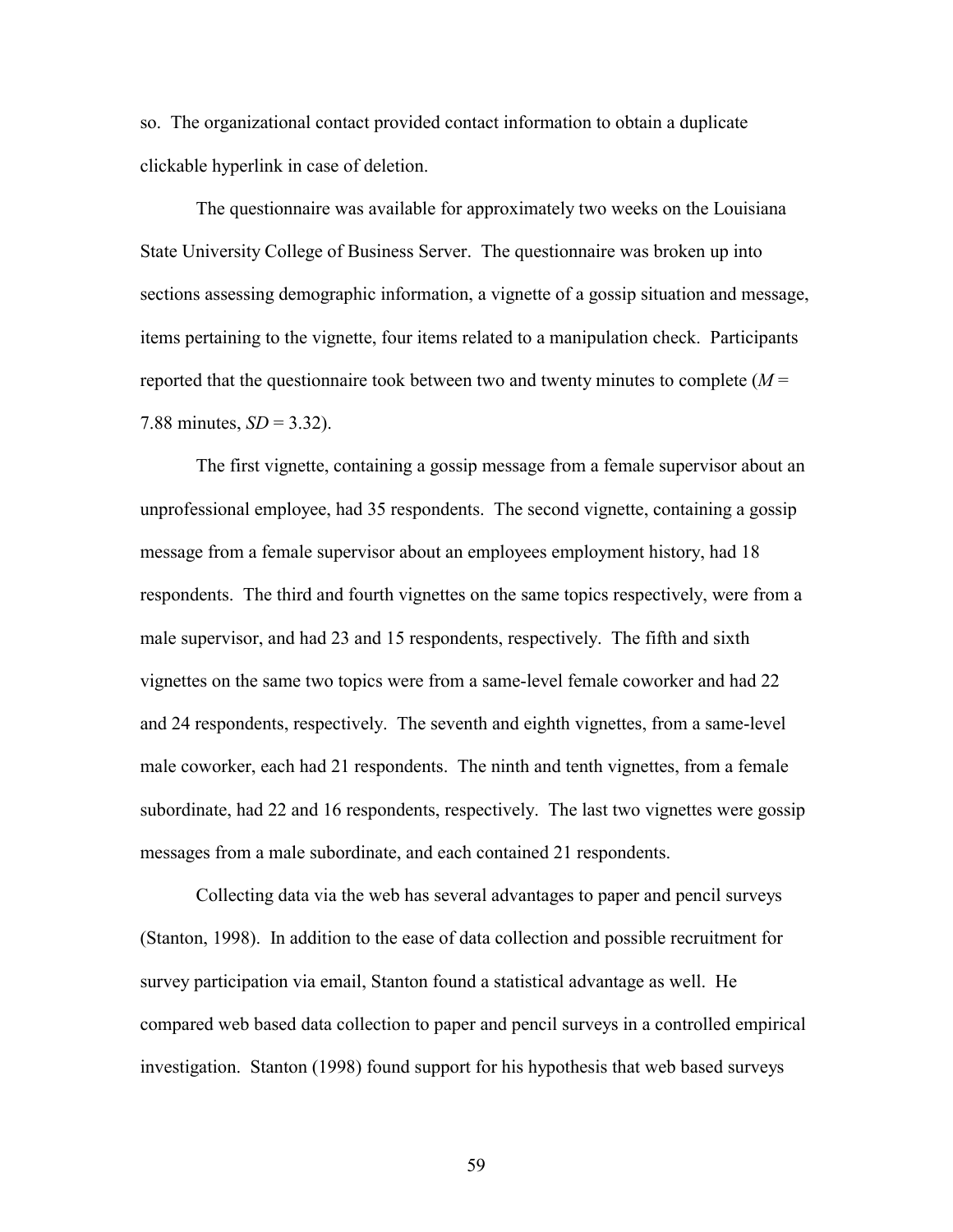so. The organizational contact provided contact information to obtain a duplicate clickable hyperlink in case of deletion.

The questionnaire was available for approximately two weeks on the Louisiana State University College of Business Server. The questionnaire was broken up into sections assessing demographic information, a vignette of a gossip situation and message, items pertaining to the vignette, four items related to a manipulation check. Participants reported that the questionnaire took between two and twenty minutes to complete ($M$ = 7.88 minutes, $SD$ = 3.32).

The first vignette, containing a gossip message from a female supervisor about an unprofessional employee, had 35 respondents. The second vignette, containing a gossip message from a female supervisor about an employees employment history, had 18 respondents. The third and fourth vignettes on the same topics respectively, were from a male supervisor, and had 23 and 15 respondents, respectively. The fifth and sixth vignettes on the same two topics were from a same-level female coworker and had 22 and 24 respondents, respectively. The seventh and eighth vignettes, from a same-level male coworker, each had 21 respondents. The ninth and tenth vignettes, from a female subordinate, had 22 and 16 respondents, respectively. The last two vignettes were gossip messages from a male subordinate, and each contained 21 respondents.

Collecting data via the web has several advantages to paper and pencil surveys (Stanton, 1998). In addition to the ease of data collection and possible recruitment for survey participation via email, Stanton found a statistical advantage as well. He compared web based data collection to paper and pencil surveys in a controlled empirical investigation. Stanton (1998) found support for his hypothesis that web based surveys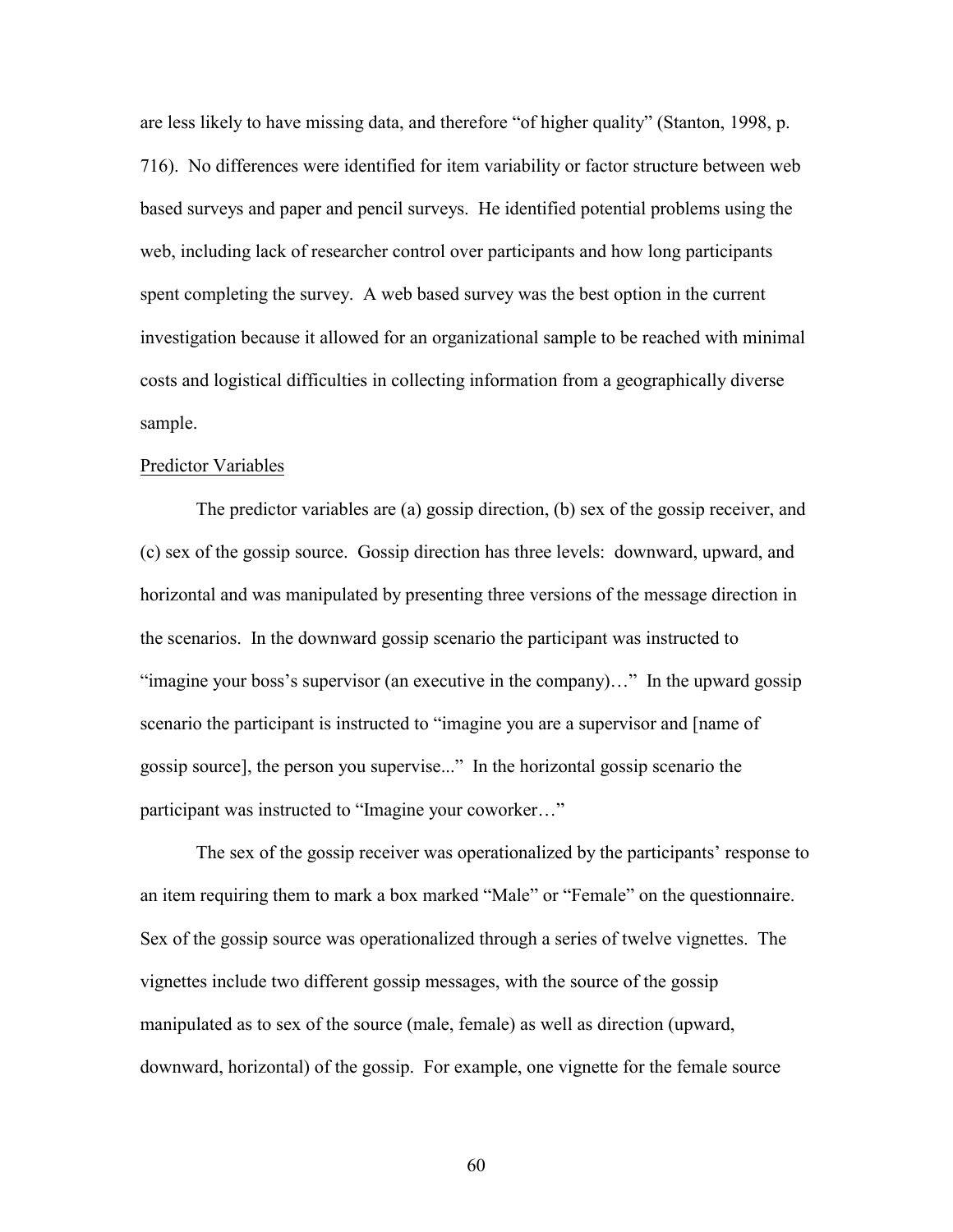are less likely to have missing data, and therefore “of higher quality” (Stanton, 1998, p. 716). No differences were identified for item variability or factor structure between web based surveys and paper and pencil surveys. He identified potential problems using the web, including lack of researcher control over participants and how long participants spent completing the survey. A web based survey was the best option in the current investigation because it allowed for an organizational sample to be reached with minimal costs and logistical difficulties in collecting information from a geographically diverse sample.

Predictor Variables

The predictor variables are (a) gossip direction, (b) sex of the gossip receiver, and (c) sex of the gossip source. Gossip direction has three levels: downward, upward, and horizontal and was manipulated by presenting three versions of the message direction in the scenarios. In the downward gossip scenario the participant was instructed to “imagine your boss’s supervisor (an executive in the company)…” In the upward gossip scenario the participant is instructed to “imagine you are a supervisor and [name of gossip source], the person you supervise...” In the horizontal gossip scenario the participant was instructed to “Imagine your coworker…”

The sex of the gossip receiver was operationalized by the participants’ response to an item requiring them to mark a box marked “Male” or “Female” on the questionnaire. Sex of the gossip source was operationalized through a series of twelve vignettes. The vignettes include two different gossip messages, with the source of the gossip manipulated as to sex of the source (male, female) as well as direction (upward, downward, horizontal) of the gossip. For example, one vignette for the female source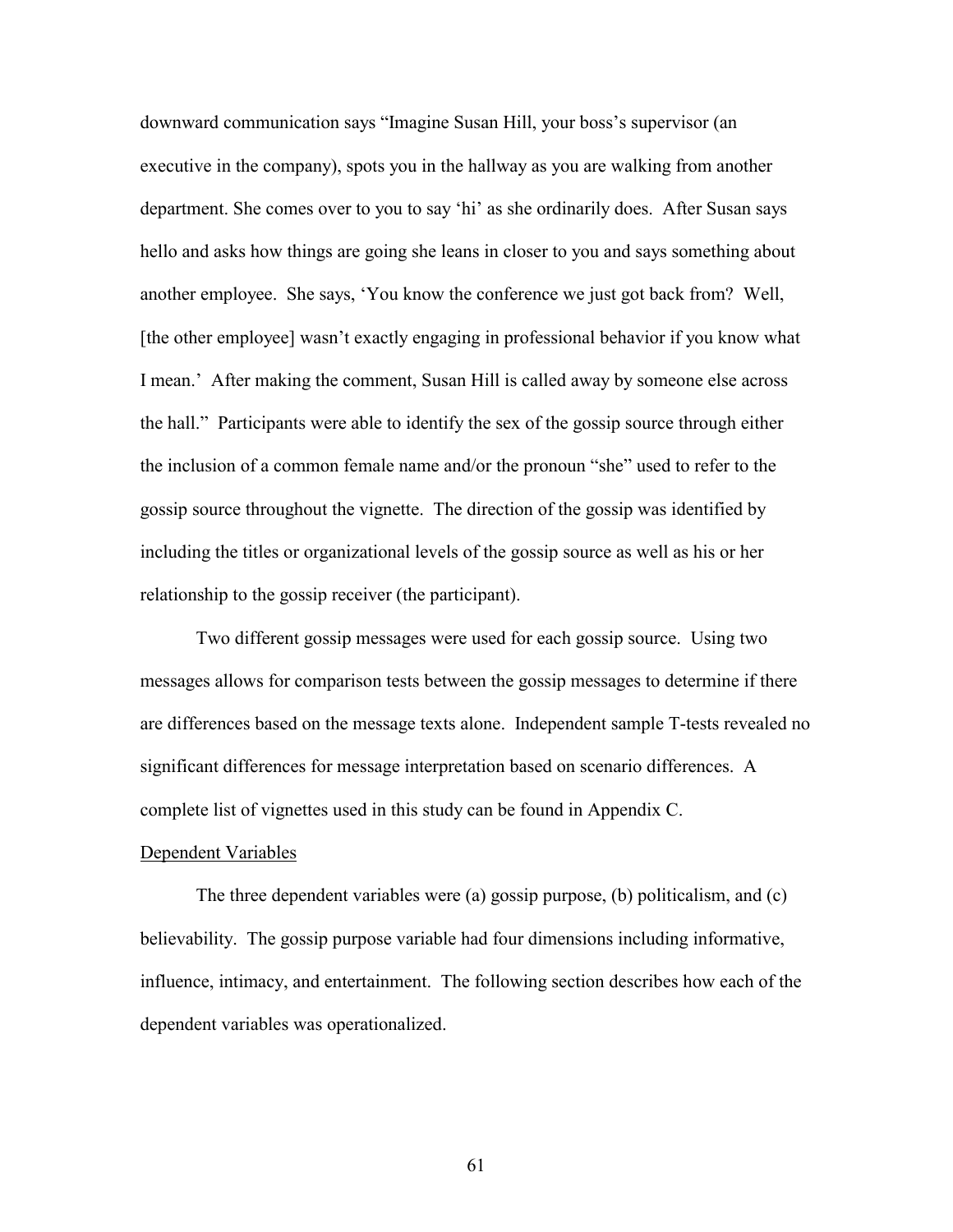downward communication says "Imagine Susan Hill, your boss's supervisor (an executive in the company), spots you in the hallway as you are walking from another department. She comes over to you to say 'hi' as she ordinarily does. After Susan says hello and asks how things are going she leans in closer to you and says something about another employee. She says, 'You know the conference we just got back from? Well, [the other employee] wasn't exactly engaging in professional behavior if you know what I mean.' After making the comment, Susan Hill is called away by someone else across the hall." Participants were able to identify the sex of the gossip source through either the inclusion of a common female name and/or the pronoun "she" used to refer to the gossip source throughout the vignette. The direction of the gossip was identified by including the titles or organizational levels of the gossip source as well as his or her relationship to the gossip receiver (the participant).

Two different gossip messages were used for each gossip source. Using two messages allows for comparison tests between the gossip messages to determine if there are differences based on the message texts alone. Independent sample T-tests revealed no significant differences for message interpretation based on scenario differences. A complete list of vignettes used in this study can be found in Appendix C.

<u>Dependent Variables</u>

The three dependent variables were (a) gossip purpose, (b) politicalism, and (c) believability. The gossip purpose variable had four dimensions including informative, influence, intimacy, and entertainment. The following section describes how each of the dependent variables was operationalized.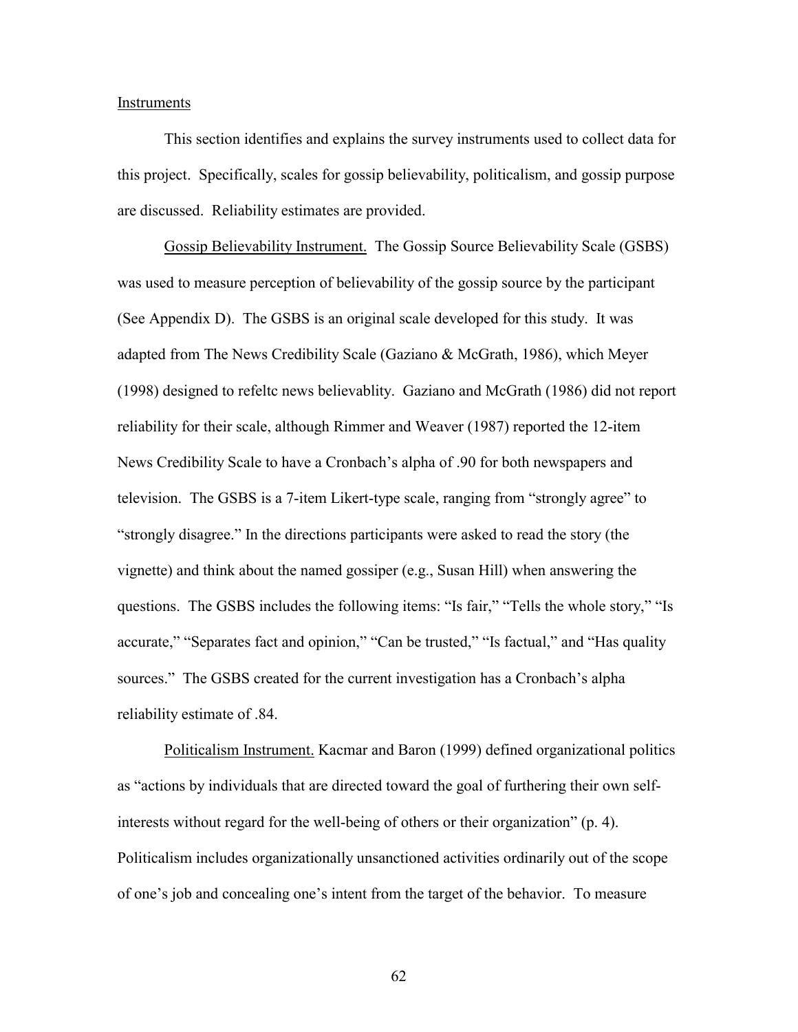Instruments

This section identifies and explains the survey instruments used to collect data for this project. Specifically, scales for gossip believability, politicalism, and gossip purpose are discussed. Reliability estimates are provided.

Gossip Believability Instrument. The Gossip Source Believability Scale (GSBS) was used to measure perception of believability of the gossip source by the participant (See Appendix D). The GSBS is an original scale developed for this study. It was adapted from The News Credibility Scale (Gaziano & McGrath, 1986), which Meyer (1998) designed to refeltc news believablity. Gaziano and McGrath (1986) did not report reliability for their scale, although Rimmer and Weaver (1987) reported the 12-item News Credibility Scale to have a Cronbach's alpha of .90 for both newspapers and television. The GSBS is a 7-item Likert-type scale, ranging from "strongly agree" to "strongly disagree." In the directions participants were asked to read the story (the vignette) and think about the named gossiper (e.g., Susan Hill) when answering the questions. The GSBS includes the following items: "Is fair," "Tells the whole story," "Is accurate," "Separates fact and opinion," "Can be trusted," "Is factual," and "Has quality sources." The GSBS created for the current investigation has a Cronbach's alpha reliability estimate of .84.

Politicalism Instrument. Kacmar and Baron (1999) defined organizational politics as "actions by individuals that are directed toward the goal of furthering their own self-interests without regard for the well-being of others or their organization" (p. 4). Politicalism includes organizationally unsanctioned activities ordinarily out of the scope of one's job and concealing one's intent from the target of the behavior. To measure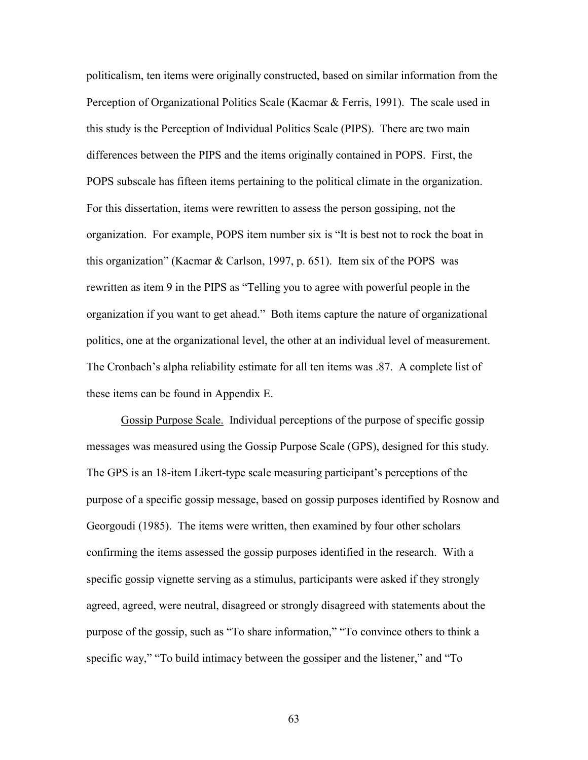politicalism, ten items were originally constructed, based on similar information from the Perception of Organizational Politics Scale (Kacmar & Ferris, 1991). The scale used in this study is the Perception of Individual Politics Scale (PIPS). There are two main differences between the PIPS and the items originally contained in POPS. First, the POPS subscale has fifteen items pertaining to the political climate in the organization. For this dissertation, items were rewritten to assess the person gossiping, not the organization. For example, POPS item number six is "It is best not to rock the boat in this organization" (Kacmar & Carlson, 1997, p. 651). Item six of the POPS was rewritten as item 9 in the PIPS as "Telling you to agree with powerful people in the organization if you want to get ahead." Both items capture the nature of organizational politics, one at the organizational level, the other at an individual level of measurement. The Cronbach's alpha reliability estimate for all ten items was .87. A complete list of these items can be found in Appendix E.

Gossip Purpose Scale. Individual perceptions of the purpose of specific gossip messages was measured using the Gossip Purpose Scale (GPS), designed for this study. The GPS is an 18-item Likert-type scale measuring participant's perceptions of the purpose of a specific gossip message, based on gossip purposes identified by Rosnow and Georgoudi (1985). The items were written, then examined by four other scholars confirming the items assessed the gossip purposes identified in the research. With a specific gossip vignette serving as a stimulus, participants were asked if they strongly agreed, agreed, were neutral, disagreed or strongly disagreed with statements about the purpose of the gossip, such as "To share information," "To convince others to think a specific way," "To build intimacy between the gossiper and the listener," and "To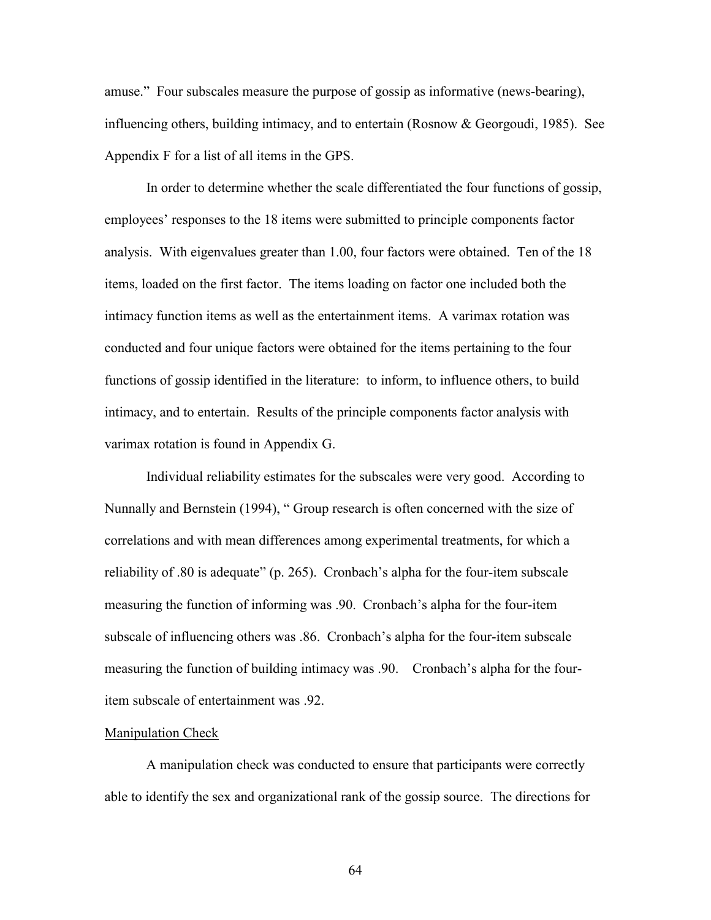amuse." Four subscales measure the purpose of gossip as informative (news-bearing), influencing others, building intimacy, and to entertain (Rosnow & Georgoudi, 1985). See Appendix F for a list of all items in the GPS.

In order to determine whether the scale differentiated the four functions of gossip, employees' responses to the 18 items were submitted to principle components factor analysis. With eigenvalues greater than 1.00, four factors were obtained. Ten of the 18 items, loaded on the first factor. The items loading on factor one included both the intimacy function items as well as the entertainment items. A varimax rotation was conducted and four unique factors were obtained for the items pertaining to the four functions of gossip identified in the literature: to inform, to influence others, to build intimacy, and to entertain. Results of the principle components factor analysis with varimax rotation is found in Appendix G.

Individual reliability estimates for the subscales were very good. According to Nunnally and Bernstein (1994), " Group research is often concerned with the size of correlations and with mean differences among experimental treatments, for which a reliability of .80 is adequate" (p. 265). Cronbach's alpha for the four-item subscale measuring the function of informing was .90. Cronbach's alpha for the four-item subscale of influencing others was .86. Cronbach's alpha for the four-item subscale measuring the function of building intimacy was .90. Cronbach's alpha for the four-item subscale of entertainment was .92.

<u>Manipulation Check</u>

A manipulation check was conducted to ensure that participants were correctly able to identify the sex and organizational rank of the gossip source. The directions for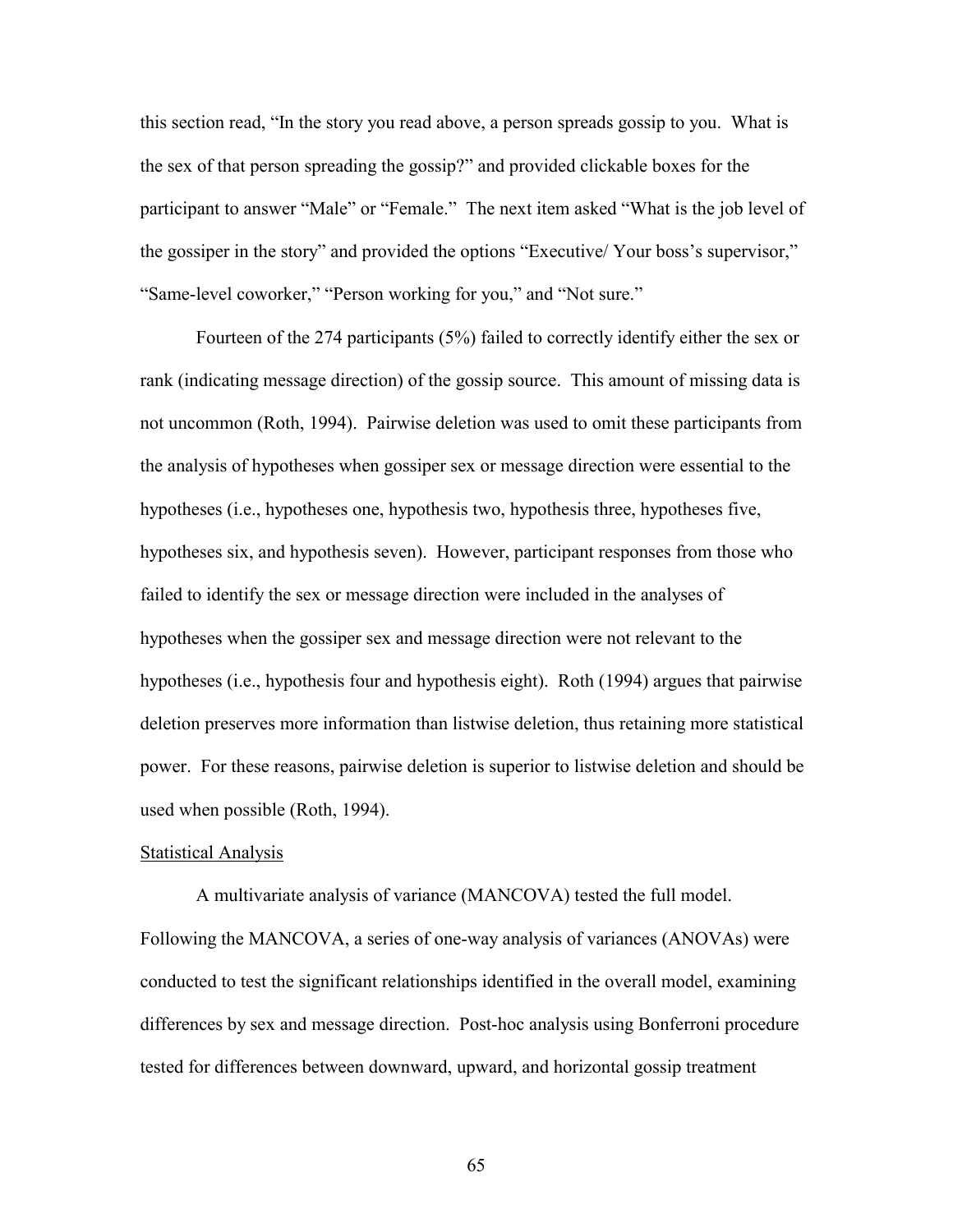this section read, "In the story you read above, a person spreads gossip to you. What is the sex of that person spreading the gossip?" and provided clickable boxes for the participant to answer "Male" or "Female." The next item asked "What is the job level of the gossiper in the story" and provided the options "Executive/ Your boss's supervisor," "Same-level coworker," "Person working for you," and "Not sure."

Fourteen of the 274 participants (5%) failed to correctly identify either the sex or rank (indicating message direction) of the gossip source. This amount of missing data is not uncommon (Roth, 1994). Pairwise deletion was used to omit these participants from the analysis of hypotheses when gossiper sex or message direction were essential to the hypotheses (i.e., hypotheses one, hypothesis two, hypothesis three, hypotheses five, hypotheses six, and hypothesis seven). However, participant responses from those who failed to identify the sex or message direction were included in the analyses of hypotheses when the gossiper sex and message direction were not relevant to the hypotheses (i.e., hypothesis four and hypothesis eight). Roth (1994) argues that pairwise deletion preserves more information than listwise deletion, thus retaining more statistical power. For these reasons, pairwise deletion is superior to listwise deletion and should be used when possible (Roth, 1994).

<u>Statistical Analysis</u>

A multivariate analysis of variance (MANCOVA) tested the full model. Following the MANCOVA, a series of one-way analysis of variances (ANOVAs) were conducted to test the significant relationships identified in the overall model, examining differences by sex and message direction. Post-hoc analysis using Bonferroni procedure tested for differences between downward, upward, and horizontal gossip treatment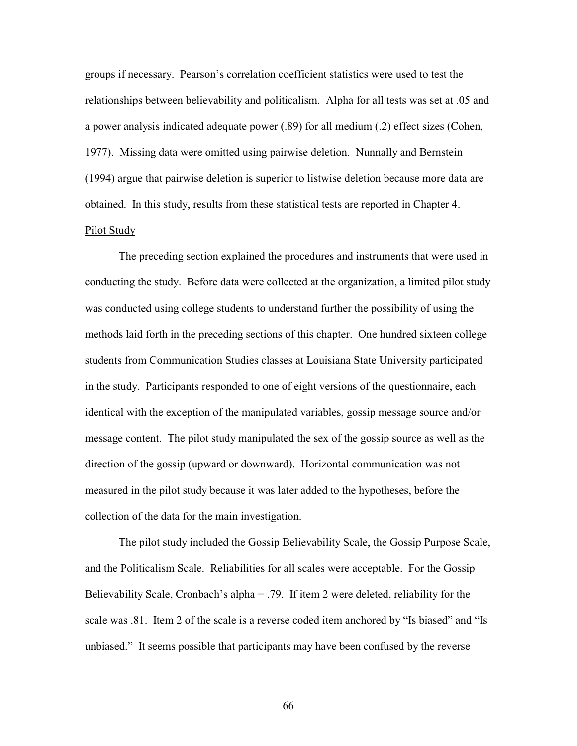groups if necessary. Pearson's correlation coefficient statistics were used to test the relationships between believability and politicalism. Alpha for all tests was set at .05 and a power analysis indicated adequate power (.89) for all medium (.2) effect sizes (Cohen, 1977). Missing data were omitted using pairwise deletion. Nunnally and Bernstein (1994) argue that pairwise deletion is superior to listwise deletion because more data are obtained. In this study, results from these statistical tests are reported in Chapter 4.

## Pilot Study

The preceding section explained the procedures and instruments that were used in conducting the study. Before data were collected at the organization, a limited pilot study was conducted using college students to understand further the possibility of using the methods laid forth in the preceding sections of this chapter. One hundred sixteen college students from Communication Studies classes at Louisiana State University participated in the study. Participants responded to one of eight versions of the questionnaire, each identical with the exception of the manipulated variables, gossip message source and/or message content. The pilot study manipulated the sex of the gossip source as well as the direction of the gossip (upward or downward). Horizontal communication was not measured in the pilot study because it was later added to the hypotheses, before the collection of the data for the main investigation.

The pilot study included the Gossip Believability Scale, the Gossip Purpose Scale, and the Politicalism Scale. Reliabilities for all scales were acceptable. For the Gossip Believability Scale, Cronbach's alpha = .79. If item 2 were deleted, reliability for the scale was .81. Item 2 of the scale is a reverse coded item anchored by "Is biased" and "Is unbiased." It seems possible that participants may have been confused by the reverse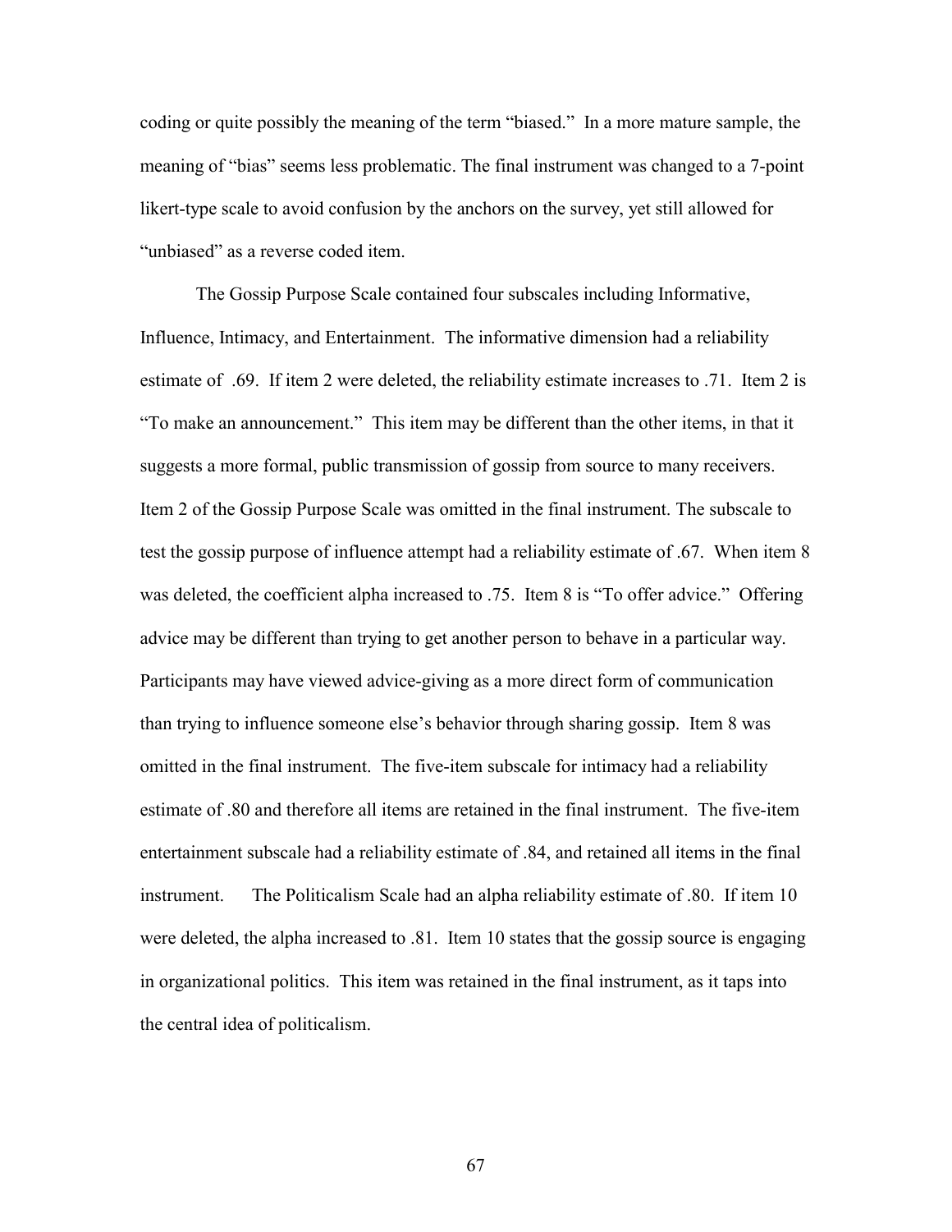coding or quite possibly the meaning of the term "biased." In a more mature sample, the meaning of "bias" seems less problematic. The final instrument was changed to a 7-point likert-type scale to avoid confusion by the anchors on the survey, yet still allowed for "unbiased" as a reverse coded item.

The Gossip Purpose Scale contained four subscales including Informative, Influence, Intimacy, and Entertainment. The informative dimension had a reliability estimate of .69. If item 2 were deleted, the reliability estimate increases to .71. Item 2 is "To make an announcement." This item may be different than the other items, in that it suggests a more formal, public transmission of gossip from source to many receivers. Item 2 of the Gossip Purpose Scale was omitted in the final instrument. The subscale to test the gossip purpose of influence attempt had a reliability estimate of .67. When item 8 was deleted, the coefficient alpha increased to .75. Item 8 is "To offer advice." Offering advice may be different than trying to get another person to behave in a particular way. Participants may have viewed advice-giving as a more direct form of communication than trying to influence someone else's behavior through sharing gossip. Item 8 was omitted in the final instrument. The five-item subscale for intimacy had a reliability estimate of .80 and therefore all items are retained in the final instrument. The five-item entertainment subscale had a reliability estimate of .84, and retained all items in the final instrument. The Politicalism Scale had an alpha reliability estimate of .80. If item 10 were deleted, the alpha increased to .81. Item 10 states that the gossip source is engaging in organizational politics. This item was retained in the final instrument, as it taps into the central idea of politicalism.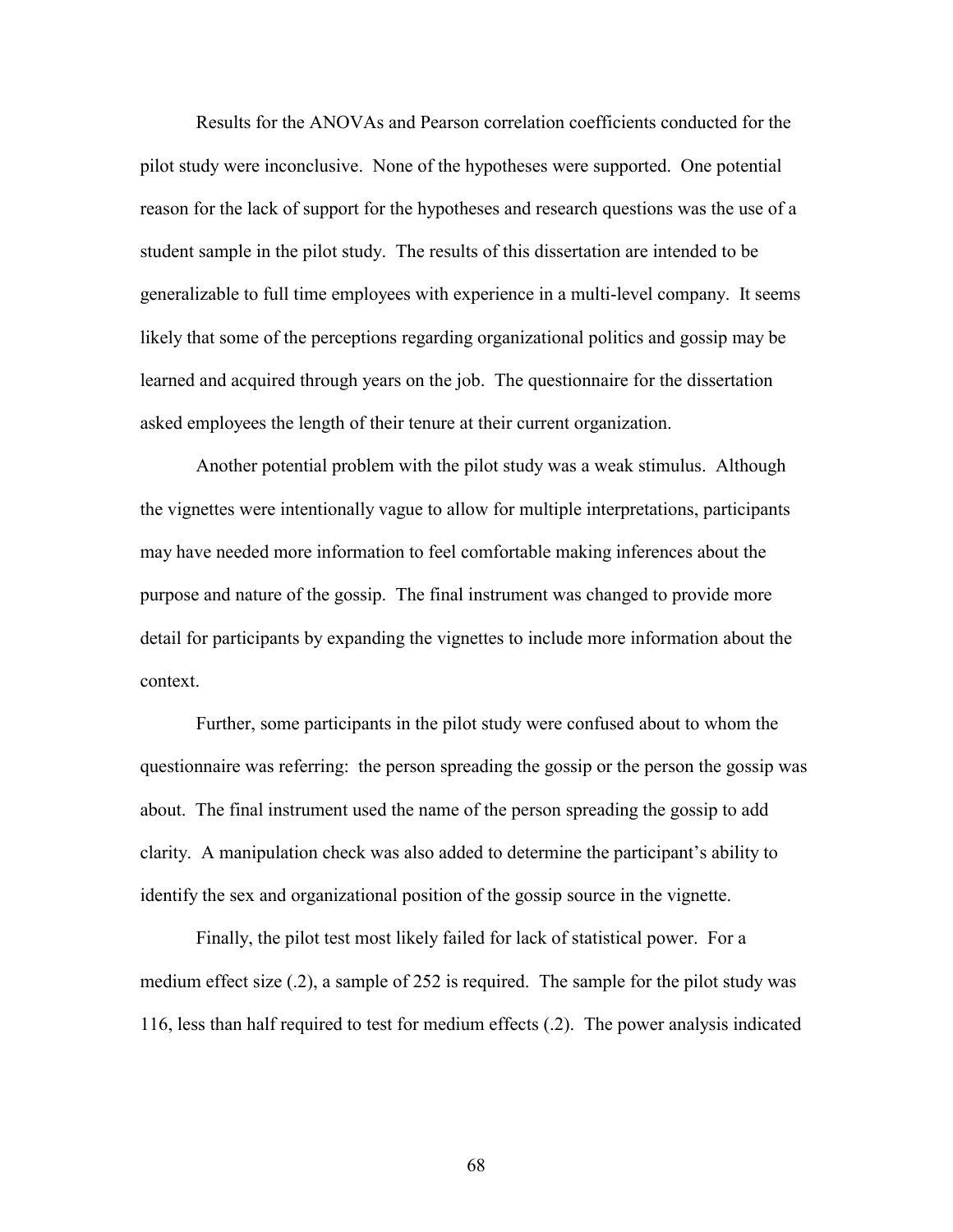Results for the ANOVAs and Pearson correlation coefficients conducted for the pilot study were inconclusive. None of the hypotheses were supported. One potential reason for the lack of support for the hypotheses and research questions was the use of a student sample in the pilot study. The results of this dissertation are intended to be generalizable to full time employees with experience in a multi-level company. It seems likely that some of the perceptions regarding organizational politics and gossip may be learned and acquired through years on the job. The questionnaire for the dissertation asked employees the length of their tenure at their current organization.

Another potential problem with the pilot study was a weak stimulus. Although the vignettes were intentionally vague to allow for multiple interpretations, participants may have needed more information to feel comfortable making inferences about the purpose and nature of the gossip. The final instrument was changed to provide more detail for participants by expanding the vignettes to include more information about the context.

Further, some participants in the pilot study were confused about to whom the questionnaire was referring: the person spreading the gossip or the person the gossip was about. The final instrument used the name of the person spreading the gossip to add clarity. A manipulation check was also added to determine the participant's ability to identify the sex and organizational position of the gossip source in the vignette.

Finally, the pilot test most likely failed for lack of statistical power. For a medium effect size (.2), a sample of 252 is required. The sample for the pilot study was 116, less than half required to test for medium effects (.2). The power analysis indicated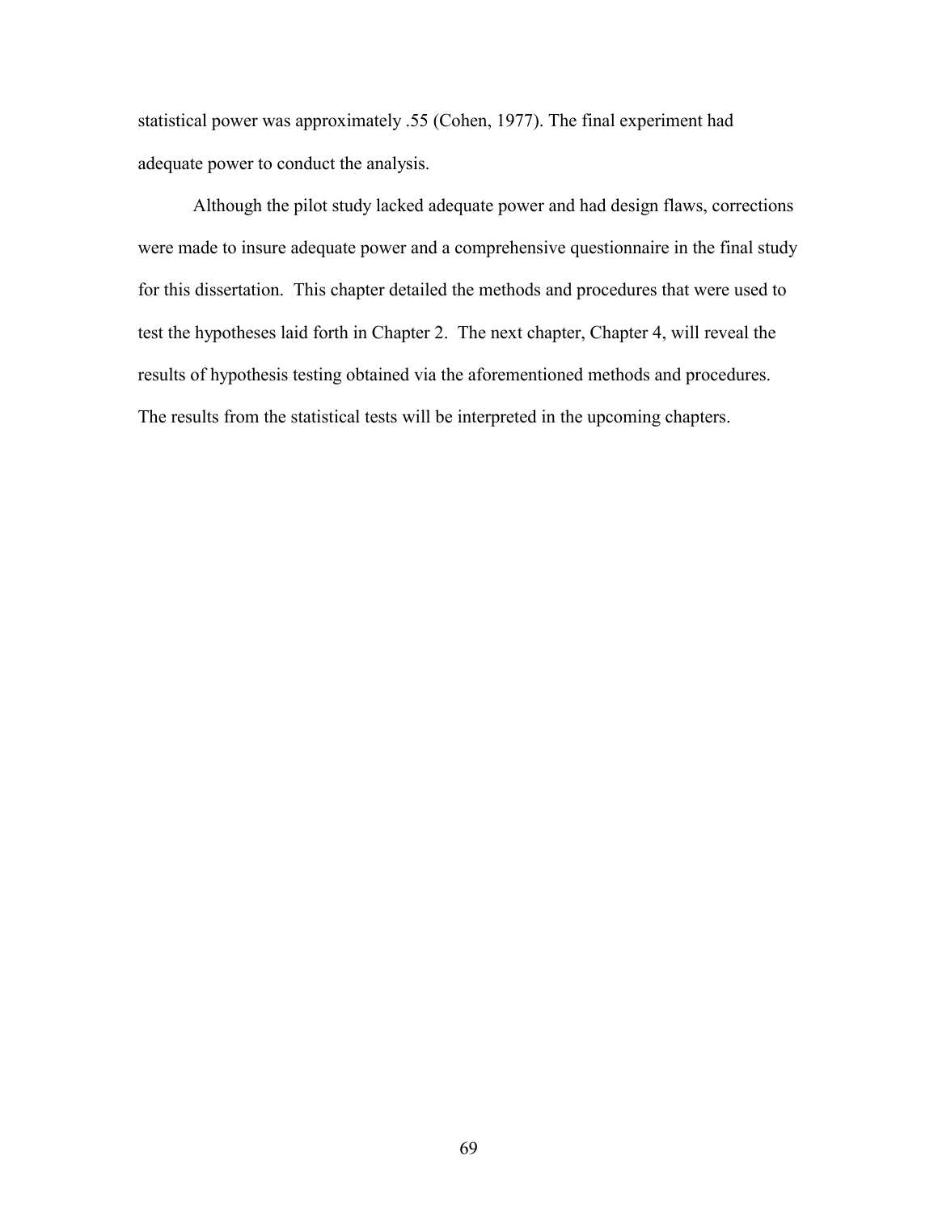statistical power was approximately .55 (Cohen, 1977). The final experiment had adequate power to conduct the analysis.

Although the pilot study lacked adequate power and had design flaws, corrections were made to insure adequate power and a comprehensive questionnaire in the final study for this dissertation. This chapter detailed the methods and procedures that were used to test the hypotheses laid forth in Chapter 2. The next chapter, Chapter 4, will reveal the results of hypothesis testing obtained via the aforementioned methods and procedures. The results from the statistical tests will be interpreted in the upcoming chapters.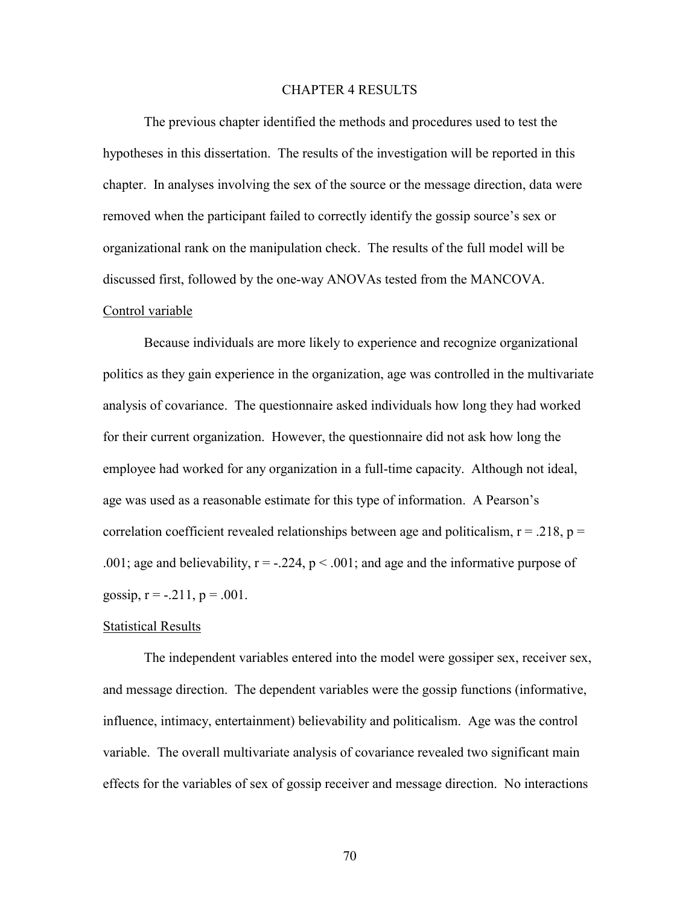# CHAPTER 4 RESULTS

The previous chapter identified the methods and procedures used to test the hypotheses in this dissertation. The results of the investigation will be reported in this chapter. In analyses involving the sex of the source or the message direction, data were removed when the participant failed to correctly identify the gossip source's sex or organizational rank on the manipulation check. The results of the full model will be discussed first, followed by the one-way ANOVAs tested from the MANCOVA.

## Control variable

Because individuals are more likely to experience and recognize organizational politics as they gain experience in the organization, age was controlled in the multivariate analysis of covariance. The questionnaire asked individuals how long they had worked for their current organization. However, the questionnaire did not ask how long the employee had worked for any organization in a full-time capacity. Although not ideal, age was used as a reasonable estimate for this type of information. A Pearson's correlation coefficient revealed relationships between age and politicalism, $r = .218$, $p = .001$; age and believability, $r = -.224$, $p < .001$; and age and the informative purpose of gossip, $r = -.211$, $p = .001$.

## Statistical Results

The independent variables entered into the model were gossiper sex, receiver sex, and message direction. The dependent variables were the gossip functions (informative, influence, intimacy, entertainment) believability and politicalism. Age was the control variable. The overall multivariate analysis of covariance revealed two significant main effects for the variables of sex of gossip receiver and message direction. No interactions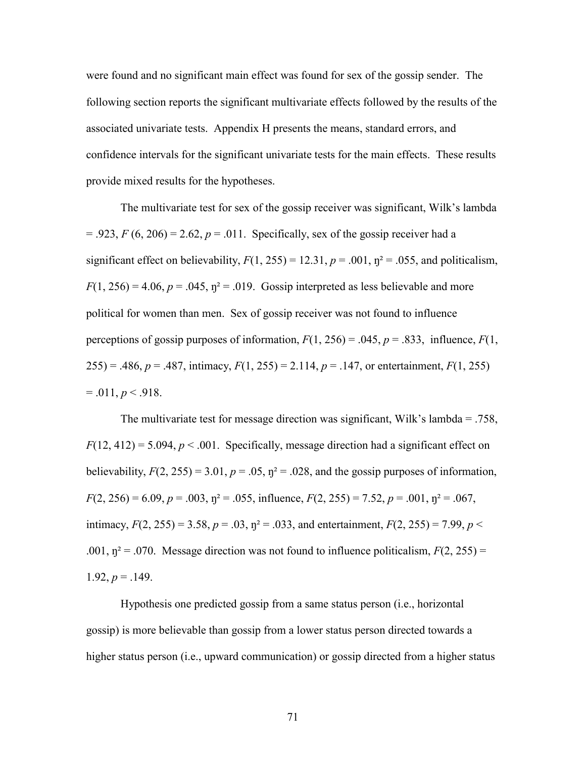were found and no significant main effect was found for sex of the gossip sender. The following section reports the significant multivariate effects followed by the results of the associated univariate tests. Appendix H presents the means, standard errors, and confidence intervals for the significant univariate tests for the main effects. These results provide mixed results for the hypotheses.

The multivariate test for sex of the gossip receiver was significant, Wilk's lambda = .923, $F$ (6, 206) = 2.62, $p$ = .011. Specifically, sex of the gossip receiver had a significant effect on believability, $F(1, 255) = 12.31$, $p = .001$, $\eta^2 = .055$, and politicalism, $F(1, 256) = 4.06$, $p = .045$, $\eta^2 = .019$. Gossip interpreted as less believable and more political for women than men. Sex of gossip receiver was not found to influence perceptions of gossip purposes of information, $F(1, 256) = .045$, $p = .833$, influence, $F(1, 255) = .486$, $p = .487$, intimacy, $F(1, 255) = 2.114$, $p = .147$, or entertainment, $F(1, 255) = .011$, $p < .918$.

The multivariate test for message direction was significant, Wilk's lambda = .758, $F(12, 412) = 5.094$, $p < .001$. Specifically, message direction had a significant effect on believability, $F(2, 255) = 3.01$, $p = .05$, $\eta^2 = .028$, and the gossip purposes of information, $F(2, 256) = 6.09$, $p = .003$, $\eta^2 = .055$, influence, $F(2, 255) = 7.52$, $p = .001$, $\eta^2 = .067$, intimacy, $F(2, 255) = 3.58$, $p = .03$, $\eta^2 = .033$, and entertainment, $F(2, 255) = 7.99$, $p < .001$, $\eta^2 = .070$. Message direction was not found to influence politicalism, $F(2, 255) = 1.92$, $p = .149$.

Hypothesis one predicted gossip from a same status person (i.e., horizontal gossip) is more believable than gossip from a lower status person directed towards a higher status person (i.e., upward communication) or gossip directed from a higher status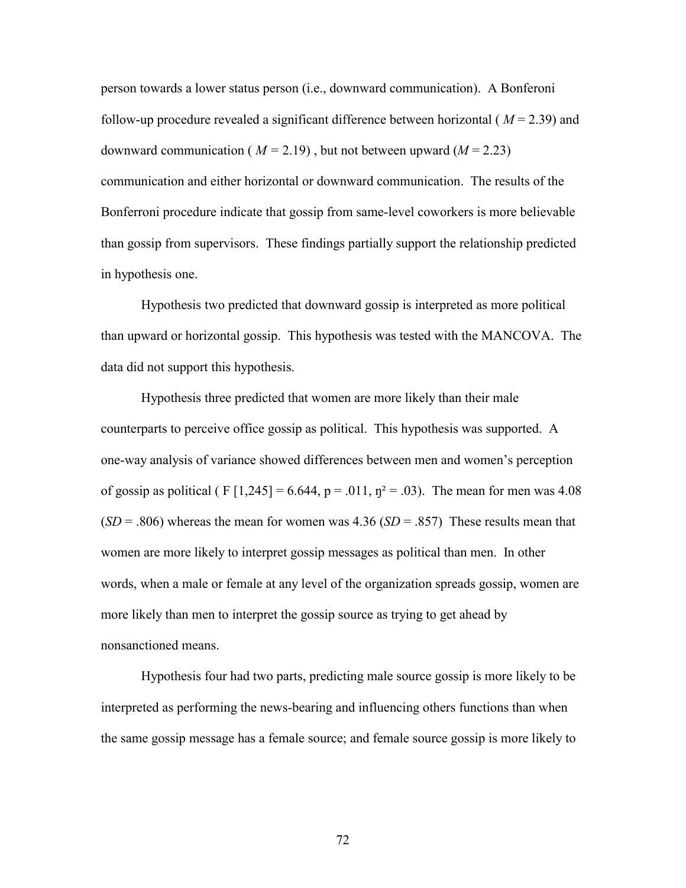person towards a lower status person (i.e., downward communication). A Bonferoni follow-up procedure revealed a significant difference between horizontal ( $M$ = 2.39) and downward communication ( $M$ = 2.19) , but not between upward ($M$ = 2.23) communication and either horizontal or downward communication. The results of the Bonferroni procedure indicate that gossip from same-level coworkers is more believable than gossip from supervisors. These findings partially support the relationship predicted in hypothesis one.

Hypothesis two predicted that downward gossip is interpreted as more political than upward or horizontal gossip. This hypothesis was tested with the MANCOVA. The data did not support this hypothesis.

Hypothesis three predicted that women are more likely than their male counterparts to perceive office gossip as political. This hypothesis was supported. A one-way analysis of variance showed differences between men and women's perception of gossip as political ( $F$ [1,245] = 6.644, $p$ = .011, $\eta^2$ = .03). The mean for men was 4.08 ($SD$ = .806) whereas the mean for women was 4.36 ($SD$ = .857) These results mean that women are more likely to interpret gossip messages as political than men. In other words, when a male or female at any level of the organization spreads gossip, women are more likely than men to interpret the gossip source as trying to get ahead by nonsanctioned means.

Hypothesis four had two parts, predicting male source gossip is more likely to be interpreted as performing the news-bearing and influencing others functions than when the same gossip message has a female source; and female source gossip is more likely to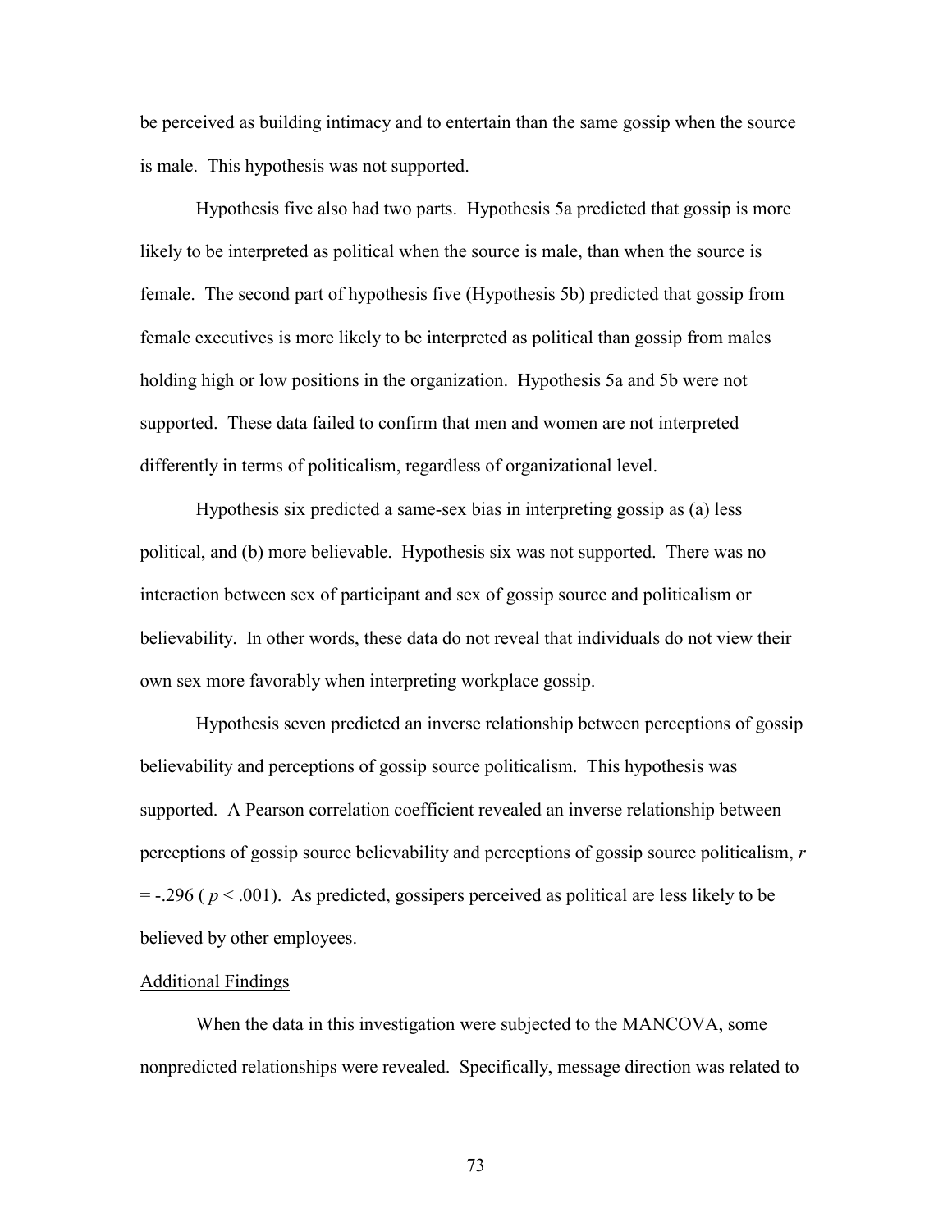be perceived as building intimacy and to entertain than the same gossip when the source is male. This hypothesis was not supported.

Hypothesis five also had two parts. Hypothesis 5a predicted that gossip is more likely to be interpreted as political when the source is male, than when the source is female. The second part of hypothesis five (Hypothesis 5b) predicted that gossip from female executives is more likely to be interpreted as political than gossip from males holding high or low positions in the organization. Hypothesis 5a and 5b were not supported. These data failed to confirm that men and women are not interpreted differently in terms of politicalism, regardless of organizational level.

Hypothesis six predicted a same-sex bias in interpreting gossip as (a) less political, and (b) more believable. Hypothesis six was not supported. There was no interaction between sex of participant and sex of gossip source and politicalism or believability. In other words, these data do not reveal that individuals do not view their own sex more favorably when interpreting workplace gossip.

Hypothesis seven predicted an inverse relationship between perceptions of gossip believability and perceptions of gossip source politicalism. This hypothesis was supported. A Pearson correlation coefficient revealed an inverse relationship between perceptions of gossip source believability and perceptions of gossip source politicalism, $r = -.296$ ( $p < .001$). As predicted, gossipers perceived as political are less likely to be believed by other employees.

<u>Additional Findings</u>

When the data in this investigation were subjected to the MANCOVA, some nonpredicted relationships were revealed. Specifically, message direction was related to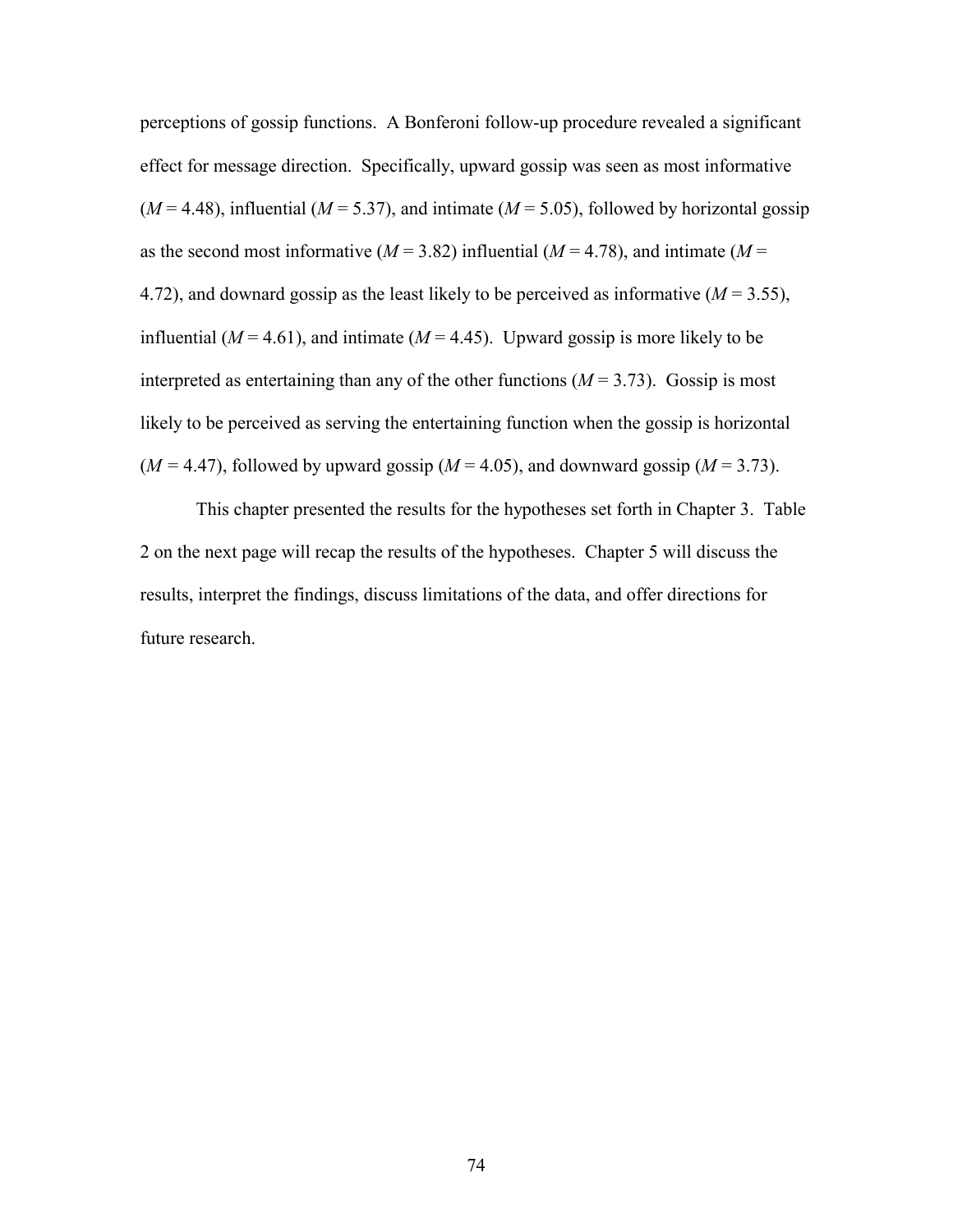perceptions of gossip functions. A Bonferoni follow-up procedure revealed a significant effect for message direction. Specifically, upward gossip was seen as most informative ($M$ = 4.48), influential ($M$ = 5.37), and intimate ($M$ = 5.05), followed by horizontal gossip as the second most informative ($M$ = 3.82) influential ($M$ = 4.78), and intimate ($M$ = 4.72), and downard gossip as the least likely to be perceived as informative ($M$ = 3.55), influential ($M$ = 4.61), and intimate ($M$ = 4.45). Upward gossip is more likely to be interpreted as entertaining than any of the other functions ($M$ = 3.73). Gossip is most likely to be perceived as serving the entertaining function when the gossip is horizontal ($M$ = 4.47), followed by upward gossip ($M$ = 4.05), and downward gossip ($M$ = 3.73).

This chapter presented the results for the hypotheses set forth in Chapter 3. Table 2 on the next page will recap the results of the hypotheses. Chapter 5 will discuss the results, interpret the findings, discuss limitations of the data, and offer directions for future research.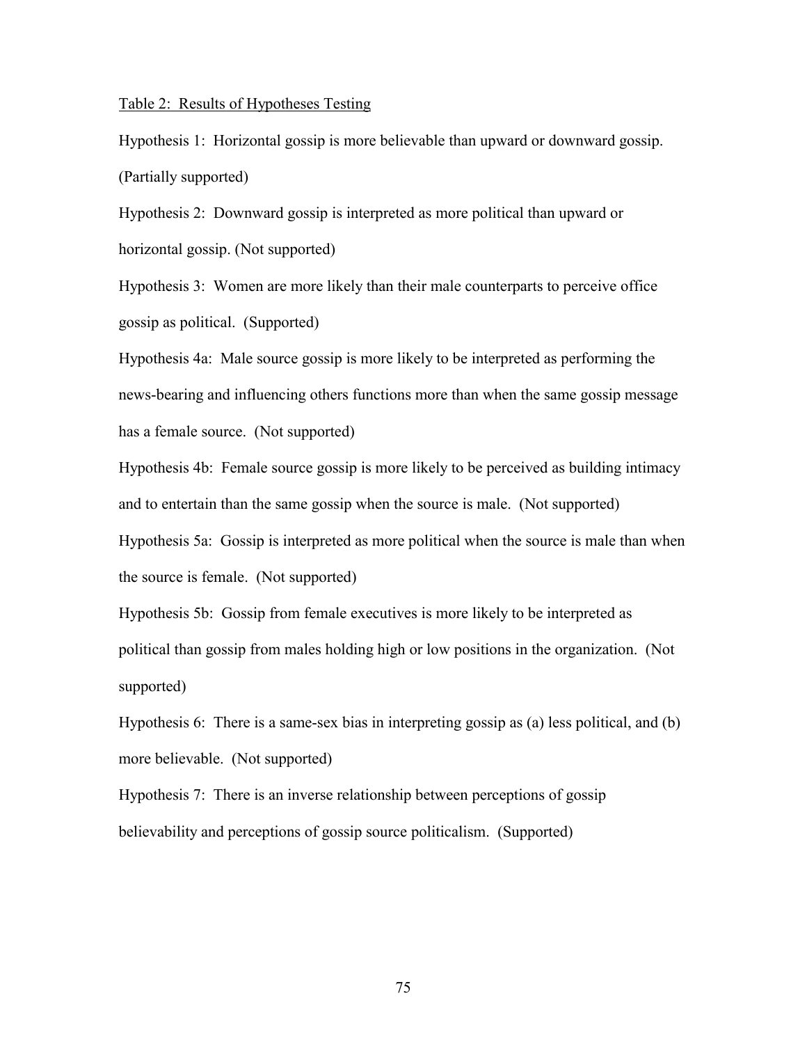Table 2: Results of Hypotheses Testing

Hypothesis 1: Horizontal gossip is more believable than upward or downward gossip. (Partially supported)

Hypothesis 2: Downward gossip is interpreted as more political than upward or horizontal gossip. (Not supported)

Hypothesis 3: Women are more likely than their male counterparts to perceive office gossip as political. (Supported)

Hypothesis 4a: Male source gossip is more likely to be interpreted as performing the news-bearing and influencing others functions more than when the same gossip message has a female source. (Not supported)

Hypothesis 4b: Female source gossip is more likely to be perceived as building intimacy and to entertain than the same gossip when the source is male. (Not supported)

Hypothesis 5a: Gossip is interpreted as more political when the source is male than when the source is female. (Not supported)

Hypothesis 5b: Gossip from female executives is more likely to be interpreted as political than gossip from males holding high or low positions in the organization. (Not supported)

Hypothesis 6: There is a same-sex bias in interpreting gossip as (a) less political, and (b) more believable. (Not supported)

Hypothesis 7: There is an inverse relationship between perceptions of gossip believability and perceptions of gossip source politicalism. (Supported)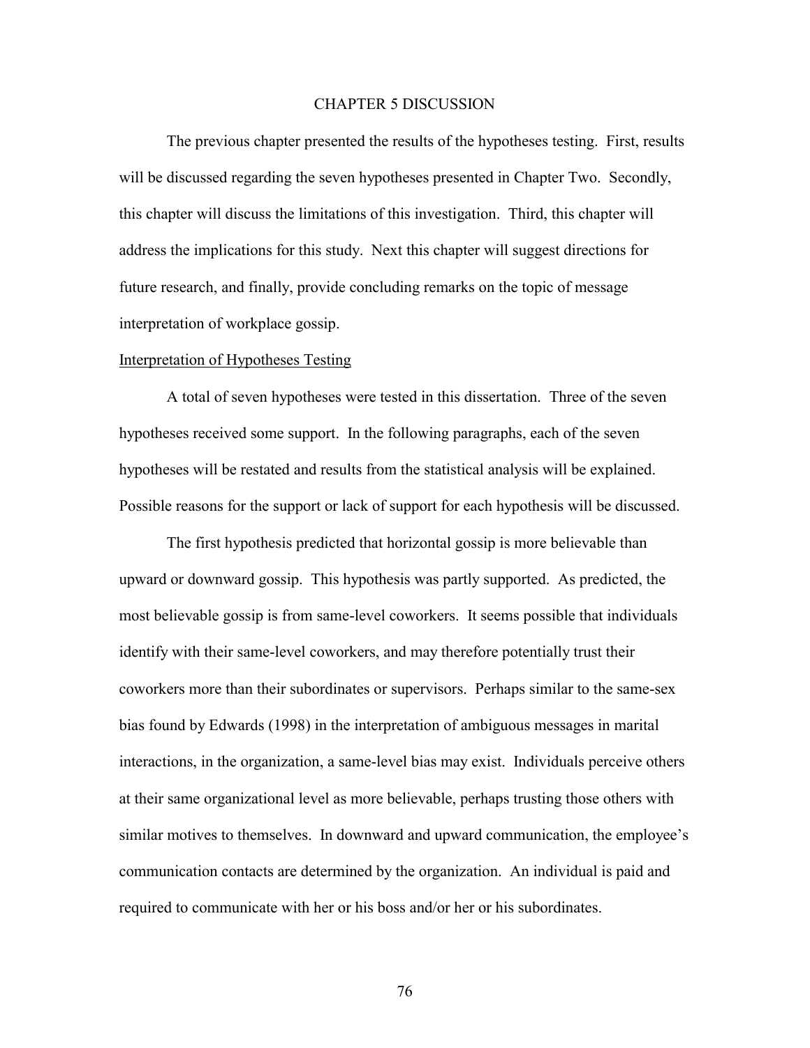# CHAPTER 5 DISCUSSION

The previous chapter presented the results of the hypotheses testing. First, results will be discussed regarding the seven hypotheses presented in Chapter Two. Secondly, this chapter will discuss the limitations of this investigation. Third, this chapter will address the implications for this study. Next this chapter will suggest directions for future research, and finally, provide concluding remarks on the topic of message interpretation of workplace gossip.

## Interpretation of Hypotheses Testing

A total of seven hypotheses were tested in this dissertation. Three of the seven hypotheses received some support. In the following paragraphs, each of the seven hypotheses will be restated and results from the statistical analysis will be explained. Possible reasons for the support or lack of support for each hypothesis will be discussed.

The first hypothesis predicted that horizontal gossip is more believable than upward or downward gossip. This hypothesis was partly supported. As predicted, the most believable gossip is from same-level coworkers. It seems possible that individuals identify with their same-level coworkers, and may therefore potentially trust their coworkers more than their subordinates or supervisors. Perhaps similar to the same-sex bias found by Edwards (1998) in the interpretation of ambiguous messages in marital interactions, in the organization, a same-level bias may exist. Individuals perceive others at their same organizational level as more believable, perhaps trusting those others with similar motives to themselves. In downward and upward communication, the employee's communication contacts are determined by the organization. An individual is paid and required to communicate with her or his boss and/or her or his subordinates.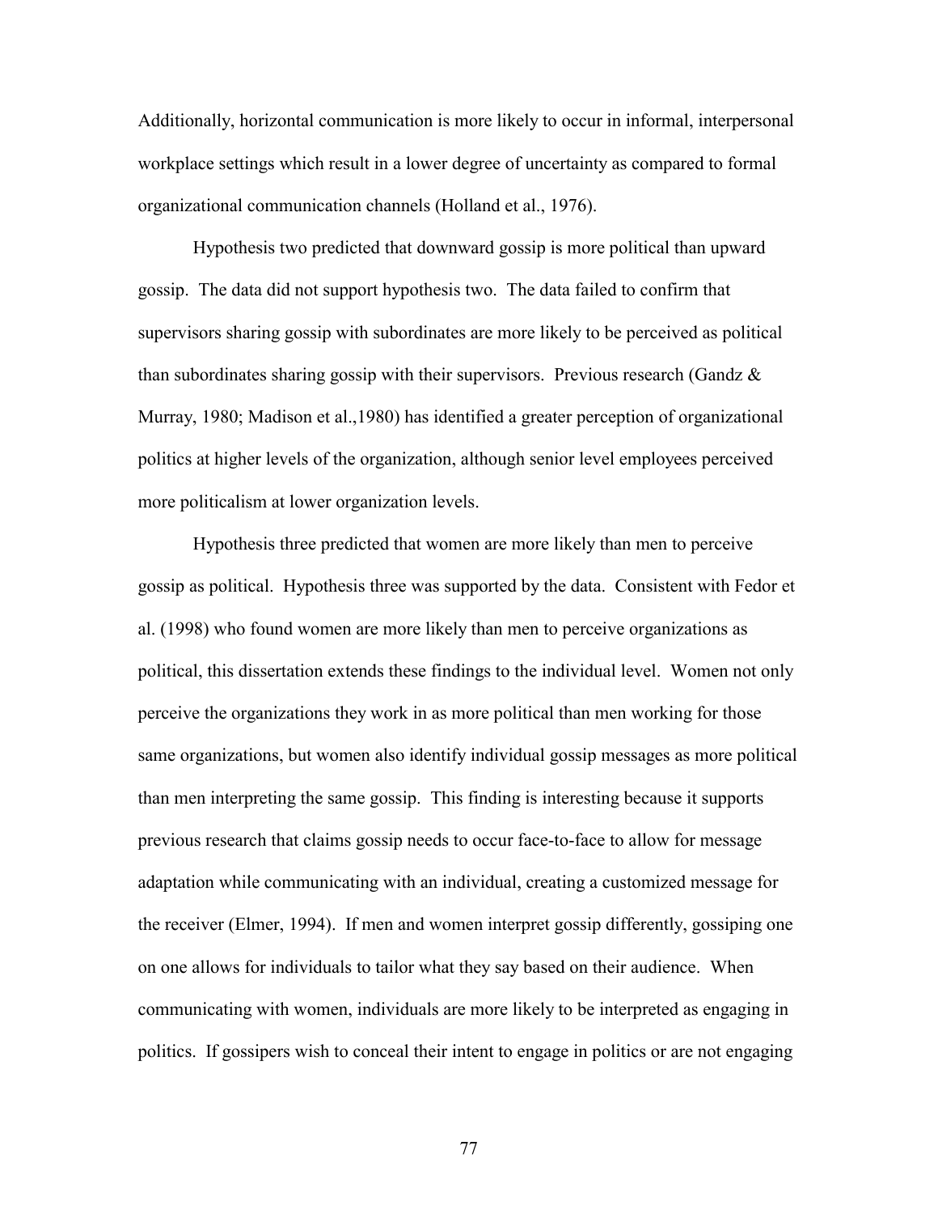Additionally, horizontal communication is more likely to occur in informal, interpersonal workplace settings which result in a lower degree of uncertainty as compared to formal organizational communication channels (Holland et al., 1976).

Hypothesis two predicted that downward gossip is more political than upward gossip. The data did not support hypothesis two. The data failed to confirm that supervisors sharing gossip with subordinates are more likely to be perceived as political than subordinates sharing gossip with their supervisors. Previous research (Gandz & Murray, 1980; Madison et al.,1980) has identified a greater perception of organizational politics at higher levels of the organization, although senior level employees perceived more politicalism at lower organization levels.

Hypothesis three predicted that women are more likely than men to perceive gossip as political. Hypothesis three was supported by the data. Consistent with Fedor et al. (1998) who found women are more likely than men to perceive organizations as political, this dissertation extends these findings to the individual level. Women not only perceive the organizations they work in as more political than men working for those same organizations, but women also identify individual gossip messages as more political than men interpreting the same gossip. This finding is interesting because it supports previous research that claims gossip needs to occur face-to-face to allow for message adaptation while communicating with an individual, creating a customized message for the receiver (Elmer, 1994). If men and women interpret gossip differently, gossiping one on one allows for individuals to tailor what they say based on their audience. When communicating with women, individuals are more likely to be interpreted as engaging in politics. If gossipers wish to conceal their intent to engage in politics or are not engaging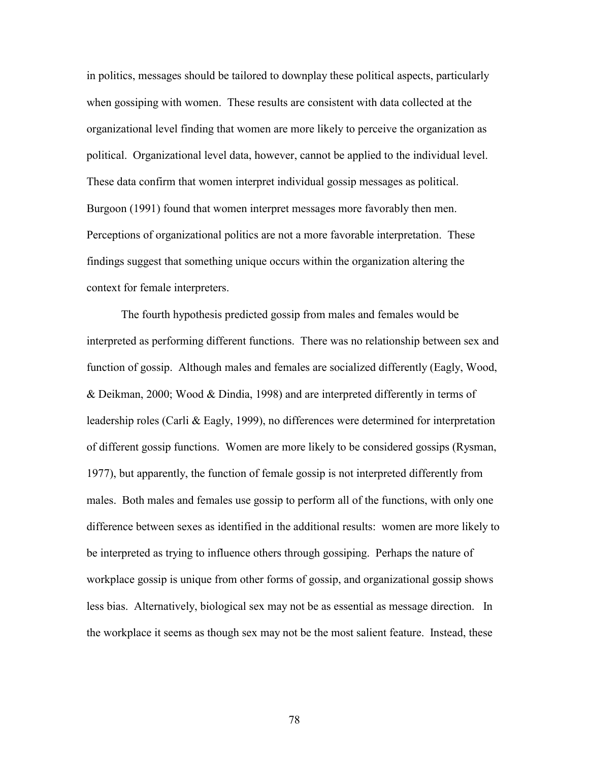in politics, messages should be tailored to downplay these political aspects, particularly when gossiping with women. These results are consistent with data collected at the organizational level finding that women are more likely to perceive the organization as political. Organizational level data, however, cannot be applied to the individual level. These data confirm that women interpret individual gossip messages as political. Burgoon (1991) found that women interpret messages more favorably then men. Perceptions of organizational politics are not a more favorable interpretation. These findings suggest that something unique occurs within the organization altering the context for female interpreters.

The fourth hypothesis predicted gossip from males and females would be interpreted as performing different functions. There was no relationship between sex and function of gossip. Although males and females are socialized differently (Eagly, Wood, & Deikman, 2000; Wood & Dindia, 1998) and are interpreted differently in terms of leadership roles (Carli & Eagly, 1999), no differences were determined for interpretation of different gossip functions. Women are more likely to be considered gossips (Rysman, 1977), but apparently, the function of female gossip is not interpreted differently from males. Both males and females use gossip to perform all of the functions, with only one difference between sexes as identified in the additional results: women are more likely to be interpreted as trying to influence others through gossiping. Perhaps the nature of workplace gossip is unique from other forms of gossip, and organizational gossip shows less bias. Alternatively, biological sex may not be as essential as message direction. In the workplace it seems as though sex may not be the most salient feature. Instead, these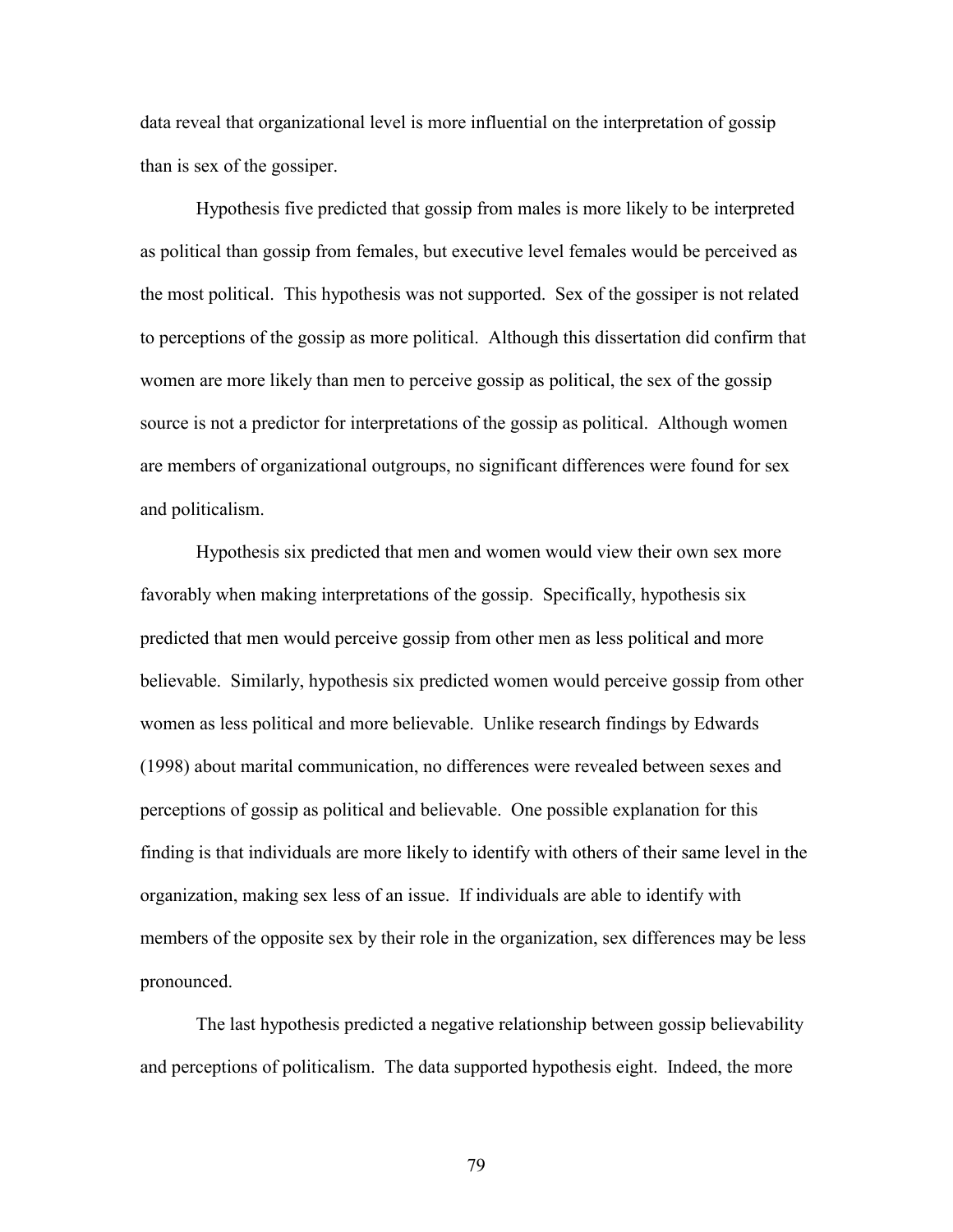data reveal that organizational level is more influential on the interpretation of gossip than is sex of the gossiper.

Hypothesis five predicted that gossip from males is more likely to be interpreted as political than gossip from females, but executive level females would be perceived as the most political. This hypothesis was not supported. Sex of the gossiper is not related to perceptions of the gossip as more political. Although this dissertation did confirm that women are more likely than men to perceive gossip as political, the sex of the gossip source is not a predictor for interpretations of the gossip as political. Although women are members of organizational outgroups, no significant differences were found for sex and politicalism.

Hypothesis six predicted that men and women would view their own sex more favorably when making interpretations of the gossip. Specifically, hypothesis six predicted that men would perceive gossip from other men as less political and more believable. Similarly, hypothesis six predicted women would perceive gossip from other women as less political and more believable. Unlike research findings by Edwards (1998) about marital communication, no differences were revealed between sexes and perceptions of gossip as political and believable. One possible explanation for this finding is that individuals are more likely to identify with others of their same level in the organization, making sex less of an issue. If individuals are able to identify with members of the opposite sex by their role in the organization, sex differences may be less pronounced.

The last hypothesis predicted a negative relationship between gossip believability and perceptions of politicalism. The data supported hypothesis eight. Indeed, the more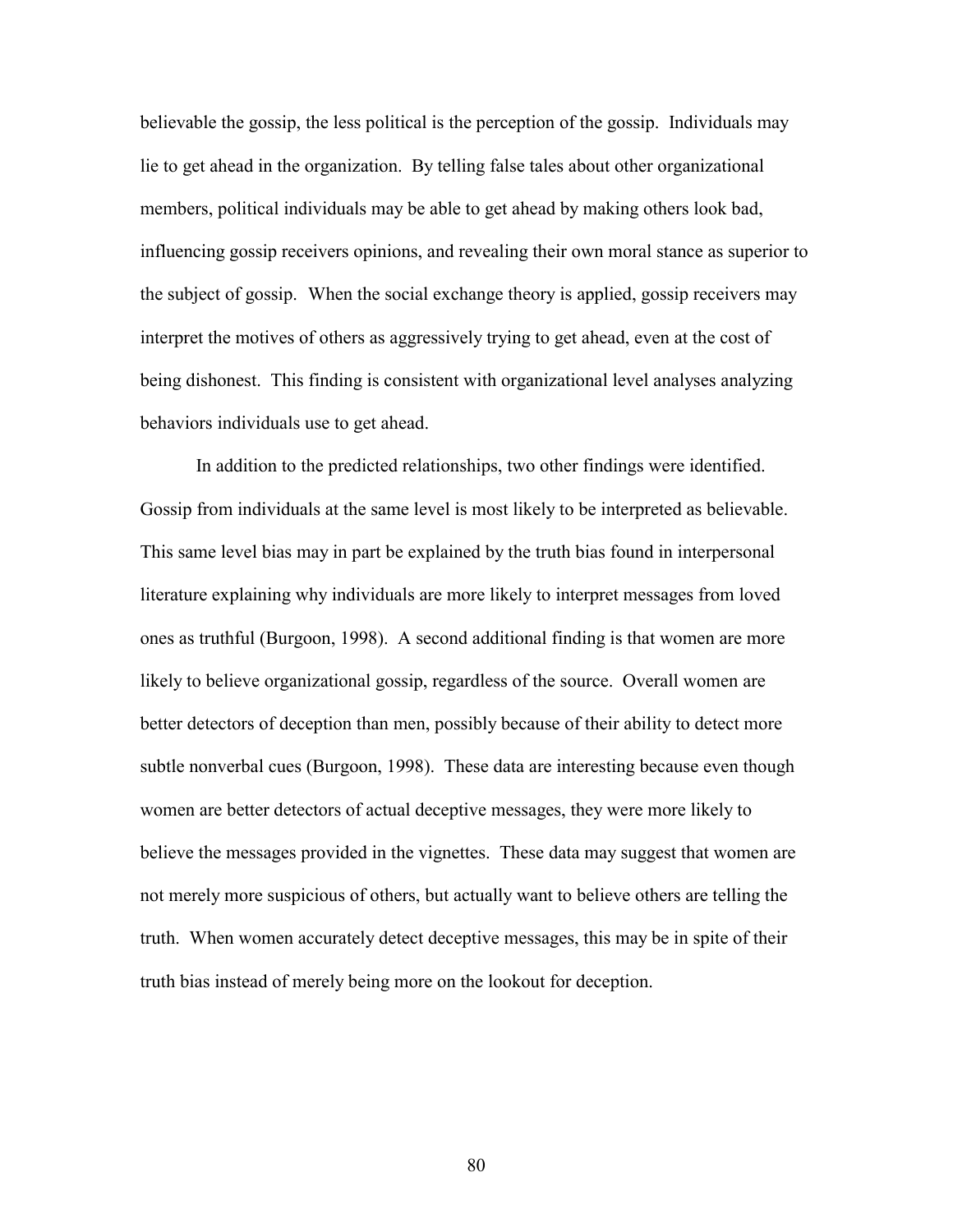believable the gossip, the less political is the perception of the gossip. Individuals may lie to get ahead in the organization. By telling false tales about other organizational members, political individuals may be able to get ahead by making others look bad, influencing gossip receivers opinions, and revealing their own moral stance as superior to the subject of gossip. When the social exchange theory is applied, gossip receivers may interpret the motives of others as aggressively trying to get ahead, even at the cost of being dishonest. This finding is consistent with organizational level analyses analyzing behaviors individuals use to get ahead.

In addition to the predicted relationships, two other findings were identified. Gossip from individuals at the same level is most likely to be interpreted as believable. This same level bias may in part be explained by the truth bias found in interpersonal literature explaining why individuals are more likely to interpret messages from loved ones as truthful (Burgoon, 1998). A second additional finding is that women are more likely to believe organizational gossip, regardless of the source. Overall women are better detectors of deception than men, possibly because of their ability to detect more subtle nonverbal cues (Burgoon, 1998). These data are interesting because even though women are better detectors of actual deceptive messages, they were more likely to believe the messages provided in the vignettes. These data may suggest that women are not merely more suspicious of others, but actually want to believe others are telling the truth. When women accurately detect deceptive messages, this may be in spite of their truth bias instead of merely being more on the lookout for deception.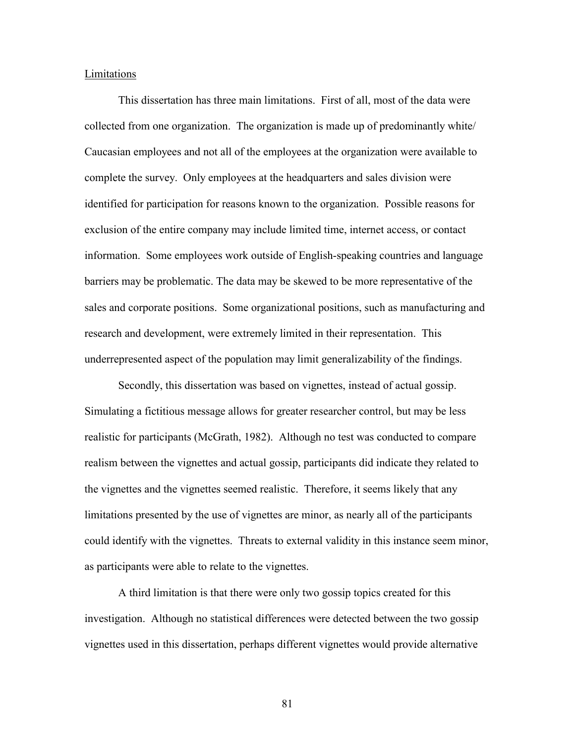## Limitations

This dissertation has three main limitations. First of all, most of the data were collected from one organization. The organization is made up of predominantly white/ Caucasian employees and not all of the employees at the organization were available to complete the survey. Only employees at the headquarters and sales division were identified for participation for reasons known to the organization. Possible reasons for exclusion of the entire company may include limited time, internet access, or contact information. Some employees work outside of English-speaking countries and language barriers may be problematic. The data may be skewed to be more representative of the sales and corporate positions. Some organizational positions, such as manufacturing and research and development, were extremely limited in their representation. This underrepresented aspect of the population may limit generalizability of the findings.

Secondly, this dissertation was based on vignettes, instead of actual gossip. Simulating a fictitious message allows for greater researcher control, but may be less realistic for participants (McGrath, 1982). Although no test was conducted to compare realism between the vignettes and actual gossip, participants did indicate they related to the vignettes and the vignettes seemed realistic. Therefore, it seems likely that any limitations presented by the use of vignettes are minor, as nearly all of the participants could identify with the vignettes. Threats to external validity in this instance seem minor, as participants were able to relate to the vignettes.

A third limitation is that there were only two gossip topics created for this investigation. Although no statistical differences were detected between the two gossip vignettes used in this dissertation, perhaps different vignettes would provide alternative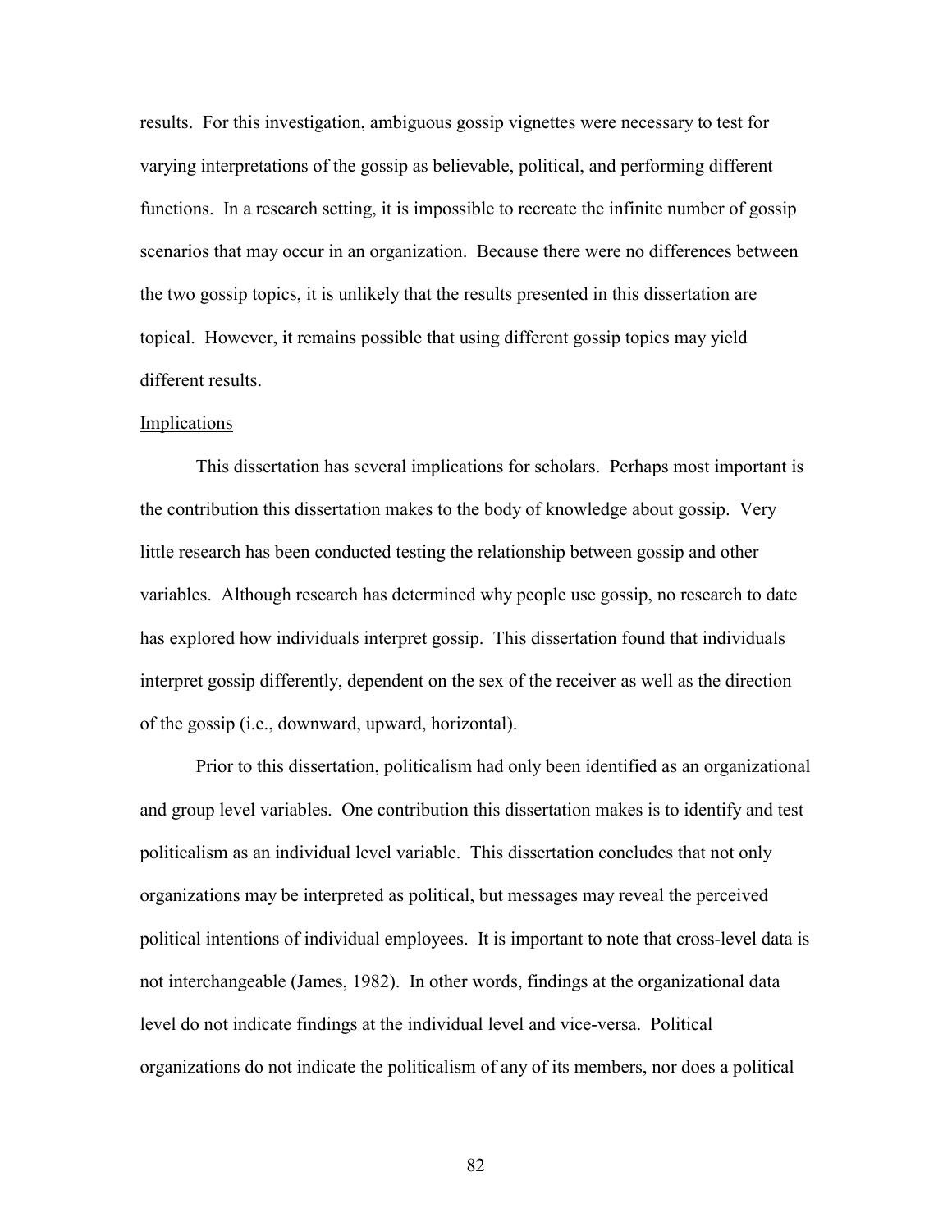results. For this investigation, ambiguous gossip vignettes were necessary to test for varying interpretations of the gossip as believable, political, and performing different functions. In a research setting, it is impossible to recreate the infinite number of gossip scenarios that may occur in an organization. Because there were no differences between the two gossip topics, it is unlikely that the results presented in this dissertation are topical. However, it remains possible that using different gossip topics may yield different results.

## Implications

This dissertation has several implications for scholars. Perhaps most important is the contribution this dissertation makes to the body of knowledge about gossip. Very little research has been conducted testing the relationship between gossip and other variables. Although research has determined why people use gossip, no research to date has explored how individuals interpret gossip. This dissertation found that individuals interpret gossip differently, dependent on the sex of the receiver as well as the direction of the gossip (i.e., downward, upward, horizontal).

Prior to this dissertation, politicalism had only been identified as an organizational and group level variables. One contribution this dissertation makes is to identify and test politicalism as an individual level variable. This dissertation concludes that not only organizations may be interpreted as political, but messages may reveal the perceived political intentions of individual employees. It is important to note that cross-level data is not interchangeable (James, 1982). In other words, findings at the organizational data level do not indicate findings at the individual level and vice-versa. Political organizations do not indicate the politicalism of any of its members, nor does a political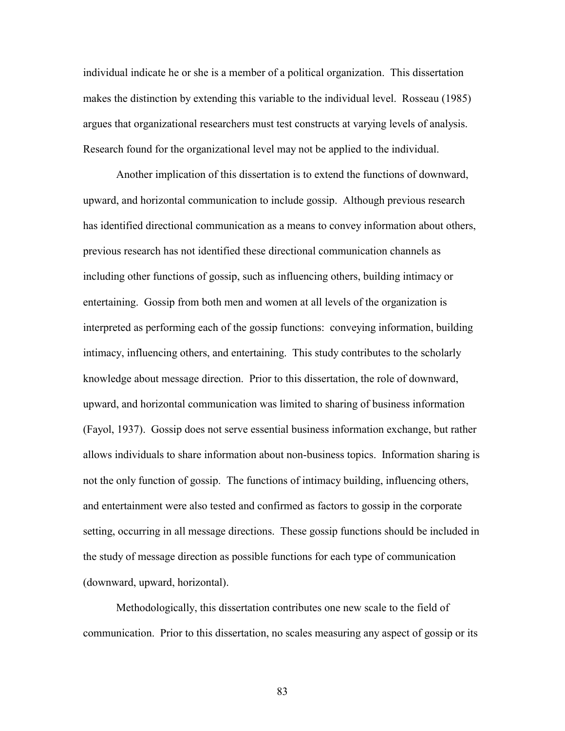individual indicate he or she is a member of a political organization. This dissertation makes the distinction by extending this variable to the individual level. Rosseau (1985) argues that organizational researchers must test constructs at varying levels of analysis. Research found for the organizational level may not be applied to the individual.

Another implication of this dissertation is to extend the functions of downward, upward, and horizontal communication to include gossip. Although previous research has identified directional communication as a means to convey information about others, previous research has not identified these directional communication channels as including other functions of gossip, such as influencing others, building intimacy or entertaining. Gossip from both men and women at all levels of the organization is interpreted as performing each of the gossip functions: conveying information, building intimacy, influencing others, and entertaining. This study contributes to the scholarly knowledge about message direction. Prior to this dissertation, the role of downward, upward, and horizontal communication was limited to sharing of business information (Fayol, 1937). Gossip does not serve essential business information exchange, but rather allows individuals to share information about non-business topics. Information sharing is not the only function of gossip. The functions of intimacy building, influencing others, and entertainment were also tested and confirmed as factors to gossip in the corporate setting, occurring in all message directions. These gossip functions should be included in the study of message direction as possible functions for each type of communication (downward, upward, horizontal).

Methodologically, this dissertation contributes one new scale to the field of communication. Prior to this dissertation, no scales measuring any aspect of gossip or its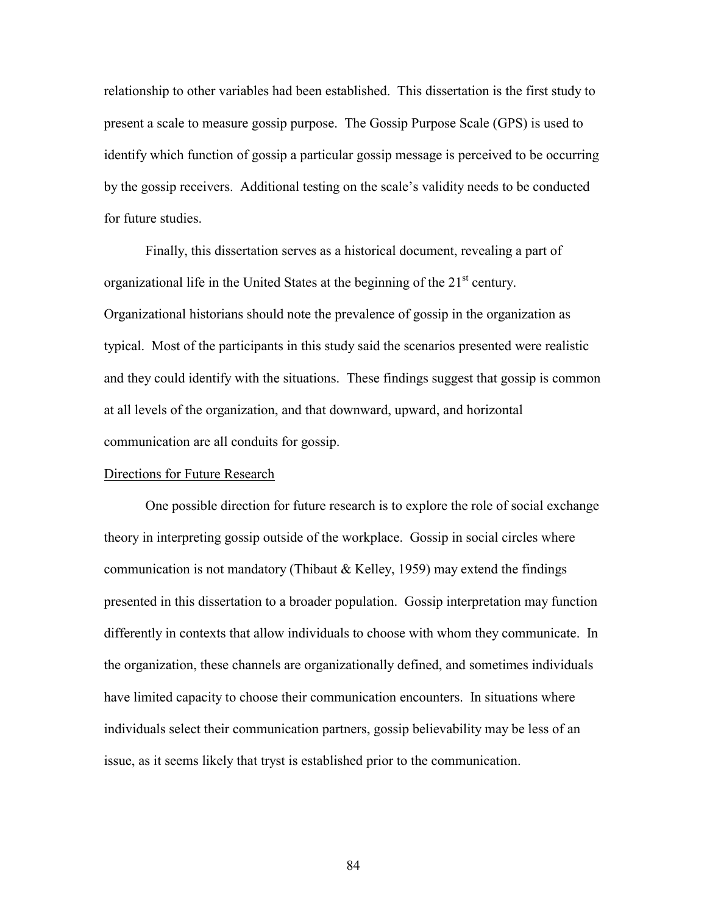relationship to other variables had been established. This dissertation is the first study to present a scale to measure gossip purpose. The Gossip Purpose Scale (GPS) is used to identify which function of gossip a particular gossip message is perceived to be occurring by the gossip receivers. Additional testing on the scale's validity needs to be conducted for future studies.

Finally, this dissertation serves as a historical document, revealing a part of organizational life in the United States at the beginning of the 21st century. Organizational historians should note the prevalence of gossip in the organization as typical. Most of the participants in this study said the scenarios presented were realistic and they could identify with the situations. These findings suggest that gossip is common at all levels of the organization, and that downward, upward, and horizontal communication are all conduits for gossip.

<u>Directions for Future Research</u>

One possible direction for future research is to explore the role of social exchange theory in interpreting gossip outside of the workplace. Gossip in social circles where communication is not mandatory (Thibaut & Kelley, 1959) may extend the findings presented in this dissertation to a broader population. Gossip interpretation may function differently in contexts that allow individuals to choose with whom they communicate. In the organization, these channels are organizationally defined, and sometimes individuals have limited capacity to choose their communication encounters. In situations where individuals select their communication partners, gossip believability may be less of an issue, as it seems likely that tryst is established prior to the communication.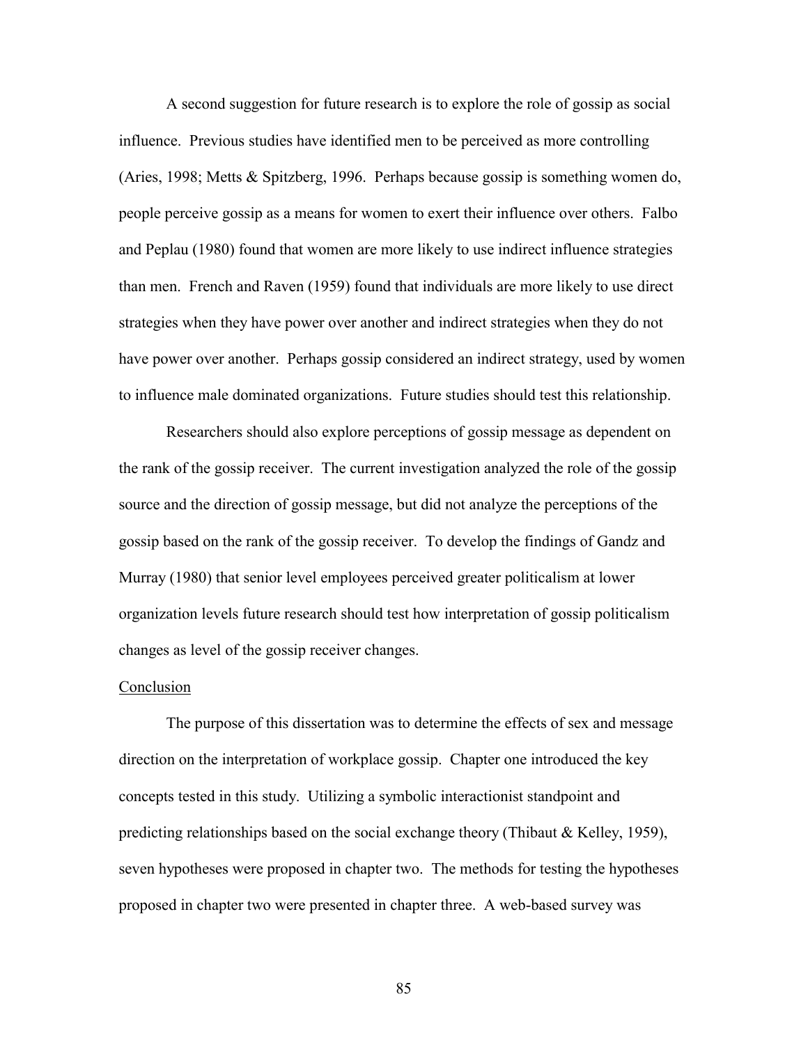A second suggestion for future research is to explore the role of gossip as social influence. Previous studies have identified men to be perceived as more controlling (Aries, 1998; Metts & Spitzberg, 1996. Perhaps because gossip is something women do, people perceive gossip as a means for women to exert their influence over others. Falbo and Peplau (1980) found that women are more likely to use indirect influence strategies than men. French and Raven (1959) found that individuals are more likely to use direct strategies when they have power over another and indirect strategies when they do not have power over another. Perhaps gossip considered an indirect strategy, used by women to influence male dominated organizations. Future studies should test this relationship.

Researchers should also explore perceptions of gossip message as dependent on the rank of the gossip receiver. The current investigation analyzed the role of the gossip source and the direction of gossip message, but did not analyze the perceptions of the gossip based on the rank of the gossip receiver. To develop the findings of Gandz and Murray (1980) that senior level employees perceived greater politicalism at lower organization levels future research should test how interpretation of gossip politicalism changes as level of the gossip receiver changes.

## Conclusion

The purpose of this dissertation was to determine the effects of sex and message direction on the interpretation of workplace gossip. Chapter one introduced the key concepts tested in this study. Utilizing a symbolic interactionist standpoint and predicting relationships based on the social exchange theory (Thibaut & Kelley, 1959), seven hypotheses were proposed in chapter two. The methods for testing the hypotheses proposed in chapter two were presented in chapter three. A web-based survey was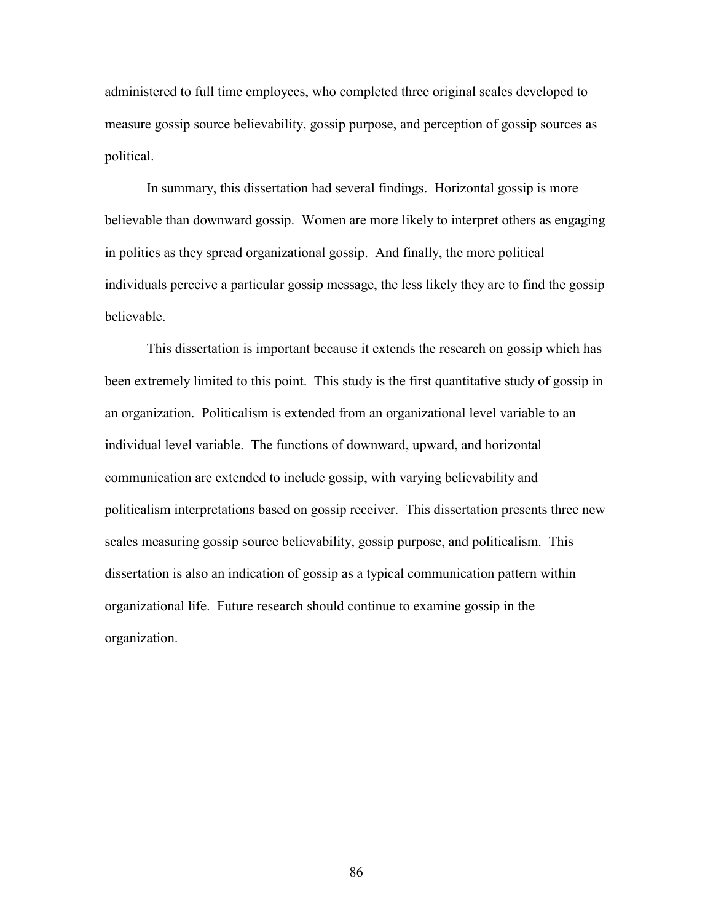administered to full time employees, who completed three original scales developed to measure gossip source believability, gossip purpose, and perception of gossip sources as political.

In summary, this dissertation had several findings. Horizontal gossip is more believable than downward gossip. Women are more likely to interpret others as engaging in politics as they spread organizational gossip. And finally, the more political individuals perceive a particular gossip message, the less likely they are to find the gossip believable.

This dissertation is important because it extends the research on gossip which has been extremely limited to this point. This study is the first quantitative study of gossip in an organization. Politicalism is extended from an organizational level variable to an individual level variable. The functions of downward, upward, and horizontal communication are extended to include gossip, with varying believability and politicalism interpretations based on gossip receiver. This dissertation presents three new scales measuring gossip source believability, gossip purpose, and politicalism. This dissertation is also an indication of gossip as a typical communication pattern within organizational life. Future research should continue to examine gossip in the organization.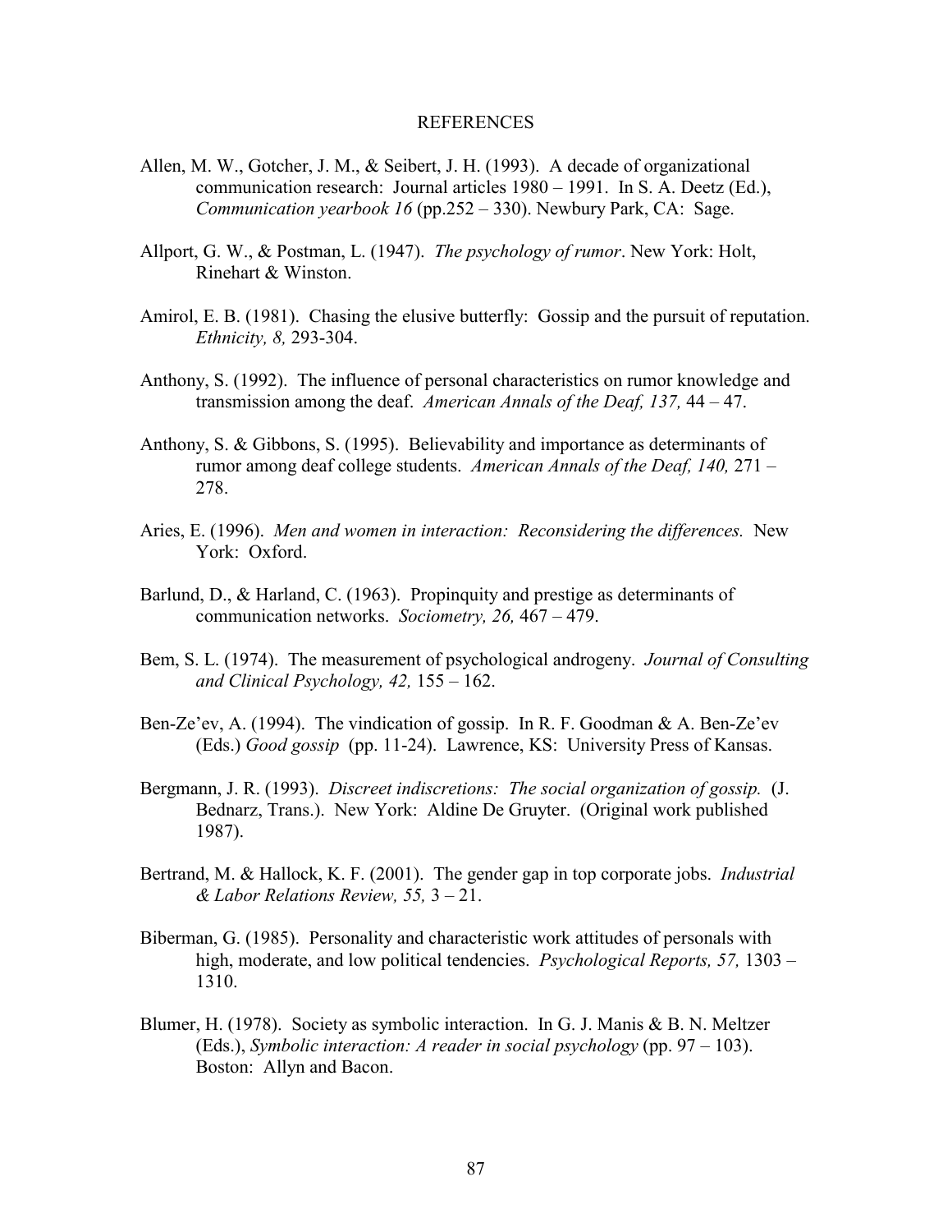# REFERENCES

Allen, M. W., Gotcher, J. M., & Seibert, J. H. (1993). A decade of organizational communication research: Journal articles 1980 – 1991. In S. A. Deetz (Ed.), *Communication yearbook 16* (pp.252 – 330). Newbury Park, CA: Sage.

Allport, G. W., & Postman, L. (1947). *The psychology of rumor*. New York: Holt, Rinehart & Winston.

Amirol, E. B. (1981). Chasing the elusive butterfly: Gossip and the pursuit of reputation. *Ethnicity, 8,* 293-304.

Anthony, S. (1992). The influence of personal characteristics on rumor knowledge and transmission among the deaf. *American Annals of the Deaf, 137,* 44 – 47.

Anthony, S. & Gibbons, S. (1995). Believability and importance as determinants of rumor among deaf college students. *American Annals of the Deaf, 140,* 271 – 278.

Aries, E. (1996). *Men and women in interaction: Reconsidering the differences.* New York: Oxford.

Barlund, D., & Harland, C. (1963). Propinquity and prestige as determinants of communication networks. *Sociometry, 26,* 467 – 479.

Bem, S. L. (1974). The measurement of psychological androgeny. *Journal of Consulting and Clinical Psychology, 42,* 155 – 162.

Ben-Ze'ev, A. (1994). The vindication of gossip. In R. F. Goodman & A. Ben-Ze'ev (Eds.) *Good gossip* (pp. 11-24). Lawrence, KS: University Press of Kansas.

Bergmann, J. R. (1993). *Discreet indiscretions: The social organization of gossip.* (J. Bednarz, Trans.). New York: Aldine De Gruyter. (Original work published 1987).

Bertrand, M. & Hallock, K. F. (2001). The gender gap in top corporate jobs. *Industrial & Labor Relations Review, 55,* 3 – 21.

Biberman, G. (1985). Personality and characteristic work attitudes of personals with high, moderate, and low political tendencies. *Psychological Reports, 57,* 1303 – 1310.

Blumer, H. (1978). Society as symbolic interaction. In G. J. Manis & B. N. Meltzer (Eds.), *Symbolic interaction: A reader in social psychology* (pp. 97 – 103). Boston: Allyn and Bacon.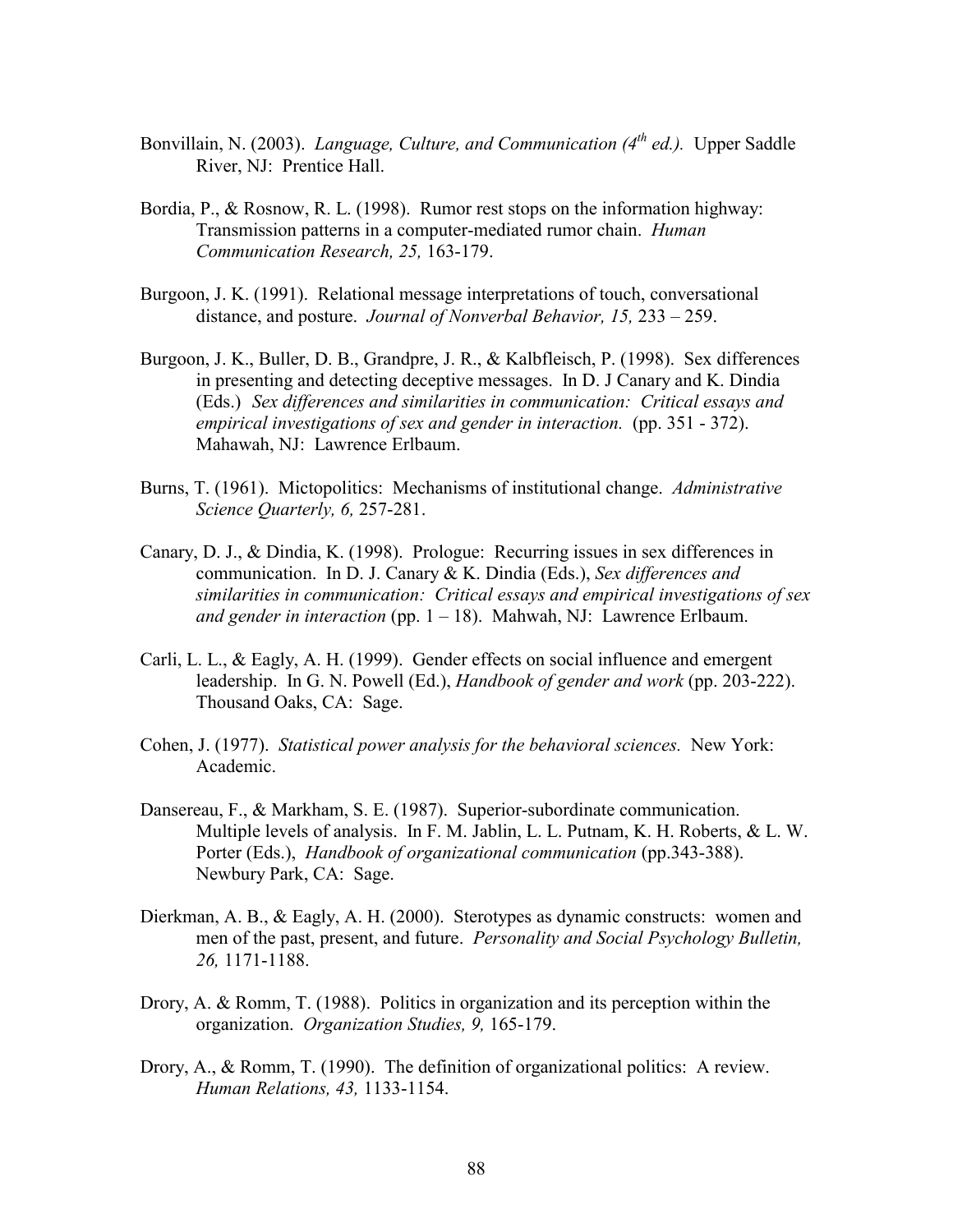Bonvillain, N. (2003). *Language, Culture, and Communication (4th ed.).* Upper Saddle River, NJ: Prentice Hall.

Bordia, P., & Rosnow, R. L. (1998). Rumor rest stops on the information highway: Transmission patterns in a computer-mediated rumor chain. *Human Communication Research, 25,* 163-179.

Burgoon, J. K. (1991). Relational message interpretations of touch, conversational distance, and posture. *Journal of Nonverbal Behavior, 15,* 233 – 259.

Burgoon, J. K., Buller, D. B., Grandpre, J. R., & Kalbfleisch, P. (1998). Sex differences in presenting and detecting deceptive messages. In D. J Canary and K. Dindia (Eds.) *Sex differences and similarities in communication: Critical essays and empirical investigations of sex and gender in interaction.* (pp. 351 - 372). Mahawah, NJ: Lawrence Erlbaum.

Burns, T. (1961). Mictopolitics: Mechanisms of institutional change. *Administrative Science Quarterly, 6,* 257-281.

Canary, D. J., & Dindia, K. (1998). Prologue: Recurring issues in sex differences in communication. In D. J. Canary & K. Dindia (Eds.), *Sex differences and similarities in communication: Critical essays and empirical investigations of sex and gender in interaction* (pp. 1 – 18). Mahwah, NJ: Lawrence Erlbaum.

Carli, L. L., & Eagly, A. H. (1999). Gender effects on social influence and emergent leadership. In G. N. Powell (Ed.), *Handbook of gender and work* (pp. 203-222). Thousand Oaks, CA: Sage.

Cohen, J. (1977). *Statistical power analysis for the behavioral sciences.* New York: Academic.

Dansereau, F., & Markham, S. E. (1987). Superior-subordinate communication. Multiple levels of analysis. In F. M. Jablin, L. L. Putnam, K. H. Roberts, & L. W. Porter (Eds.), *Handbook of organizational communication* (pp.343-388). Newbury Park, CA: Sage.

Dierkman, A. B., & Eagly, A. H. (2000). Sterotypes as dynamic constructs: women and men of the past, present, and future. *Personality and Social Psychology Bulletin, 26,* 1171-1188.

Drory, A. & Romm, T. (1988). Politics in organization and its perception within the organization. *Organization Studies, 9,* 165-179.

Drory, A., & Romm, T. (1990). The definition of organizational politics: A review. *Human Relations, 43,* 1133-1154.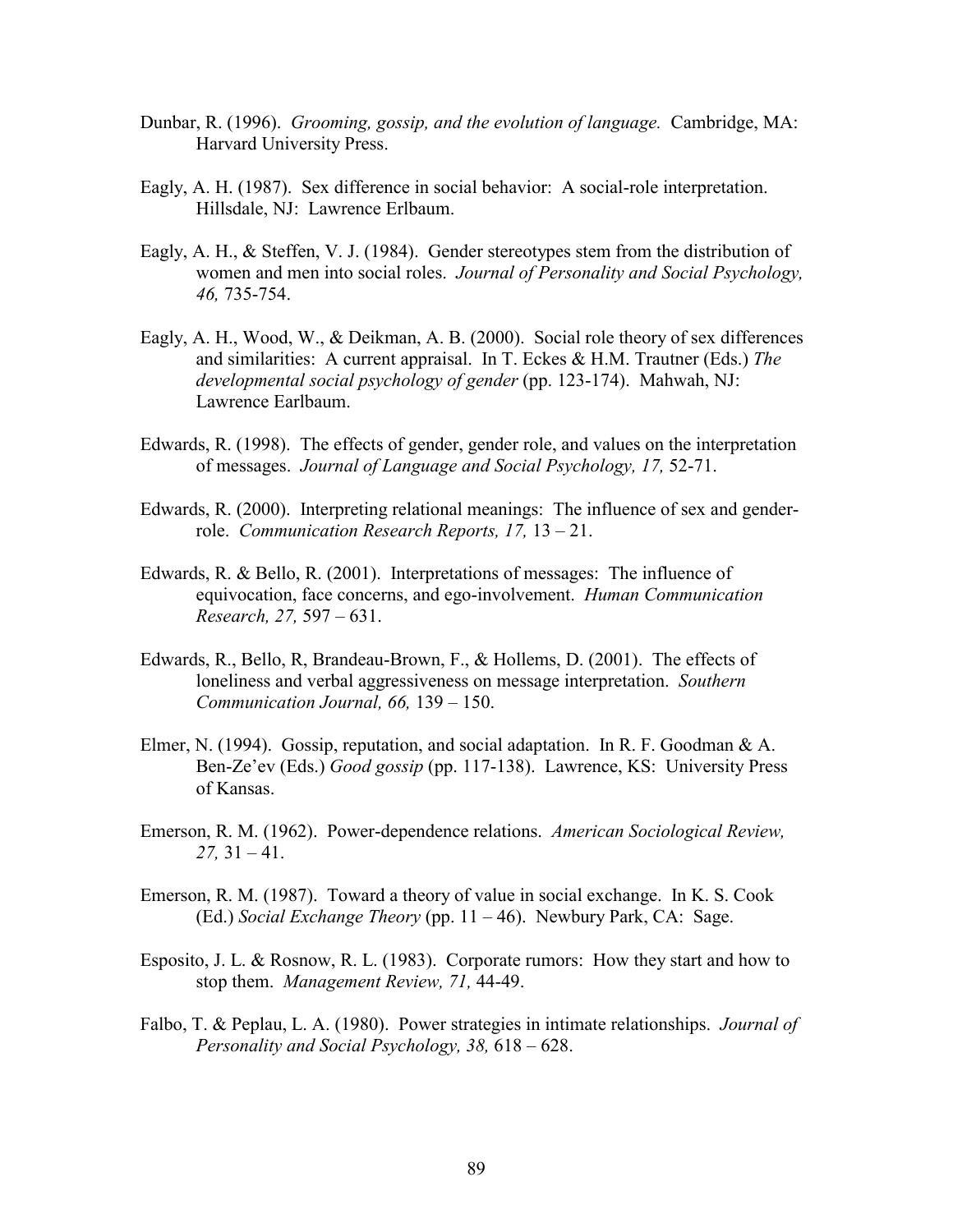Dunbar, R. (1996). *Grooming, gossip, and the evolution of language.* Cambridge, MA: Harvard University Press.

Eagly, A. H. (1987). Sex difference in social behavior: A social-role interpretation. Hillsdale, NJ: Lawrence Erlbaum.

Eagly, A. H., & Steffen, V. J. (1984). Gender stereotypes stem from the distribution of women and men into social roles. *Journal of Personality and Social Psychology, 46,* 735-754.

Eagly, A. H., Wood, W., & Deikman, A. B. (2000). Social role theory of sex differences and similarities: A current appraisal. In T. Eckes & H.M. Trautner (Eds.) *The developmental social psychology of gender* (pp. 123-174). Mahwah, NJ: Lawrence Earlbaum.

Edwards, R. (1998). The effects of gender, gender role, and values on the interpretation of messages. *Journal of Language and Social Psychology, 17,* 52-71.

Edwards, R. (2000). Interpreting relational meanings: The influence of sex and gender-role. *Communication Research Reports, 17,* 13 – 21.

Edwards, R. & Bello, R. (2001). Interpretations of messages: The influence of equivocation, face concerns, and ego-involvement. *Human Communication Research, 27,* 597 – 631.

Edwards, R., Bello, R, Brandeau-Brown, F., & Hollems, D. (2001). The effects of loneliness and verbal aggressiveness on message interpretation. *Southern Communication Journal, 66,* 139 – 150.

Elmer, N. (1994). Gossip, reputation, and social adaptation. In R. F. Goodman & A. Ben-Ze'ev (Eds.) *Good gossip* (pp. 117-138). Lawrence, KS: University Press of Kansas.

Emerson, R. M. (1962). Power-dependence relations. *American Sociological Review, 27,* 31 – 41.

Emerson, R. M. (1987). Toward a theory of value in social exchange. In K. S. Cook (Ed.) *Social Exchange Theory* (pp. 11 – 46). Newbury Park, CA: Sage.

Esposito, J. L. & Rosnow, R. L. (1983). Corporate rumors: How they start and how to stop them. *Management Review, 71,* 44-49.

Falbo, T. & Peplau, L. A. (1980). Power strategies in intimate relationships. *Journal of Personality and Social Psychology, 38,* 618 – 628.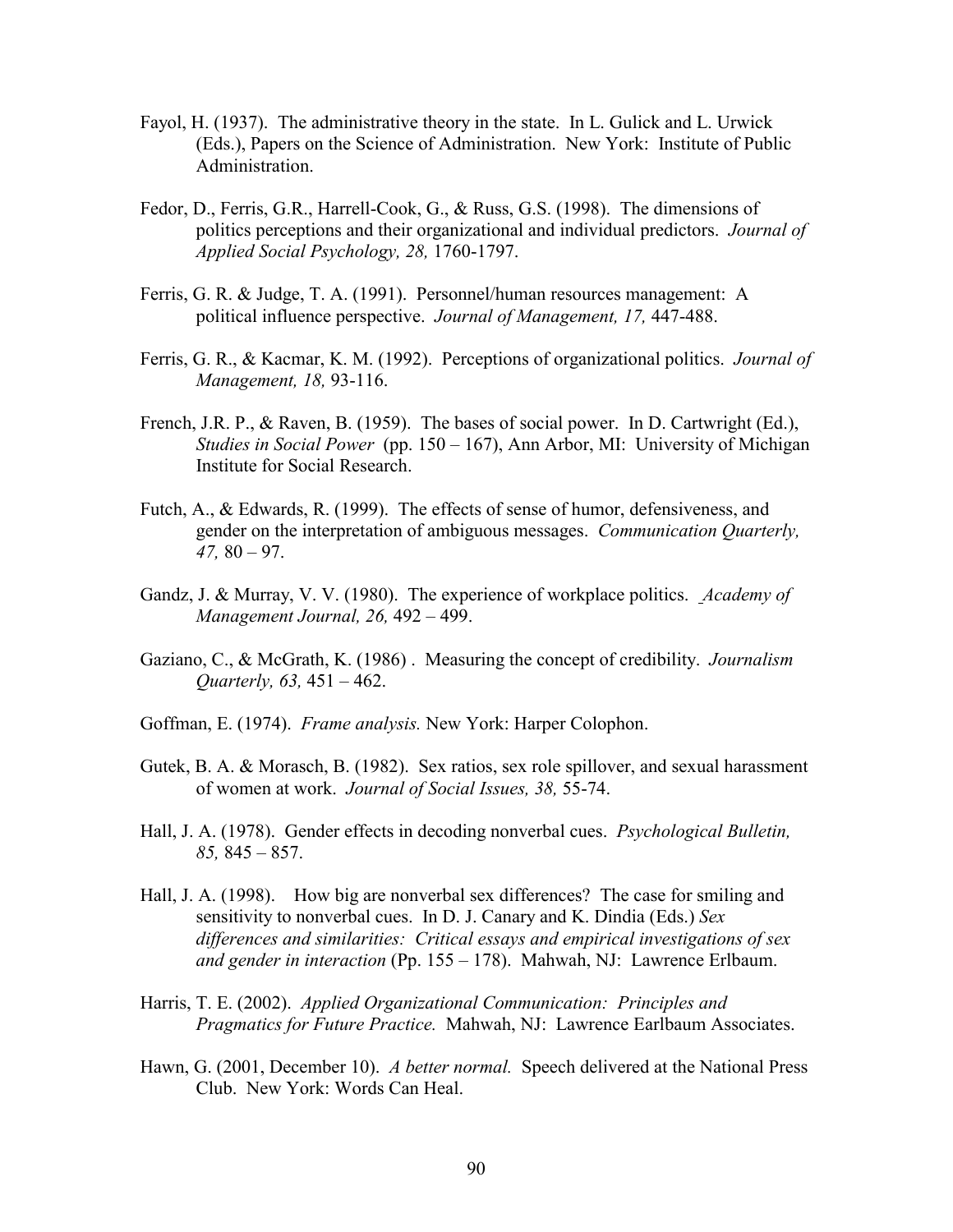Fayol, H. (1937). The administrative theory in the state. In L. Gulick and L. Urwick (Eds.), Papers on the Science of Administration. New York: Institute of Public Administration.

Fedor, D., Ferris, G.R., Harrell-Cook, G., & Russ, G.S. (1998). The dimensions of politics perceptions and their organizational and individual predictors. *Journal of Applied Social Psychology, 28,* 1760-1797.

Ferris, G. R. & Judge, T. A. (1991). Personnel/human resources management: A political influence perspective. *Journal of Management, 17,* 447-488.

Ferris, G. R., & Kacmar, K. M. (1992). Perceptions of organizational politics. *Journal of Management, 18,* 93-116.

French, J.R. P., & Raven, B. (1959). The bases of social power. In D. Cartwright (Ed.), *Studies in Social Power* (pp. 150 – 167), Ann Arbor, MI: University of Michigan Institute for Social Research.

Futch, A., & Edwards, R. (1999). The effects of sense of humor, defensiveness, and gender on the interpretation of ambiguous messages. *Communication Quarterly, 47,* 80 – 97.

Gandz, J. & Murray, V. V. (1980). The experience of workplace politics. *Academy of Management Journal, 26,* 492 – 499.

Gaziano, C., & McGrath, K. (1986) . Measuring the concept of credibility. *Journalism Quarterly, 63,* 451 – 462.

Goffman, E. (1974). *Frame analysis.* New York: Harper Colophon.

Gutek, B. A. & Morasch, B. (1982). Sex ratios, sex role spillover, and sexual harassment of women at work. *Journal of Social Issues, 38,* 55-74.

Hall, J. A. (1978). Gender effects in decoding nonverbal cues. *Psychological Bulletin, 85,* 845 – 857.

Hall, J. A. (1998). How big are nonverbal sex differences? The case for smiling and sensitivity to nonverbal cues. In D. J. Canary and K. Dindia (Eds.) *Sex differences and similarities: Critical essays and empirical investigations of sex and gender in interaction* (Pp. 155 – 178). Mahwah, NJ: Lawrence Erlbaum.

Harris, T. E. (2002). *Applied Organizational Communication: Principles and Pragmatics for Future Practice.* Mahwah, NJ: Lawrence Earlbaum Associates.

Hawn, G. (2001, December 10). *A better normal.* Speech delivered at the National Press Club. New York: Words Can Heal.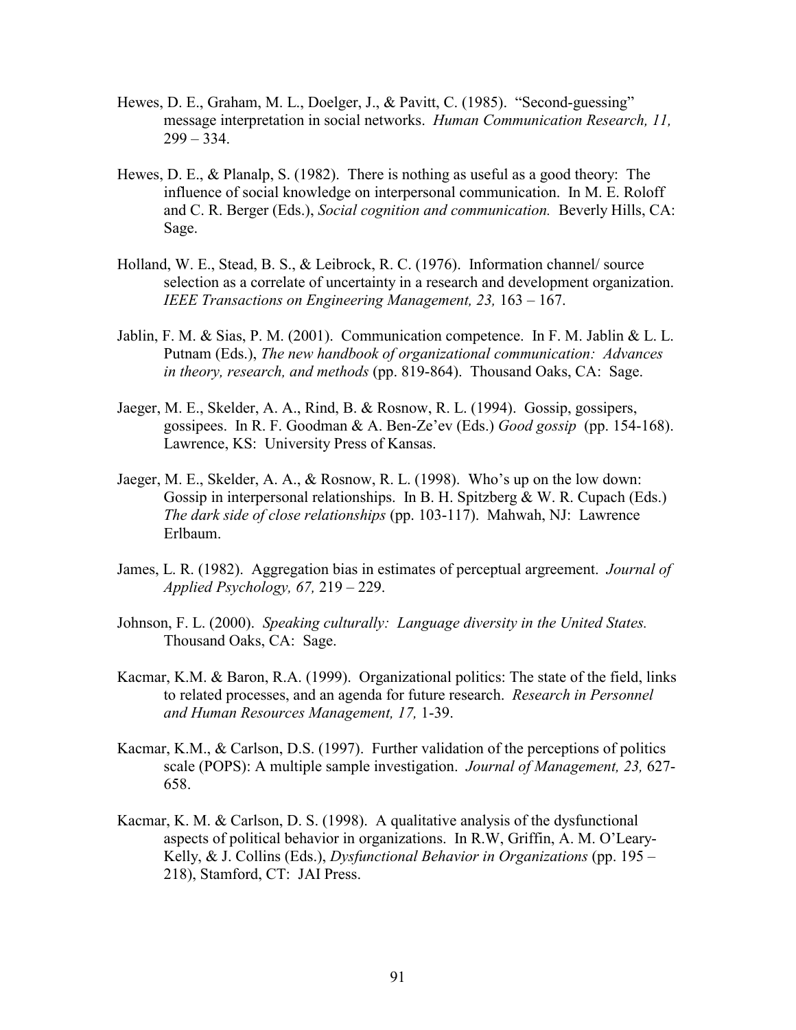Hewes, D. E., Graham, M. L., Doelger, J., & Pavitt, C. (1985). "Second-guessing" message interpretation in social networks. *Human Communication Research, 11,* 299 – 334.

Hewes, D. E., & Planalp, S. (1982). There is nothing as useful as a good theory: The influence of social knowledge on interpersonal communication. In M. E. Roloff and C. R. Berger (Eds.), *Social cognition and communication.* Beverly Hills, CA: Sage.

Holland, W. E., Stead, B. S., & Leibrock, R. C. (1976). Information channel/ source selection as a correlate of uncertainty in a research and development organization. *IEEE Transactions on Engineering Management, 23,* 163 – 167.

Jablin, F. M. & Sias, P. M. (2001). Communication competence. In F. M. Jablin & L. L. Putnam (Eds.), *The new handbook of organizational communication: Advances in theory, research, and methods* (pp. 819-864). Thousand Oaks, CA: Sage.

Jaeger, M. E., Skelder, A. A., Rind, B. & Rosnow, R. L. (1994). Gossip, gossipers, gossipees. In R. F. Goodman & A. Ben-Ze'ev (Eds.) *Good gossip* (pp. 154-168). Lawrence, KS: University Press of Kansas.

Jaeger, M. E., Skelder, A. A., & Rosnow, R. L. (1998). Who's up on the low down: Gossip in interpersonal relationships. In B. H. Spitzberg & W. R. Cupach (Eds.) *The dark side of close relationships* (pp. 103-117). Mahwah, NJ: Lawrence Erlbaum.

James, L. R. (1982). Aggregation bias in estimates of perceptual argreement. *Journal of Applied Psychology, 67,* 219 – 229.

Johnson, F. L. (2000). *Speaking culturally: Language diversity in the United States.* Thousand Oaks, CA: Sage.

Kacmar, K.M. & Baron, R.A. (1999). Organizational politics: The state of the field, links to related processes, and an agenda for future research. *Research in Personnel and Human Resources Management, 17,* 1-39.

Kacmar, K.M., & Carlson, D.S. (1997). Further validation of the perceptions of politics scale (POPS): A multiple sample investigation. *Journal of Management, 23,* 627-658.

Kacmar, K. M. & Carlson, D. S. (1998). A qualitative analysis of the dysfunctional aspects of political behavior in organizations. In R.W, Griffin, A. M. O'Leary-Kelly, & J. Collins (Eds.), *Dysfunctional Behavior in Organizations* (pp. 195 – 218), Stamford, CT: JAI Press.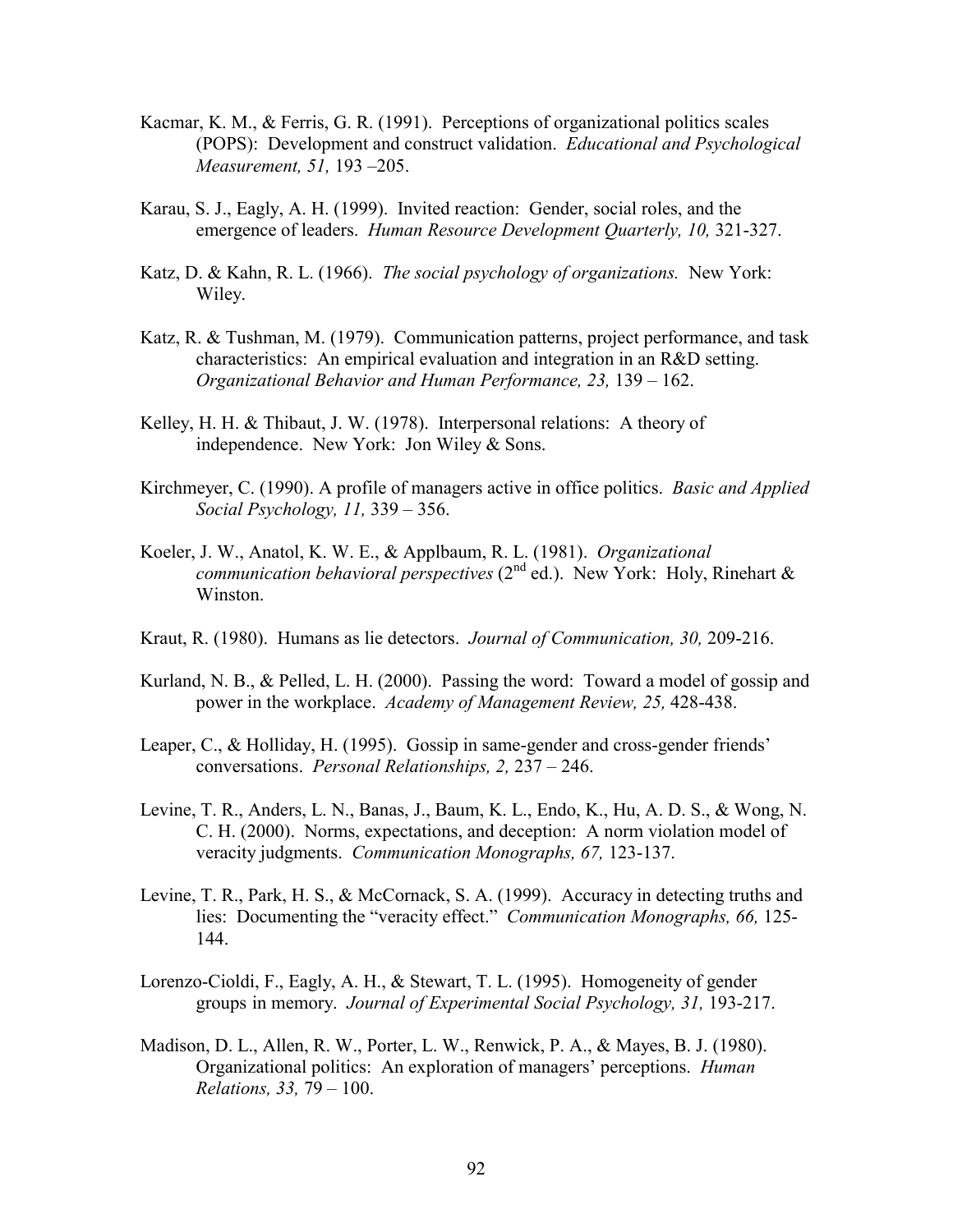Kacmar, K. M., & Ferris, G. R. (1991). Perceptions of organizational politics scales (POPS): Development and construct validation. *Educational and Psychological Measurement, 51,* 193 –205.

Karau, S. J., Eagly, A. H. (1999). Invited reaction: Gender, social roles, and the emergence of leaders. *Human Resource Development Quarterly, 10,* 321-327.

Katz, D. & Kahn, R. L. (1966). *The social psychology of organizations.* New York: Wiley.

Katz, R. & Tushman, M. (1979). Communication patterns, project performance, and task characteristics: An empirical evaluation and integration in an R&D setting. *Organizational Behavior and Human Performance, 23,* 139 – 162.

Kelley, H. H. & Thibaut, J. W. (1978). Interpersonal relations: A theory of independence. New York: Jon Wiley & Sons.

Kirchmeyer, C. (1990). A profile of managers active in office politics. *Basic and Applied Social Psychology, 11,* 339 – 356.

Koeler, J. W., Anatol, K. W. E., & Applbaum, R. L. (1981). *Organizational communication behavioral perspectives* (2nd ed.). New York: Holy, Rinehart & Winston.

Kraut, R. (1980). Humans as lie detectors. *Journal of Communication, 30,* 209-216.

Kurland, N. B., & Pelled, L. H. (2000). Passing the word: Toward a model of gossip and power in the workplace. *Academy of Management Review, 25,* 428-438.

Leaper, C., & Holliday, H. (1995). Gossip in same-gender and cross-gender friends' conversations. *Personal Relationships, 2,* 237 – 246.

Levine, T. R., Anders, L. N., Banas, J., Baum, K. L., Endo, K., Hu, A. D. S., & Wong, N. C. H. (2000). Norms, expectations, and deception: A norm violation model of veracity judgments. *Communication Monographs, 67,* 123-137.

Levine, T. R., Park, H. S., & McCornack, S. A. (1999). Accuracy in detecting truths and lies: Documenting the "veracity effect." *Communication Monographs, 66,* 125-144.

Lorenzo-Cioldi, F., Eagly, A. H., & Stewart, T. L. (1995). Homogeneity of gender groups in memory. *Journal of Experimental Social Psychology, 31,* 193-217.

Madison, D. L., Allen, R. W., Porter, L. W., Renwick, P. A., & Mayes, B. J. (1980). Organizational politics: An exploration of managers' perceptions. *Human Relations, 33,* 79 – 100.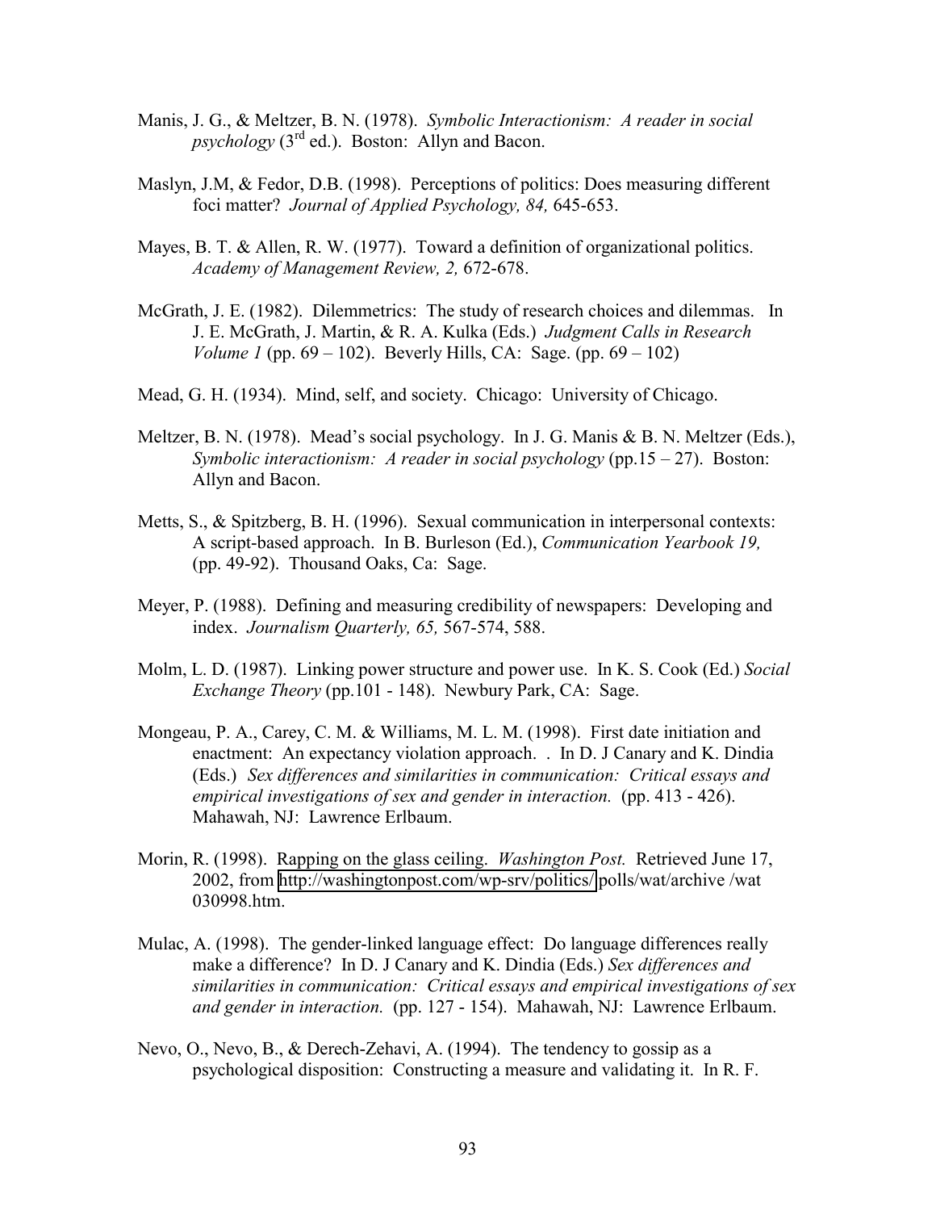Manis, J. G., & Meltzer, B. N. (1978). *Symbolic Interactionism: A reader in social psychology* (3rd ed.). Boston: Allyn and Bacon.

Maslyn, J.M, & Fedor, D.B. (1998). Perceptions of politics: Does measuring different foci matter? *Journal of Applied Psychology, 84,* 645-653.

Mayes, B. T. & Allen, R. W. (1977). Toward a definition of organizational politics. *Academy of Management Review, 2,* 672-678.

McGrath, J. E. (1982). Dilemmetrics: The study of research choices and dilemmas. In J. E. McGrath, J. Martin, & R. A. Kulka (Eds.) *Judgment Calls in Research Volume 1* (pp. 69 – 102). Beverly Hills, CA: Sage. (pp. 69 – 102)

Mead, G. H. (1934). Mind, self, and society. Chicago: University of Chicago.

Meltzer, B. N. (1978). Mead's social psychology. In J. G. Manis & B. N. Meltzer (Eds.), *Symbolic interactionism: A reader in social psychology* (pp.15 – 27). Boston: Allyn and Bacon.

Metts, S., & Spitzberg, B. H. (1996). Sexual communication in interpersonal contexts: A script-based approach. In B. Burleson (Ed.), *Communication Yearbook 19,* (pp. 49-92). Thousand Oaks, Ca: Sage.

Meyer, P. (1988). Defining and measuring credibility of newspapers: Developing and index. *Journalism Quarterly, 65,* 567-574, 588.

Molm, L. D. (1987). Linking power structure and power use. In K. S. Cook (Ed.) *Social Exchange Theory* (pp.101 - 148). Newbury Park, CA: Sage.

Mongeau, P. A., Carey, C. M. & Williams, M. L. M. (1998). First date initiation and enactment: An expectancy violation approach. . In D. J Canary and K. Dindia (Eds.) *Sex differences and similarities in communication: Critical essays and empirical investigations of sex and gender in interaction.* (pp. 413 - 426). Mahawah, NJ: Lawrence Erlbaum.

Morin, R. (1998). Rapping on the glass ceiling. *Washington Post.* Retrieved June 17, 2002, from http://washingtonpost.com/wp-srv/politics/ polls/wat/archive /wat 030998.htm.

Mulac, A. (1998). The gender-linked language effect: Do language differences really make a difference? In D. J Canary and K. Dindia (Eds.) *Sex differences and similarities in communication: Critical essays and empirical investigations of sex and gender in interaction.* (pp. 127 - 154). Mahawah, NJ: Lawrence Erlbaum.

Nevo, O., Nevo, B., & Derech-Zehavi, A. (1994). The tendency to gossip as a psychological disposition: Constructing a measure and validating it. In R. F.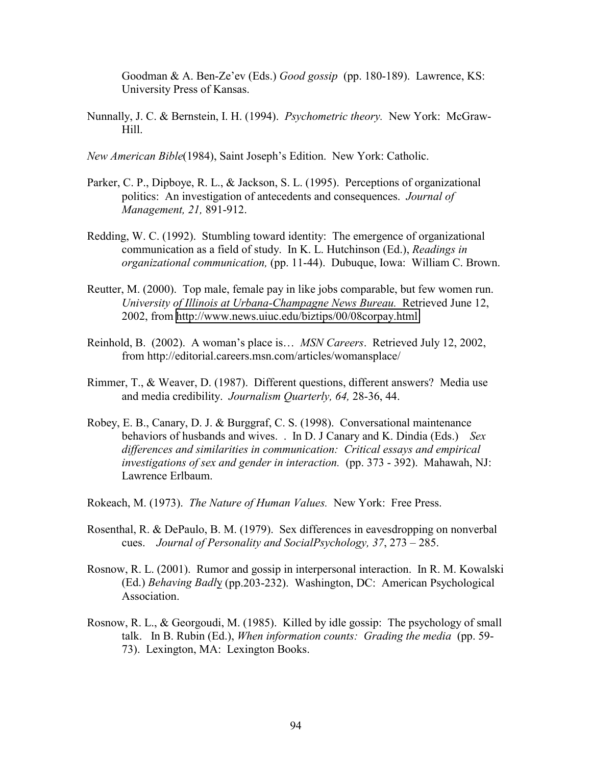Goodman & A. Ben-Ze'ev (Eds.) *Good gossip* (pp. 180-189). Lawrence, KS: University Press of Kansas.

Nunnally, J. C. & Bernstein, I. H. (1994). *Psychometric theory.* New York: McGraw-Hill.

*New American Bible*(1984), Saint Joseph's Edition. New York: Catholic.

Parker, C. P., Dipboye, R. L., & Jackson, S. L. (1995). Perceptions of organizational politics: An investigation of antecedents and consequences. *Journal of Management, 21,* 891-912.

Redding, W. C. (1992). Stumbling toward identity: The emergence of organizational communication as a field of study. In K. L. Hutchinson (Ed.), *Readings in organizational communication,* (pp. 11-44). Dubuque, Iowa: William C. Brown.

Reutter, M. (2000). Top male, female pay in like jobs comparable, but few women run. *University of Illinois at Urbana-Champagne News Bureau.* Retrieved June 12, 2002, from http://www.news.uiuc.edu/biztips/00/08corpay.html

Reinhold, B. (2002). A woman's place is… *MSN Careers*. Retrieved July 12, 2002, from http://editorial.careers.msn.com/articles/womansplace/

Rimmer, T., & Weaver, D. (1987). Different questions, different answers? Media use and media credibility. *Journalism Quarterly, 64,* 28-36, 44.

Robey, E. B., Canary, D. J. & Burggraf, C. S. (1998). Conversational maintenance behaviors of husbands and wives. . In D. J Canary and K. Dindia (Eds.) *Sex differences and similarities in communication: Critical essays and empirical investigations of sex and gender in interaction.* (pp. 373 - 392). Mahawah, NJ: Lawrence Erlbaum.

Rokeach, M. (1973). *The Nature of Human Values.* New York: Free Press.

Rosenthal, R. & DePaulo, B. M. (1979). Sex differences in eavesdropping on nonverbal cues. *Journal of Personality and SocialPsychology, 37*, 273 – 285.

Rosnow, R. L. (2001). Rumor and gossip in interpersonal interaction. In R. M. Kowalski (Ed.) *Behaving Badly* (pp.203-232). Washington, DC: American Psychological Association.

Rosnow, R. L., & Georgoudi, M. (1985). Killed by idle gossip: The psychology of small talk. In B. Rubin (Ed.), *When information counts: Grading the media* (pp. 59-73). Lexington, MA: Lexington Books.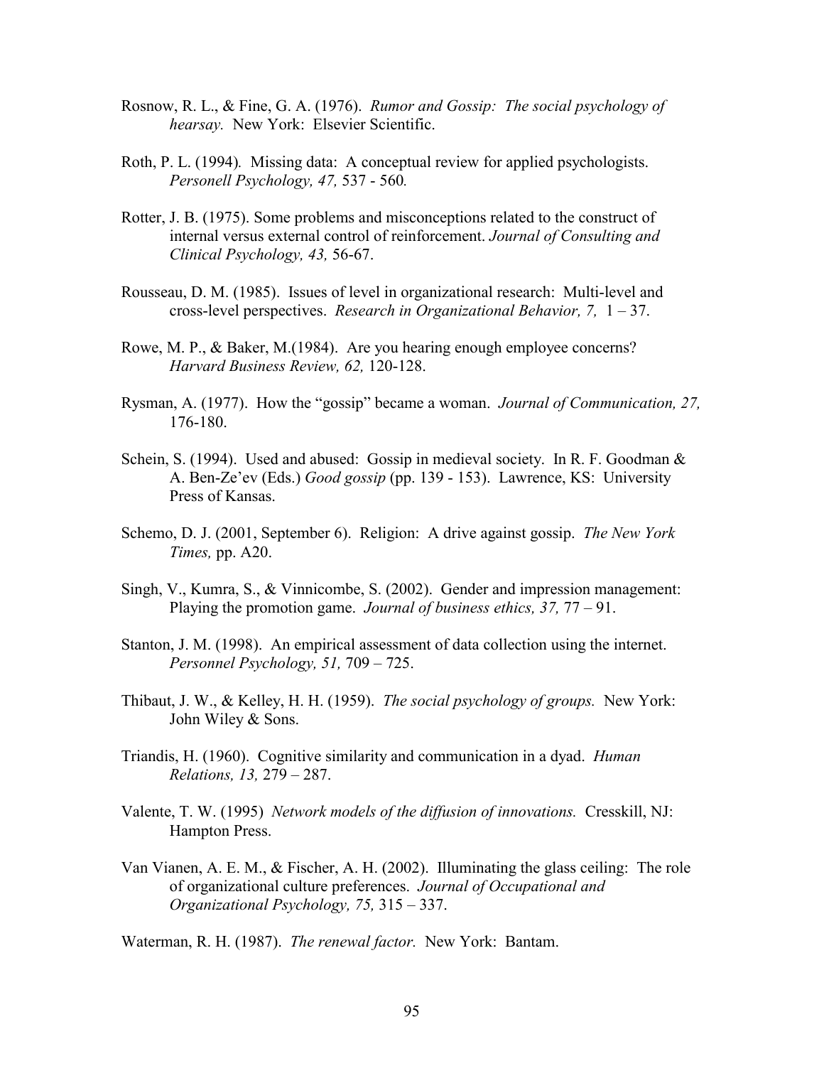Rosnow, R. L., & Fine, G. A. (1976). *Rumor and Gossip: The social psychology of hearsay.* New York: Elsevier Scientific.

Roth, P. L. (1994). Missing data: A conceptual review for applied psychologists. *Personell Psychology, 47,* 537 - 560*.*

Rotter, J. B. (1975). Some problems and misconceptions related to the construct of internal versus external control of reinforcement. *Journal of Consulting and Clinical Psychology, 43,* 56-67.

Rousseau, D. M. (1985). Issues of level in organizational research: Multi-level and cross-level perspectives. *Research in Organizational Behavior, 7,* 1 – 37.

Rowe, M. P., & Baker, M.(1984). Are you hearing enough employee concerns? *Harvard Business Review, 62,* 120-128.

Rysman, A. (1977). How the "gossip" became a woman. *Journal of Communication, 27,* 176-180.

Schein, S. (1994). Used and abused: Gossip in medieval society. In R. F. Goodman & A. Ben-Ze'ev (Eds.) *Good gossip* (pp. 139 - 153). Lawrence, KS: University Press of Kansas.

Schemo, D. J. (2001, September 6). Religion: A drive against gossip. *The New York Times,* pp. A20.

Singh, V., Kumra, S., & Vinnicombe, S. (2002). Gender and impression management: Playing the promotion game. *Journal of business ethics, 37,* 77 – 91.

Stanton, J. M. (1998). An empirical assessment of data collection using the internet. *Personnel Psychology, 51,* 709 – 725.

Thibaut, J. W., & Kelley, H. H. (1959). *The social psychology of groups.* New York: John Wiley & Sons.

Triandis, H. (1960). Cognitive similarity and communication in a dyad. *Human Relations, 13,* 279 – 287.

Valente, T. W. (1995) *Network models of the diffusion of innovations.* Cresskill, NJ: Hampton Press.

Van Vianen, A. E. M., & Fischer, A. H. (2002). Illuminating the glass ceiling: The role of organizational culture preferences. *Journal of Occupational and Organizational Psychology, 75,* 315 – 337.

Waterman, R. H. (1987). *The renewal factor.* New York: Bantam.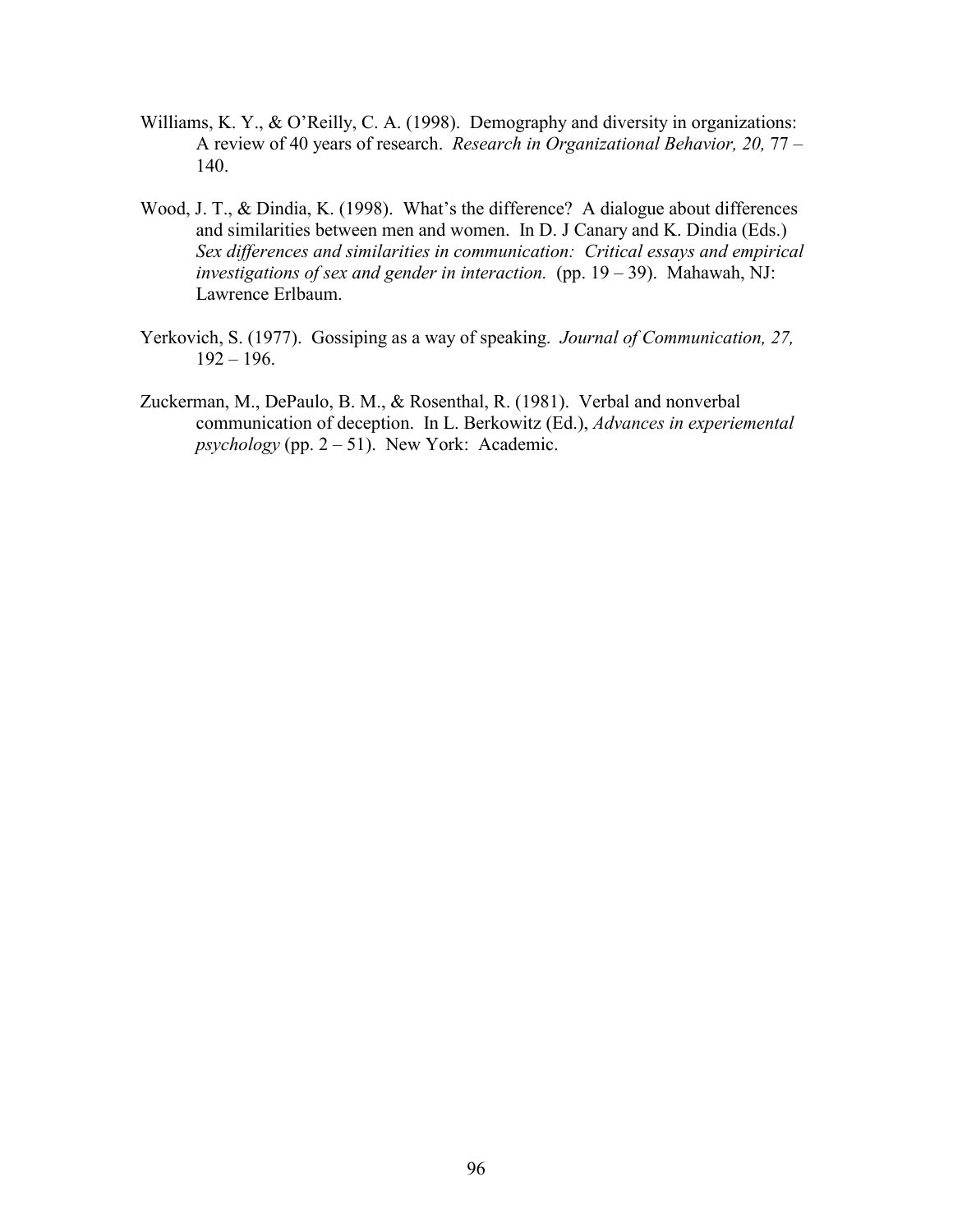Williams, K. Y., & O'Reilly, C. A. (1998). Demography and diversity in organizations: A review of 40 years of research. *Research in Organizational Behavior, 20,* 77 – 140.

Wood, J. T., & Dindia, K. (1998). What's the difference? A dialogue about differences and similarities between men and women. In D. J Canary and K. Dindia (Eds.) *Sex differences and similarities in communication: Critical essays and empirical investigations of sex and gender in interaction.* (pp. 19 – 39). Mahawah, NJ: Lawrence Erlbaum.

Yerkovich, S. (1977). Gossiping as a way of speaking. *Journal of Communication, 27,* 192 – 196.

Zuckerman, M., DePaulo, B. M., & Rosenthal, R. (1981). Verbal and nonverbal communication of deception. In L. Berkowitz (Ed.), *Advances in experiemental psychology* (pp. 2 – 51). New York: Academic.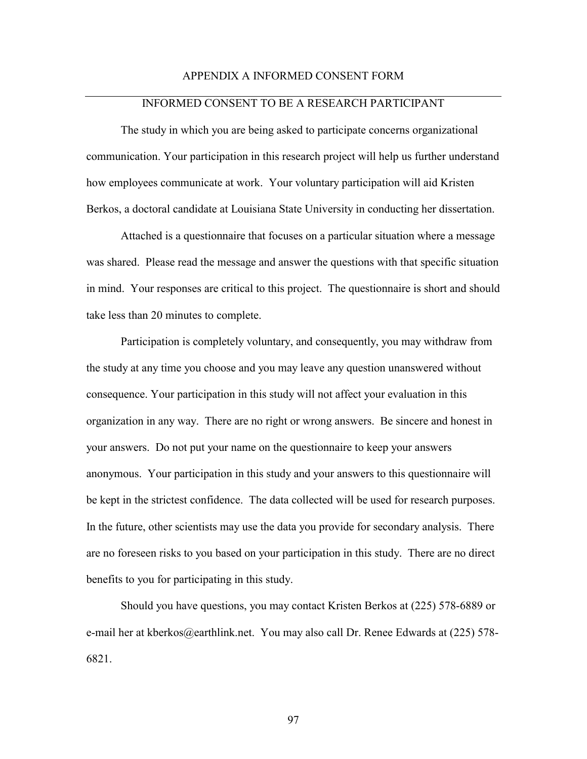# APPENDIX A INFORMED CONSENT FORM

## INFORMED CONSENT TO BE A RESEARCH PARTICIPANT

The study in which you are being asked to participate concerns organizational communication. Your participation in this research project will help us further understand how employees communicate at work. Your voluntary participation will aid Kristen Berkos, a doctoral candidate at Louisiana State University in conducting her dissertation.

Attached is a questionnaire that focuses on a particular situation where a message was shared. Please read the message and answer the questions with that specific situation in mind. Your responses are critical to this project. The questionnaire is short and should take less than 20 minutes to complete.

Participation is completely voluntary, and consequently, you may withdraw from the study at any time you choose and you may leave any question unanswered without consequence. Your participation in this study will not affect your evaluation in this organization in any way. There are no right or wrong answers. Be sincere and honest in your answers. Do not put your name on the questionnaire to keep your answers anonymous. Your participation in this study and your answers to this questionnaire will be kept in the strictest confidence. The data collected will be used for research purposes. In the future, other scientists may use the data you provide for secondary analysis. There are no foreseen risks to you based on your participation in this study. There are no direct benefits to you for participating in this study.

Should you have questions, you may contact Kristen Berkos at (225) 578-6889 or e-mail her at kberkos@earthlink.net. You may also call Dr. Renee Edwards at (225) 578-6821.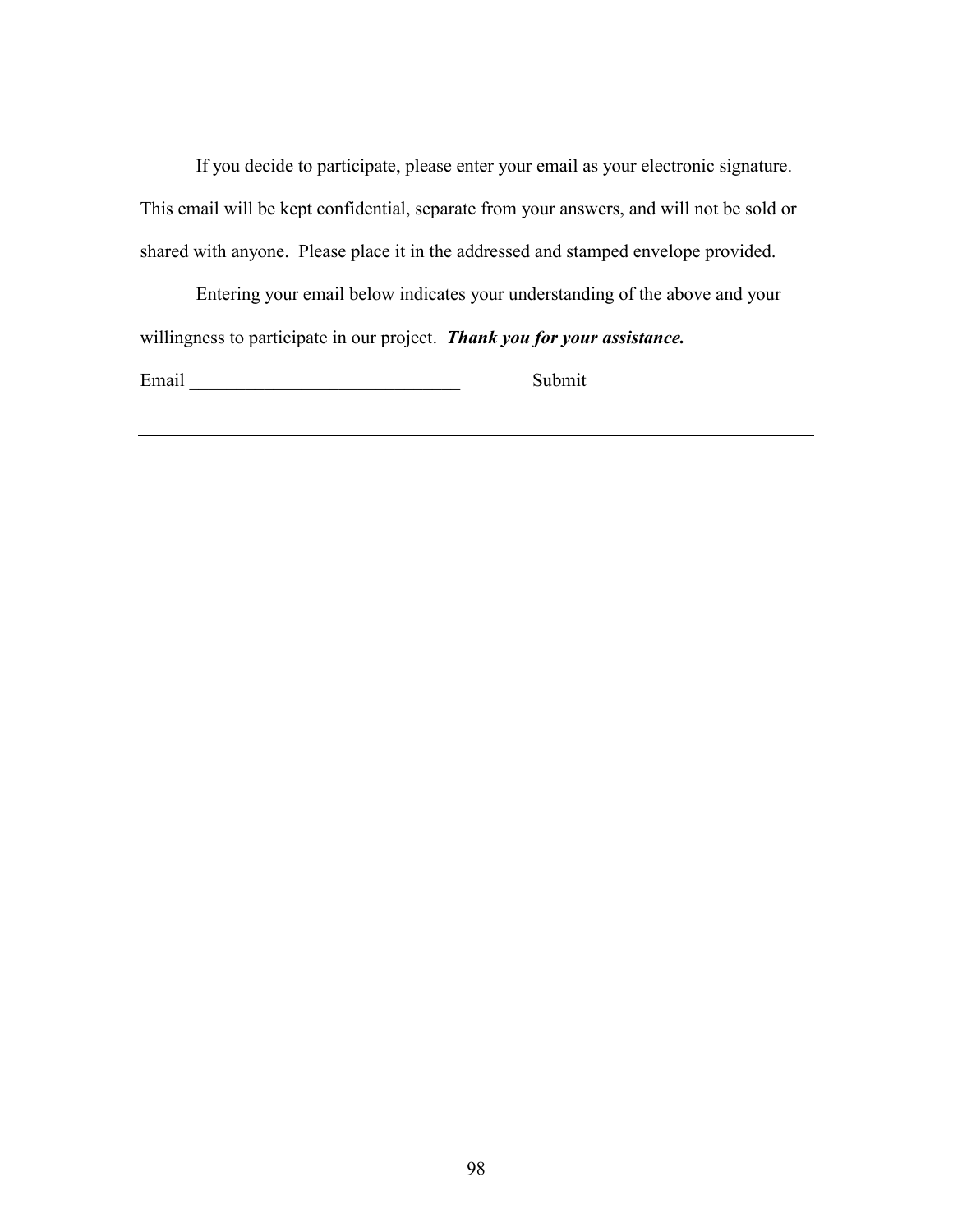If you decide to participate, please enter your email as your electronic signature. This email will be kept confidential, separate from your answers, and will not be sold or shared with anyone. Please place it in the addressed and stamped envelope provided.

Entering your email below indicates your understanding of the above and your willingness to participate in our project. ***Thank you for your assistance.***

Email _____________________________ Submit

---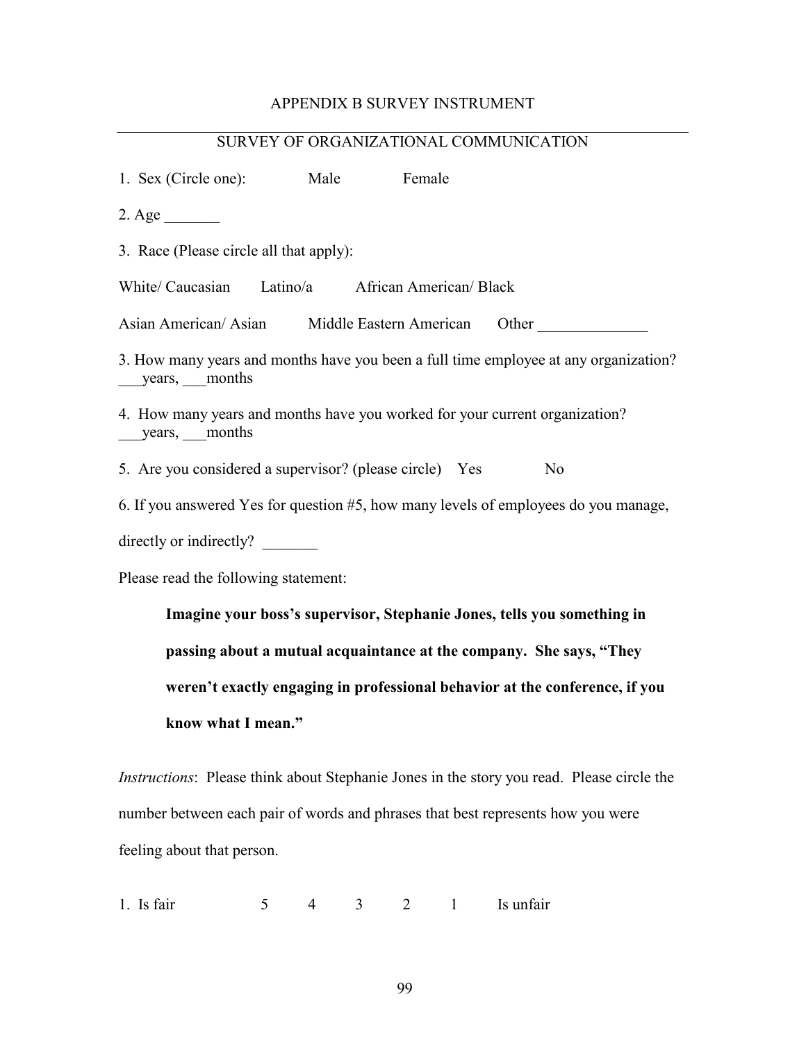# APPENDIX B SURVEY INSTRUMENT

## SURVEY OF ORGANIZATIONAL COMMUNICATION

1. Sex (Circle one): Male Female

2. Age _______

3. Race (Please circle all that apply):

White/ Caucasian Latino/a African American/ Black

Asian American/ Asian Middle Eastern American Other ______________

3. How many years and months have you been a full time employee at any organization? ___years, ___months

4. How many years and months have you worked for your current organization? ___years, ___months

5. Are you considered a supervisor? (please circle) Yes No

6. If you answered Yes for question #5, how many levels of employees do you manage, directly or indirectly? _______

Please read the following statement:

> **Imagine your boss's supervisor, Stephanie Jones, tells you something in passing about a mutual acquaintance at the company. She says, "They weren't exactly engaging in professional behavior at the conference, if you know what I mean."**

*Instructions*: Please think about Stephanie Jones in the story you read. Please circle the number between each pair of words and phrases that best represents how you were feeling about that person.

| | | | | | | |
|---|---|---|---|---|---|---|
| 1. Is fair | 5 | 4 | 3 | 2 | 1 | Is unfair |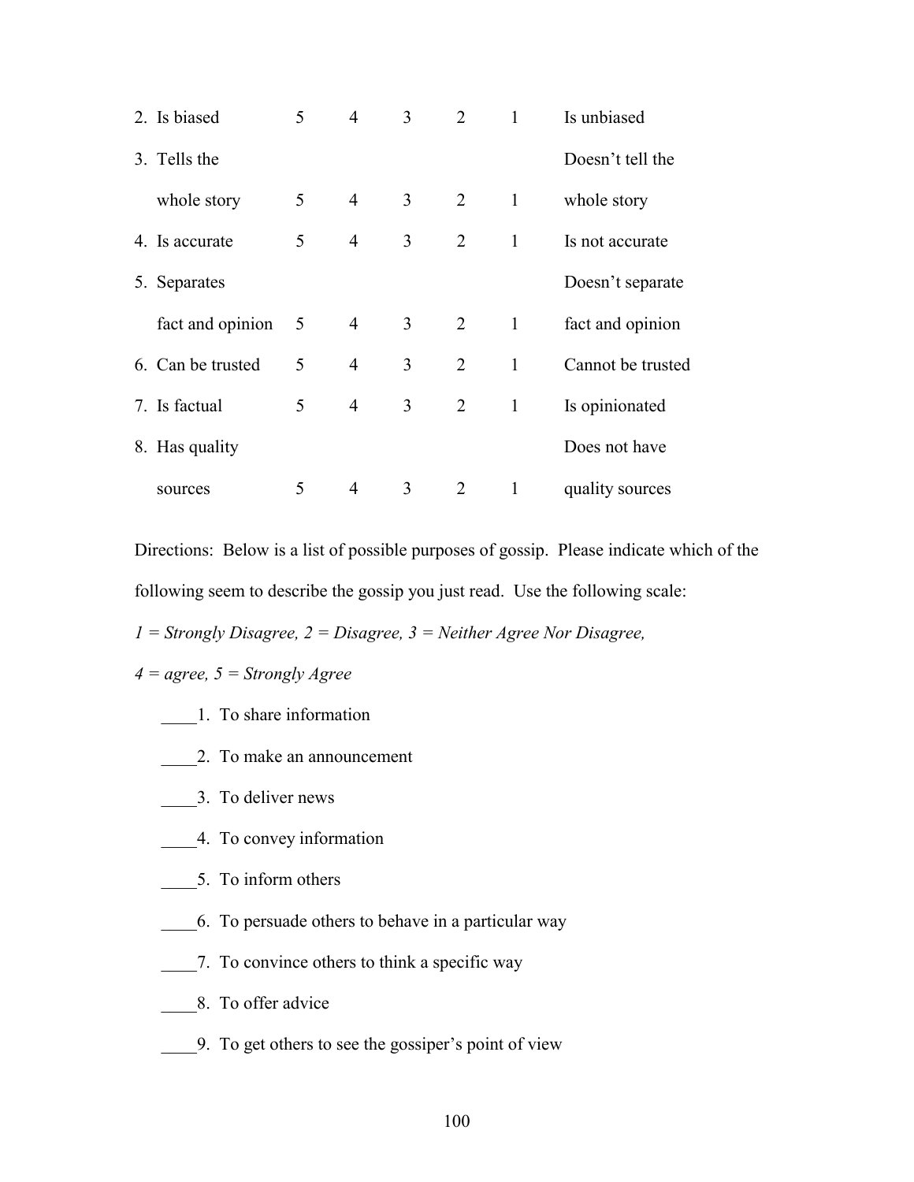| | | | | | | |
|---|---|---|---|---|---|---|
| 2. Is biased | 5 | 4 | 3 | 2 | 1 | Is unbiased |
| 3. Tells the whole story | 5 | 4 | 3 | 2 | 1 | Doesn't tell the whole story |
| 4. Is accurate | 5 | 4 | 3 | 2 | 1 | Is not accurate |
| 5. Separates fact and opinion | 5 | 4 | 3 | 2 | 1 | Doesn't separate fact and opinion |
| 6. Can be trusted | 5 | 4 | 3 | 2 | 1 | Cannot be trusted |
| 7. Is factual | 5 | 4 | 3 | 2 | 1 | Is opinionated |
| 8. Has quality sources | 5 | 4 | 3 | 2 | 1 | Does not have quality sources |

Directions: Below is a list of possible purposes of gossip. Please indicate which of the following seem to describe the gossip you just read. Use the following scale:

*1 = Strongly Disagree, 2 = Disagree, 3 = Neither Agree Nor Disagree,*

*4 = agree, 5 = Strongly Agree*

____1. To share information

____2. To make an announcement

____3. To deliver news

____4. To convey information

____5. To inform others

____6. To persuade others to behave in a particular way

____7. To convince others to think a specific way

____8. To offer advice

____9. To get others to see the gossiper's point of view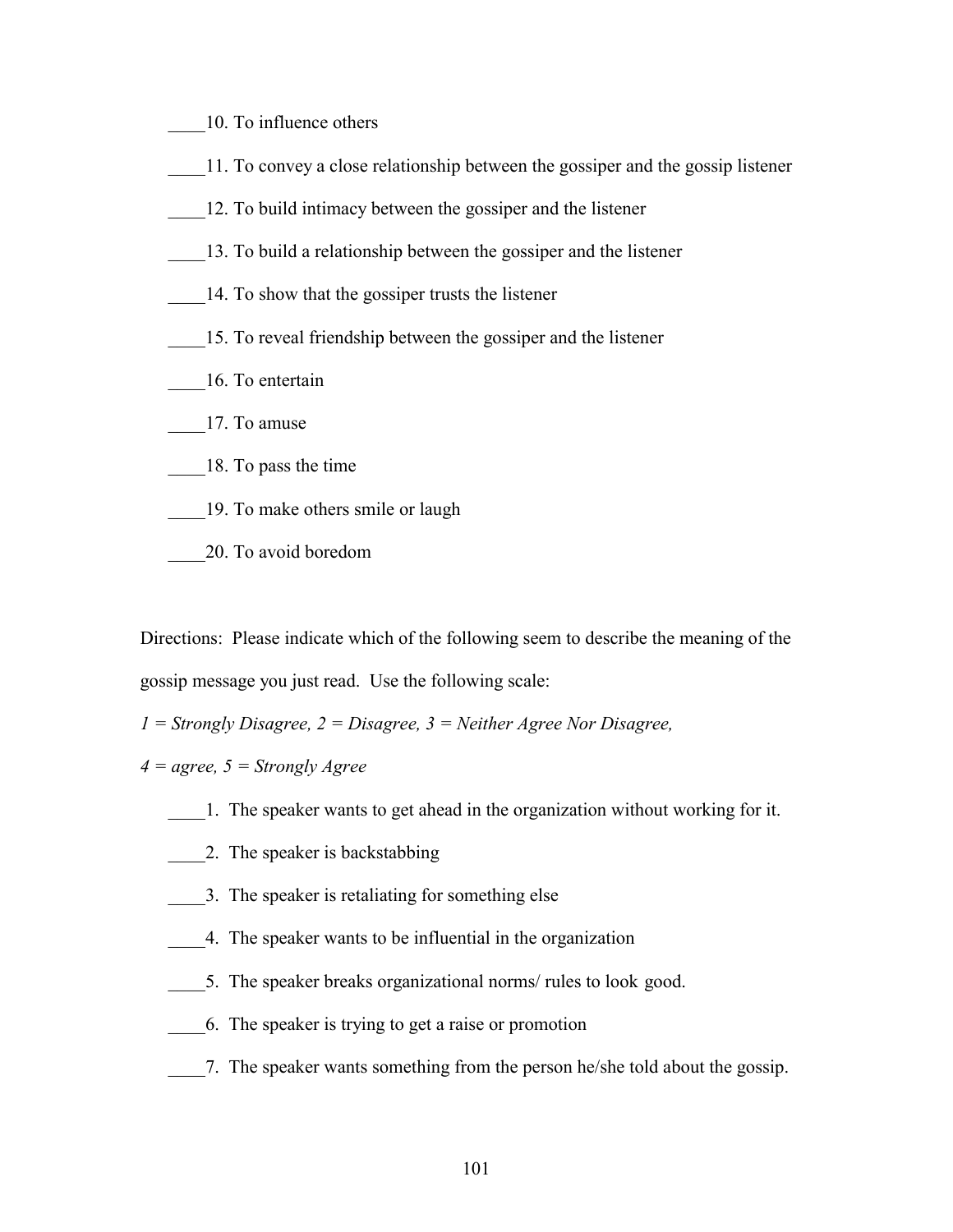____10. To influence others

____11. To convey a close relationship between the gossiper and the gossip listener

____12. To build intimacy between the gossiper and the listener

____13. To build a relationship between the gossiper and the listener

____14. To show that the gossiper trusts the listener

____15. To reveal friendship between the gossiper and the listener

____16. To entertain

____17. To amuse

____18. To pass the time

____19. To make others smile or laugh

____20. To avoid boredom

Directions: Please indicate which of the following seem to describe the meaning of the gossip message you just read. Use the following scale:

*1 = Strongly Disagree, 2 = Disagree, 3 = Neither Agree Nor Disagree,*

*4 = agree, 5 = Strongly Agree*

____1. The speaker wants to get ahead in the organization without working for it.

____2. The speaker is backstabbing

____3. The speaker is retaliating for something else

____4. The speaker wants to be influential in the organization

____5. The speaker breaks organizational norms/ rules to look good.

____6. The speaker is trying to get a raise or promotion

____7. The speaker wants something from the person he/she told about the gossip.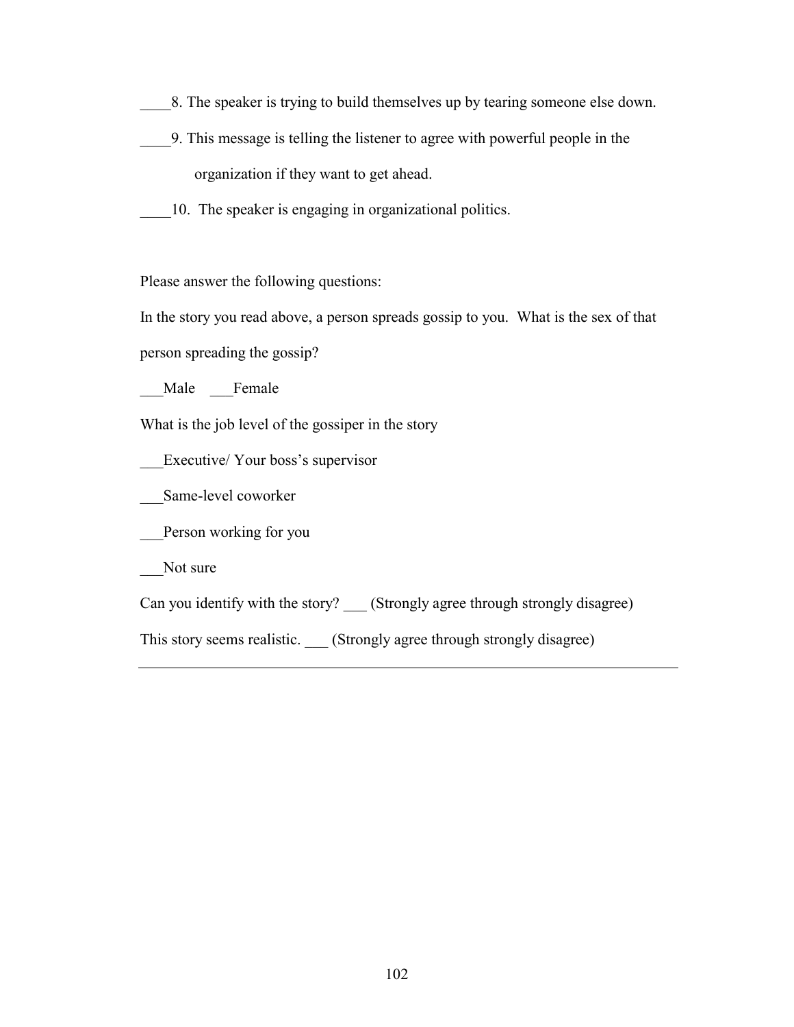____8. The speaker is trying to build themselves up by tearing someone else down.

____9. This message is telling the listener to agree with powerful people in the organization if they want to get ahead.

____10. The speaker is engaging in organizational politics.

Please answer the following questions:

In the story you read above, a person spreads gossip to you. What is the sex of that person spreading the gossip?

___Male ___Female

What is the job level of the gossiper in the story

___Executive/ Your boss's supervisor

___Same-level coworker

___Person working for you

___Not sure

Can you identify with the story? ___ (Strongly agree through strongly disagree)

This story seems realistic. ___ (Strongly agree through strongly disagree)

---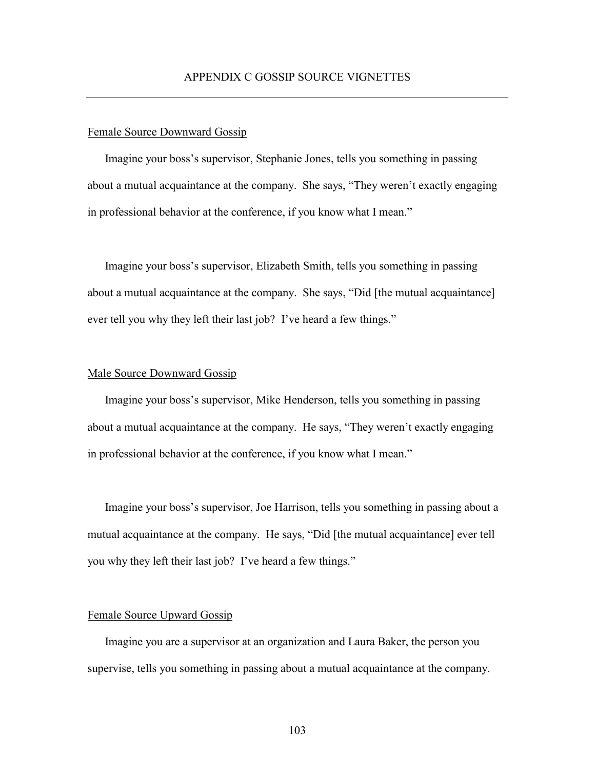# APPENDIX C GOSSIP SOURCE VIGNETTES

Female Source Downward Gossip

Imagine your boss's supervisor, Stephanie Jones, tells you something in passing about a mutual acquaintance at the company. She says, "They weren't exactly engaging in professional behavior at the conference, if you know what I mean."

Imagine your boss's supervisor, Elizabeth Smith, tells you something in passing about a mutual acquaintance at the company. She says, "Did [the mutual acquaintance] ever tell you why they left their last job? I've heard a few things."

Male Source Downward Gossip

Imagine your boss's supervisor, Mike Henderson, tells you something in passing about a mutual acquaintance at the company. He says, "They weren't exactly engaging in professional behavior at the conference, if you know what I mean."

Imagine your boss's supervisor, Joe Harrison, tells you something in passing about a mutual acquaintance at the company. He says, "Did [the mutual acquaintance] ever tell you why they left their last job? I've heard a few things."

Female Source Upward Gossip

Imagine you are a supervisor at an organization and Laura Baker, the person you supervise, tells you something in passing about a mutual acquaintance at the company.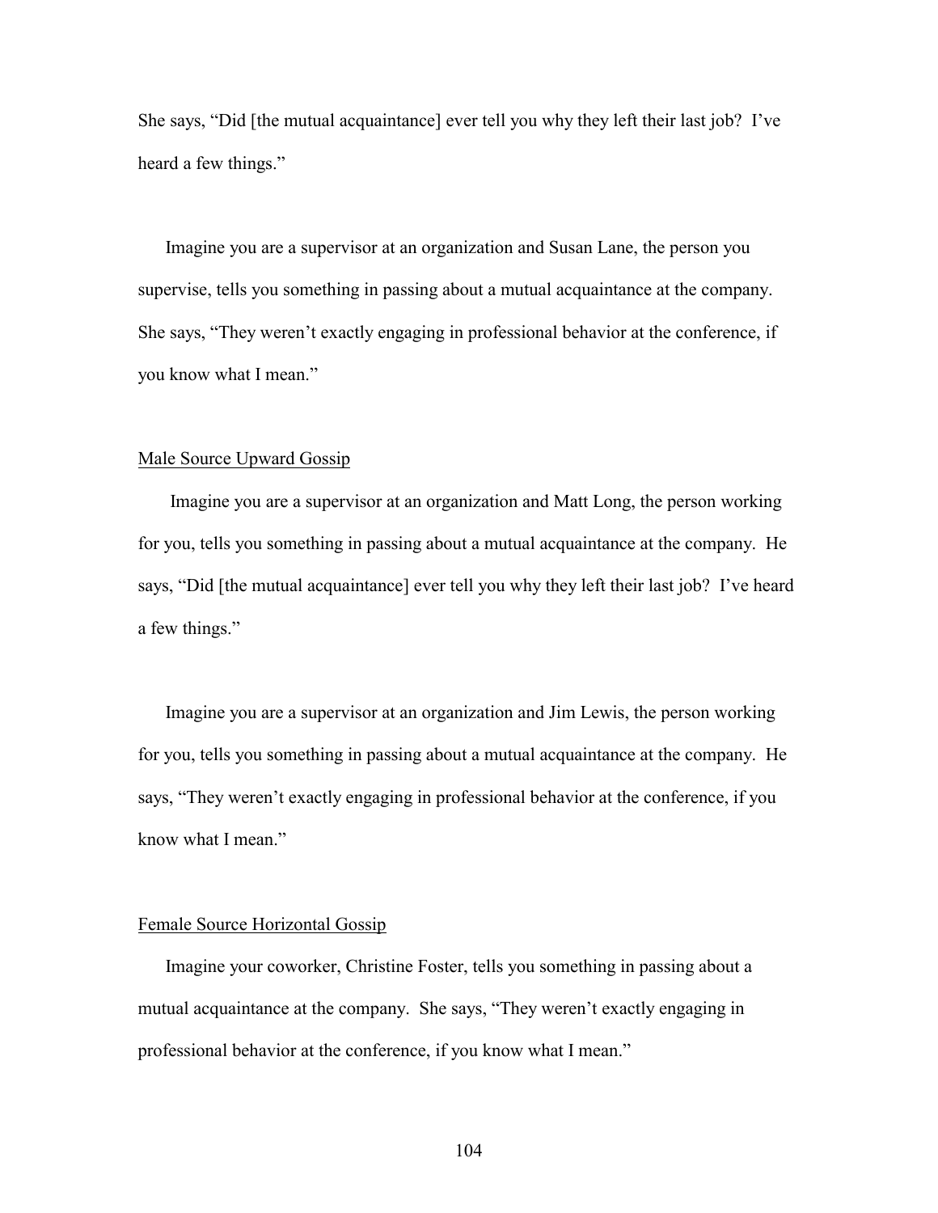She says, “Did [the mutual acquaintance] ever tell you why they left their last job? I've heard a few things.”

Imagine you are a supervisor at an organization and Susan Lane, the person you supervise, tells you something in passing about a mutual acquaintance at the company. She says, “They weren't exactly engaging in professional behavior at the conference, if you know what I mean.”

Male Source Upward Gossip

Imagine you are a supervisor at an organization and Matt Long, the person working for you, tells you something in passing about a mutual acquaintance at the company. He says, “Did [the mutual acquaintance] ever tell you why they left their last job? I've heard a few things.”

Imagine you are a supervisor at an organization and Jim Lewis, the person working for you, tells you something in passing about a mutual acquaintance at the company. He says, “They weren't exactly engaging in professional behavior at the conference, if you know what I mean.”

Female Source Horizontal Gossip

Imagine your coworker, Christine Foster, tells you something in passing about a mutual acquaintance at the company. She says, “They weren't exactly engaging in professional behavior at the conference, if you know what I mean.”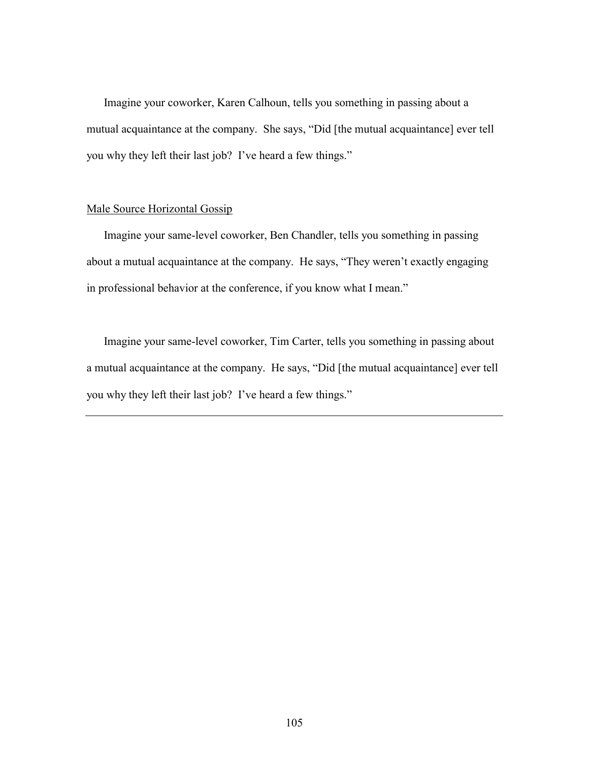Imagine your coworker, Karen Calhoun, tells you something in passing about a mutual acquaintance at the company. She says, "Did [the mutual acquaintance] ever tell you why they left their last job? I've heard a few things."

<u>Male Source Horizontal Gossip</u>

Imagine your same-level coworker, Ben Chandler, tells you something in passing about a mutual acquaintance at the company. He says, "They weren't exactly engaging in professional behavior at the conference, if you know what I mean."

Imagine your same-level coworker, Tim Carter, tells you something in passing about a mutual acquaintance at the company. He says, "Did [the mutual acquaintance] ever tell you why they left their last job? I've heard a few things."

---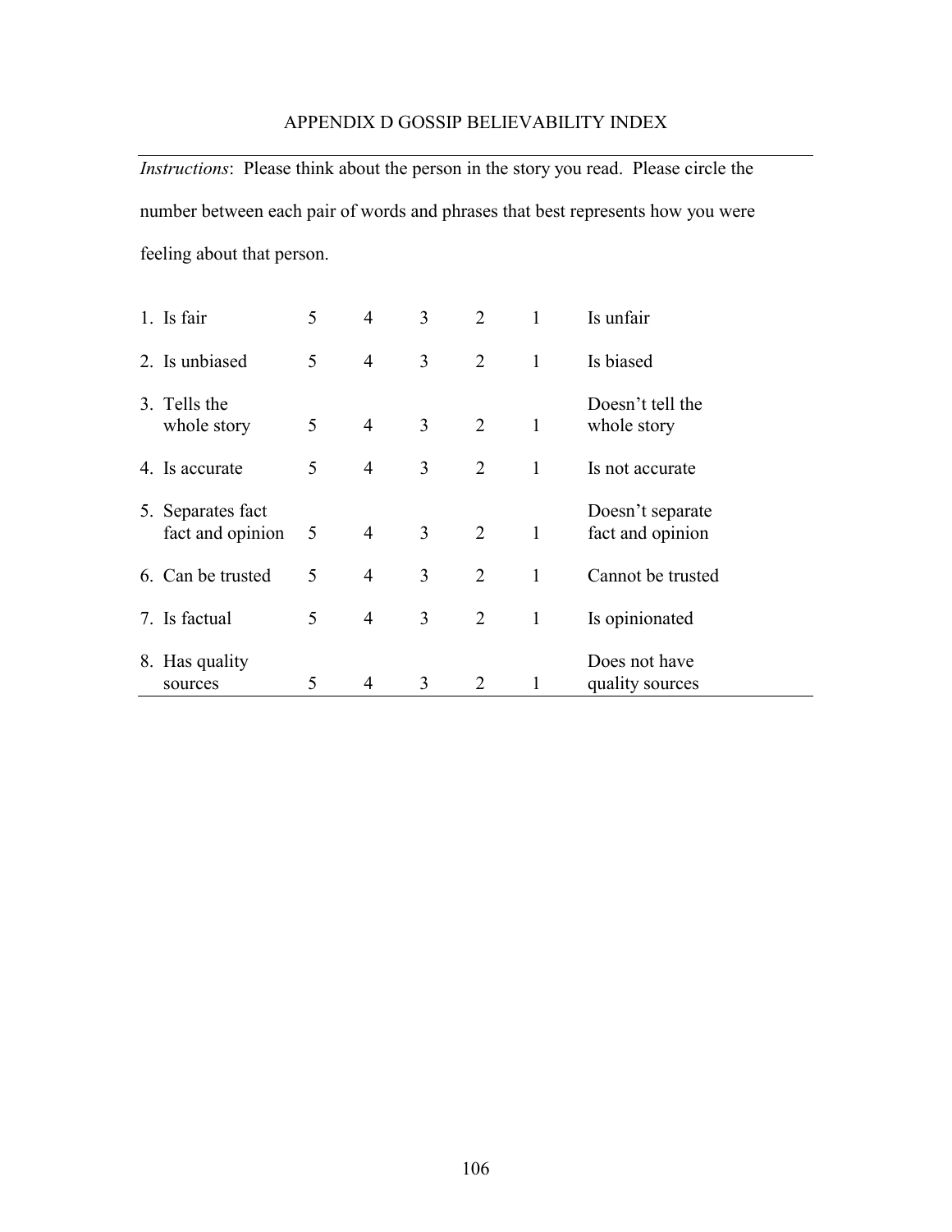# APPENDIX D GOSSIP BELIEVABILITY INDEX

*Instructions*: Please think about the person in the story you read. Please circle the number between each pair of words and phrases that best represents how you were feeling about that person.

| | | | | | | |
|---|---|---|---|---|---|---|
| 1. Is fair | 5 | 4 | 3 | 2 | 1 | Is unfair |
| 2. Is unbiased | 5 | 4 | 3 | 2 | 1 | Is biased |
| 3. Tells the whole story | 5 | 4 | 3 | 2 | 1 | Doesn't tell the whole story |
| 4. Is accurate | 5 | 4 | 3 | 2 | 1 | Is not accurate |
| 5. Separates fact fact and opinion | 5 | 4 | 3 | 2 | 1 | Doesn't separate fact and opinion |
| 6. Can be trusted | 5 | 4 | 3 | 2 | 1 | Cannot be trusted |
| 7. Is factual | 5 | 4 | 3 | 2 | 1 | Is opinionated |
| 8. Has quality sources | 5 | 4 | 3 | 2 | 1 | Does not have quality sources |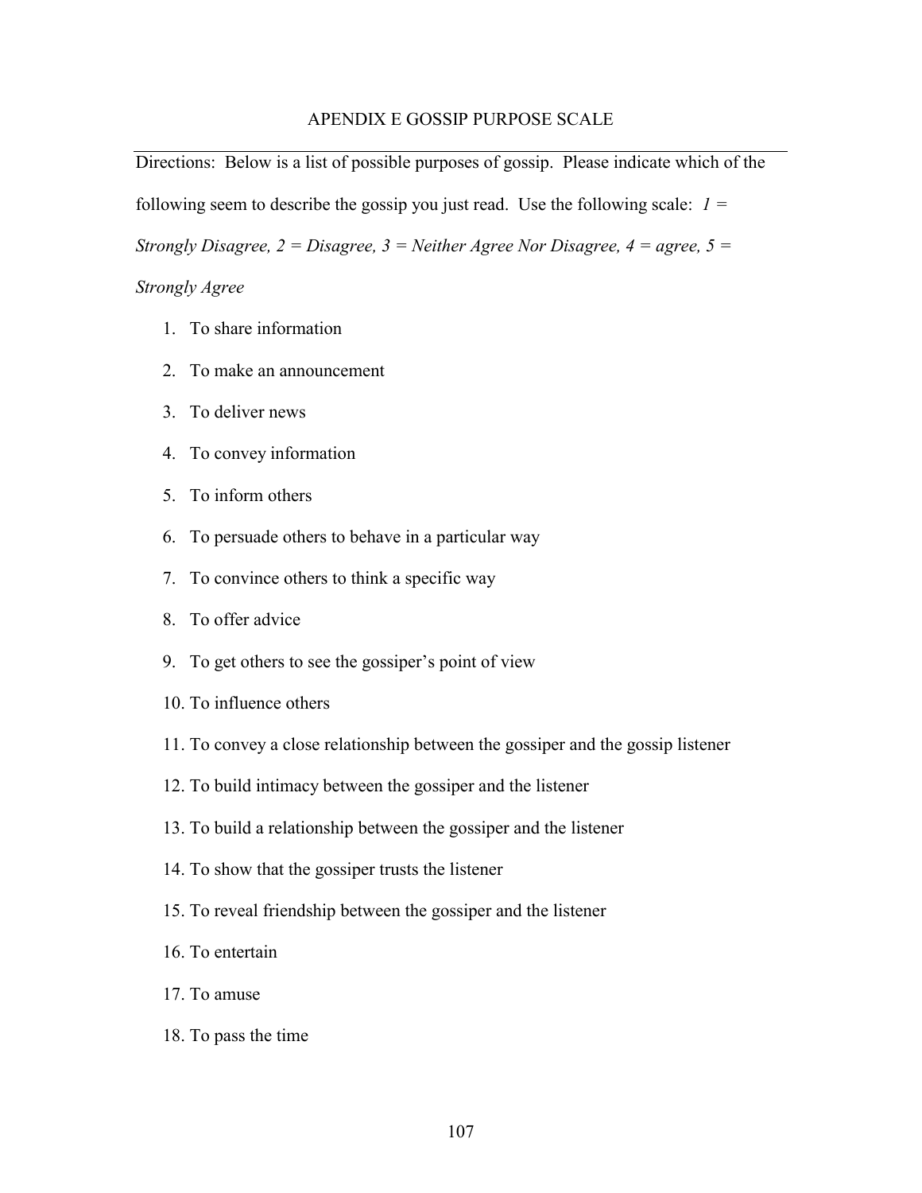# APENDIX E GOSSIP PURPOSE SCALE

---

Directions: Below is a list of possible purposes of gossip. Please indicate which of the following seem to describe the gossip you just read. Use the following scale: *1 = Strongly Disagree, 2 = Disagree, 3 = Neither Agree Nor Disagree, 4 = agree, 5 = Strongly Agree*

1. To share information
2. To make an announcement
3. To deliver news
4. To convey information
5. To inform others
6. To persuade others to behave in a particular way
7. To convince others to think a specific way
8. To offer advice
9. To get others to see the gossiper's point of view
10. To influence others
11. To convey a close relationship between the gossiper and the gossip listener
12. To build intimacy between the gossiper and the listener
13. To build a relationship between the gossiper and the listener
14. To show that the gossiper trusts the listener
15. To reveal friendship between the gossiper and the listener
16. To entertain
17. To amuse
18. To pass the time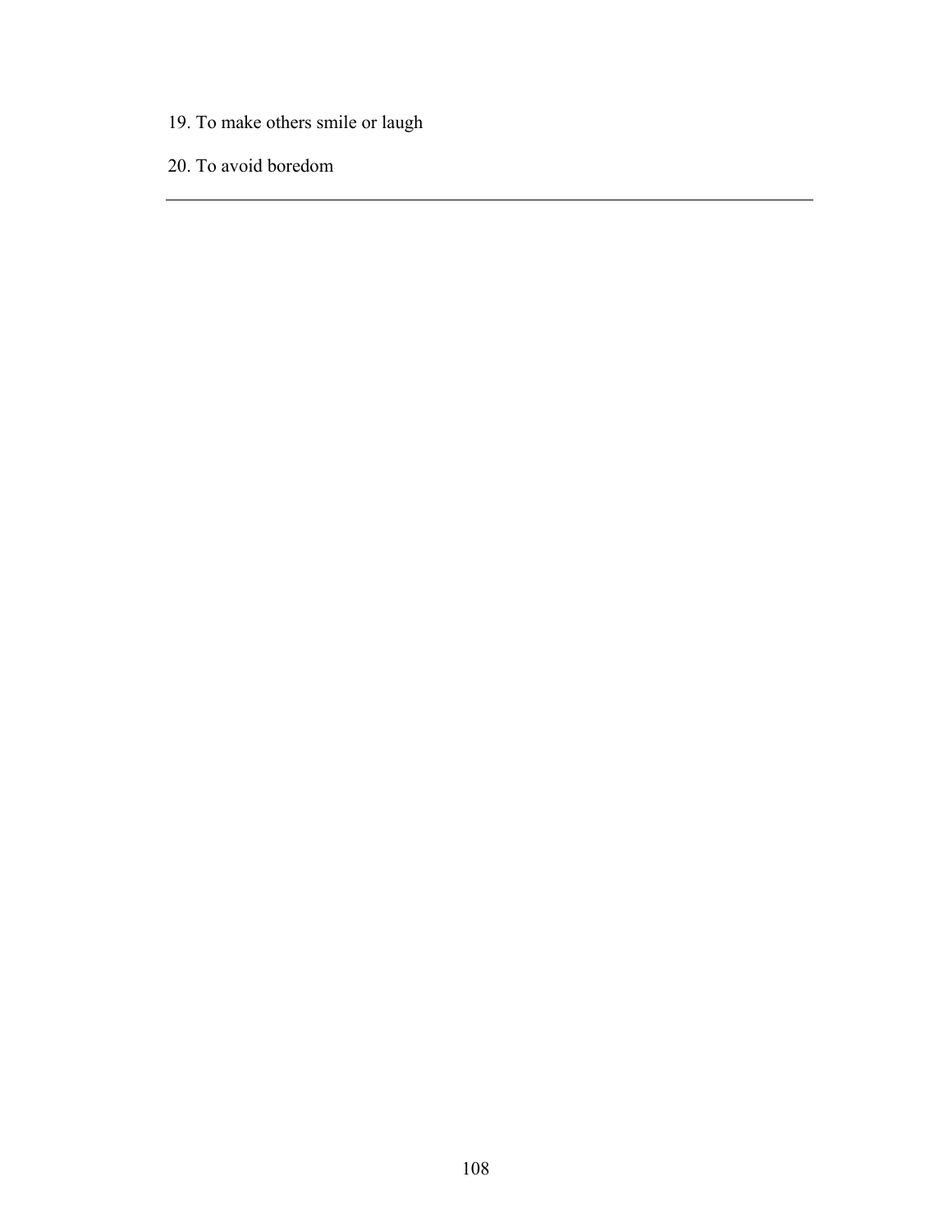19. To make others smile or laugh

20. To avoid boredom

---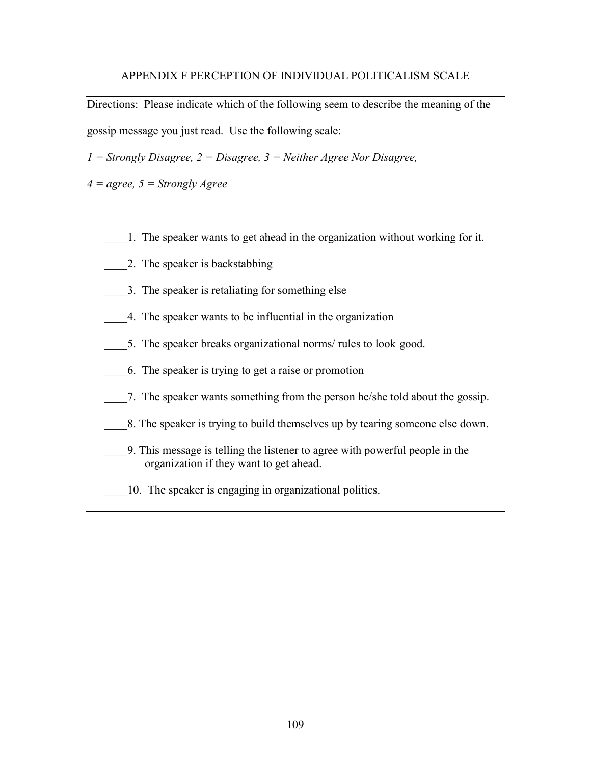## APPENDIX F PERCEPTION OF INDIVIDUAL POLITICALISM SCALE

Directions: Please indicate which of the following seem to describe the meaning of the gossip message you just read. Use the following scale:

*1 = Strongly Disagree, 2 = Disagree, 3 = Neither Agree Nor Disagree,*

*4 = agree, 5 = Strongly Agree*

____1. The speaker wants to get ahead in the organization without working for it.

____2. The speaker is backstabbing

____3. The speaker is retaliating for something else

____4. The speaker wants to be influential in the organization

____5. The speaker breaks organizational norms/ rules to look good.

____6. The speaker is trying to get a raise or promotion

____7. The speaker wants something from the person he/she told about the gossip.

____8. The speaker is trying to build themselves up by tearing someone else down.

____9. This message is telling the listener to agree with powerful people in the organization if they want to get ahead.

____10. The speaker is engaging in organizational politics.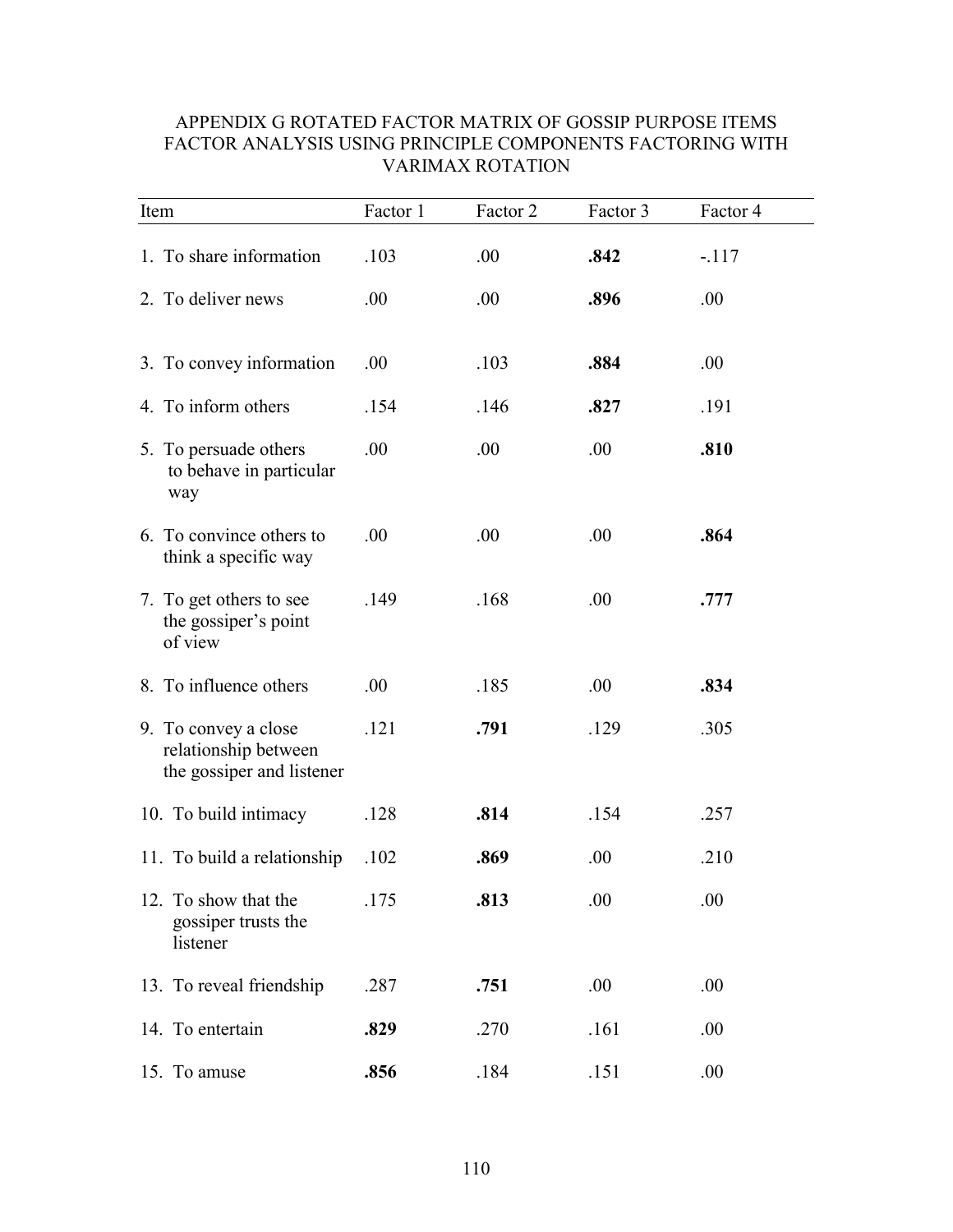APPENDIX G ROTATED FACTOR MATRIX OF GOSSIP PURPOSE ITEMS FACTOR ANALYSIS USING PRINCIPLE COMPONENTS FACTORING WITH VARIMAX ROTATION

| Item | Factor 1 | Factor 2 | Factor 3 | Factor 4 |
|---|---|---|---|---|
| 1. To share information | .103 | .00 | **.842** | -.117 |
| 2. To deliver news | .00 | .00 | **.896** | .00 |
| 3. To convey information | .00 | .103 | **.884** | .00 |
| 4. To inform others | .154 | .146 | **.827** | .191 |
| 5. To persuade others to behave in particular way | .00 | .00 | .00 | **.810** |
| 6. To convince others to think a specific way | .00 | .00 | .00 | **.864** |
| 7. To get others to see the gossiper's point of view | .149 | .168 | .00 | **.777** |
| 8. To influence others | .00 | .185 | .00 | **.834** |
| 9. To convey a close relationship between the gossiper and listener | .121 | **.791** | .129 | .305 |
| 10. To build intimacy | .128 | **.814** | .154 | .257 |
| 11. To build a relationship | .102 | **.869** | .00 | .210 |
| 12. To show that the gossiper trusts the listener | .175 | **.813** | .00 | .00 |
| 13. To reveal friendship | .287 | **.751** | .00 | .00 |
| 14. To entertain | **.829** | .270 | .161 | .00 |
| 15. To amuse | **.856** | .184 | .151 | .00 |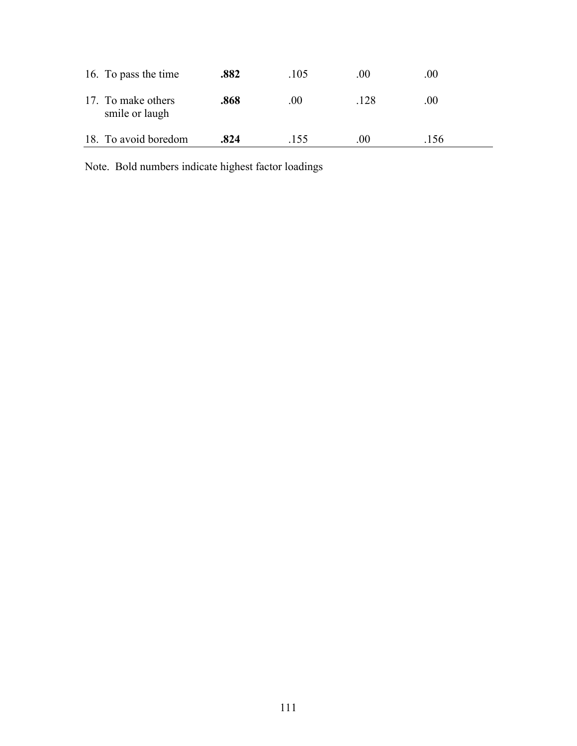| | | | | |
|---|---|---|---|---|
| 16. To pass the time | **.882** | .105 | .00 | .00 |
| 17. To make others smile or laugh | **.868** | .00 | .128 | .00 |
| 18. To avoid boredom | **.824** | .155 | .00 | .156 |

Note. Bold numbers indicate highest factor loadings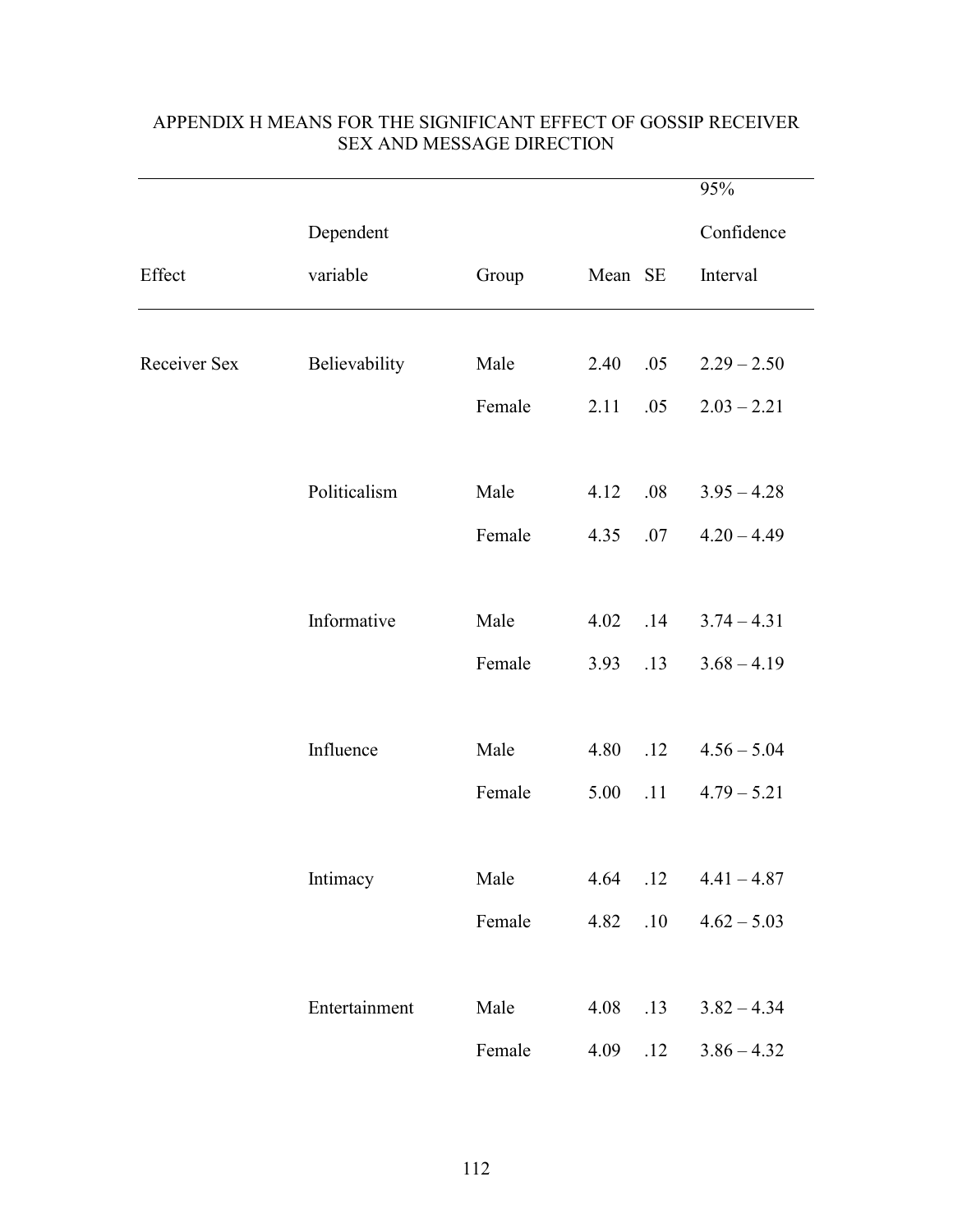# APPENDIX H MEANS FOR THE SIGNIFICANT EFFECT OF GOSSIP RECEIVER SEX AND MESSAGE DIRECTION

| Effect | Dependent variable | Group | Mean | SE | 95% Confidence Interval |
|---|---|---|---|---|---|
| Receiver Sex | Believability | Male | 2.40 | .05 | 2.29 – 2.50 |
| | | Female | 2.11 | .05 | 2.03 – 2.21 |
| | Politicalism | Male | 4.12 | .08 | 3.95 – 4.28 |
| | | Female | 4.35 | .07 | 4.20 – 4.49 |
| | Informative | Male | 4.02 | .14 | 3.74 – 4.31 |
| | | Female | 3.93 | .13 | 3.68 – 4.19 |
| | Influence | Male | 4.80 | .12 | 4.56 – 5.04 |
| | | Female | 5.00 | .11 | 4.79 – 5.21 |
| | Intimacy | Male | 4.64 | .12 | 4.41 – 4.87 |
| | | Female | 4.82 | .10 | 4.62 – 5.03 |
| | Entertainment | Male | 4.08 | .13 | 3.82 – 4.34 |
| | | Female | 4.09 | .12 | 3.86 – 4.32 |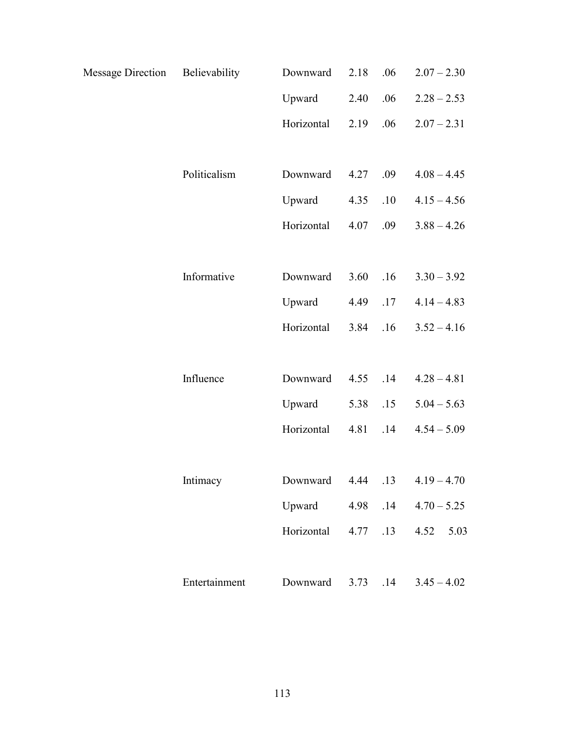| | | | | | |
|---|---|---|---|---|---|
| Message Direction | Believability | Downward | 2.18 | .06 | 2.07 – 2.30 |
| | | Upward | 2.40 | .06 | 2.28 – 2.53 |
| | | Horizontal | 2.19 | .06 | 2.07 – 2.31 |
| | Politicalism | Downward | 4.27 | .09 | 4.08 – 4.45 |
| | | Upward | 4.35 | .10 | 4.15 – 4.56 |
| | | Horizontal | 4.07 | .09 | 3.88 – 4.26 |
| | Informative | Downward | 3.60 | .16 | 3.30 – 3.92 |
| | | Upward | 4.49 | .17 | 4.14 – 4.83 |
| | | Horizontal | 3.84 | .16 | 3.52 – 4.16 |
| | Influence | Downward | 4.55 | .14 | 4.28 – 4.81 |
| | | Upward | 5.38 | .15 | 5.04 – 5.63 |
| | | Horizontal | 4.81 | .14 | 4.54 – 5.09 |
| | Intimacy | Downward | 4.44 | .13 | 4.19 – 4.70 |
| | | Upward | 4.98 | .14 | 4.70 – 5.25 |
| | | Horizontal | 4.77 | .13 | 4.52 5.03 |
| | Entertainment | Downward | 3.73 | .14 | 3.45 – 4.02 |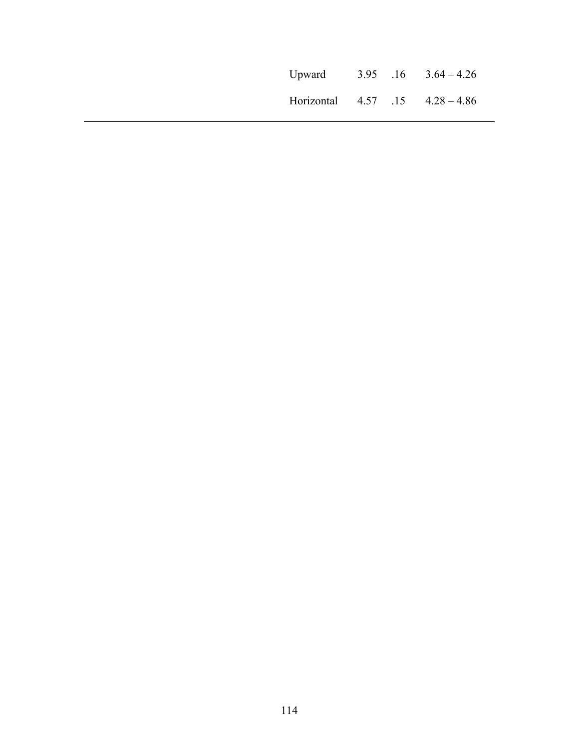| | | | |
|---|---|---|---|
| Upward | 3.95 | .16 | 3.64 – 4.26 |
| Horizontal | 4.57 | .15 | 4.28 – 4.86 |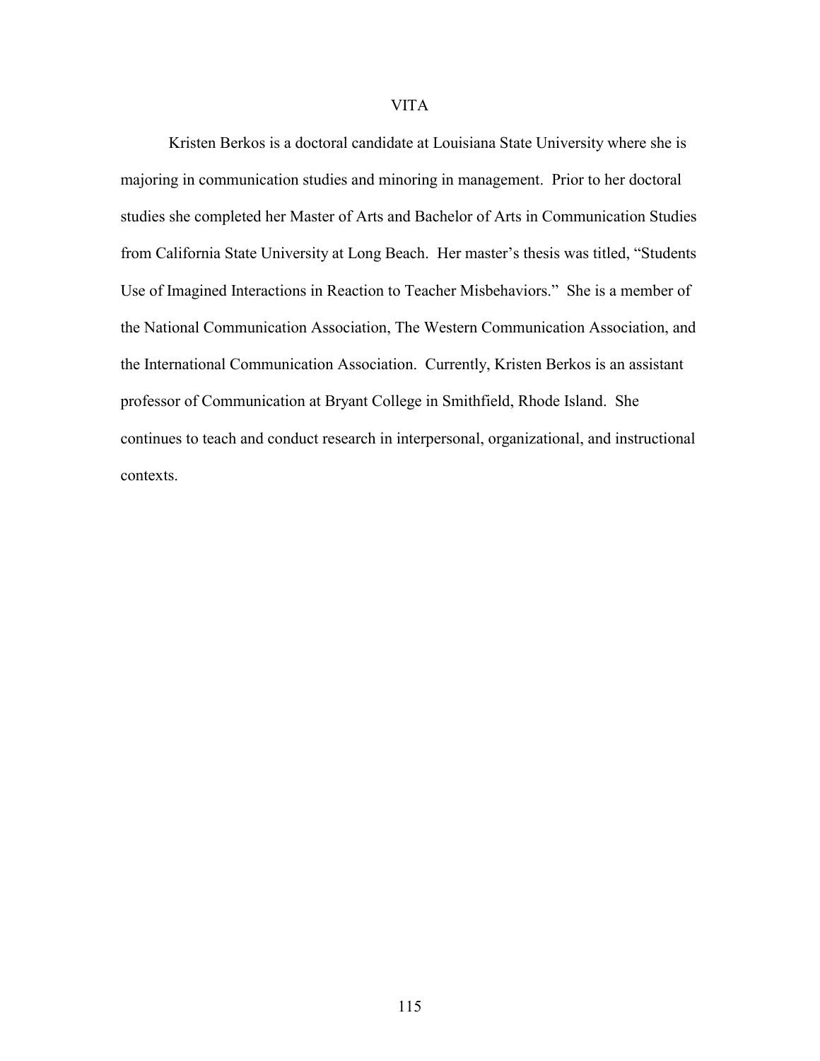# VITA

Kristen Berkos is a doctoral candidate at Louisiana State University where she is majoring in communication studies and minoring in management. Prior to her doctoral studies she completed her Master of Arts and Bachelor of Arts in Communication Studies from California State University at Long Beach. Her master's thesis was titled, "Students Use of Imagined Interactions in Reaction to Teacher Misbehaviors." She is a member of the National Communication Association, The Western Communication Association, and the International Communication Association. Currently, Kristen Berkos is an assistant professor of Communication at Bryant College in Smithfield, Rhode Island. She continues to teach and conduct research in interpersonal, organizational, and instructional contexts.